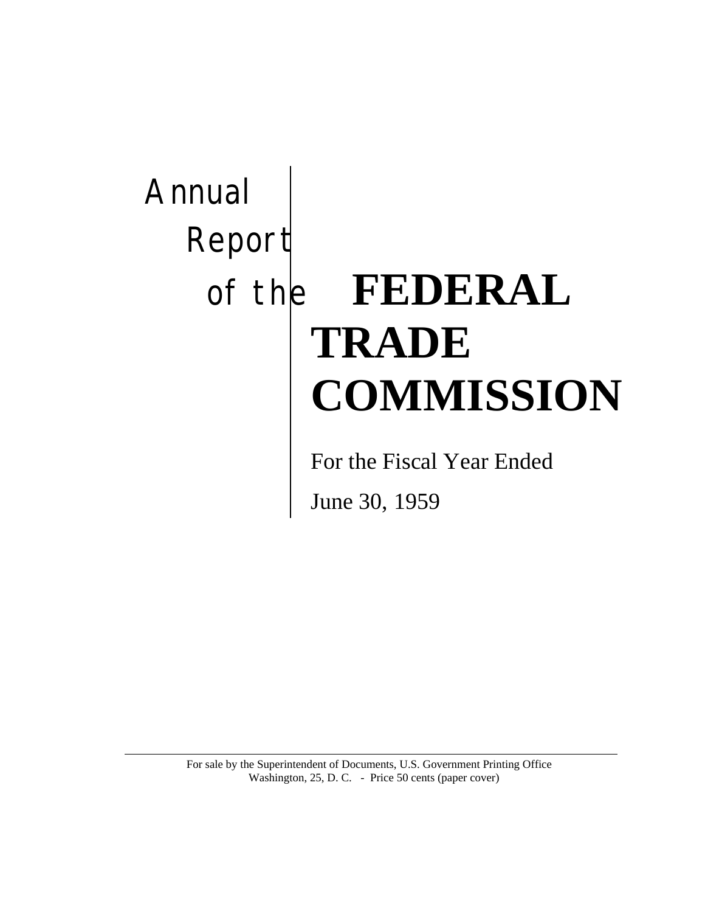# Annual Report of the FEDERAL TRADE COMMISSION

For the Fiscal Year Ended

June 30, 1959

---

For sale by the Superintendent of Documents, U.S. Government Printing Office
Washington, 25, D. C. - Price 50 cents (paper cover)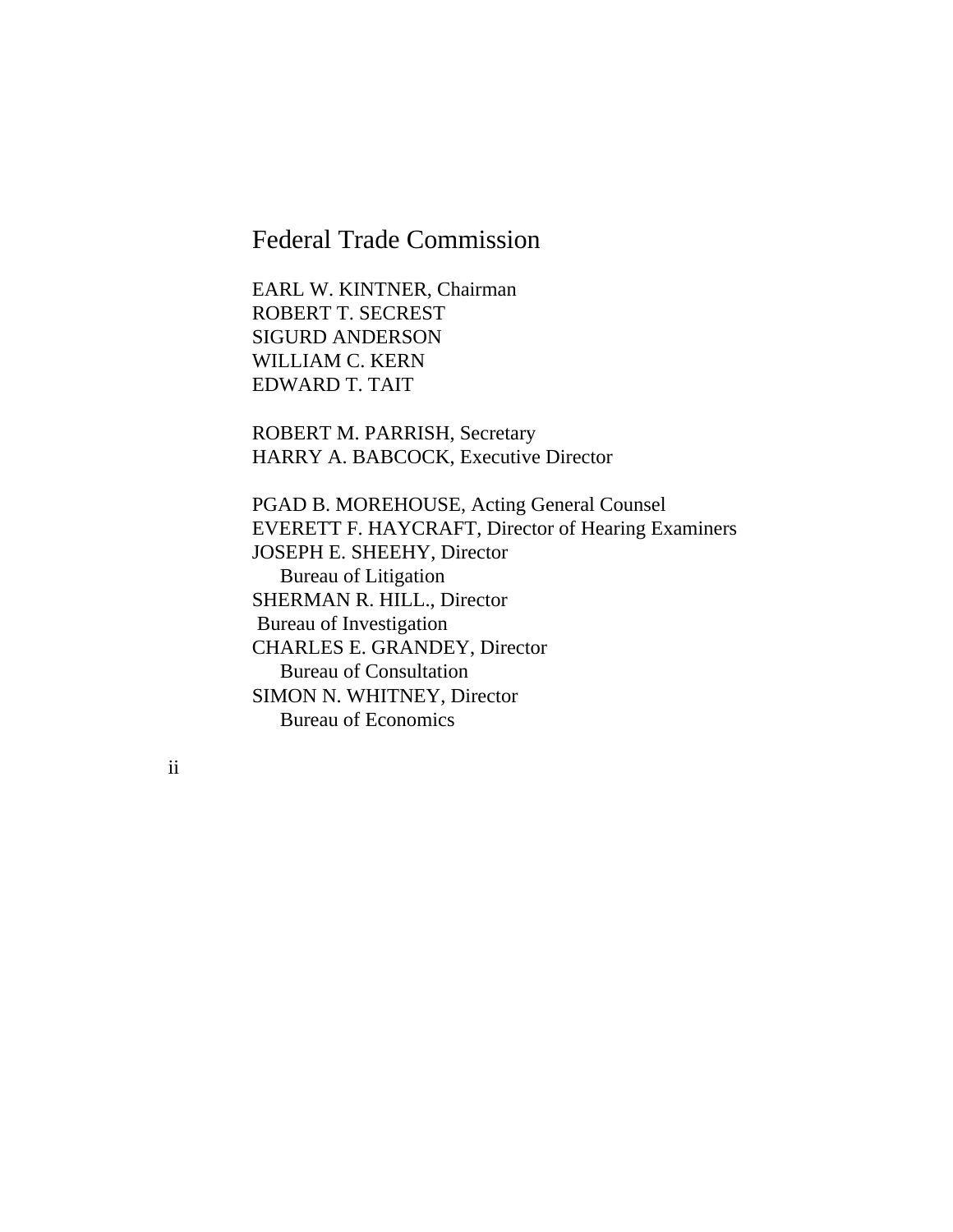# Federal Trade Commission

EARL W. KINTNER, Chairman
ROBERT T. SECREST
SIGURD ANDERSON
WILLIAM C. KERN
EDWARD T. TAIT

ROBERT M. PARRISH, Secretary
HARRY A. BABCOCK, Executive Director

PGAD B. MOREHOUSE, Acting General Counsel
EVERETT F. HAYCRAFT, Director of Hearing Examiners
JOSEPH E. SHEEHY, Director
Bureau of Litigation
SHERMAN R. HILL., Director
Bureau of Investigation
CHARLES E. GRANDEY, Director
Bureau of Consultation
SIMON N. WHITNEY, Director
Bureau of Economics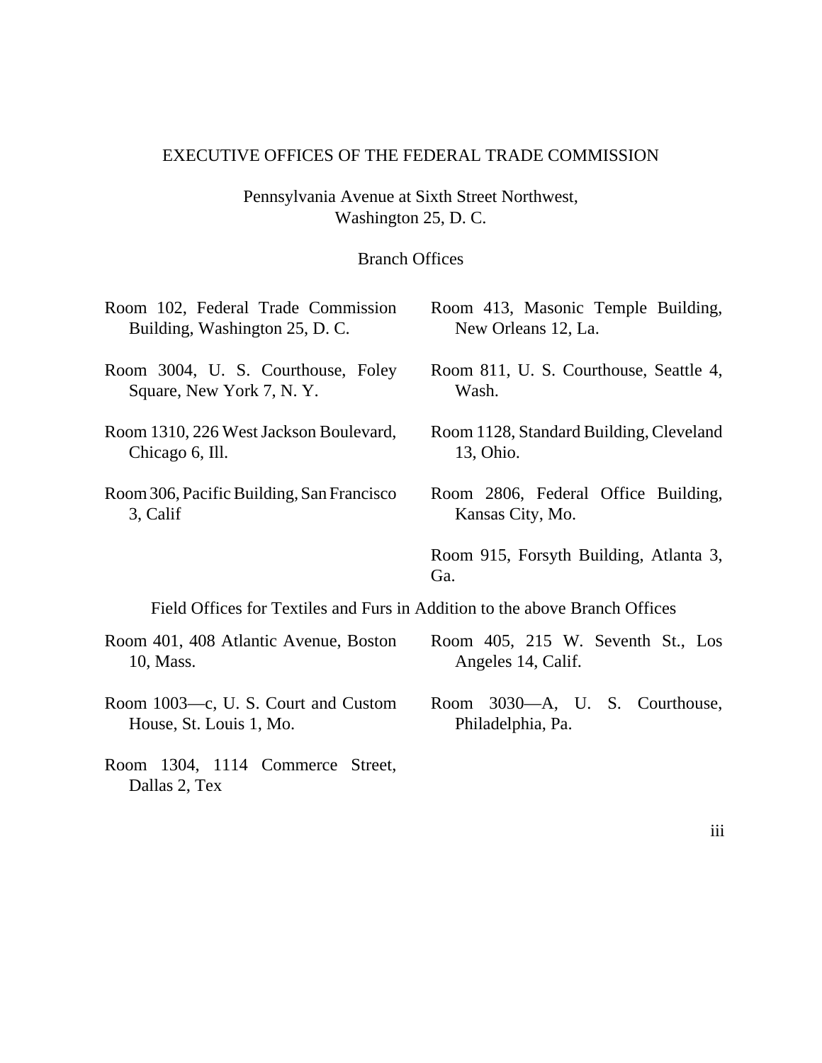# EXECUTIVE OFFICES OF THE FEDERAL TRADE COMMISSION

Pennsylvania Avenue at Sixth Street Northwest,
Washington 25, D. C.

## Branch Offices

Room 102, Federal Trade Commission Building, Washington 25, D. C.

Room 3004, U. S. Courthouse, Foley Square, New York 7, N. Y.

Room 1310, 226 West Jackson Boulevard, Chicago 6, Ill.

Room 306, Pacific Building, San Francisco 3, Calif

Room 413, Masonic Temple Building, New Orleans 12, La.

Room 811, U. S. Courthouse, Seattle 4, Wash.

Room 1128, Standard Building, Cleveland 13, Ohio.

Room 2806, Federal Office Building, Kansas City, Mo.

Room 915, Forsyth Building, Atlanta 3, Ga.

## Field Offices for Textiles and Furs in Addition to the above Branch Offices

Room 401, 408 Atlantic Avenue, Boston 10, Mass.

Room 1003—c, U. S. Court and Custom House, St. Louis 1, Mo.

Room 1304, 1114 Commerce Street, Dallas 2, Tex

Room 405, 215 W. Seventh St., Los Angeles 14, Calif.

Room 3030—A, U. S. Courthouse, Philadelphia, Pa.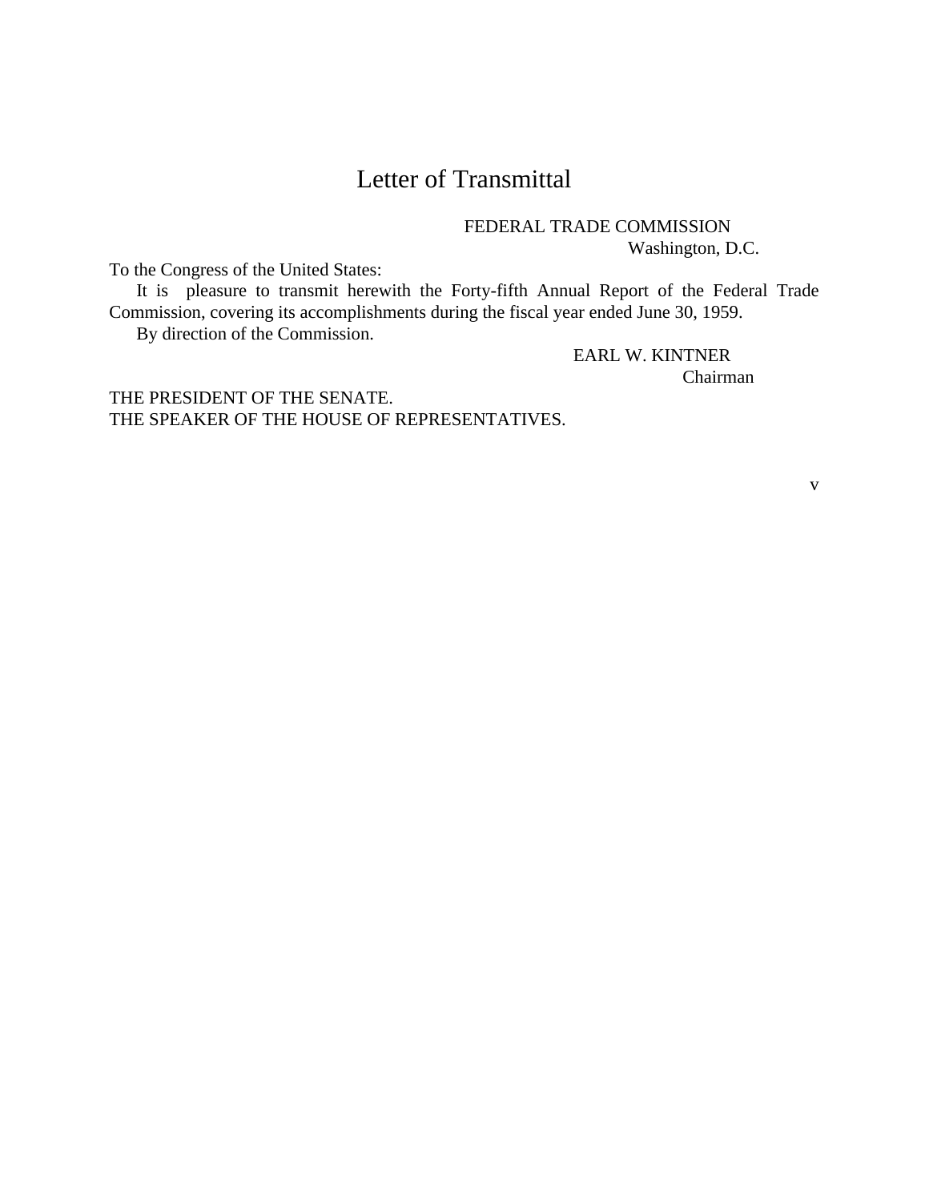# Letter of Transmittal

FEDERAL TRADE COMMISSION
Washington, D.C.

To the Congress of the United States:

It is pleasure to transmit herewith the Forty-fifth Annual Report of the Federal Trade Commission, covering its accomplishments during the fiscal year ended June 30, 1959.

By direction of the Commission.

EARL W. KINTNER
Chairman

THE PRESIDENT OF THE SENATE.
THE SPEAKER OF THE HOUSE OF REPRESENTATIVES.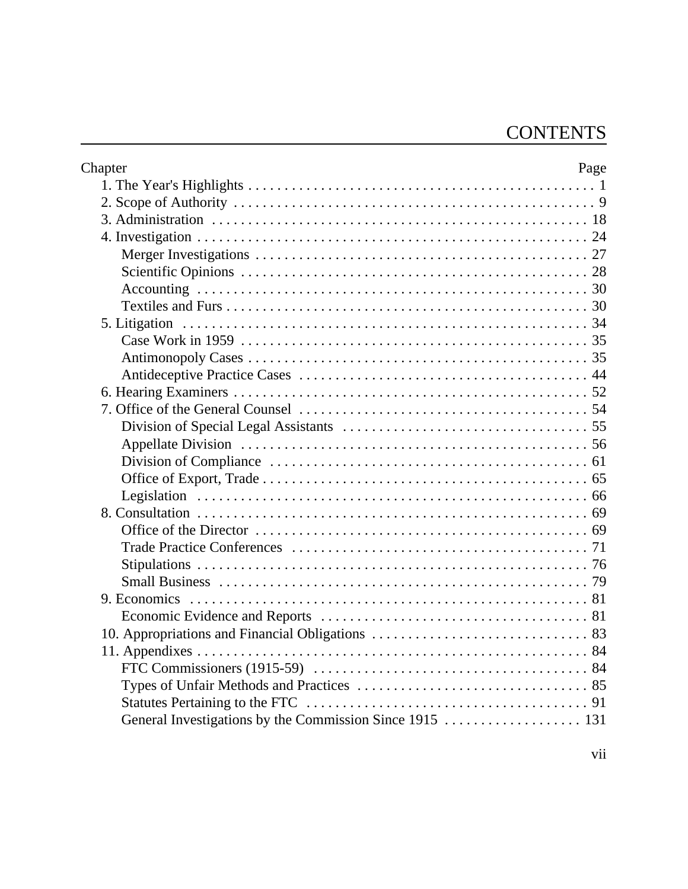# CONTENTS

| Chapter | Page |
|---|---|
| 1. The Year's Highlights | 1 |
| 2. Scope of Authority | 9 |
| 3. Administration | 18 |
| 4. Investigation | 24 |
| Merger Investigations | 27 |
| Scientific Opinions | 28 |
| Accounting | 30 |
| Textiles and Furs | 30 |
| 5. Litigation | 34 |
| Case Work in 1959 | 35 |
| Antimonopoly Cases | 35 |
| Antideceptive Practice Cases | 44 |
| 6. Hearing Examiners | 52 |
| 7. Office of the General Counsel | 54 |
| Division of Special Legal Assistants | 55 |
| Appellate Division | 56 |
| Division of Compliance | 61 |
| Office of Export, Trade | 65 |
| Legislation | 66 |
| 8. Consultation | 69 |
| Office of the Director | 69 |
| Trade Practice Conferences | 71 |
| Stipulations | 76 |
| Small Business | 79 |
| 9. Economics | 81 |
| Economic Evidence and Reports | 81 |
| 10. Appropriations and Financial Obligations | 83 |
| 11. Appendixes | 84 |
| FTC Commissioners (1915-59) | 84 |
| Types of Unfair Methods and Practices | 85 |
| Statutes Pertaining to the FTC | 91 |
| General Investigations by the Commission Since 1915 | 131 |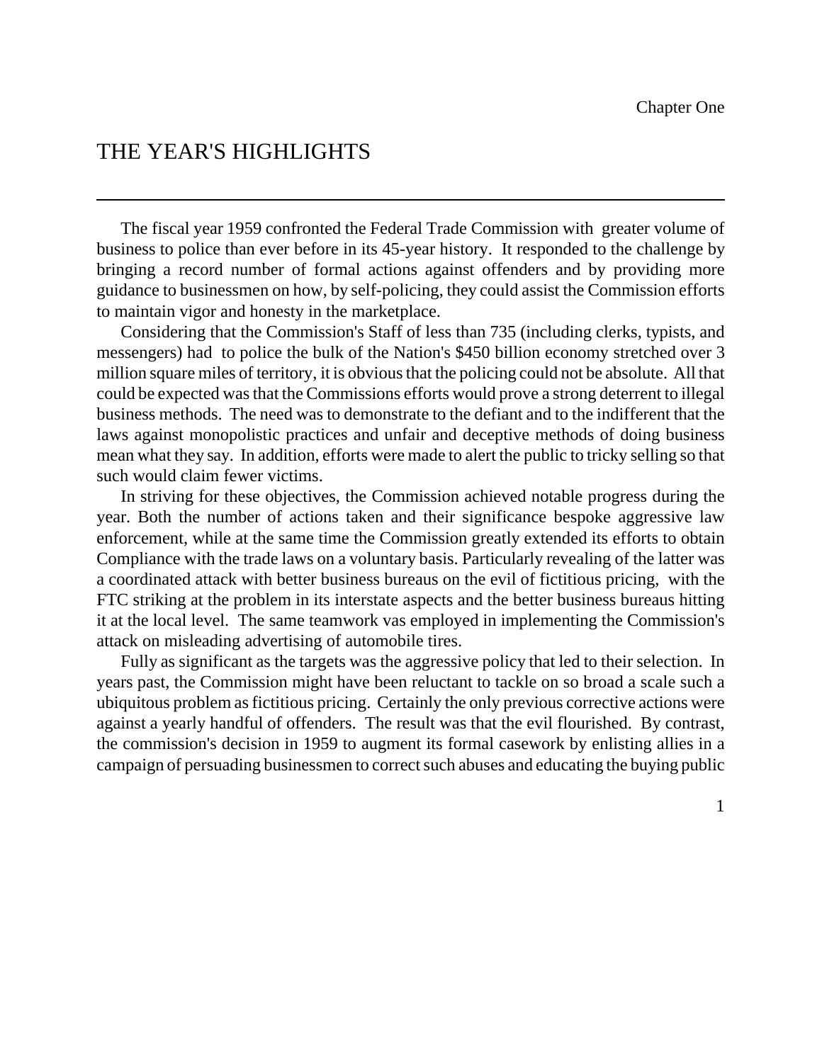Chapter One

# THE YEAR'S HIGHLIGHTS

The fiscal year 1959 confronted the Federal Trade Commission with greater volume of business to police than ever before in its 45-year history. It responded to the challenge by bringing a record number of formal actions against offenders and by providing more guidance to businessmen on how, by self-policing, they could assist the Commission efforts to maintain vigor and honesty in the marketplace.

Considering that the Commission's Staff of less than 735 (including clerks, typists, and messengers) had to police the bulk of the Nation's $450 billion economy stretched over 3 million square miles of territory, it is obvious that the policing could not be absolute. All that could be expected was that the Commissions efforts would prove a strong deterrent to illegal business methods. The need was to demonstrate to the defiant and to the indifferent that the laws against monopolistic practices and unfair and deceptive methods of doing business mean what they say. In addition, efforts were made to alert the public to tricky selling so that such would claim fewer victims.

In striving for these objectives, the Commission achieved notable progress during the year. Both the number of actions taken and their significance bespoke aggressive law enforcement, while at the same time the Commission greatly extended its efforts to obtain Compliance with the trade laws on a voluntary basis. Particularly revealing of the latter was a coordinated attack with better business bureaus on the evil of fictitious pricing, with the FTC striking at the problem in its interstate aspects and the better business bureaus hitting it at the local level. The same teamwork vas employed in implementing the Commission's attack on misleading advertising of automobile tires.

Fully as significant as the targets was the aggressive policy that led to their selection. In years past, the Commission might have been reluctant to tackle on so broad a scale such a ubiquitous problem as fictitious pricing. Certainly the only previous corrective actions were against a yearly handful of offenders. The result was that the evil flourished. By contrast, the commission's decision in 1959 to augment its formal casework by enlisting allies in a campaign of persuading businessmen to correct such abuses and educating the buying public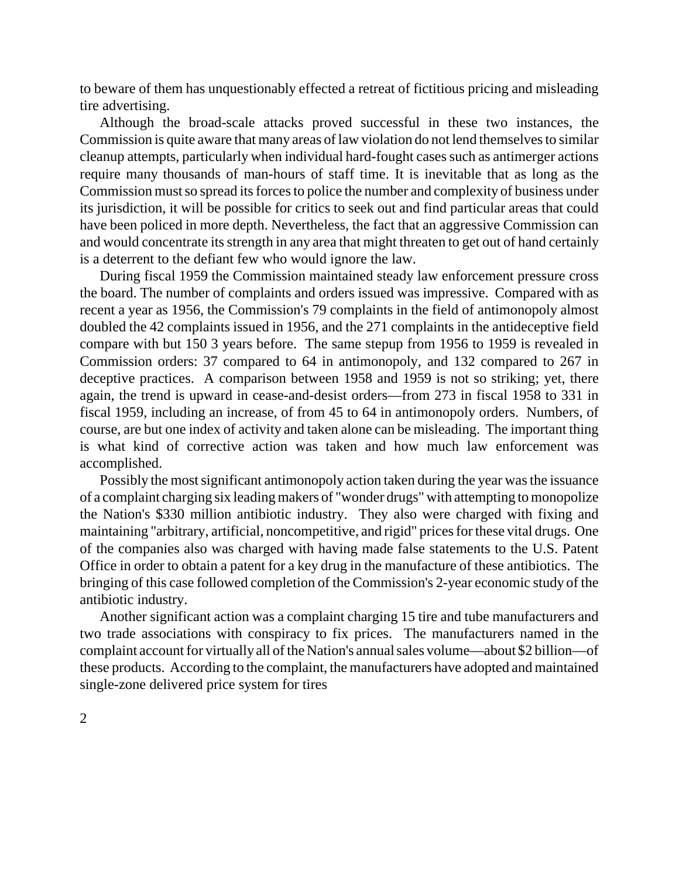to beware of them has unquestionably effected a retreat of fictitious pricing and misleading tire advertising.

Although the broad-scale attacks proved successful in these two instances, the Commission is quite aware that many areas of law violation do not lend themselves to similar cleanup attempts, particularly when individual hard-fought cases such as antimerger actions require many thousands of man-hours of staff time. It is inevitable that as long as the Commission must so spread its forces to police the number and complexity of business under its jurisdiction, it will be possible for critics to seek out and find particular areas that could have been policed in more depth. Nevertheless, the fact that an aggressive Commission can and would concentrate its strength in any area that might threaten to get out of hand certainly is a deterrent to the defiant few who would ignore the law.

During fiscal 1959 the Commission maintained steady law enforcement pressure cross the board. The number of complaints and orders issued was impressive. Compared with as recent a year as 1956, the Commission's 79 complaints in the field of antimonopoly almost doubled the 42 complaints issued in 1956, and the 271 complaints in the antideceptive field compare with but 150 3 years before. The same stepup from 1956 to 1959 is revealed in Commission orders: 37 compared to 64 in antimonopoly, and 132 compared to 267 in deceptive practices. A comparison between 1958 and 1959 is not so striking; yet, there again, the trend is upward in cease-and-desist orders—from 273 in fiscal 1958 to 331 in fiscal 1959, including an increase, of from 45 to 64 in antimonopoly orders. Numbers, of course, are but one index of activity and taken alone can be misleading. The important thing is what kind of corrective action was taken and how much law enforcement was accomplished.

Possibly the most significant antimonopoly action taken during the year was the issuance of a complaint charging six leading makers of "wonder drugs" with attempting to monopolize the Nation's $330 million antibiotic industry. They also were charged with fixing and maintaining "arbitrary, artificial, noncompetitive, and rigid" prices for these vital drugs. One of the companies also was charged with having made false statements to the U.S. Patent Office in order to obtain a patent for a key drug in the manufacture of these antibiotics. The bringing of this case followed completion of the Commission's 2-year economic study of the antibiotic industry.

Another significant action was a complaint charging 15 tire and tube manufacturers and two trade associations with conspiracy to fix prices. The manufacturers named in the complaint account for virtually all of the Nation's annual sales volume—about $2 billion—of these products. According to the complaint, the manufacturers have adopted and maintained single-zone delivered price system for tires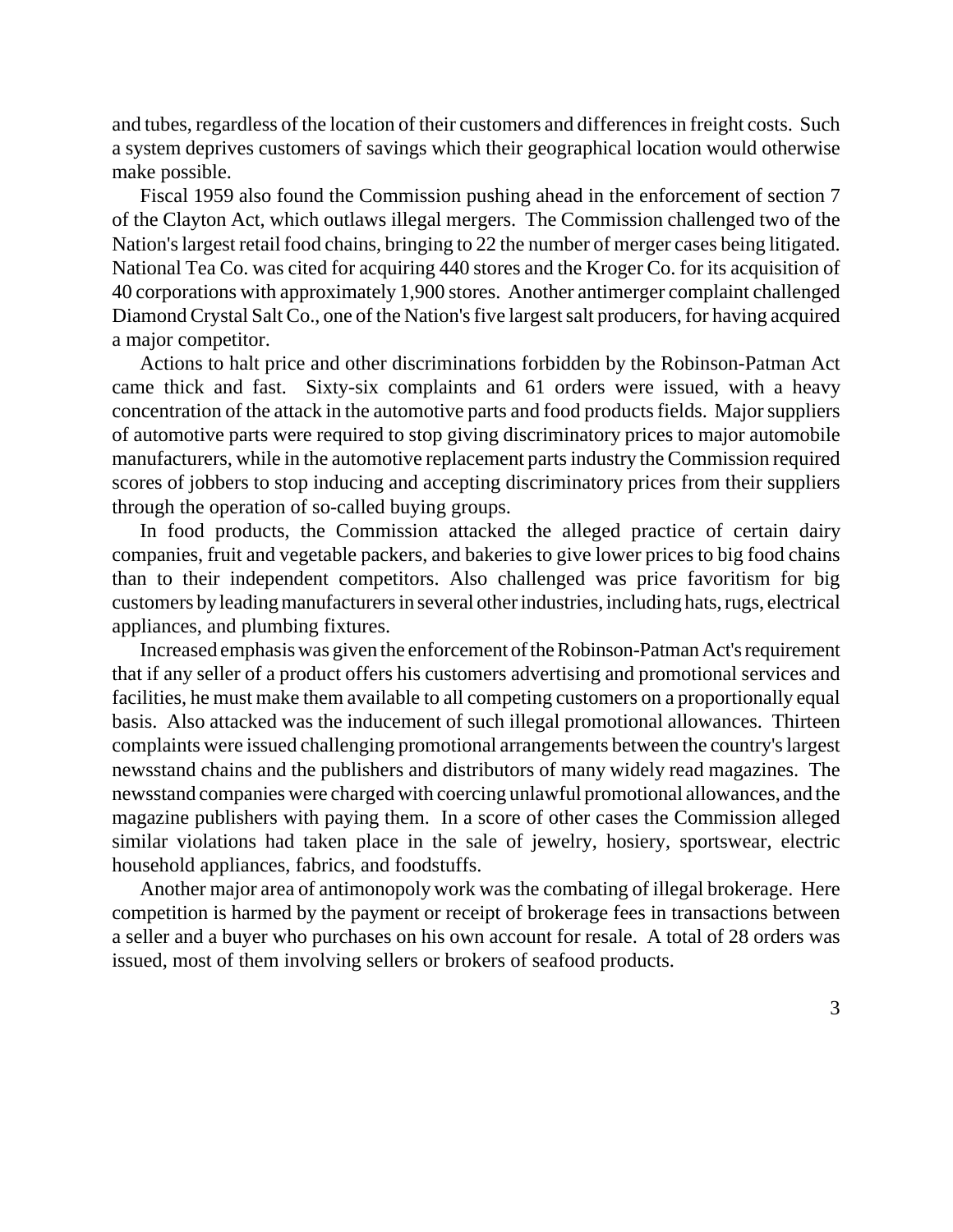and tubes, regardless of the location of their customers and differences in freight costs. Such a system deprives customers of savings which their geographical location would otherwise make possible.

Fiscal 1959 also found the Commission pushing ahead in the enforcement of section 7 of the Clayton Act, which outlaws illegal mergers. The Commission challenged two of the Nation's largest retail food chains, bringing to 22 the number of merger cases being litigated. National Tea Co. was cited for acquiring 440 stores and the Kroger Co. for its acquisition of 40 corporations with approximately 1,900 stores. Another antimerger complaint challenged Diamond Crystal Salt Co., one of the Nation's five largest salt producers, for having acquired a major competitor.

Actions to halt price and other discriminations forbidden by the Robinson-Patman Act came thick and fast. Sixty-six complaints and 61 orders were issued, with a heavy concentration of the attack in the automotive parts and food products fields. Major suppliers of automotive parts were required to stop giving discriminatory prices to major automobile manufacturers, while in the automotive replacement parts industry the Commission required scores of jobbers to stop inducing and accepting discriminatory prices from their suppliers through the operation of so-called buying groups.

In food products, the Commission attacked the alleged practice of certain dairy companies, fruit and vegetable packers, and bakeries to give lower prices to big food chains than to their independent competitors. Also challenged was price favoritism for big customers by leading manufacturers in several other industries, including hats, rugs, electrical appliances, and plumbing fixtures.

Increased emphasis was given the enforcement of the Robinson-Patman Act's requirement that if any seller of a product offers his customers advertising and promotional services and facilities, he must make them available to all competing customers on a proportionally equal basis. Also attacked was the inducement of such illegal promotional allowances. Thirteen complaints were issued challenging promotional arrangements between the country's largest newsstand chains and the publishers and distributors of many widely read magazines. The newsstand companies were charged with coercing unlawful promotional allowances, and the magazine publishers with paying them. In a score of other cases the Commission alleged similar violations had taken place in the sale of jewelry, hosiery, sportswear, electric household appliances, fabrics, and foodstuffs.

Another major area of antimonopoly work was the combating of illegal brokerage. Here competition is harmed by the payment or receipt of brokerage fees in transactions between a seller and a buyer who purchases on his own account for resale. A total of 28 orders was issued, most of them involving sellers or brokers of seafood products.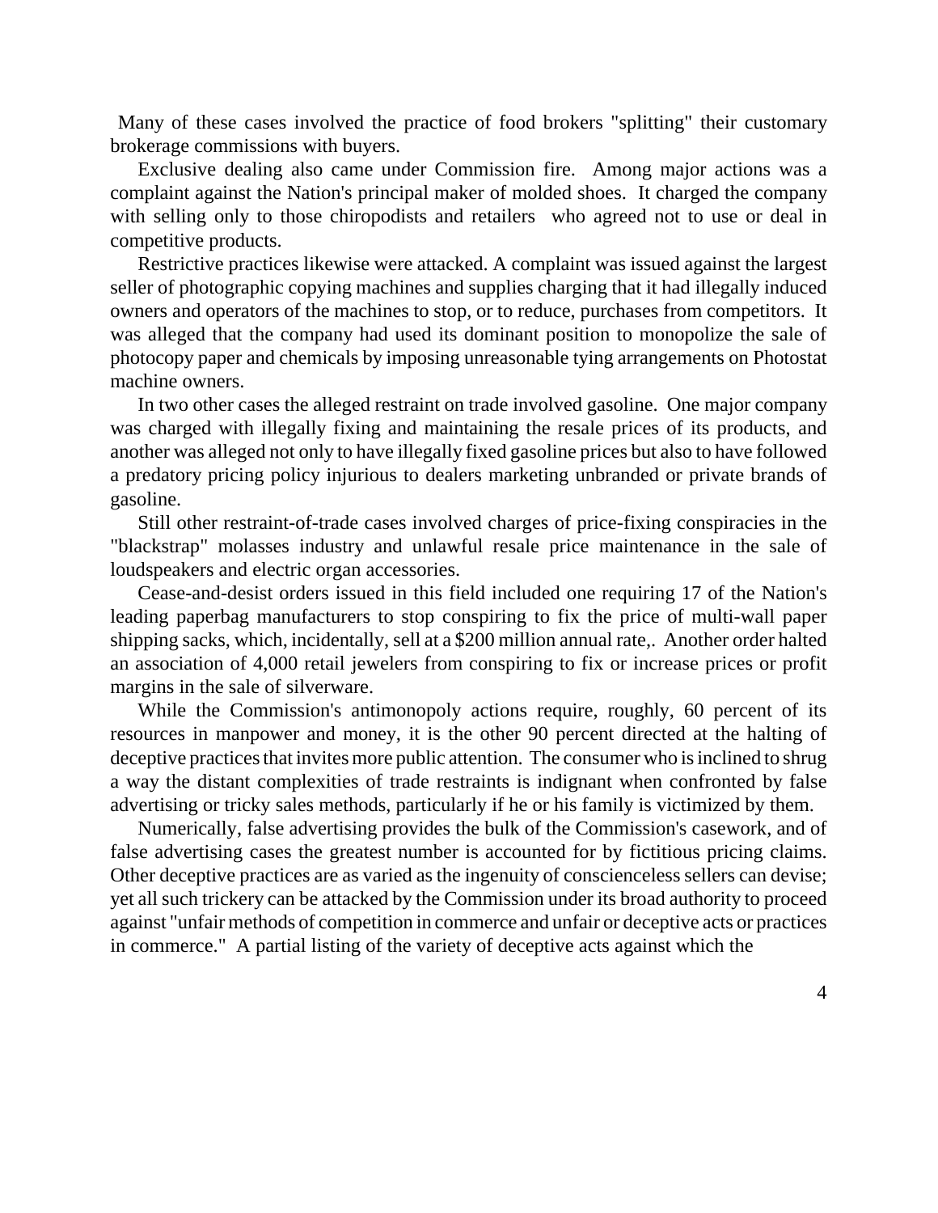Many of these cases involved the practice of food brokers "splitting" their customary brokerage commissions with buyers.

Exclusive dealing also came under Commission fire. Among major actions was a complaint against the Nation's principal maker of molded shoes. It charged the company with selling only to those chiropodists and retailers who agreed not to use or deal in competitive products.

Restrictive practices likewise were attacked. A complaint was issued against the largest seller of photographic copying machines and supplies charging that it had illegally induced owners and operators of the machines to stop, or to reduce, purchases from competitors. It was alleged that the company had used its dominant position to monopolize the sale of photocopy paper and chemicals by imposing unreasonable tying arrangements on Photostat machine owners.

In two other cases the alleged restraint on trade involved gasoline. One major company was charged with illegally fixing and maintaining the resale prices of its products, and another was alleged not only to have illegally fixed gasoline prices but also to have followed a predatory pricing policy injurious to dealers marketing unbranded or private brands of gasoline.

Still other restraint-of-trade cases involved charges of price-fixing conspiracies in the "blackstrap" molasses industry and unlawful resale price maintenance in the sale of loudspeakers and electric organ accessories.

Cease-and-desist orders issued in this field included one requiring 17 of the Nation's leading paperbag manufacturers to stop conspiring to fix the price of multi-wall paper shipping sacks, which, incidentally, sell at a $200 million annual rate,. Another order halted an association of 4,000 retail jewelers from conspiring to fix or increase prices or profit margins in the sale of silverware.

While the Commission's antimonopoly actions require, roughly, 60 percent of its resources in manpower and money, it is the other 90 percent directed at the halting of deceptive practices that invites more public attention. The consumer who is inclined to shrug a way the distant complexities of trade restraints is indignant when confronted by false advertising or tricky sales methods, particularly if he or his family is victimized by them.

Numerically, false advertising provides the bulk of the Commission's casework, and of false advertising cases the greatest number is accounted for by fictitious pricing claims. Other deceptive practices are as varied as the ingenuity of conscienceless sellers can devise; yet all such trickery can be attacked by the Commission under its broad authority to proceed against "unfair methods of competition in commerce and unfair or deceptive acts or practices in commerce." A partial listing of the variety of deceptive acts against which the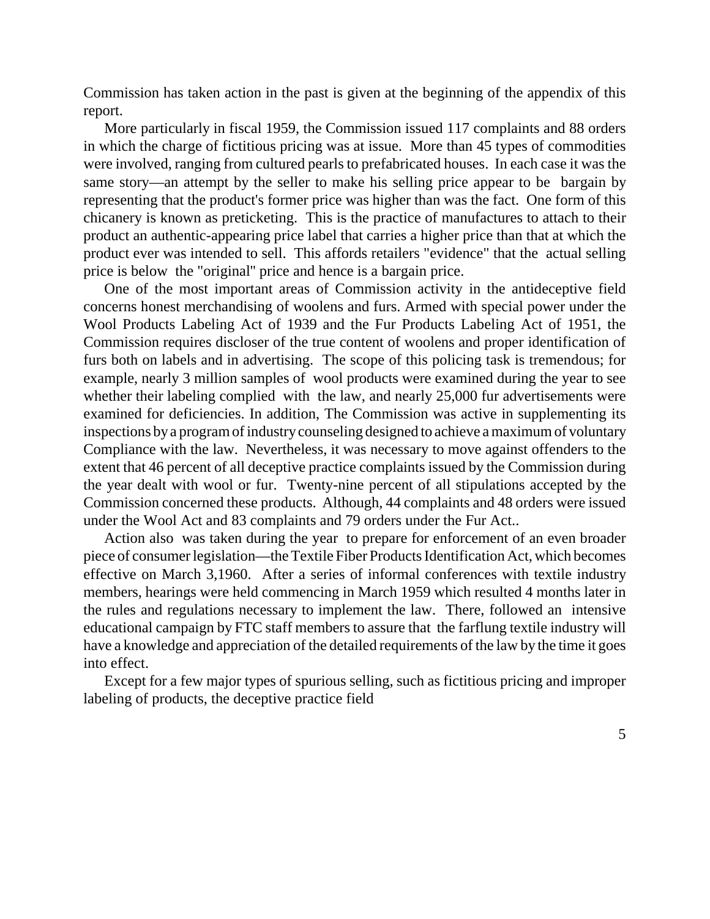Commission has taken action in the past is given at the beginning of the appendix of this report.

More particularly in fiscal 1959, the Commission issued 117 complaints and 88 orders in which the charge of fictitious pricing was at issue. More than 45 types of commodities were involved, ranging from cultured pearls to prefabricated houses. In each case it was the same story—an attempt by the seller to make his selling price appear to be bargain by representing that the product's former price was higher than was the fact. One form of this chicanery is known as preticketing. This is the practice of manufactures to attach to their product an authentic-appearing price label that carries a higher price than that at which the product ever was intended to sell. This affords retailers "evidence" that the actual selling price is below the "original" price and hence is a bargain price.

One of the most important areas of Commission activity in the antideceptive field concerns honest merchandising of woolens and furs. Armed with special power under the Wool Products Labeling Act of 1939 and the Fur Products Labeling Act of 1951, the Commission requires discloser of the true content of woolens and proper identification of furs both on labels and in advertising. The scope of this policing task is tremendous; for example, nearly 3 million samples of wool products were examined during the year to see whether their labeling complied with the law, and nearly 25,000 fur advertisements were examined for deficiencies. In addition, The Commission was active in supplementing its inspections by a program of industry counseling designed to achieve a maximum of voluntary Compliance with the law. Nevertheless, it was necessary to move against offenders to the extent that 46 percent of all deceptive practice complaints issued by the Commission during the year dealt with wool or fur. Twenty-nine percent of all stipulations accepted by the Commission concerned these products. Although, 44 complaints and 48 orders were issued under the Wool Act and 83 complaints and 79 orders under the Fur Act..

Action also was taken during the year to prepare for enforcement of an even broader piece of consumer legislation—the Textile Fiber Products Identification Act, which becomes effective on March 3,1960. After a series of informal conferences with textile industry members, hearings were held commencing in March 1959 which resulted 4 months later in the rules and regulations necessary to implement the law. There, followed an intensive educational campaign by FTC staff members to assure that the farflung textile industry will have a knowledge and appreciation of the detailed requirements of the law by the time it goes into effect.

Except for a few major types of spurious selling, such as fictitious pricing and improper labeling of products, the deceptive practice field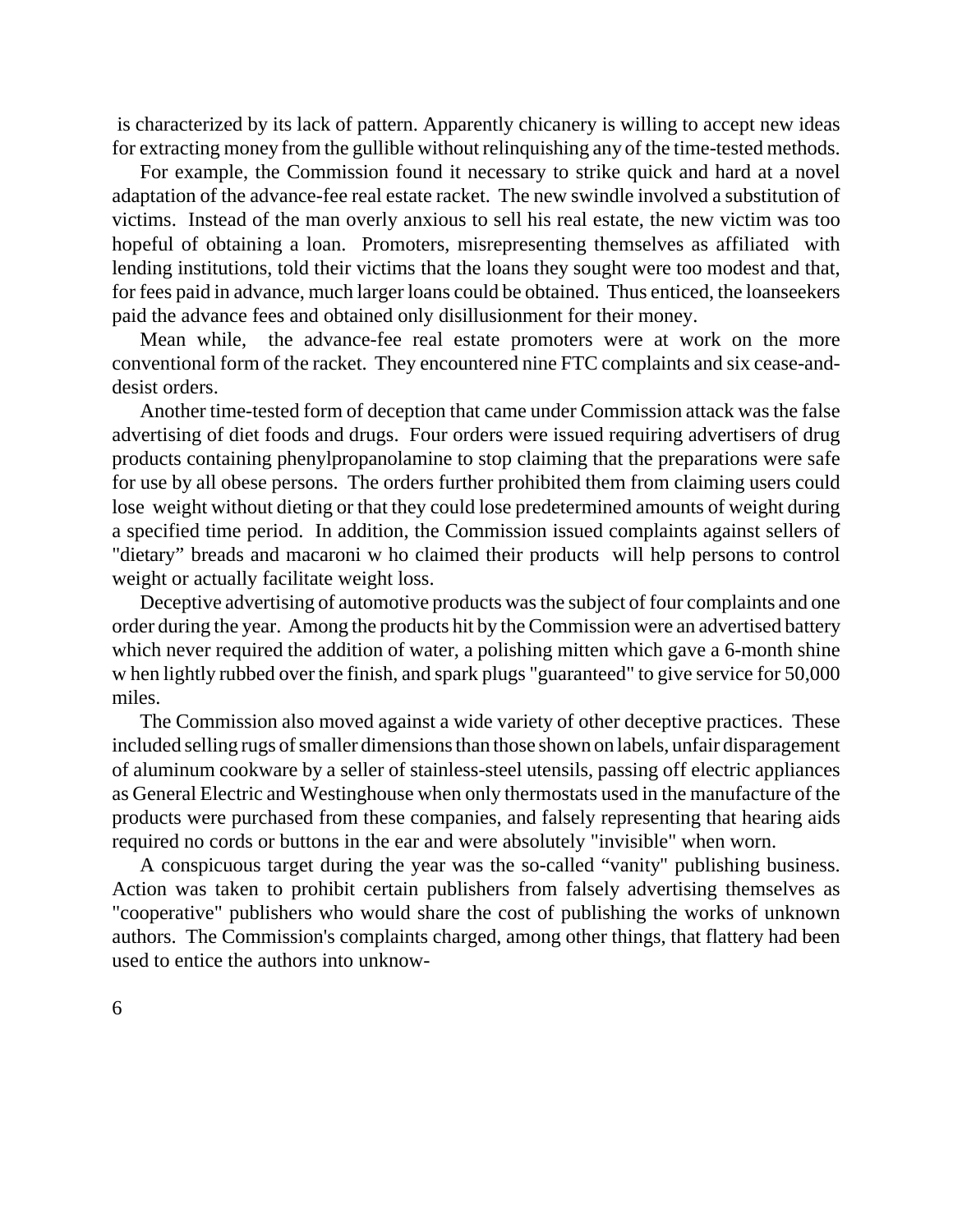is characterized by its lack of pattern. Apparently chicanery is willing to accept new ideas for extracting money from the gullible without relinquishing any of the time-tested methods.

For example, the Commission found it necessary to strike quick and hard at a novel adaptation of the advance-fee real estate racket. The new swindle involved a substitution of victims. Instead of the man overly anxious to sell his real estate, the new victim was too hopeful of obtaining a loan. Promoters, misrepresenting themselves as affiliated with lending institutions, told their victims that the loans they sought were too modest and that, for fees paid in advance, much larger loans could be obtained. Thus enticed, the loanseekers paid the advance fees and obtained only disillusionment for their money.

Mean while, the advance-fee real estate promoters were at work on the more conventional form of the racket. They encountered nine FTC complaints and six cease-and-desist orders.

Another time-tested form of deception that came under Commission attack was the false advertising of diet foods and drugs. Four orders were issued requiring advertisers of drug products containing phenylpropanolamine to stop claiming that the preparations were safe for use by all obese persons. The orders further prohibited them from claiming users could lose weight without dieting or that they could lose predetermined amounts of weight during a specified time period. In addition, the Commission issued complaints against sellers of "dietary" breads and macaroni w ho claimed their products will help persons to control weight or actually facilitate weight loss.

Deceptive advertising of automotive products was the subject of four complaints and one order during the year. Among the products hit by the Commission were an advertised battery which never required the addition of water, a polishing mitten which gave a 6-month shine w hen lightly rubbed over the finish, and spark plugs "guaranteed" to give service for 50,000 miles.

The Commission also moved against a wide variety of other deceptive practices. These included selling rugs of smaller dimensions than those shown on labels, unfair disparagement of aluminum cookware by a seller of stainless-steel utensils, passing off electric appliances as General Electric and Westinghouse when only thermostats used in the manufacture of the products were purchased from these companies, and falsely representing that hearing aids required no cords or buttons in the ear and were absolutely "invisible" when worn.

A conspicuous target during the year was the so-called "vanity" publishing business. Action was taken to prohibit certain publishers from falsely advertising themselves as "cooperative" publishers who would share the cost of publishing the works of unknown authors. The Commission's complaints charged, among other things, that flattery had been used to entice the authors into unknow-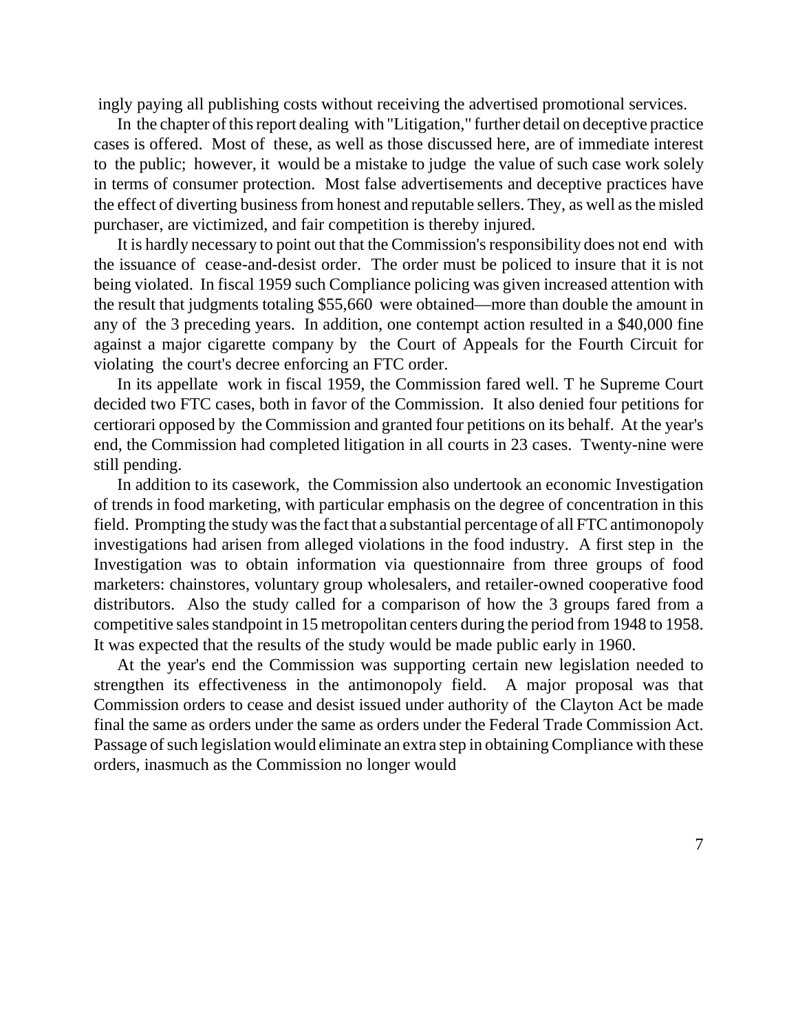ingly paying all publishing costs without receiving the advertised promotional services.

In the chapter of this report dealing with "Litigation," further detail on deceptive practice cases is offered. Most of these, as well as those discussed here, are of immediate interest to the public; however, it would be a mistake to judge the value of such case work solely in terms of consumer protection. Most false advertisements and deceptive practices have the effect of diverting business from honest and reputable sellers. They, as well as the misled purchaser, are victimized, and fair competition is thereby injured.

It is hardly necessary to point out that the Commission's responsibility does not end with the issuance of cease-and-desist order. The order must be policed to insure that it is not being violated. In fiscal 1959 such Compliance policing was given increased attention with the result that judgments totaling $55,660 were obtained—more than double the amount in any of the 3 preceding years. In addition, one contempt action resulted in a $40,000 fine against a major cigarette company by the Court of Appeals for the Fourth Circuit for violating the court's decree enforcing an FTC order.

In its appellate work in fiscal 1959, the Commission fared well. T he Supreme Court decided two FTC cases, both in favor of the Commission. It also denied four petitions for certiorari opposed by the Commission and granted four petitions on its behalf. At the year's end, the Commission had completed litigation in all courts in 23 cases. Twenty-nine were still pending.

In addition to its casework, the Commission also undertook an economic Investigation of trends in food marketing, with particular emphasis on the degree of concentration in this field. Prompting the study was the fact that a substantial percentage of all FTC antimonopoly investigations had arisen from alleged violations in the food industry. A first step in the Investigation was to obtain information via questionnaire from three groups of food marketers: chainstores, voluntary group wholesalers, and retailer-owned cooperative food distributors. Also the study called for a comparison of how the 3 groups fared from a competitive sales standpoint in 15 metropolitan centers during the period from 1948 to 1958. It was expected that the results of the study would be made public early in 1960.

At the year's end the Commission was supporting certain new legislation needed to strengthen its effectiveness in the antimonopoly field. A major proposal was that Commission orders to cease and desist issued under authority of the Clayton Act be made final the same as orders under the same as orders under the Federal Trade Commission Act. Passage of such legislation would eliminate an extra step in obtaining Compliance with these orders, inasmuch as the Commission no longer would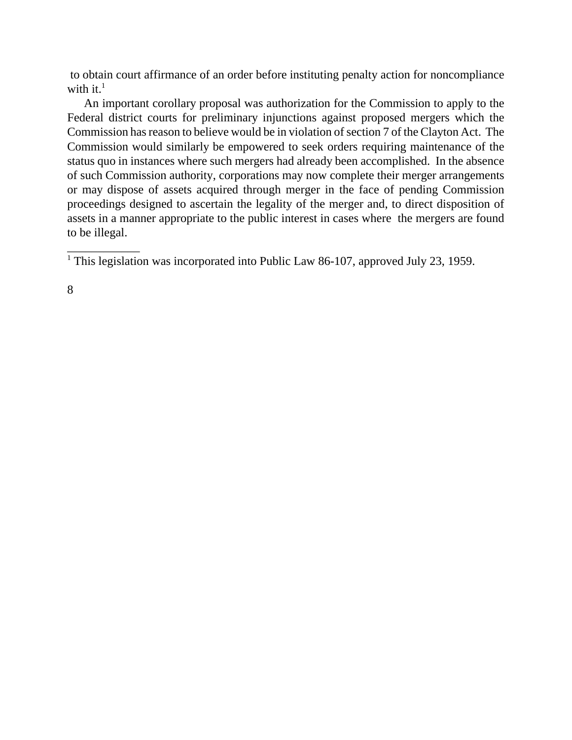to obtain court affirmance of an order before instituting penalty action for noncompliance with it.[1]

An important corollary proposal was authorization for the Commission to apply to the Federal district courts for preliminary injunctions against proposed mergers which the Commission has reason to believe would be in violation of section 7 of the Clayton Act. The Commission would similarly be empowered to seek orders requiring maintenance of the status quo in instances where such mergers had already been accomplished. In the absence of such Commission authority, corporations may now complete their merger arrangements or may dispose of assets acquired through merger in the face of pending Commission proceedings designed to ascertain the legality of the merger and, to direct disposition of assets in a manner appropriate to the public interest in cases where the mergers are found to be illegal.

---

[1] This legislation was incorporated into Public Law 86-107, approved July 23, 1959.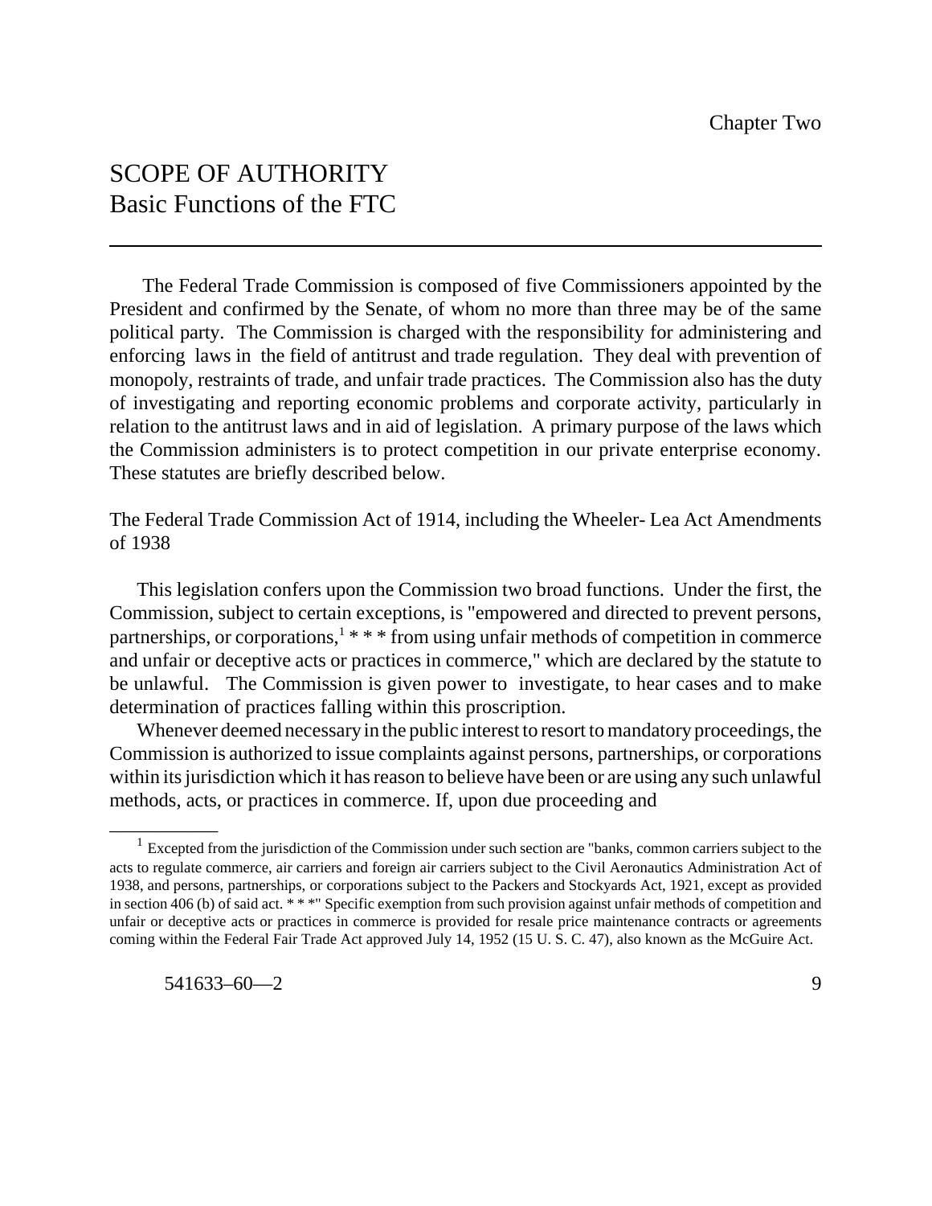Chapter Two

# SCOPE OF AUTHORITY
## Basic Functions of the FTC

The Federal Trade Commission is composed of five Commissioners appointed by the President and confirmed by the Senate, of whom no more than three may be of the same political party. The Commission is charged with the responsibility for administering and enforcing laws in the field of antitrust and trade regulation. They deal with prevention of monopoly, restraints of trade, and unfair trade practices. The Commission also has the duty of investigating and reporting economic problems and corporate activity, particularly in relation to the antitrust laws and in aid of legislation. A primary purpose of the laws which the Commission administers is to protect competition in our private enterprise economy. These statutes are briefly described below.

The Federal Trade Commission Act of 1914, including the Wheeler- Lea Act Amendments of 1938

This legislation confers upon the Commission two broad functions. Under the first, the Commission, subject to certain exceptions, is "empowered and directed to prevent persons, partnerships, or corporations,[1] * * * from using unfair methods of competition in commerce and unfair or deceptive acts or practices in commerce," which are declared by the statute to be unlawful. The Commission is given power to investigate, to hear cases and to make determination of practices falling within this proscription.

Whenever deemed necessary in the public interest to resort to mandatory proceedings, the Commission is authorized to issue complaints against persons, partnerships, or corporations within its jurisdiction which it has reason to believe have been or are using any such unlawful methods, acts, or practices in commerce. If, upon due proceeding and

[1] Excepted from the jurisdiction of the Commission under such section are "banks, common carriers subject to the acts to regulate commerce, air carriers and foreign air carriers subject to the Civil Aeronautics Administration Act of 1938, and persons, partnerships, or corporations subject to the Packers and Stockyards Act, 1921, except as provided in section 406 (b) of said act. * * *" Specific exemption from such provision against unfair methods of competition and unfair or deceptive acts or practices in commerce is provided for resale price maintenance contracts or agreements coming within the Federal Fair Trade Act approved July 14, 1952 (15 U. S. C. 47), also known as the McGuire Act.

541633–60—2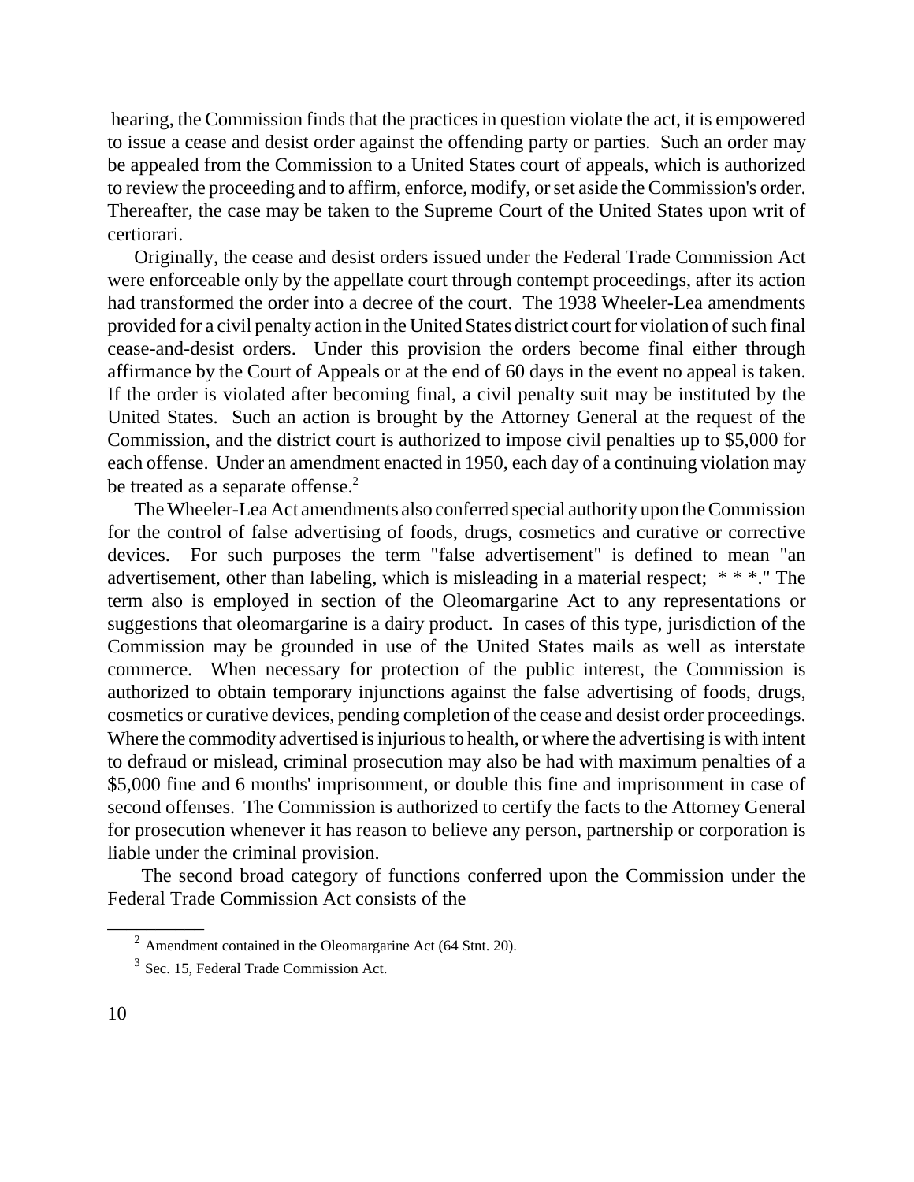hearing, the Commission finds that the practices in question violate the act, it is empowered to issue a cease and desist order against the offending party or parties. Such an order may be appealed from the Commission to a United States court of appeals, which is authorized to review the proceeding and to affirm, enforce, modify, or set aside the Commission's order. Thereafter, the case may be taken to the Supreme Court of the United States upon writ of certiorari.

Originally, the cease and desist orders issued under the Federal Trade Commission Act were enforceable only by the appellate court through contempt proceedings, after its action had transformed the order into a decree of the court. The 1938 Wheeler-Lea amendments provided for a civil penalty action in the United States district court for violation of such final cease-and-desist orders. Under this provision the orders become final either through affirmance by the Court of Appeals or at the end of 60 days in the event no appeal is taken. If the order is violated after becoming final, a civil penalty suit may be instituted by the United States. Such an action is brought by the Attorney General at the request of the Commission, and the district court is authorized to impose civil penalties up to $5,000 for each offense. Under an amendment enacted in 1950, each day of a continuing violation may be treated as a separate offense.[2]

The Wheeler-Lea Act amendments also conferred special authority upon the Commission for the control of false advertising of foods, drugs, cosmetics and curative or corrective devices. For such purposes the term "false advertisement" is defined to mean "an advertisement, other than labeling, which is misleading in a material respect; * * *." The term also is employed in section of the Oleomargarine Act to any representations or suggestions that oleomargarine is a dairy product. In cases of this type, jurisdiction of the Commission may be grounded in use of the United States mails as well as interstate commerce. When necessary for protection of the public interest, the Commission is authorized to obtain temporary injunctions against the false advertising of foods, drugs, cosmetics or curative devices, pending completion of the cease and desist order proceedings. Where the commodity advertised is injurious to health, or where the advertising is with intent to defraud or mislead, criminal prosecution may also be had with maximum penalties of a $5,000 fine and 6 months' imprisonment, or double this fine and imprisonment in case of second offenses. The Commission is authorized to certify the facts to the Attorney General for prosecution whenever it has reason to believe any person, partnership or corporation is liable under the criminal provision.

The second broad category of functions conferred upon the Commission under the Federal Trade Commission Act consists of the

---

[2] Amendment contained in the Oleomargarine Act (64 Stnt. 20).

[3] Sec. 15, Federal Trade Commission Act.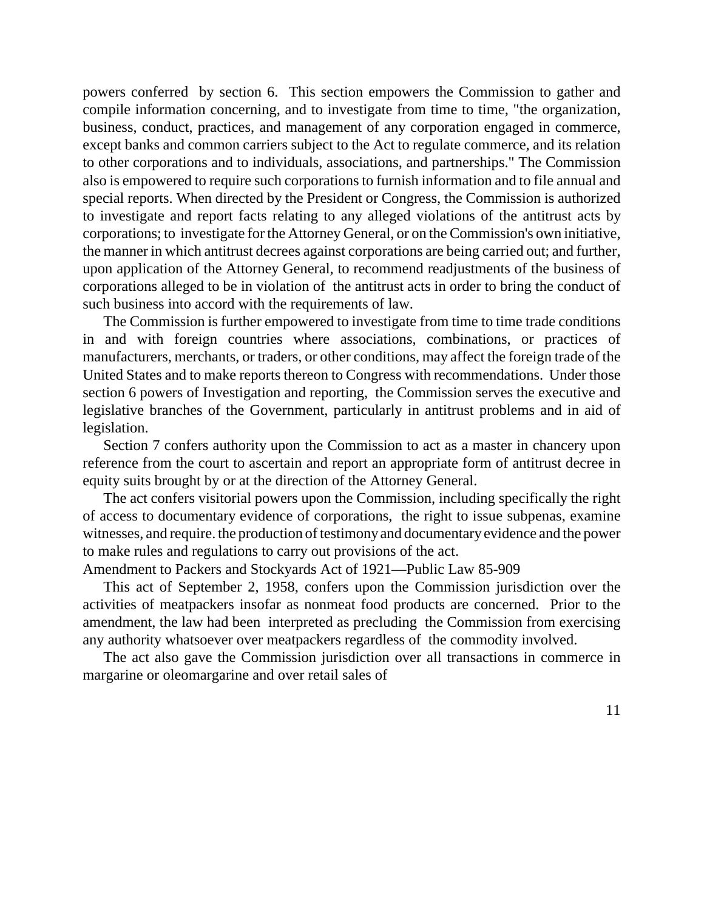powers conferred by section 6. This section empowers the Commission to gather and compile information concerning, and to investigate from time to time, "the organization, business, conduct, practices, and management of any corporation engaged in commerce, except banks and common carriers subject to the Act to regulate commerce, and its relation to other corporations and to individuals, associations, and partnerships." The Commission also is empowered to require such corporations to furnish information and to file annual and special reports. When directed by the President or Congress, the Commission is authorized to investigate and report facts relating to any alleged violations of the antitrust acts by corporations; to investigate for the Attorney General, or on the Commission's own initiative, the manner in which antitrust decrees against corporations are being carried out; and further, upon application of the Attorney General, to recommend readjustments of the business of corporations alleged to be in violation of the antitrust acts in order to bring the conduct of such business into accord with the requirements of law.

The Commission is further empowered to investigate from time to time trade conditions in and with foreign countries where associations, combinations, or practices of manufacturers, merchants, or traders, or other conditions, may affect the foreign trade of the United States and to make reports thereon to Congress with recommendations. Under those section 6 powers of Investigation and reporting, the Commission serves the executive and legislative branches of the Government, particularly in antitrust problems and in aid of legislation.

Section 7 confers authority upon the Commission to act as a master in chancery upon reference from the court to ascertain and report an appropriate form of antitrust decree in equity suits brought by or at the direction of the Attorney General.

The act confers visitorial powers upon the Commission, including specifically the right of access to documentary evidence of corporations, the right to issue subpenas, examine witnesses, and require. the production of testimony and documentary evidence and the power to make rules and regulations to carry out provisions of the act.

Amendment to Packers and Stockyards Act of 1921—Public Law 85-909

This act of September 2, 1958, confers upon the Commission jurisdiction over the activities of meatpackers insofar as nonmeat food products are concerned. Prior to the amendment, the law had been interpreted as precluding the Commission from exercising any authority whatsoever over meatpackers regardless of the commodity involved.

The act also gave the Commission jurisdiction over all transactions in commerce in margarine or oleomargarine and over retail sales of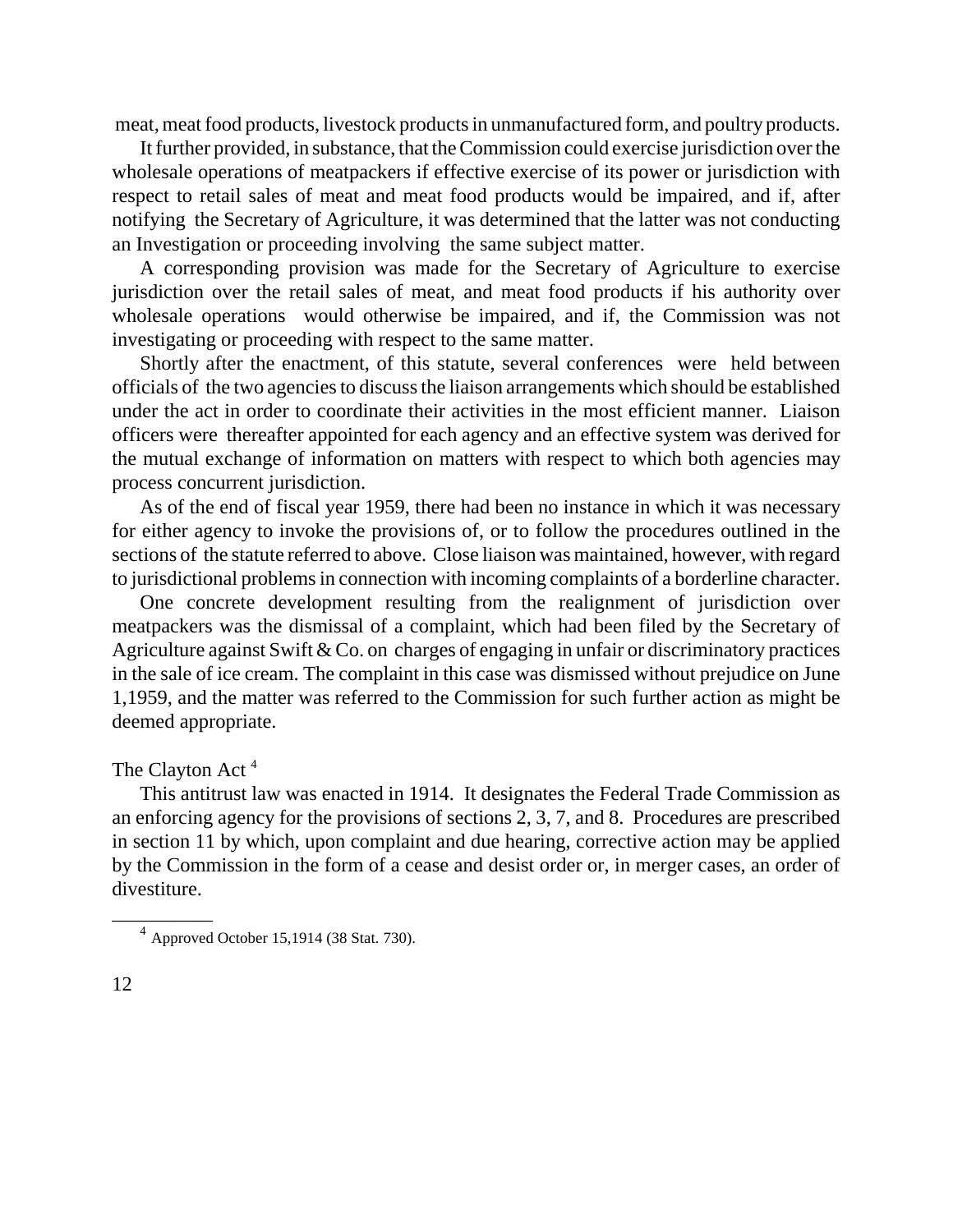meat, meat food products, livestock products in unmanufactured form, and poultry products.

It further provided, in substance, that the Commission could exercise jurisdiction over the wholesale operations of meatpackers if effective exercise of its power or jurisdiction with respect to retail sales of meat and meat food products would be impaired, and if, after notifying the Secretary of Agriculture, it was determined that the latter was not conducting an Investigation or proceeding involving the same subject matter.

A corresponding provision was made for the Secretary of Agriculture to exercise jurisdiction over the retail sales of meat, and meat food products if his authority over wholesale operations would otherwise be impaired, and if, the Commission was not investigating or proceeding with respect to the same matter.

Shortly after the enactment, of this statute, several conferences were held between officials of the two agencies to discuss the liaison arrangements which should be established under the act in order to coordinate their activities in the most efficient manner. Liaison officers were thereafter appointed for each agency and an effective system was derived for the mutual exchange of information on matters with respect to which both agencies may process concurrent jurisdiction.

As of the end of fiscal year 1959, there had been no instance in which it was necessary for either agency to invoke the provisions of, or to follow the procedures outlined in the sections of the statute referred to above. Close liaison was maintained, however, with regard to jurisdictional problems in connection with incoming complaints of a borderline character.

One concrete development resulting from the realignment of jurisdiction over meatpackers was the dismissal of a complaint, which had been filed by the Secretary of Agriculture against Swift & Co. on charges of engaging in unfair or discriminatory practices in the sale of ice cream. The complaint in this case was dismissed without prejudice on June 1,1959, and the matter was referred to the Commission for such further action as might be deemed appropriate.

## The Clayton Act [4]

This antitrust law was enacted in 1914. It designates the Federal Trade Commission as an enforcing agency for the provisions of sections 2, 3, 7, and 8. Procedures are prescribed in section 11 by which, upon complaint and due hearing, corrective action may be applied by the Commission in the form of a cease and desist order or, in merger cases, an order of divestiture.

---

[4] Approved October 15,1914 (38 Stat. 730).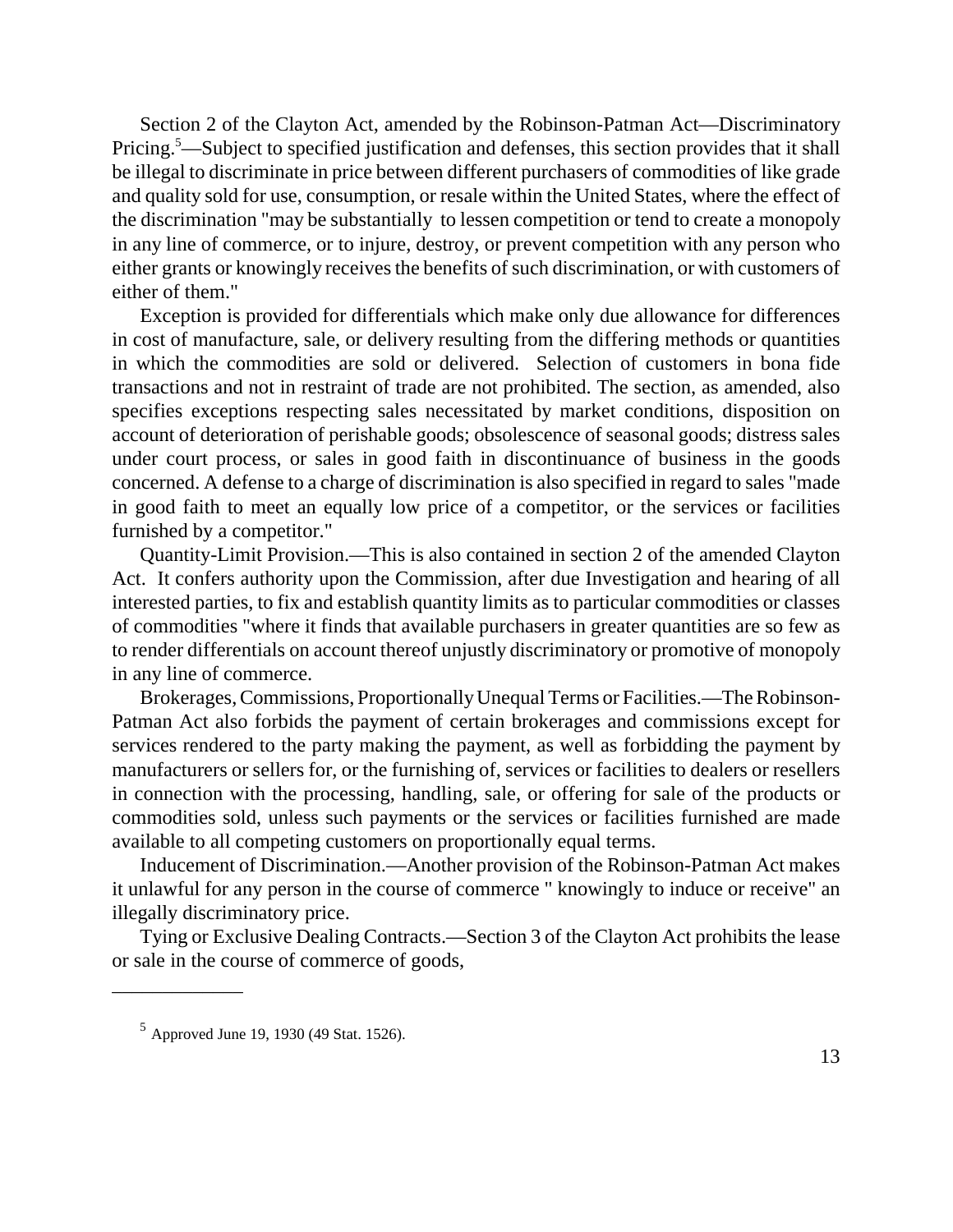Section 2 of the Clayton Act, amended by the Robinson-Patman Act—Discriminatory Pricing.[5]—Subject to specified justification and defenses, this section provides that it shall be illegal to discriminate in price between different purchasers of commodities of like grade and quality sold for use, consumption, or resale within the United States, where the effect of the discrimination "may be substantially to lessen competition or tend to create a monopoly in any line of commerce, or to injure, destroy, or prevent competition with any person who either grants or knowingly receives the benefits of such discrimination, or with customers of either of them."

Exception is provided for differentials which make only due allowance for differences in cost of manufacture, sale, or delivery resulting from the differing methods or quantities in which the commodities are sold or delivered. Selection of customers in bona fide transactions and not in restraint of trade are not prohibited. The section, as amended, also specifies exceptions respecting sales necessitated by market conditions, disposition on account of deterioration of perishable goods; obsolescence of seasonal goods; distress sales under court process, or sales in good faith in discontinuance of business in the goods concerned. A defense to a charge of discrimination is also specified in regard to sales "made in good faith to meet an equally low price of a competitor, or the services or facilities furnished by a competitor."

Quantity-Limit Provision.—This is also contained in section 2 of the amended Clayton Act. It confers authority upon the Commission, after due Investigation and hearing of all interested parties, to fix and establish quantity limits as to particular commodities or classes of commodities "where it finds that available purchasers in greater quantities are so few as to render differentials on account thereof unjustly discriminatory or promotive of monopoly in any line of commerce.

Brokerages, Commissions, Proportionally Unequal Terms or Facilities.—The Robinson-Patman Act also forbids the payment of certain brokerages and commissions except for services rendered to the party making the payment, as well as forbidding the payment by manufacturers or sellers for, or the furnishing of, services or facilities to dealers or resellers in connection with the processing, handling, sale, or offering for sale of the products or commodities sold, unless such payments or the services or facilities furnished are made available to all competing customers on proportionally equal terms.

Inducement of Discrimination.—Another provision of the Robinson-Patman Act makes it unlawful for any person in the course of commerce " knowingly to induce or receive" an illegally discriminatory price.

Tying or Exclusive Dealing Contracts.—Section 3 of the Clayton Act prohibits the lease or sale in the course of commerce of goods,

---

[5] Approved June 19, 1930 (49 Stat. 1526).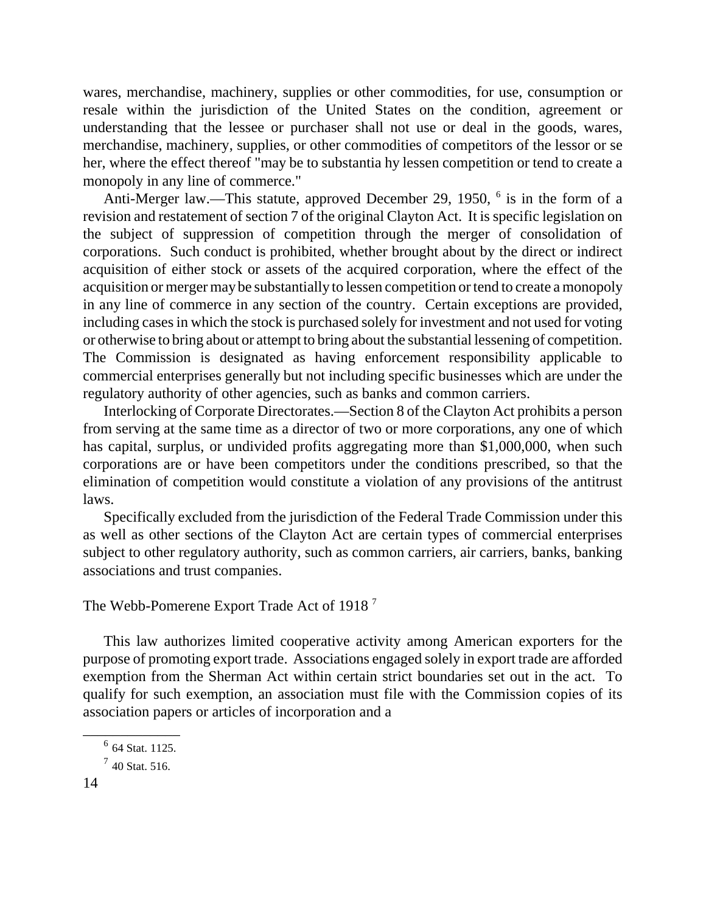wares, merchandise, machinery, supplies or other commodities, for use, consumption or resale within the jurisdiction of the United States on the condition, agreement or understanding that the lessee or purchaser shall not use or deal in the goods, wares, merchandise, machinery, supplies, or other commodities of competitors of the lessor or se her, where the effect thereof "may be to substantia hy lessen competition or tend to create a monopoly in any line of commerce."

Anti-Merger law.—This statute, approved December 29, 1950, [6] is in the form of a revision and restatement of section 7 of the original Clayton Act. It is specific legislation on the subject of suppression of competition through the merger of consolidation of corporations. Such conduct is prohibited, whether brought about by the direct or indirect acquisition of either stock or assets of the acquired corporation, where the effect of the acquisition or merger may be substantially to lessen competition or tend to create a monopoly in any line of commerce in any section of the country. Certain exceptions are provided, including cases in which the stock is purchased solely for investment and not used for voting or otherwise to bring about or attempt to bring about the substantial lessening of competition. The Commission is designated as having enforcement responsibility applicable to commercial enterprises generally but not including specific businesses which are under the regulatory authority of other agencies, such as banks and common carriers.

Interlocking of Corporate Directorates.—Section 8 of the Clayton Act prohibits a person from serving at the same time as a director of two or more corporations, any one of which has capital, surplus, or undivided profits aggregating more than $1,000,000, when such corporations are or have been competitors under the conditions prescribed, so that the elimination of competition would constitute a violation of any provisions of the antitrust laws.

Specifically excluded from the jurisdiction of the Federal Trade Commission under this as well as other sections of the Clayton Act are certain types of commercial enterprises subject to other regulatory authority, such as common carriers, air carriers, banks, banking associations and trust companies.

## The Webb-Pomerene Export Trade Act of 1918 [7]

This law authorizes limited cooperative activity among American exporters for the purpose of promoting export trade. Associations engaged solely in export trade are afforded exemption from the Sherman Act within certain strict boundaries set out in the act. To qualify for such exemption, an association must file with the Commission copies of its association papers or articles of incorporation and a

[6] 64 Stat. 1125.

[7] 40 Stat. 516.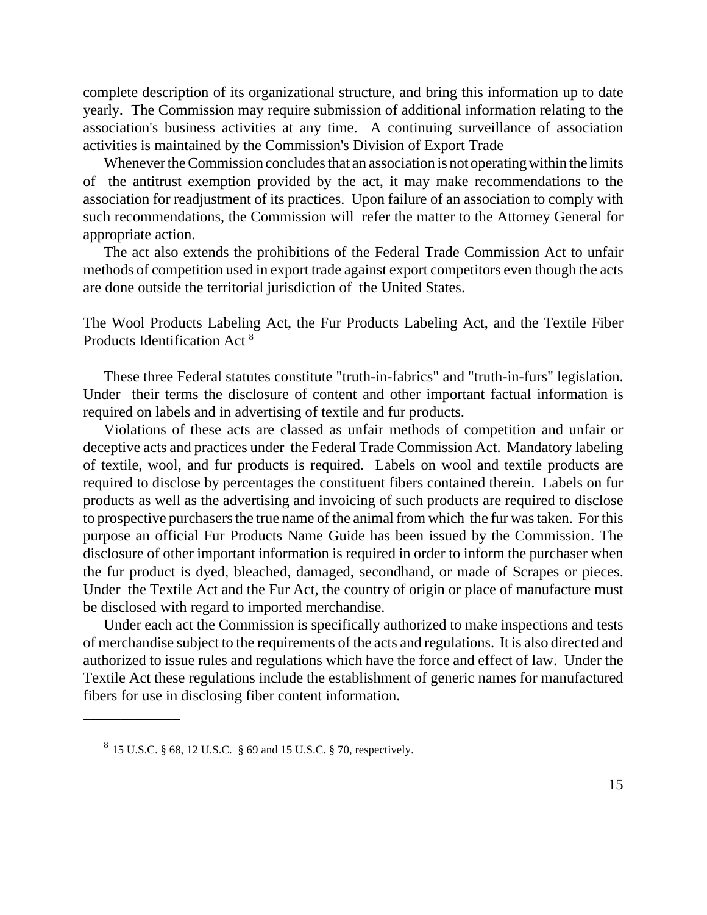complete description of its organizational structure, and bring this information up to date yearly. The Commission may require submission of additional information relating to the association's business activities at any time. A continuing surveillance of association activities is maintained by the Commission's Division of Export Trade

Whenever the Commission concludes that an association is not operating within the limits of the antitrust exemption provided by the act, it may make recommendations to the association for readjustment of its practices. Upon failure of an association to comply with such recommendations, the Commission will refer the matter to the Attorney General for appropriate action.

The act also extends the prohibitions of the Federal Trade Commission Act to unfair methods of competition used in export trade against export competitors even though the acts are done outside the territorial jurisdiction of the United States.

The Wool Products Labeling Act, the Fur Products Labeling Act, and the Textile Fiber Products Identification Act [8]

These three Federal statutes constitute "truth-in-fabrics" and "truth-in-furs" legislation. Under their terms the disclosure of content and other important factual information is required on labels and in advertising of textile and fur products.

Violations of these acts are classed as unfair methods of competition and unfair or deceptive acts and practices under the Federal Trade Commission Act. Mandatory labeling of textile, wool, and fur products is required. Labels on wool and textile products are required to disclose by percentages the constituent fibers contained therein. Labels on fur products as well as the advertising and invoicing of such products are required to disclose to prospective purchasers the true name of the animal from which the fur was taken. For this purpose an official Fur Products Name Guide has been issued by the Commission. The disclosure of other important information is required in order to inform the purchaser when the fur product is dyed, bleached, damaged, secondhand, or made of Scrapes or pieces. Under the Textile Act and the Fur Act, the country of origin or place of manufacture must be disclosed with regard to imported merchandise.

Under each act the Commission is specifically authorized to make inspections and tests of merchandise subject to the requirements of the acts and regulations. It is also directed and authorized to issue rules and regulations which have the force and effect of law. Under the Textile Act these regulations include the establishment of generic names for manufactured fibers for use in disclosing fiber content information.

---

[8] 15 U.S.C. § 68, 12 U.S.C. § 69 and 15 U.S.C. § 70, respectively.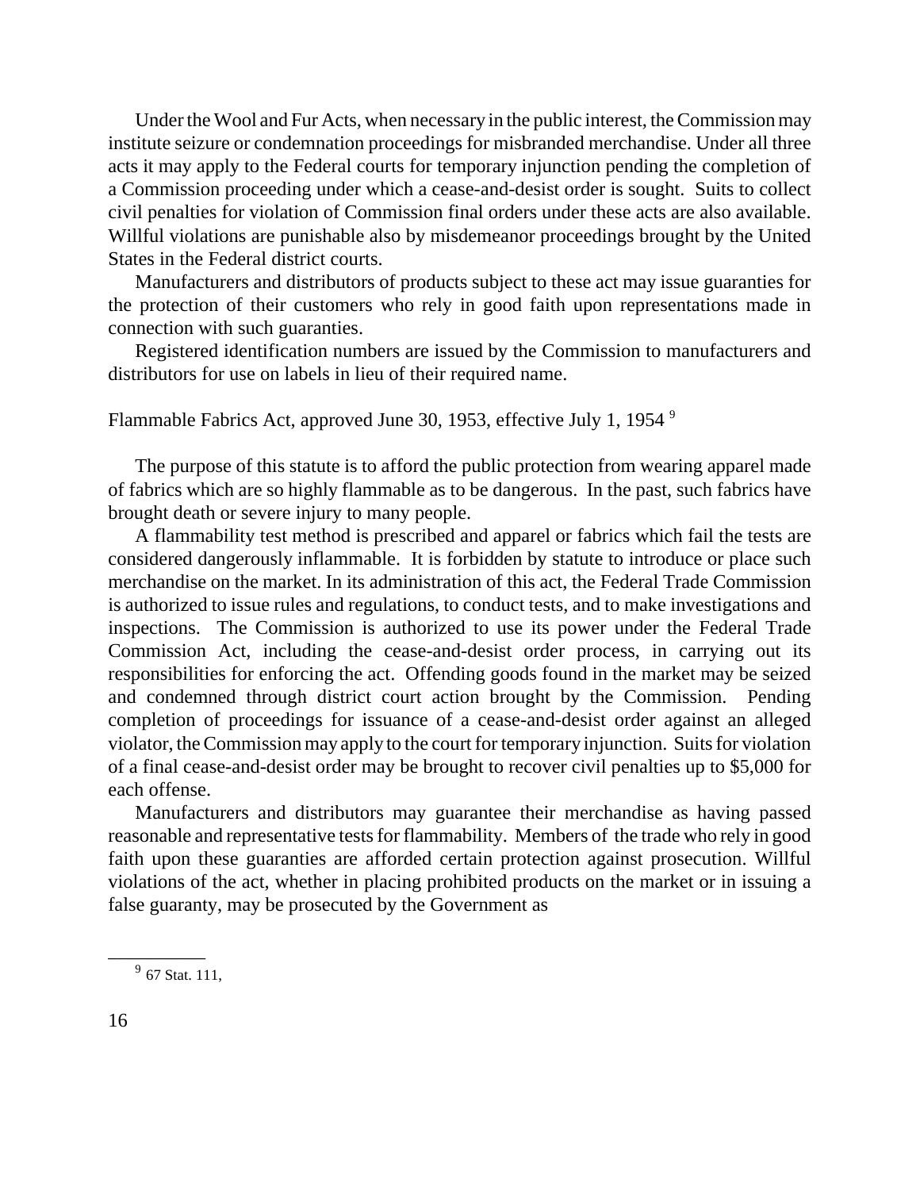Under the Wool and Fur Acts, when necessary in the public interest, the Commission may institute seizure or condemnation proceedings for misbranded merchandise. Under all three acts it may apply to the Federal courts for temporary injunction pending the completion of a Commission proceeding under which a cease-and-desist order is sought. Suits to collect civil penalties for violation of Commission final orders under these acts are also available. Willful violations are punishable also by misdemeanor proceedings brought by the United States in the Federal district courts.

Manufacturers and distributors of products subject to these act may issue guaranties for the protection of their customers who rely in good faith upon representations made in connection with such guaranties.

Registered identification numbers are issued by the Commission to manufacturers and distributors for use on labels in lieu of their required name.

Flammable Fabrics Act, approved June 30, 1953, effective July 1, 1954 [9]

The purpose of this statute is to afford the public protection from wearing apparel made of fabrics which are so highly flammable as to be dangerous. In the past, such fabrics have brought death or severe injury to many people.

A flammability test method is prescribed and apparel or fabrics which fail the tests are considered dangerously inflammable. It is forbidden by statute to introduce or place such merchandise on the market. In its administration of this act, the Federal Trade Commission is authorized to issue rules and regulations, to conduct tests, and to make investigations and inspections. The Commission is authorized to use its power under the Federal Trade Commission Act, including the cease-and-desist order process, in carrying out its responsibilities for enforcing the act. Offending goods found in the market may be seized and condemned through district court action brought by the Commission. Pending completion of proceedings for issuance of a cease-and-desist order against an alleged violator, the Commission may apply to the court for temporary injunction. Suits for violation of a final cease-and-desist order may be brought to recover civil penalties up to $5,000 for each offense.

Manufacturers and distributors may guarantee their merchandise as having passed reasonable and representative tests for flammability. Members of the trade who rely in good faith upon these guaranties are afforded certain protection against prosecution. Willful violations of the act, whether in placing prohibited products on the market or in issuing a false guaranty, may be prosecuted by the Government as

---

[9] 67 Stat. 111,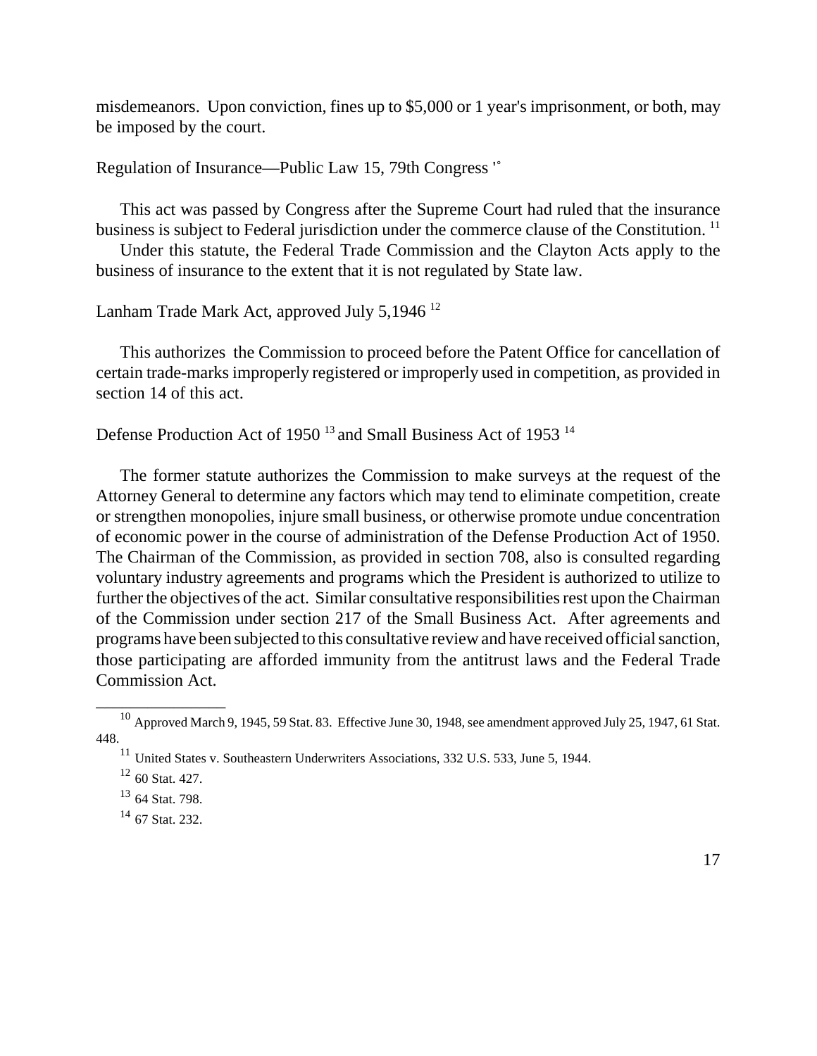misdemeanors. Upon conviction, fines up to $5,000 or 1 year's imprisonment, or both, may be imposed by the court.

### Regulation of Insurance—Public Law 15, 79th Congress [10]

This act was passed by Congress after the Supreme Court had ruled that the insurance business is subject to Federal jurisdiction under the commerce clause of the Constitution. [11]

Under this statute, the Federal Trade Commission and the Clayton Acts apply to the business of insurance to the extent that it is not regulated by State law.

### Lanham Trade Mark Act, approved July 5,1946 [12]

This authorizes the Commission to proceed before the Patent Office for cancellation of certain trade-marks improperly registered or improperly used in competition, as provided in section 14 of this act.

### Defense Production Act of 1950 [13] and Small Business Act of 1953 [14]

The former statute authorizes the Commission to make surveys at the request of the Attorney General to determine any factors which may tend to eliminate competition, create or strengthen monopolies, injure small business, or otherwise promote undue concentration of economic power in the course of administration of the Defense Production Act of 1950. The Chairman of the Commission, as provided in section 708, also is consulted regarding voluntary industry agreements and programs which the President is authorized to utilize to further the objectives of the act. Similar consultative responsibilities rest upon the Chairman of the Commission under section 217 of the Small Business Act. After agreements and programs have been subjected to this consultative review and have received official sanction, those participating are afforded immunity from the antitrust laws and the Federal Trade Commission Act.

---

[10] Approved March 9, 1945, 59 Stat. 83. Effective June 30, 1948, see amendment approved July 25, 1947, 61 Stat. 448.

[11] United States v. Southeastern Underwriters Associations, 332 U.S. 533, June 5, 1944.

[12] 60 Stat. 427.

[13] 64 Stat. 798.

[14] 67 Stat. 232.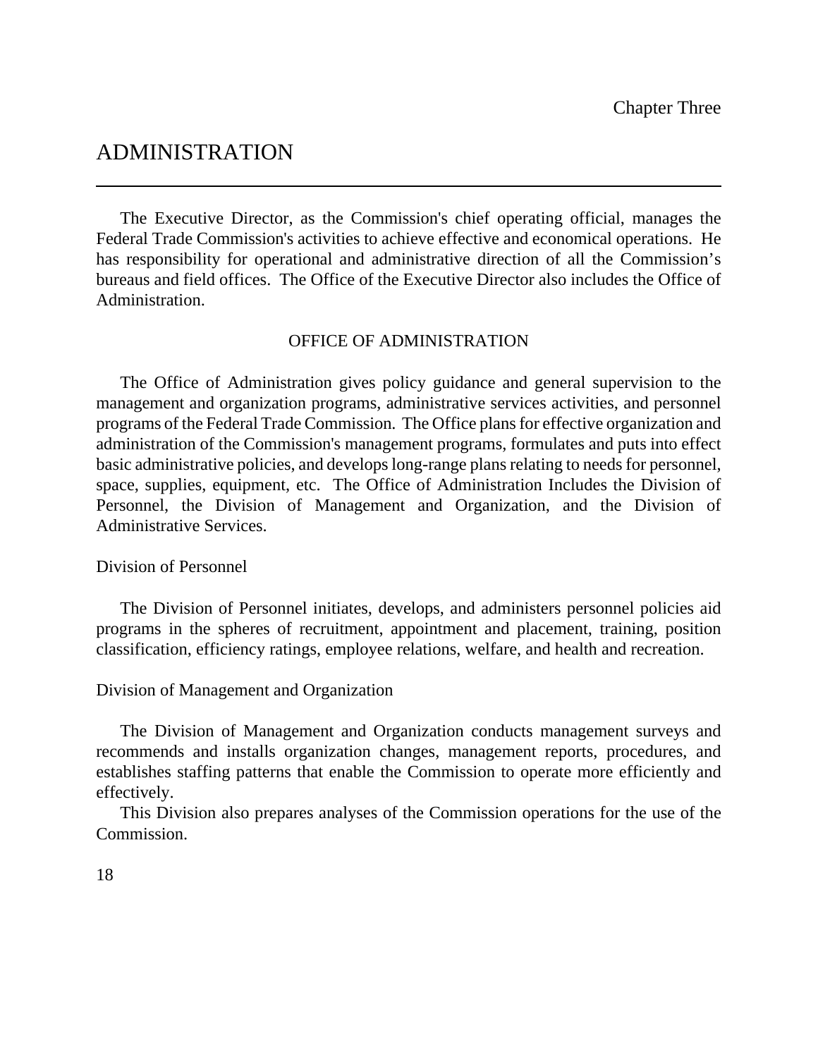Chapter Three

# ADMINISTRATION

The Executive Director, as the Commission's chief operating official, manages the Federal Trade Commission's activities to achieve effective and economical operations. He has responsibility for operational and administrative direction of all the Commission's bureaus and field offices. The Office of the Executive Director also includes the Office of Administration.

## OFFICE OF ADMINISTRATION

The Office of Administration gives policy guidance and general supervision to the management and organization programs, administrative services activities, and personnel programs of the Federal Trade Commission. The Office plans for effective organization and administration of the Commission's management programs, formulates and puts into effect basic administrative policies, and develops long-range plans relating to needs for personnel, space, supplies, equipment, etc. The Office of Administration Includes the Division of Personnel, the Division of Management and Organization, and the Division of Administrative Services.

### Division of Personnel

The Division of Personnel initiates, develops, and administers personnel policies aid programs in the spheres of recruitment, appointment and placement, training, position classification, efficiency ratings, employee relations, welfare, and health and recreation.

### Division of Management and Organization

The Division of Management and Organization conducts management surveys and recommends and installs organization changes, management reports, procedures, and establishes staffing patterns that enable the Commission to operate more efficiently and effectively.

This Division also prepares analyses of the Commission operations for the use of the Commission.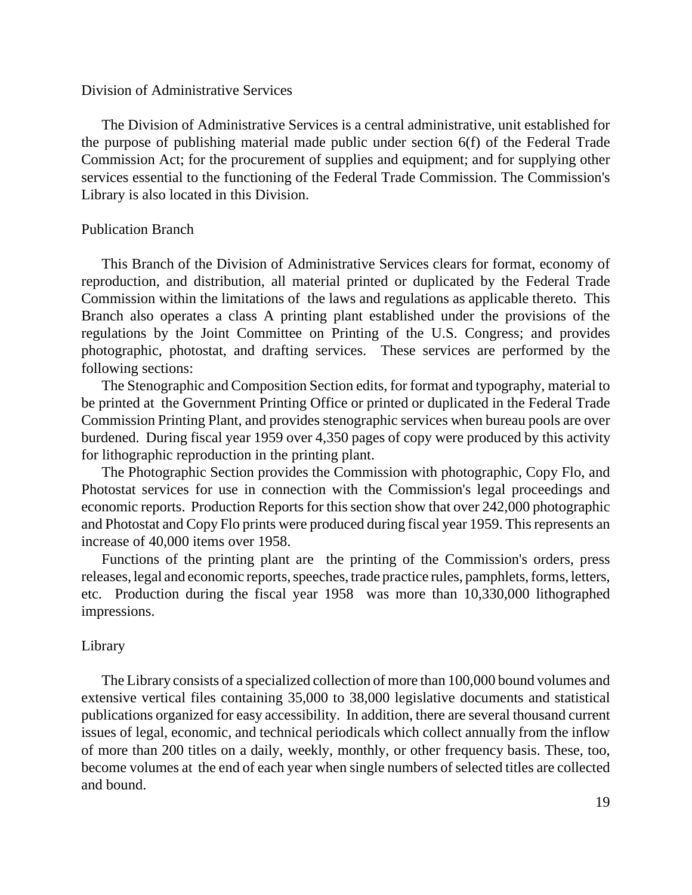## Division of Administrative Services

The Division of Administrative Services is a central administrative, unit established for the purpose of publishing material made public under section 6(f) of the Federal Trade Commission Act; for the procurement of supplies and equipment; and for supplying other services essential to the functioning of the Federal Trade Commission. The Commission's Library is also located in this Division.

### Publication Branch

This Branch of the Division of Administrative Services clears for format, economy of reproduction, and distribution, all material printed or duplicated by the Federal Trade Commission within the limitations of the laws and regulations as applicable thereto. This Branch also operates a class A printing plant established under the provisions of the regulations by the Joint Committee on Printing of the U.S. Congress; and provides photographic, photostat, and drafting services. These services are performed by the following sections:

The Stenographic and Composition Section edits, for format and typography, material to be printed at the Government Printing Office or printed or duplicated in the Federal Trade Commission Printing Plant, and provides stenographic services when bureau pools are over burdened. During fiscal year 1959 over 4,350 pages of copy were produced by this activity for lithographic reproduction in the printing plant.

The Photographic Section provides the Commission with photographic, Copy Flo, and Photostat services for use in connection with the Commission's legal proceedings and economic reports. Production Reports for this section show that over 242,000 photographic and Photostat and Copy Flo prints were produced during fiscal year 1959. This represents an increase of 40,000 items over 1958.

Functions of the printing plant are the printing of the Commission's orders, press releases, legal and economic reports, speeches, trade practice rules, pamphlets, forms, letters, etc. Production during the fiscal year 1958 was more than 10,330,000 lithographed impressions.

### Library

The Library consists of a specialized collection of more than 100,000 bound volumes and extensive vertical files containing 35,000 to 38,000 legislative documents and statistical publications organized for easy accessibility. In addition, there are several thousand current issues of legal, economic, and technical periodicals which collect annually from the inflow of more than 200 titles on a daily, weekly, monthly, or other frequency basis. These, too, become volumes at the end of each year when single numbers of selected titles are collected and bound.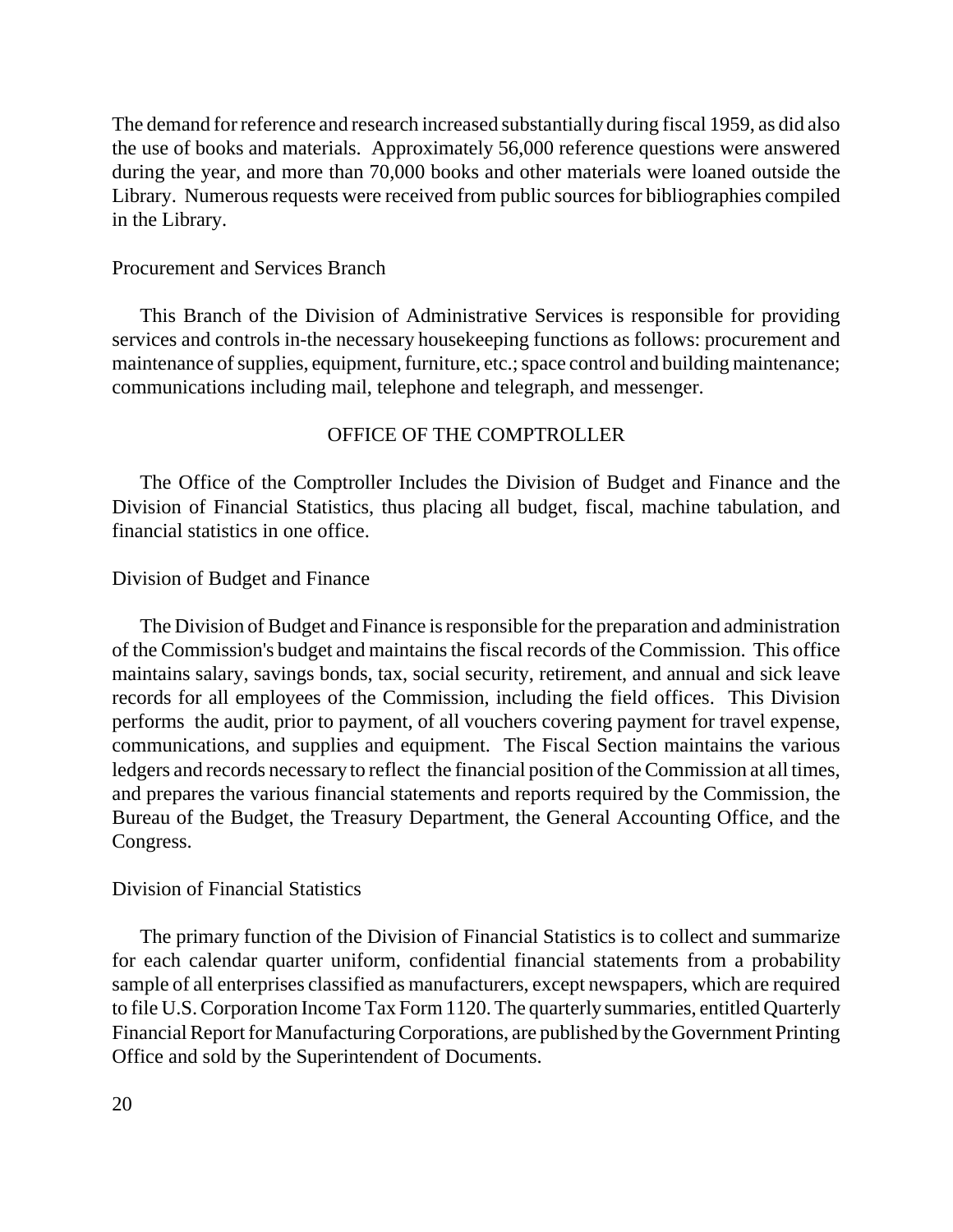The demand for reference and research increased substantially during fiscal 1959, as did also the use of books and materials. Approximately 56,000 reference questions were answered during the year, and more than 70,000 books and other materials were loaned outside the Library. Numerous requests were received from public sources for bibliographies compiled in the Library.

### Procurement and Services Branch

This Branch of the Division of Administrative Services is responsible for providing services and controls in-the necessary housekeeping functions as follows: procurement and maintenance of supplies, equipment, furniture, etc.; space control and building maintenance; communications including mail, telephone and telegraph, and messenger.

## OFFICE OF THE COMPTROLLER

The Office of the Comptroller Includes the Division of Budget and Finance and the Division of Financial Statistics, thus placing all budget, fiscal, machine tabulation, and financial statistics in one office.

### Division of Budget and Finance

The Division of Budget and Finance is responsible for the preparation and administration of the Commission's budget and maintains the fiscal records of the Commission. This office maintains salary, savings bonds, tax, social security, retirement, and annual and sick leave records for all employees of the Commission, including the field offices. This Division performs the audit, prior to payment, of all vouchers covering payment for travel expense, communications, and supplies and equipment. The Fiscal Section maintains the various ledgers and records necessary to reflect the financial position of the Commission at all times, and prepares the various financial statements and reports required by the Commission, the Bureau of the Budget, the Treasury Department, the General Accounting Office, and the Congress.

### Division of Financial Statistics

The primary function of the Division of Financial Statistics is to collect and summarize for each calendar quarter uniform, confidential financial statements from a probability sample of all enterprises classified as manufacturers, except newspapers, which are required to file U.S. Corporation Income Tax Form 1120. The quarterly summaries, entitled Quarterly Financial Report for Manufacturing Corporations, are published by the Government Printing Office and sold by the Superintendent of Documents.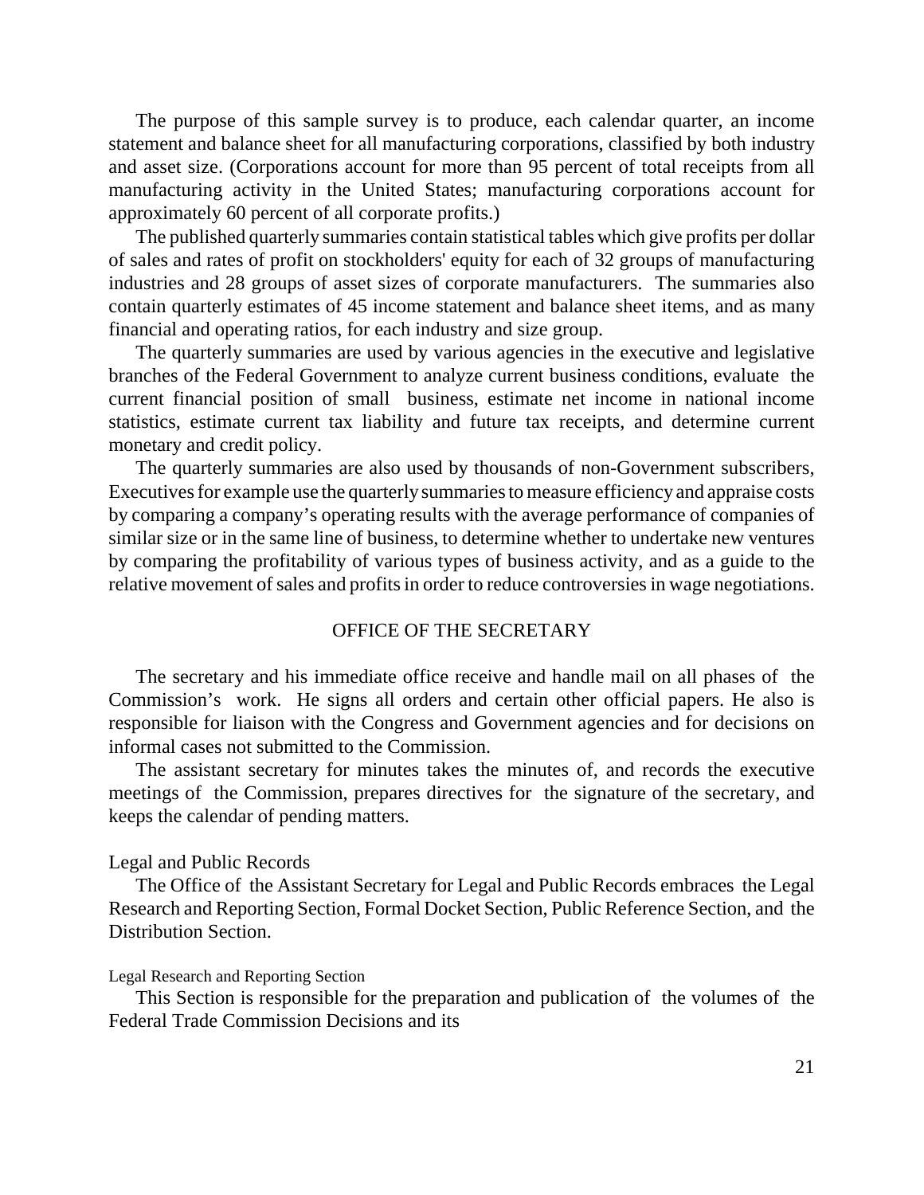The purpose of this sample survey is to produce, each calendar quarter, an income statement and balance sheet for all manufacturing corporations, classified by both industry and asset size. (Corporations account for more than 95 percent of total receipts from all manufacturing activity in the United States; manufacturing corporations account for approximately 60 percent of all corporate profits.)

The published quarterly summaries contain statistical tables which give profits per dollar of sales and rates of profit on stockholders' equity for each of 32 groups of manufacturing industries and 28 groups of asset sizes of corporate manufacturers. The summaries also contain quarterly estimates of 45 income statement and balance sheet items, and as many financial and operating ratios, for each industry and size group.

The quarterly summaries are used by various agencies in the executive and legislative branches of the Federal Government to analyze current business conditions, evaluate the current financial position of small business, estimate net income in national income statistics, estimate current tax liability and future tax receipts, and determine current monetary and credit policy.

The quarterly summaries are also used by thousands of non-Government subscribers, Executives for example use the quarterly summaries to measure efficiency and appraise costs by comparing a company's operating results with the average performance of companies of similar size or in the same line of business, to determine whether to undertake new ventures by comparing the profitability of various types of business activity, and as a guide to the relative movement of sales and profits in order to reduce controversies in wage negotiations.

## OFFICE OF THE SECRETARY

The secretary and his immediate office receive and handle mail on all phases of the Commission's work. He signs all orders and certain other official papers. He also is responsible for liaison with the Congress and Government agencies and for decisions on informal cases not submitted to the Commission.

The assistant secretary for minutes takes the minutes of, and records the executive meetings of the Commission, prepares directives for the signature of the secretary, and keeps the calendar of pending matters.

### Legal and Public Records

The Office of the Assistant Secretary for Legal and Public Records embraces the Legal Research and Reporting Section, Formal Docket Section, Public Reference Section, and the Distribution Section.

#### Legal Research and Reporting Section

This Section is responsible for the preparation and publication of the volumes of the Federal Trade Commission Decisions and its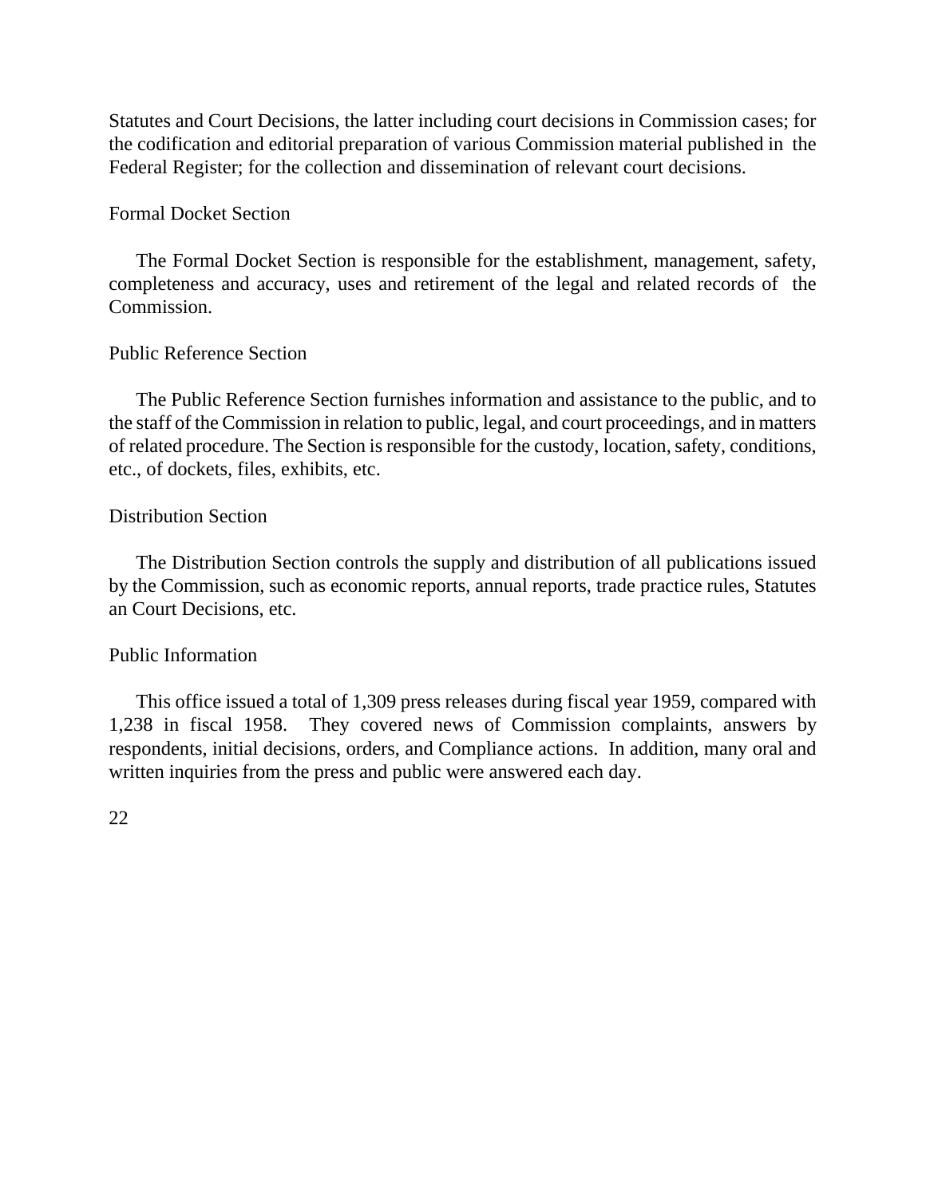Statutes and Court Decisions, the latter including court decisions in Commission cases; for the codification and editorial preparation of various Commission material published in the Federal Register; for the collection and dissemination of relevant court decisions.

### Formal Docket Section

The Formal Docket Section is responsible for the establishment, management, safety, completeness and accuracy, uses and retirement of the legal and related records of the Commission.

### Public Reference Section

The Public Reference Section furnishes information and assistance to the public, and to the staff of the Commission in relation to public, legal, and court proceedings, and in matters of related procedure. The Section is responsible for the custody, location, safety, conditions, etc., of dockets, files, exhibits, etc.

### Distribution Section

The Distribution Section controls the supply and distribution of all publications issued by the Commission, such as economic reports, annual reports, trade practice rules, Statutes an Court Decisions, etc.

### Public Information

This office issued a total of 1,309 press releases during fiscal year 1959, compared with 1,238 in fiscal 1958. They covered news of Commission complaints, answers by respondents, initial decisions, orders, and Compliance actions. In addition, many oral and written inquiries from the press and public were answered each day.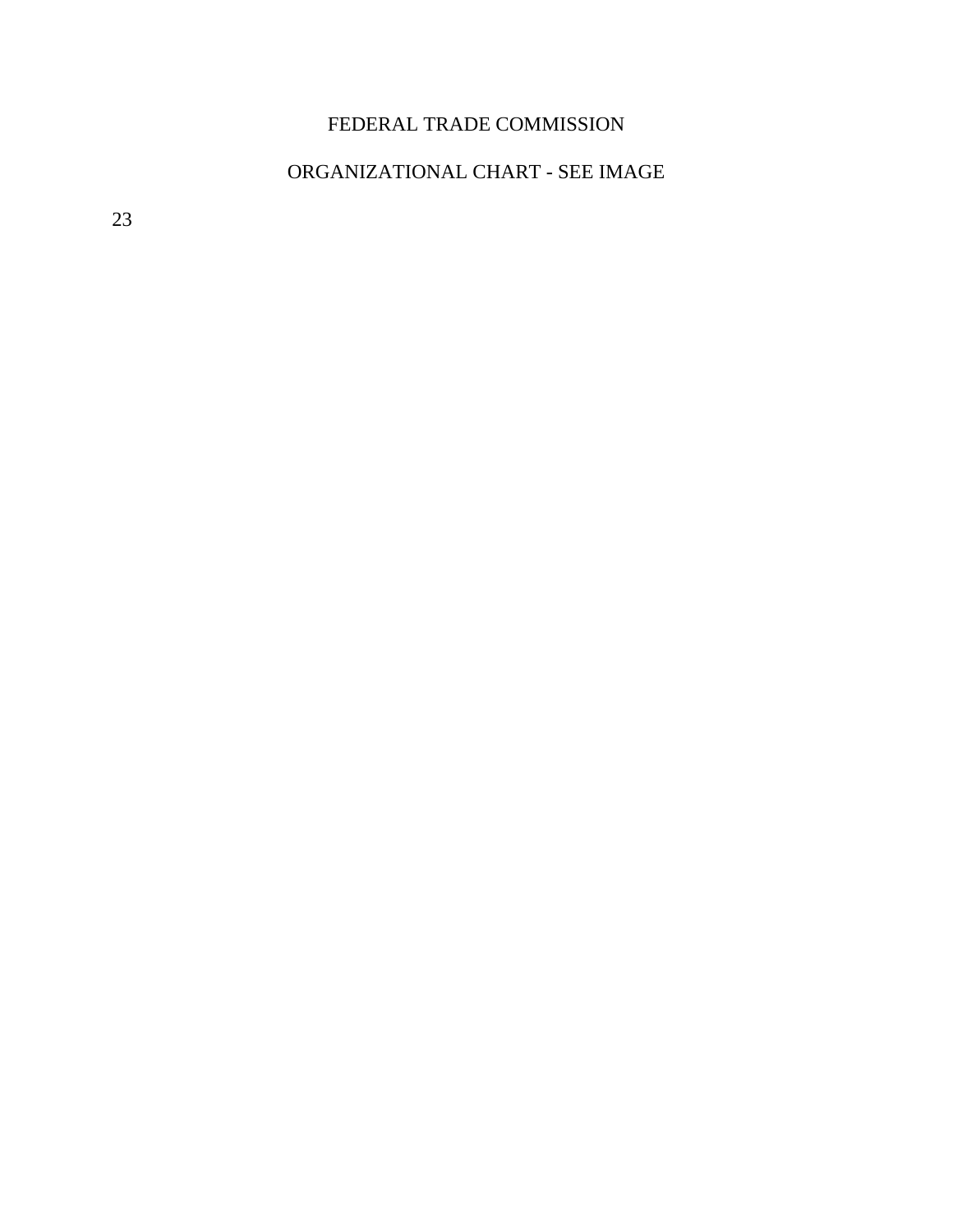FEDERAL TRADE COMMISSION

ORGANIZATIONAL CHART - SEE IMAGE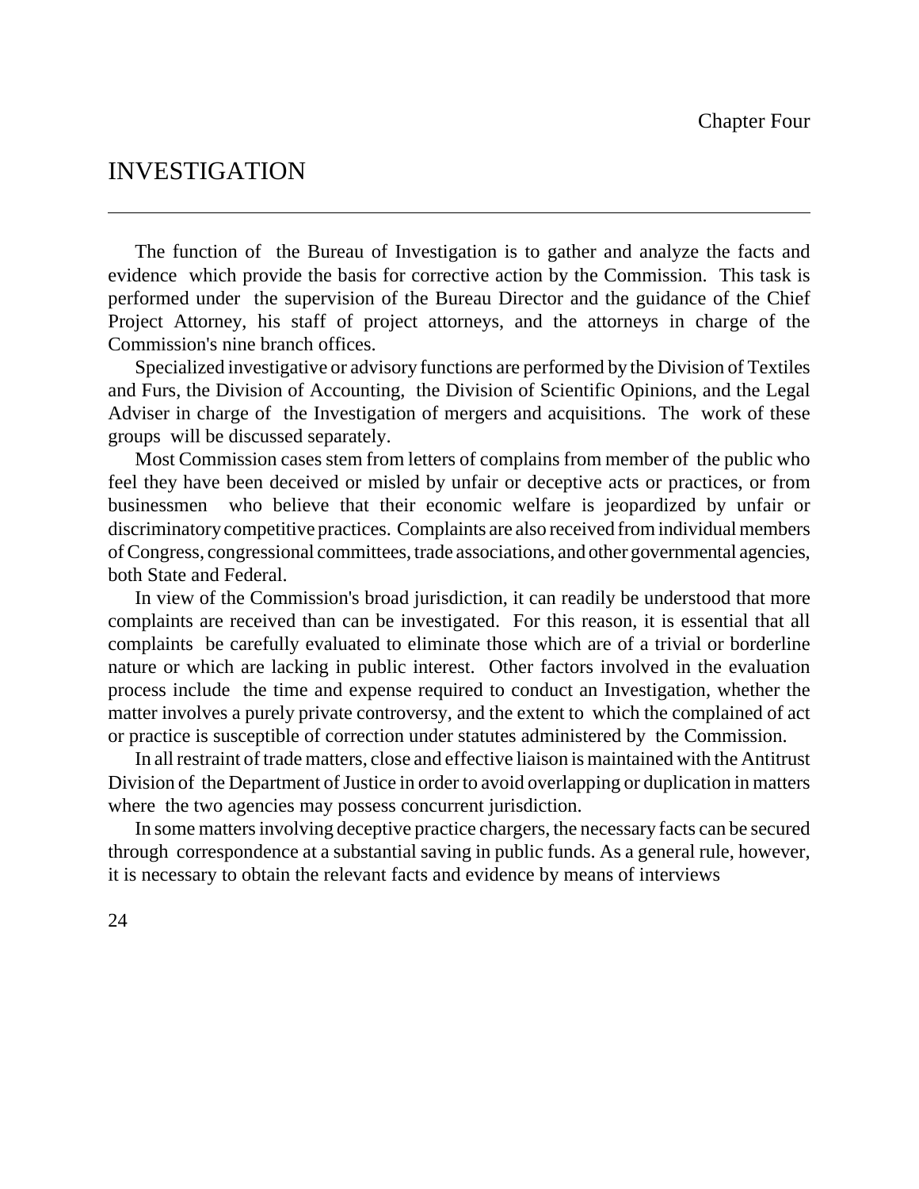Chapter Four

# INVESTIGATION

The function of the Bureau of Investigation is to gather and analyze the facts and evidence which provide the basis for corrective action by the Commission. This task is performed under the supervision of the Bureau Director and the guidance of the Chief Project Attorney, his staff of project attorneys, and the attorneys in charge of the Commission's nine branch offices.

Specialized investigative or advisory functions are performed by the Division of Textiles and Furs, the Division of Accounting, the Division of Scientific Opinions, and the Legal Adviser in charge of the Investigation of mergers and acquisitions. The work of these groups will be discussed separately.

Most Commission cases stem from letters of complains from member of the public who feel they have been deceived or misled by unfair or deceptive acts or practices, or from businessmen who believe that their economic welfare is jeopardized by unfair or discriminatory competitive practices. Complaints are also received from individual members of Congress, congressional committees, trade associations, and other governmental agencies, both State and Federal.

In view of the Commission's broad jurisdiction, it can readily be understood that more complaints are received than can be investigated. For this reason, it is essential that all complaints be carefully evaluated to eliminate those which are of a trivial or borderline nature or which are lacking in public interest. Other factors involved in the evaluation process include the time and expense required to conduct an Investigation, whether the matter involves a purely private controversy, and the extent to which the complained of act or practice is susceptible of correction under statutes administered by the Commission.

In all restraint of trade matters, close and effective liaison is maintained with the Antitrust Division of the Department of Justice in order to avoid overlapping or duplication in matters where the two agencies may possess concurrent jurisdiction.

In some matters involving deceptive practice chargers, the necessary facts can be secured through correspondence at a substantial saving in public funds. As a general rule, however, it is necessary to obtain the relevant facts and evidence by means of interviews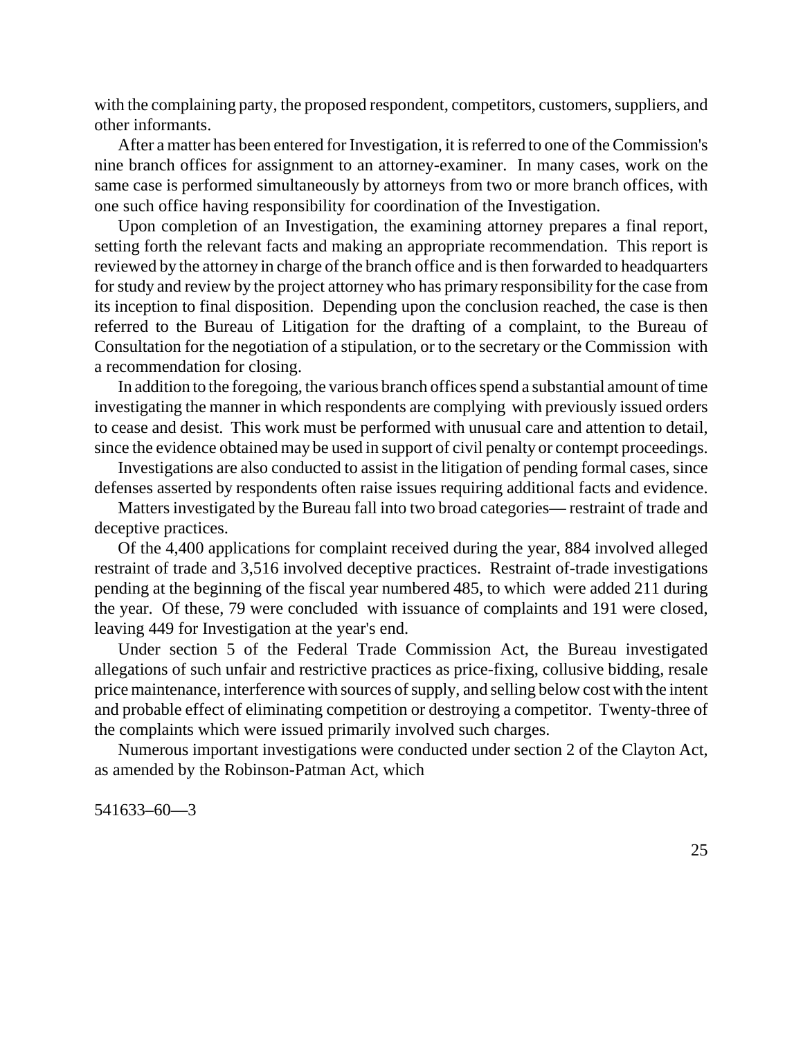with the complaining party, the proposed respondent, competitors, customers, suppliers, and other informants.

After a matter has been entered for Investigation, it is referred to one of the Commission's nine branch offices for assignment to an attorney-examiner. In many cases, work on the same case is performed simultaneously by attorneys from two or more branch offices, with one such office having responsibility for coordination of the Investigation.

Upon completion of an Investigation, the examining attorney prepares a final report, setting forth the relevant facts and making an appropriate recommendation. This report is reviewed by the attorney in charge of the branch office and is then forwarded to headquarters for study and review by the project attorney who has primary responsibility for the case from its inception to final disposition. Depending upon the conclusion reached, the case is then referred to the Bureau of Litigation for the drafting of a complaint, to the Bureau of Consultation for the negotiation of a stipulation, or to the secretary or the Commission with a recommendation for closing.

In addition to the foregoing, the various branch offices spend a substantial amount of time investigating the manner in which respondents are complying with previously issued orders to cease and desist. This work must be performed with unusual care and attention to detail, since the evidence obtained may be used in support of civil penalty or contempt proceedings.

Investigations are also conducted to assist in the litigation of pending formal cases, since defenses asserted by respondents often raise issues requiring additional facts and evidence.

Matters investigated by the Bureau fall into two broad categories— restraint of trade and deceptive practices.

Of the 4,400 applications for complaint received during the year, 884 involved alleged restraint of trade and 3,516 involved deceptive practices. Restraint of-trade investigations pending at the beginning of the fiscal year numbered 485, to which were added 211 during the year. Of these, 79 were concluded with issuance of complaints and 191 were closed, leaving 449 for Investigation at the year's end.

Under section 5 of the Federal Trade Commission Act, the Bureau investigated allegations of such unfair and restrictive practices as price-fixing, collusive bidding, resale price maintenance, interference with sources of supply, and selling below cost with the intent and probable effect of eliminating competition or destroying a competitor. Twenty-three of the complaints which were issued primarily involved such charges.

Numerous important investigations were conducted under section 2 of the Clayton Act, as amended by the Robinson-Patman Act, which

541633–60—3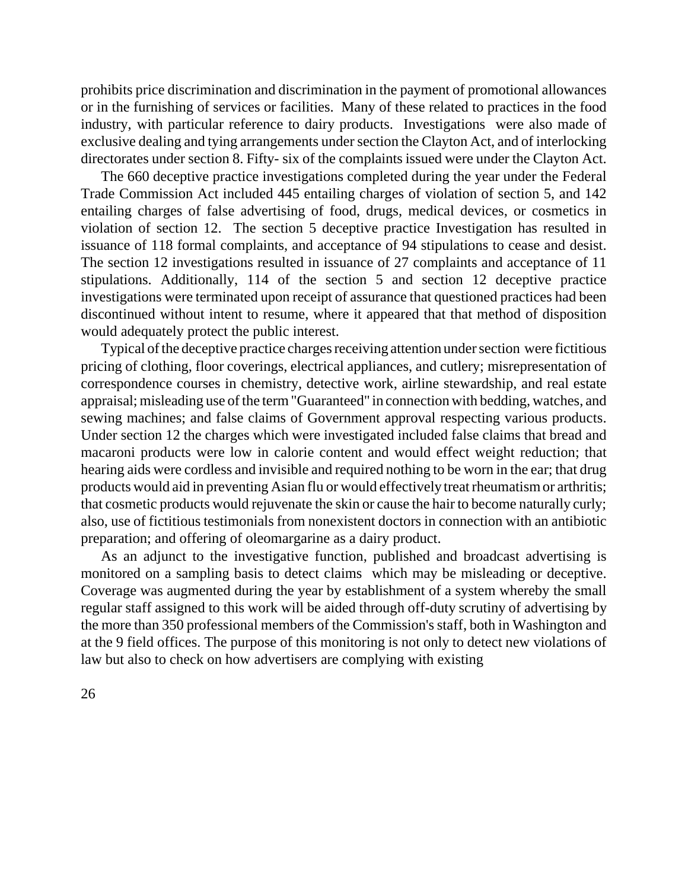prohibits price discrimination and discrimination in the payment of promotional allowances or in the furnishing of services or facilities. Many of these related to practices in the food industry, with particular reference to dairy products. Investigations were also made of exclusive dealing and tying arrangements under section the Clayton Act, and of interlocking directorates under section 8. Fifty- six of the complaints issued were under the Clayton Act.

The 660 deceptive practice investigations completed during the year under the Federal Trade Commission Act included 445 entailing charges of violation of section 5, and 142 entailing charges of false advertising of food, drugs, medical devices, or cosmetics in violation of section 12. The section 5 deceptive practice Investigation has resulted in issuance of 118 formal complaints, and acceptance of 94 stipulations to cease and desist. The section 12 investigations resulted in issuance of 27 complaints and acceptance of 11 stipulations. Additionally, 114 of the section 5 and section 12 deceptive practice investigations were terminated upon receipt of assurance that questioned practices had been discontinued without intent to resume, where it appeared that that method of disposition would adequately protect the public interest.

Typical of the deceptive practice charges receiving attention under section were fictitious pricing of clothing, floor coverings, electrical appliances, and cutlery; misrepresentation of correspondence courses in chemistry, detective work, airline stewardship, and real estate appraisal; misleading use of the term "Guaranteed" in connection with bedding, watches, and sewing machines; and false claims of Government approval respecting various products. Under section 12 the charges which were investigated included false claims that bread and macaroni products were low in calorie content and would effect weight reduction; that hearing aids were cordless and invisible and required nothing to be worn in the ear; that drug products would aid in preventing Asian flu or would effectively treat rheumatism or arthritis; that cosmetic products would rejuvenate the skin or cause the hair to become naturally curly; also, use of fictitious testimonials from nonexistent doctors in connection with an antibiotic preparation; and offering of oleomargarine as a dairy product.

As an adjunct to the investigative function, published and broadcast advertising is monitored on a sampling basis to detect claims which may be misleading or deceptive. Coverage was augmented during the year by establishment of a system whereby the small regular staff assigned to this work will be aided through off-duty scrutiny of advertising by the more than 350 professional members of the Commission's staff, both in Washington and at the 9 field offices. The purpose of this monitoring is not only to detect new violations of law but also to check on how advertisers are complying with existing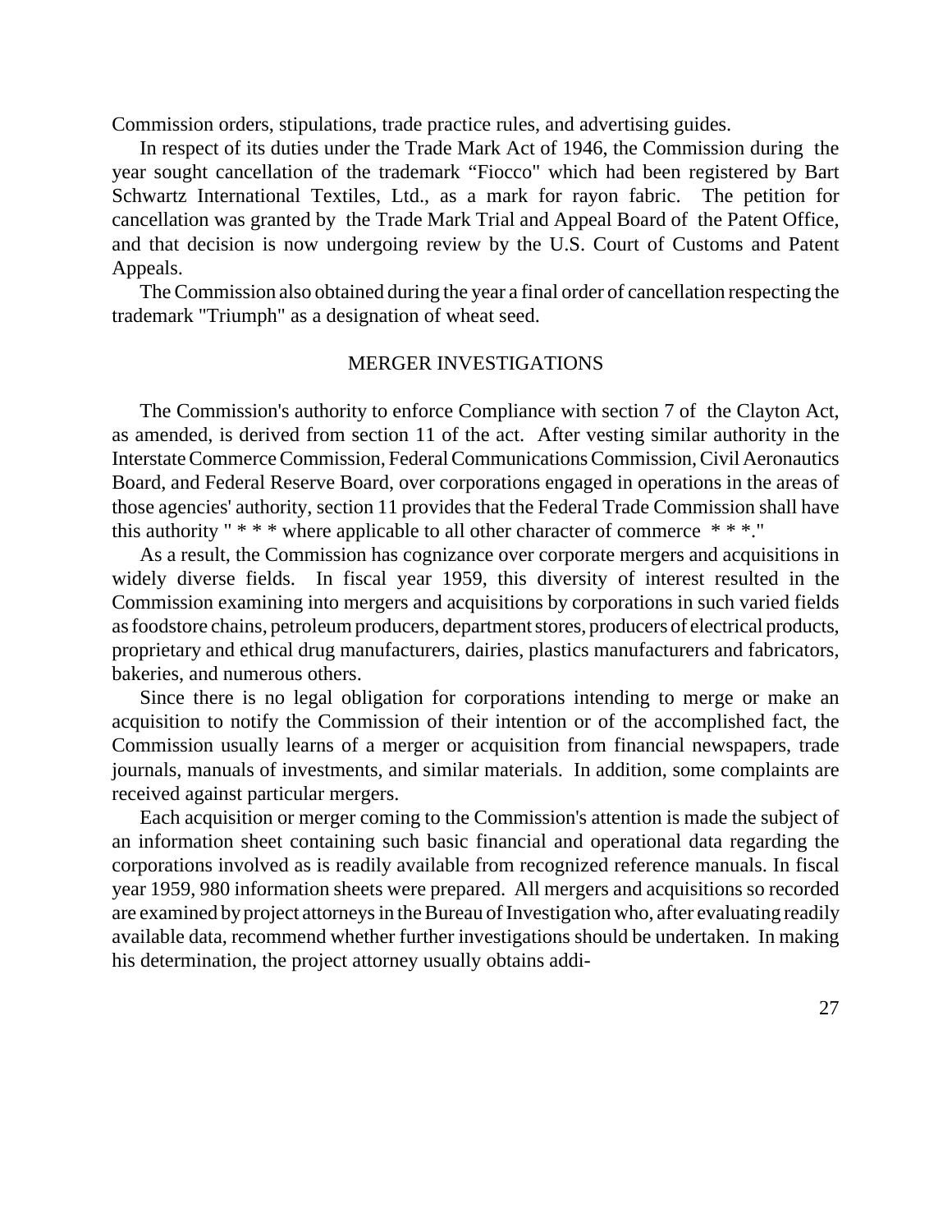Commission orders, stipulations, trade practice rules, and advertising guides.

In respect of its duties under the Trade Mark Act of 1946, the Commission during the year sought cancellation of the trademark “Fiocco" which had been registered by Bart Schwartz International Textiles, Ltd., as a mark for rayon fabric. The petition for cancellation was granted by the Trade Mark Trial and Appeal Board of the Patent Office, and that decision is now undergoing review by the U.S. Court of Customs and Patent Appeals.

The Commission also obtained during the year a final order of cancellation respecting the trademark "Triumph" as a designation of wheat seed.

## MERGER INVESTIGATIONS

The Commission's authority to enforce Compliance with section 7 of the Clayton Act, as amended, is derived from section 11 of the act. After vesting similar authority in the Interstate Commerce Commission, Federal Communications Commission, Civil Aeronautics Board, and Federal Reserve Board, over corporations engaged in operations in the areas of those agencies' authority, section 11 provides that the Federal Trade Commission shall have this authority " * * * where applicable to all other character of commerce * * *."

As a result, the Commission has cognizance over corporate mergers and acquisitions in widely diverse fields. In fiscal year 1959, this diversity of interest resulted in the Commission examining into mergers and acquisitions by corporations in such varied fields as foodstore chains, petroleum producers, department stores, producers of electrical products, proprietary and ethical drug manufacturers, dairies, plastics manufacturers and fabricators, bakeries, and numerous others.

Since there is no legal obligation for corporations intending to merge or make an acquisition to notify the Commission of their intention or of the accomplished fact, the Commission usually learns of a merger or acquisition from financial newspapers, trade journals, manuals of investments, and similar materials. In addition, some complaints are received against particular mergers.

Each acquisition or merger coming to the Commission's attention is made the subject of an information sheet containing such basic financial and operational data regarding the corporations involved as is readily available from recognized reference manuals. In fiscal year 1959, 980 information sheets were prepared. All mergers and acquisitions so recorded are examined by project attorneys in the Bureau of Investigation who, after evaluating readily available data, recommend whether further investigations should be undertaken. In making his determination, the project attorney usually obtains addi-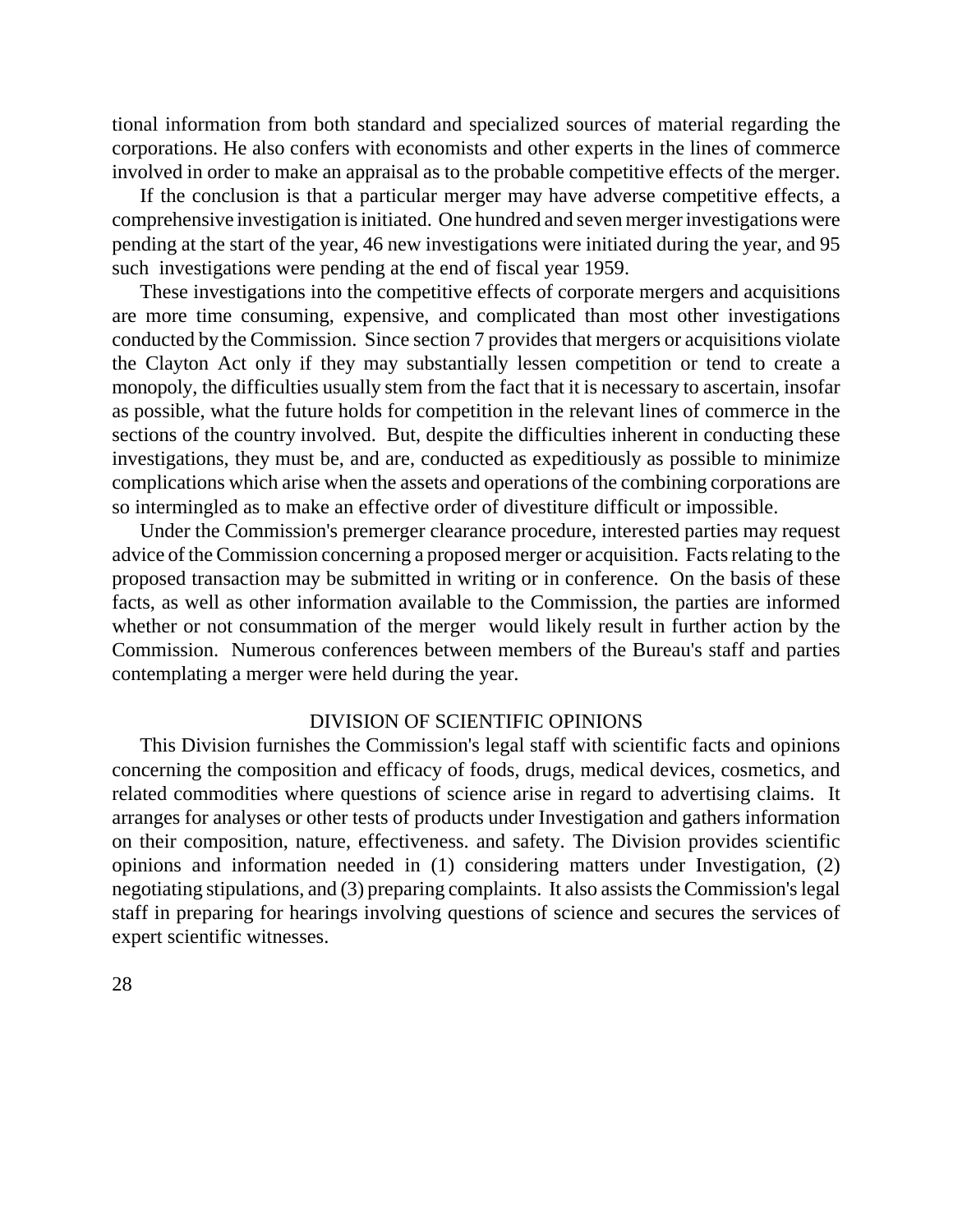tional information from both standard and specialized sources of material regarding the corporations. He also confers with economists and other experts in the lines of commerce involved in order to make an appraisal as to the probable competitive effects of the merger.

If the conclusion is that a particular merger may have adverse competitive effects, a comprehensive investigation is initiated. One hundred and seven merger investigations were pending at the start of the year, 46 new investigations were initiated during the year, and 95 such investigations were pending at the end of fiscal year 1959.

These investigations into the competitive effects of corporate mergers and acquisitions are more time consuming, expensive, and complicated than most other investigations conducted by the Commission. Since section 7 provides that mergers or acquisitions violate the Clayton Act only if they may substantially lessen competition or tend to create a monopoly, the difficulties usually stem from the fact that it is necessary to ascertain, insofar as possible, what the future holds for competition in the relevant lines of commerce in the sections of the country involved. But, despite the difficulties inherent in conducting these investigations, they must be, and are, conducted as expeditiously as possible to minimize complications which arise when the assets and operations of the combining corporations are so intermingled as to make an effective order of divestiture difficult or impossible.

Under the Commission's premerger clearance procedure, interested parties may request advice of the Commission concerning a proposed merger or acquisition. Facts relating to the proposed transaction may be submitted in writing or in conference. On the basis of these facts, as well as other information available to the Commission, the parties are informed whether or not consummation of the merger would likely result in further action by the Commission. Numerous conferences between members of the Bureau's staff and parties contemplating a merger were held during the year.

## DIVISION OF SCIENTIFIC OPINIONS

This Division furnishes the Commission's legal staff with scientific facts and opinions concerning the composition and efficacy of foods, drugs, medical devices, cosmetics, and related commodities where questions of science arise in regard to advertising claims. It arranges for analyses or other tests of products under Investigation and gathers information on their composition, nature, effectiveness. and safety. The Division provides scientific opinions and information needed in (1) considering matters under Investigation, (2) negotiating stipulations, and (3) preparing complaints. It also assists the Commission's legal staff in preparing for hearings involving questions of science and secures the services of expert scientific witnesses.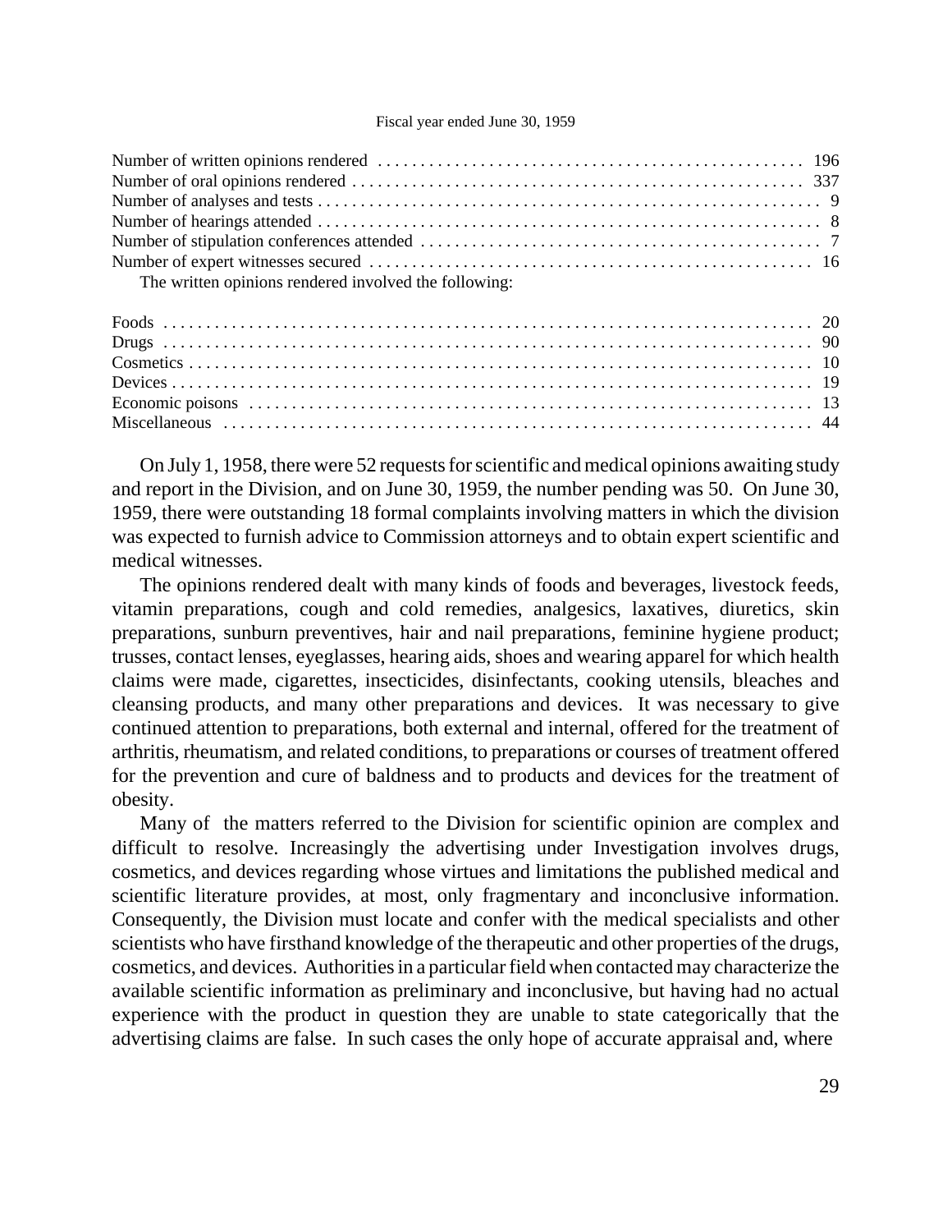Fiscal year ended June 30, 1959

| | |
|---|---|
| Number of written opinions rendered | 196 |
| Number of oral opinions rendered | 337 |
| Number of analyses and tests | 9 |
| Number of hearings attended | 8 |
| Number of stipulation conferences attended | 7 |
| Number of expert witnesses secured | 16 |

The written opinions rendered involved the following:

| | |
|---|---|
| Foods | 20 |
| Drugs | 90 |
| Cosmetics | 10 |
| Devices | 19 |
| Economic poisons | 13 |
| Miscellaneous | 44 |

On July 1, 1958, there were 52 requests for scientific and medical opinions awaiting study and report in the Division, and on June 30, 1959, the number pending was 50. On June 30, 1959, there were outstanding 18 formal complaints involving matters in which the division was expected to furnish advice to Commission attorneys and to obtain expert scientific and medical witnesses.

The opinions rendered dealt with many kinds of foods and beverages, livestock feeds, vitamin preparations, cough and cold remedies, analgesics, laxatives, diuretics, skin preparations, sunburn preventives, hair and nail preparations, feminine hygiene product; trusses, contact lenses, eyeglasses, hearing aids, shoes and wearing apparel for which health claims were made, cigarettes, insecticides, disinfectants, cooking utensils, bleaches and cleansing products, and many other preparations and devices. It was necessary to give continued attention to preparations, both external and internal, offered for the treatment of arthritis, rheumatism, and related conditions, to preparations or courses of treatment offered for the prevention and cure of baldness and to products and devices for the treatment of obesity.

Many of the matters referred to the Division for scientific opinion are complex and difficult to resolve. Increasingly the advertising under Investigation involves drugs, cosmetics, and devices regarding whose virtues and limitations the published medical and scientific literature provides, at most, only fragmentary and inconclusive information. Consequently, the Division must locate and confer with the medical specialists and other scientists who have firsthand knowledge of the therapeutic and other properties of the drugs, cosmetics, and devices. Authorities in a particular field when contacted may characterize the available scientific information as preliminary and inconclusive, but having had no actual experience with the product in question they are unable to state categorically that the advertising claims are false. In such cases the only hope of accurate appraisal and, where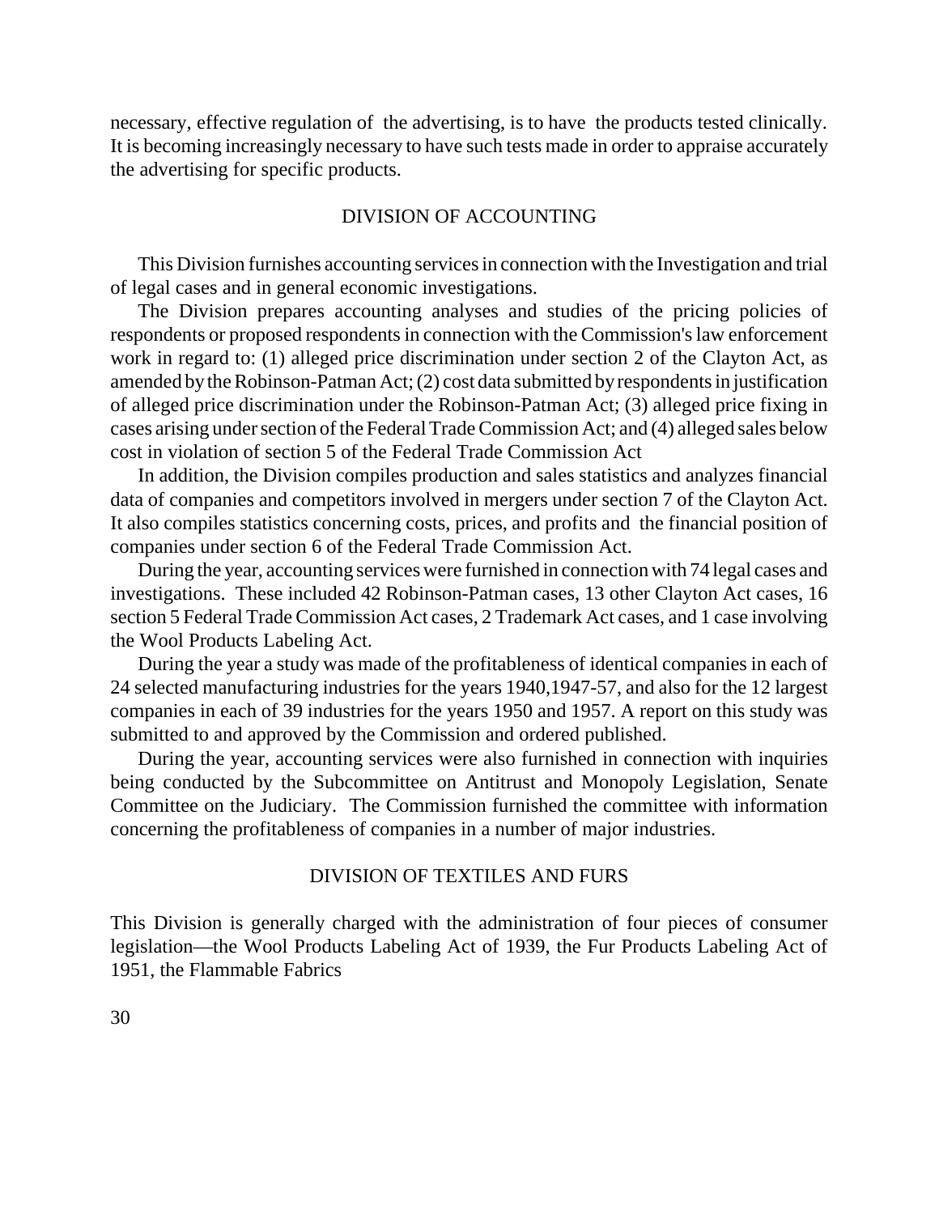necessary, effective regulation of the advertising, is to have the products tested clinically. It is becoming increasingly necessary to have such tests made in order to appraise accurately the advertising for specific products.

## DIVISION OF ACCOUNTING

This Division furnishes accounting services in connection with the Investigation and trial of legal cases and in general economic investigations.

The Division prepares accounting analyses and studies of the pricing policies of respondents or proposed respondents in connection with the Commission's law enforcement work in regard to: (1) alleged price discrimination under section 2 of the Clayton Act, as amended by the Robinson-Patman Act; (2) cost data submitted by respondents in justification of alleged price discrimination under the Robinson-Patman Act; (3) alleged price fixing in cases arising under section of the Federal Trade Commission Act; and (4) alleged sales below cost in violation of section 5 of the Federal Trade Commission Act

In addition, the Division compiles production and sales statistics and analyzes financial data of companies and competitors involved in mergers under section 7 of the Clayton Act. It also compiles statistics concerning costs, prices, and profits and the financial position of companies under section 6 of the Federal Trade Commission Act.

During the year, accounting services were furnished in connection with 74 legal cases and investigations. These included 42 Robinson-Patman cases, 13 other Clayton Act cases, 16 section 5 Federal Trade Commission Act cases, 2 Trademark Act cases, and 1 case involving the Wool Products Labeling Act.

During the year a study was made of the profitableness of identical companies in each of 24 selected manufacturing industries for the years 1940,1947-57, and also for the 12 largest companies in each of 39 industries for the years 1950 and 1957. A report on this study was submitted to and approved by the Commission and ordered published.

During the year, accounting services were also furnished in connection with inquiries being conducted by the Subcommittee on Antitrust and Monopoly Legislation, Senate Committee on the Judiciary. The Commission furnished the committee with information concerning the profitableness of companies in a number of major industries.

## DIVISION OF TEXTILES AND FURS

This Division is generally charged with the administration of four pieces of consumer legislation—the Wool Products Labeling Act of 1939, the Fur Products Labeling Act of 1951, the Flammable Fabrics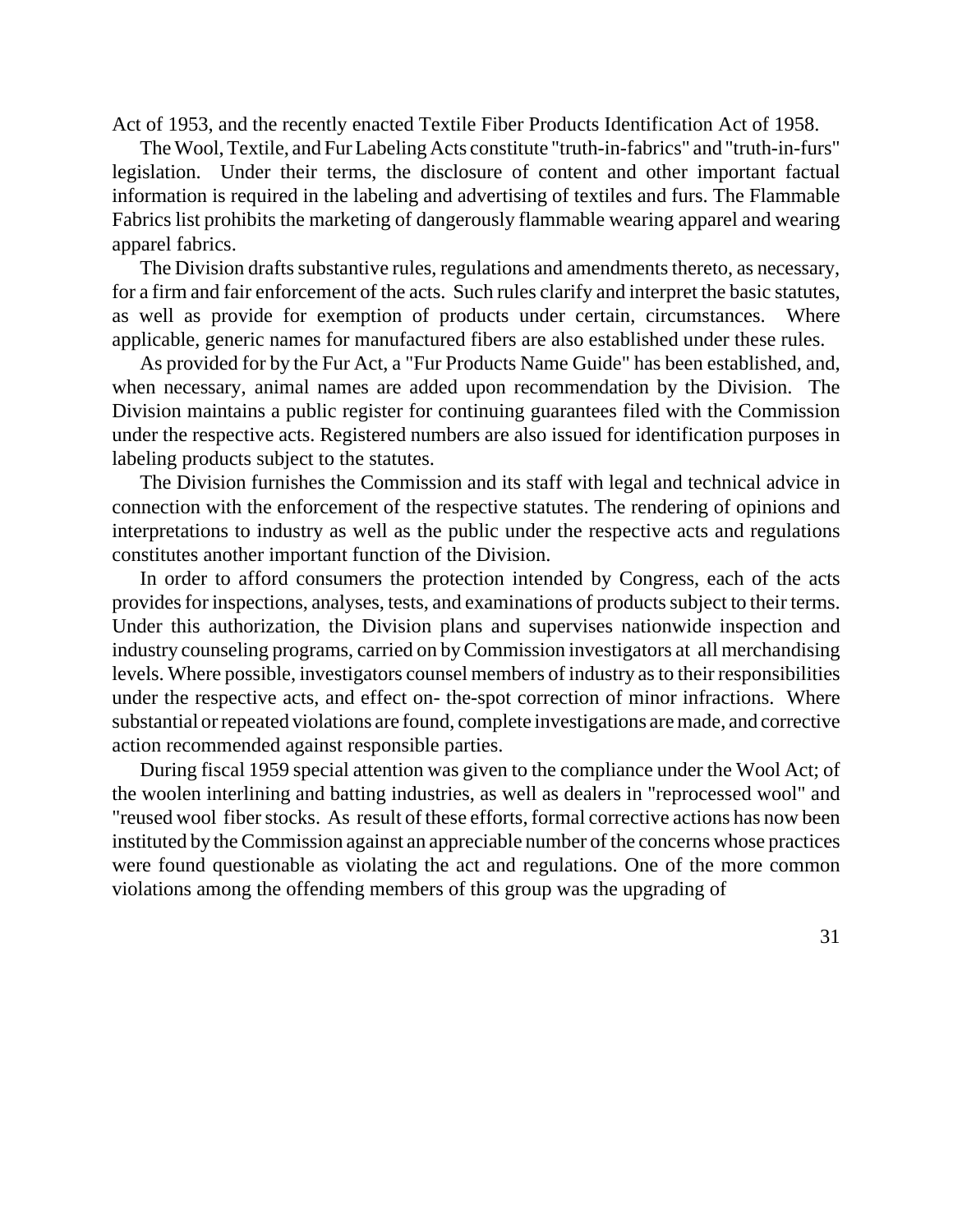Act of 1953, and the recently enacted Textile Fiber Products Identification Act of 1958.

The Wool, Textile, and Fur Labeling Acts constitute "truth-in-fabrics" and "truth-in-furs" legislation. Under their terms, the disclosure of content and other important factual information is required in the labeling and advertising of textiles and furs. The Flammable Fabrics list prohibits the marketing of dangerously flammable wearing apparel and wearing apparel fabrics.

The Division drafts substantive rules, regulations and amendments thereto, as necessary, for a firm and fair enforcement of the acts. Such rules clarify and interpret the basic statutes, as well as provide for exemption of products under certain, circumstances. Where applicable, generic names for manufactured fibers are also established under these rules.

As provided for by the Fur Act, a "Fur Products Name Guide" has been established, and, when necessary, animal names are added upon recommendation by the Division. The Division maintains a public register for continuing guarantees filed with the Commission under the respective acts. Registered numbers are also issued for identification purposes in labeling products subject to the statutes.

The Division furnishes the Commission and its staff with legal and technical advice in connection with the enforcement of the respective statutes. The rendering of opinions and interpretations to industry as well as the public under the respective acts and regulations constitutes another important function of the Division.

In order to afford consumers the protection intended by Congress, each of the acts provides for inspections, analyses, tests, and examinations of products subject to their terms. Under this authorization, the Division plans and supervises nationwide inspection and industry counseling programs, carried on by Commission investigators at all merchandising levels. Where possible, investigators counsel members of industry as to their responsibilities under the respective acts, and effect on- the-spot correction of minor infractions. Where substantial or repeated violations are found, complete investigations are made, and corrective action recommended against responsible parties.

During fiscal 1959 special attention was given to the compliance under the Wool Act; of the woolen interlining and batting industries, as well as dealers in "reprocessed wool" and "reused wool fiber stocks. As result of these efforts, formal corrective actions has now been instituted by the Commission against an appreciable number of the concerns whose practices were found questionable as violating the act and regulations. One of the more common violations among the offending members of this group was the upgrading of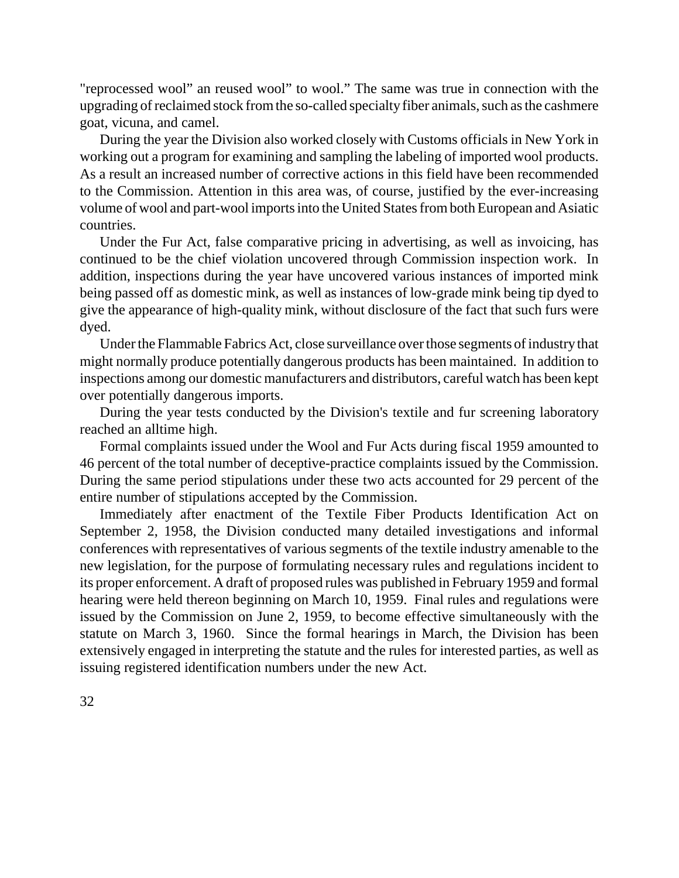"reprocessed wool" an reused wool" to wool." The same was true in connection with the upgrading of reclaimed stock from the so-called specialty fiber animals, such as the cashmere goat, vicuna, and camel.

During the year the Division also worked closely with Customs officials in New York in working out a program for examining and sampling the labeling of imported wool products. As a result an increased number of corrective actions in this field have been recommended to the Commission. Attention in this area was, of course, justified by the ever-increasing volume of wool and part-wool imports into the United States from both European and Asiatic countries.

Under the Fur Act, false comparative pricing in advertising, as well as invoicing, has continued to be the chief violation uncovered through Commission inspection work. In addition, inspections during the year have uncovered various instances of imported mink being passed off as domestic mink, as well as instances of low-grade mink being tip dyed to give the appearance of high-quality mink, without disclosure of the fact that such furs were dyed.

Under the Flammable Fabrics Act, close surveillance over those segments of industry that might normally produce potentially dangerous products has been maintained. In addition to inspections among our domestic manufacturers and distributors, careful watch has been kept over potentially dangerous imports.

During the year tests conducted by the Division's textile and fur screening laboratory reached an alltime high.

Formal complaints issued under the Wool and Fur Acts during fiscal 1959 amounted to 46 percent of the total number of deceptive-practice complaints issued by the Commission. During the same period stipulations under these two acts accounted for 29 percent of the entire number of stipulations accepted by the Commission.

Immediately after enactment of the Textile Fiber Products Identification Act on September 2, 1958, the Division conducted many detailed investigations and informal conferences with representatives of various segments of the textile industry amenable to the new legislation, for the purpose of formulating necessary rules and regulations incident to its proper enforcement. A draft of proposed rules was published in February 1959 and formal hearing were held thereon beginning on March 10, 1959. Final rules and regulations were issued by the Commission on June 2, 1959, to become effective simultaneously with the statute on March 3, 1960. Since the formal hearings in March, the Division has been extensively engaged in interpreting the statute and the rules for interested parties, as well as issuing registered identification numbers under the new Act.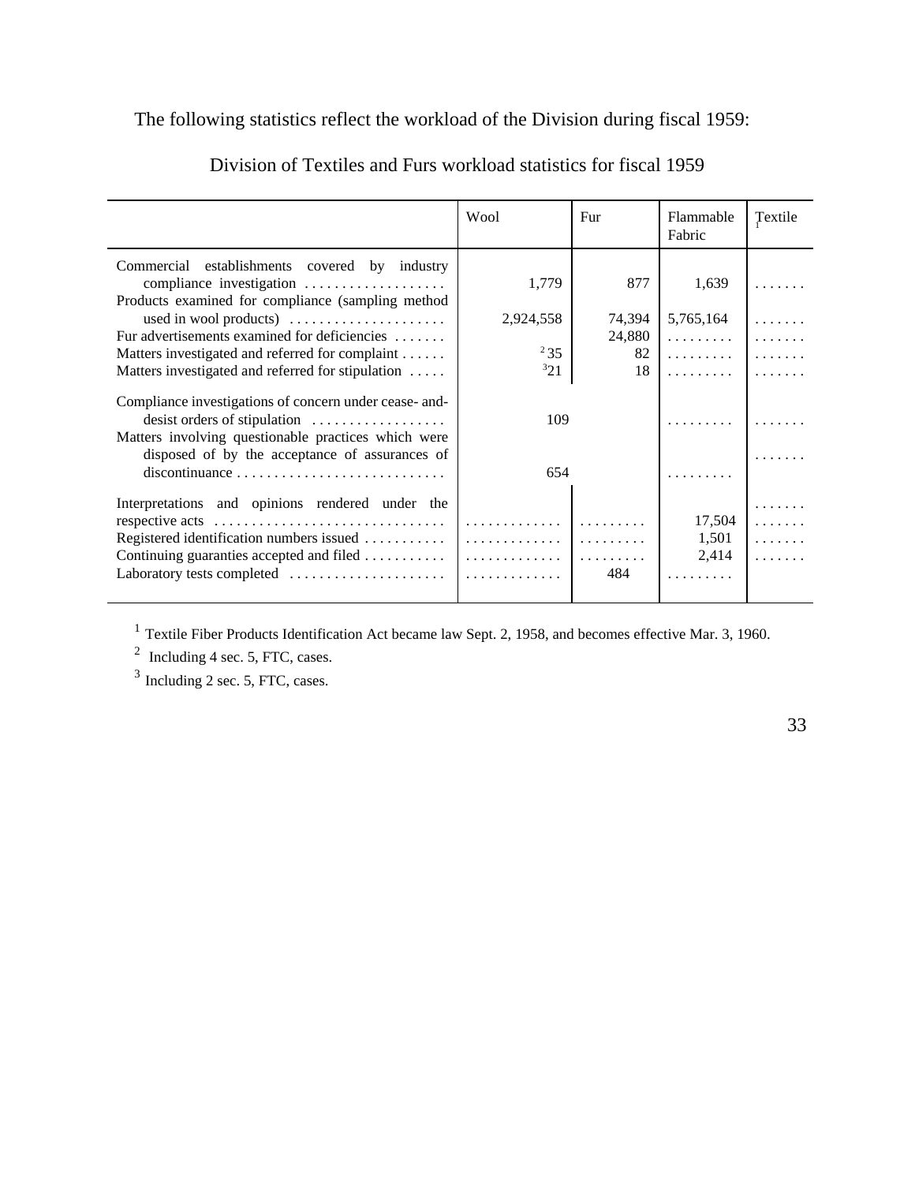The following statistics reflect the workload of the Division during fiscal 1959:

Division of Textiles and Furs workload statistics for fiscal 1959

| | Wool | Fur | Flammable Fabric | Textile [1] |
|---|---|---|---|---|
| Commercial establishments covered by industry compliance investigation | 1,779 | 877 | 1,639 | ....... |
| Products examined for compliance (sampling method used in wool products) | 2,924,558 | 74,394 | 5,765,164 | ....... |
| Fur advertisements examined for deficiencies | | 24,880 | ......... | ....... |
| Matters investigated and referred for complaint | [2] 35 | 82 | ......... | ....... |
| Matters investigated and referred for stipulation | [3] 21 | 18 | ......... | ....... |
| Compliance investigations of concern under cease- and-desist orders of stipulation | 109 | | ......... | ....... |
| Matters involving questionable practices which were disposed of by the acceptance of assurances of discontinuance | 654 | | ......... | ....... |
| Interpretations and opinions rendered under the respective acts | ............. | ......... | 17,504 | ....... |
| Registered identification numbers issued | ............. | ......... | 1,501 | ....... |
| Continuing guaranties accepted and filed | ............. | ......... | 2,414 | ....... |
| Laboratory tests completed | ............. | 484 | ......... | |

[1] Textile Fiber Products Identification Act became law Sept. 2, 1958, and becomes effective Mar. 3, 1960.

[2] Including 4 sec. 5, FTC, cases.

[3] Including 2 sec. 5, FTC, cases.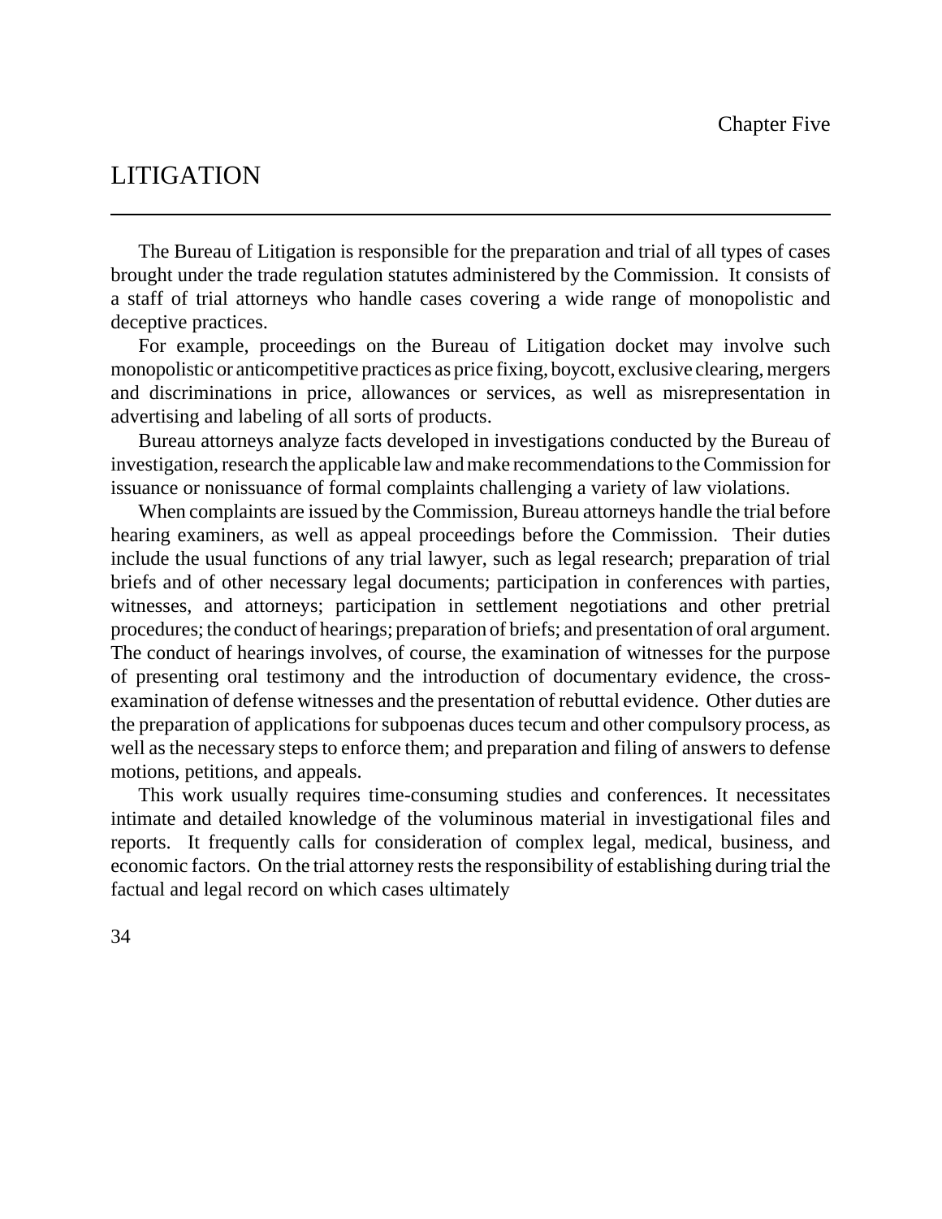Chapter Five

# LITIGATION

The Bureau of Litigation is responsible for the preparation and trial of all types of cases brought under the trade regulation statutes administered by the Commission. It consists of a staff of trial attorneys who handle cases covering a wide range of monopolistic and deceptive practices.

For example, proceedings on the Bureau of Litigation docket may involve such monopolistic or anticompetitive practices as price fixing, boycott, exclusive clearing, mergers and discriminations in price, allowances or services, as well as misrepresentation in advertising and labeling of all sorts of products.

Bureau attorneys analyze facts developed in investigations conducted by the Bureau of investigation, research the applicable law and make recommendations to the Commission for issuance or nonissuance of formal complaints challenging a variety of law violations.

When complaints are issued by the Commission, Bureau attorneys handle the trial before hearing examiners, as well as appeal proceedings before the Commission. Their duties include the usual functions of any trial lawyer, such as legal research; preparation of trial briefs and of other necessary legal documents; participation in conferences with parties, witnesses, and attorneys; participation in settlement negotiations and other pretrial procedures; the conduct of hearings; preparation of briefs; and presentation of oral argument. The conduct of hearings involves, of course, the examination of witnesses for the purpose of presenting oral testimony and the introduction of documentary evidence, the cross-examination of defense witnesses and the presentation of rebuttal evidence. Other duties are the preparation of applications for subpoenas duces tecum and other compulsory process, as well as the necessary steps to enforce them; and preparation and filing of answers to defense motions, petitions, and appeals.

This work usually requires time-consuming studies and conferences. It necessitates intimate and detailed knowledge of the voluminous material in investigational files and reports. It frequently calls for consideration of complex legal, medical, business, and economic factors. On the trial attorney rests the responsibility of establishing during trial the factual and legal record on which cases ultimately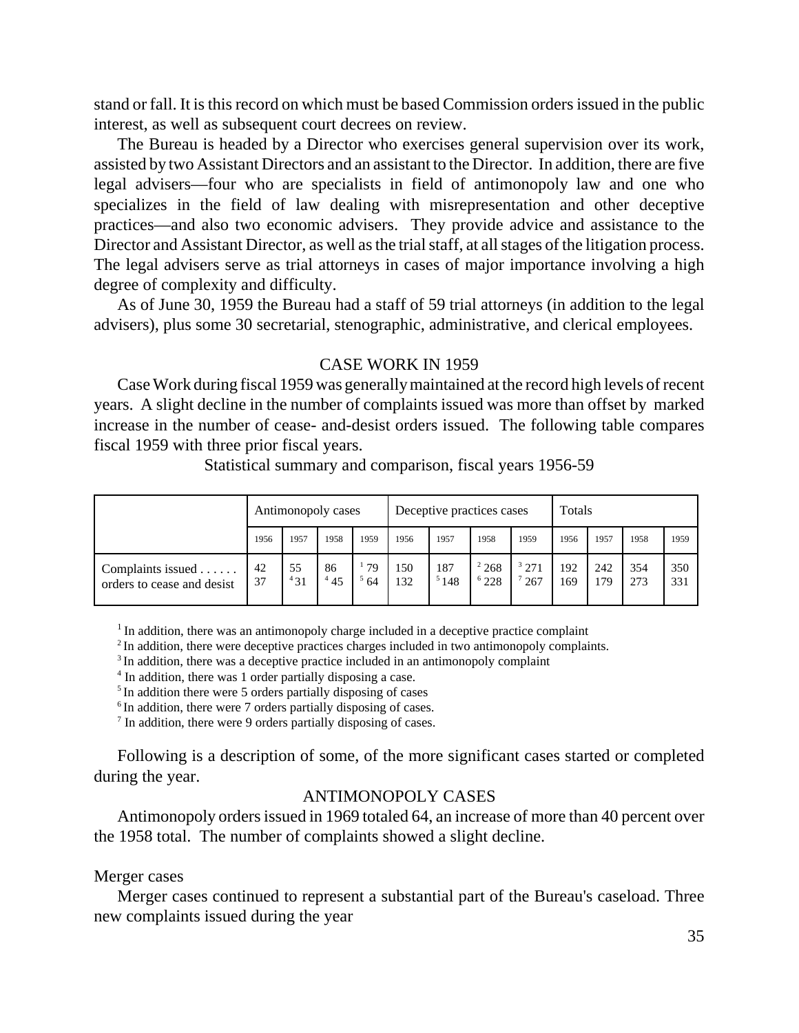stand or fall. It is this record on which must be based Commission orders issued in the public interest, as well as subsequent court decrees on review.

The Bureau is headed by a Director who exercises general supervision over its work, assisted by two Assistant Directors and an assistant to the Director. In addition, there are five legal advisers—four who are specialists in field of antimonopoly law and one who specializes in the field of law dealing with misrepresentation and other deceptive practices—and also two economic advisers. They provide advice and assistance to the Director and Assistant Director, as well as the trial staff, at all stages of the litigation process. The legal advisers serve as trial attorneys in cases of major importance involving a high degree of complexity and difficulty.

As of June 30, 1959 the Bureau had a staff of 59 trial attorneys (in addition to the legal advisers), plus some 30 secretarial, stenographic, administrative, and clerical employees.

## CASE WORK IN 1959

Case Work during fiscal 1959 was generally maintained at the record high levels of recent years. A slight decline in the number of complaints issued was more than offset by marked increase in the number of cease- and-desist orders issued. The following table compares fiscal 1959 with three prior fiscal years.

Statistical summary and comparison, fiscal years 1956-59

| | Antimonopoly cases | | | | Deceptive practices cases | | | | Totals | | | |
|---|---|---|---|---|---|---|---|---|---|---|---|---|
| | 1956 | 1957 | 1958 | 1959 | 1956 | 1957 | 1958 | 1959 | 1956 | 1957 | 1958 | 1959 |
| Complaints issued . . . . . . | 42 | 55 | 86 | [1] 79 | 150 | 187 | [2] 268 | [3] 271 | 192 | 242 | 354 | 350 |
| orders to cease and desist | 37 | [4] 31 | [4] 45 | [5] 64 | 132 | [5] 148 | [6] 228 | [7] 267 | 169 | 179 | 273 | 331 |

[1] In addition, there was an antimonopoly charge included in a deceptive practice complaint
[2] In addition, there were deceptive practices charges included in two antimonopoly complaints.
[3] In addition, there was a deceptive practice included in an antimonopoly complaint
[4] In addition, there was 1 order partially disposing a case.
[5] In addition there were 5 orders partially disposing of cases
[6] In addition, there were 7 orders partially disposing of cases.
[7] In addition, there were 9 orders partially disposing of cases.

Following is a description of some, of the more significant cases started or completed during the year.

## ANTIMONOPOLY CASES

Antimonopoly orders issued in 1969 totaled 64, an increase of more than 40 percent over the 1958 total. The number of complaints showed a slight decline.

### Merger cases

Merger cases continued to represent a substantial part of the Bureau's caseload. Three new complaints issued during the year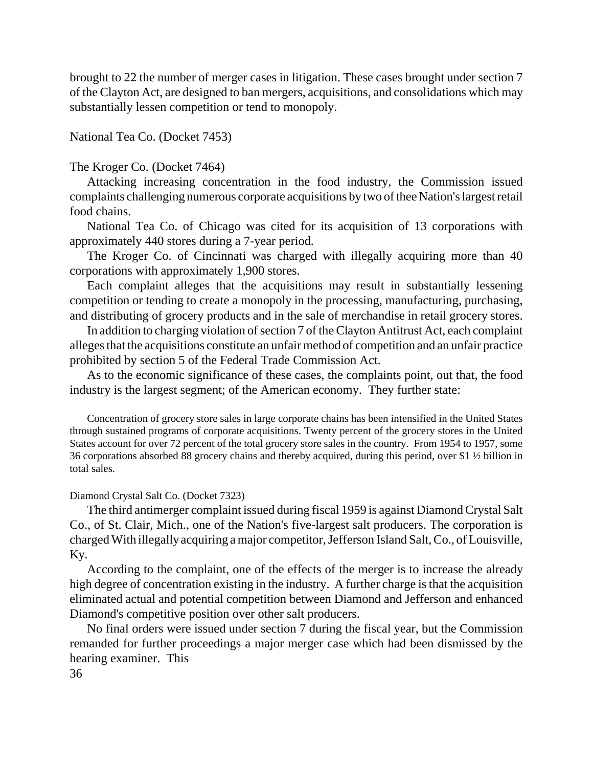brought to 22 the number of merger cases in litigation. These cases brought under section 7 of the Clayton Act, are designed to ban mergers, acquisitions, and consolidations which may substantially lessen competition or tend to monopoly.

National Tea Co. (Docket 7453)

The Kroger Co. (Docket 7464)

Attacking increasing concentration in the food industry, the Commission issued complaints challenging numerous corporate acquisitions by two of thee Nation's largest retail food chains.

National Tea Co. of Chicago was cited for its acquisition of 13 corporations with approximately 440 stores during a 7-year period.

The Kroger Co. of Cincinnati was charged with illegally acquiring more than 40 corporations with approximately 1,900 stores.

Each complaint alleges that the acquisitions may result in substantially lessening competition or tending to create a monopoly in the processing, manufacturing, purchasing, and distributing of grocery products and in the sale of merchandise in retail grocery stores.

In addition to charging violation of section 7 of the Clayton Antitrust Act, each complaint alleges that the acquisitions constitute an unfair method of competition and an unfair practice prohibited by section 5 of the Federal Trade Commission Act.

As to the economic significance of these cases, the complaints point, out that, the food industry is the largest segment; of the American economy. They further state:

> Concentration of grocery store sales in large corporate chains has been intensified in the United States through sustained programs of corporate acquisitions. Twenty percent of the grocery stores in the United States account for over 72 percent of the total grocery store sales in the country. From 1954 to 1957, some 36 corporations absorbed 88 grocery chains and thereby acquired, during this period, over $1 ½ billion in total sales.

Diamond Crystal Salt Co. (Docket 7323)

The third antimerger complaint issued during fiscal 1959 is against Diamond Crystal Salt Co., of St. Clair, Mich., one of the Nation's five-largest salt producers. The corporation is charged With illegally acquiring a major competitor, Jefferson Island Salt, Co., of Louisville, Ky.

According to the complaint, one of the effects of the merger is to increase the already high degree of concentration existing in the industry. A further charge is that the acquisition eliminated actual and potential competition between Diamond and Jefferson and enhanced Diamond's competitive position over other salt producers.

No final orders were issued under section 7 during the fiscal year, but the Commission remanded for further proceedings a major merger case which had been dismissed by the hearing examiner. This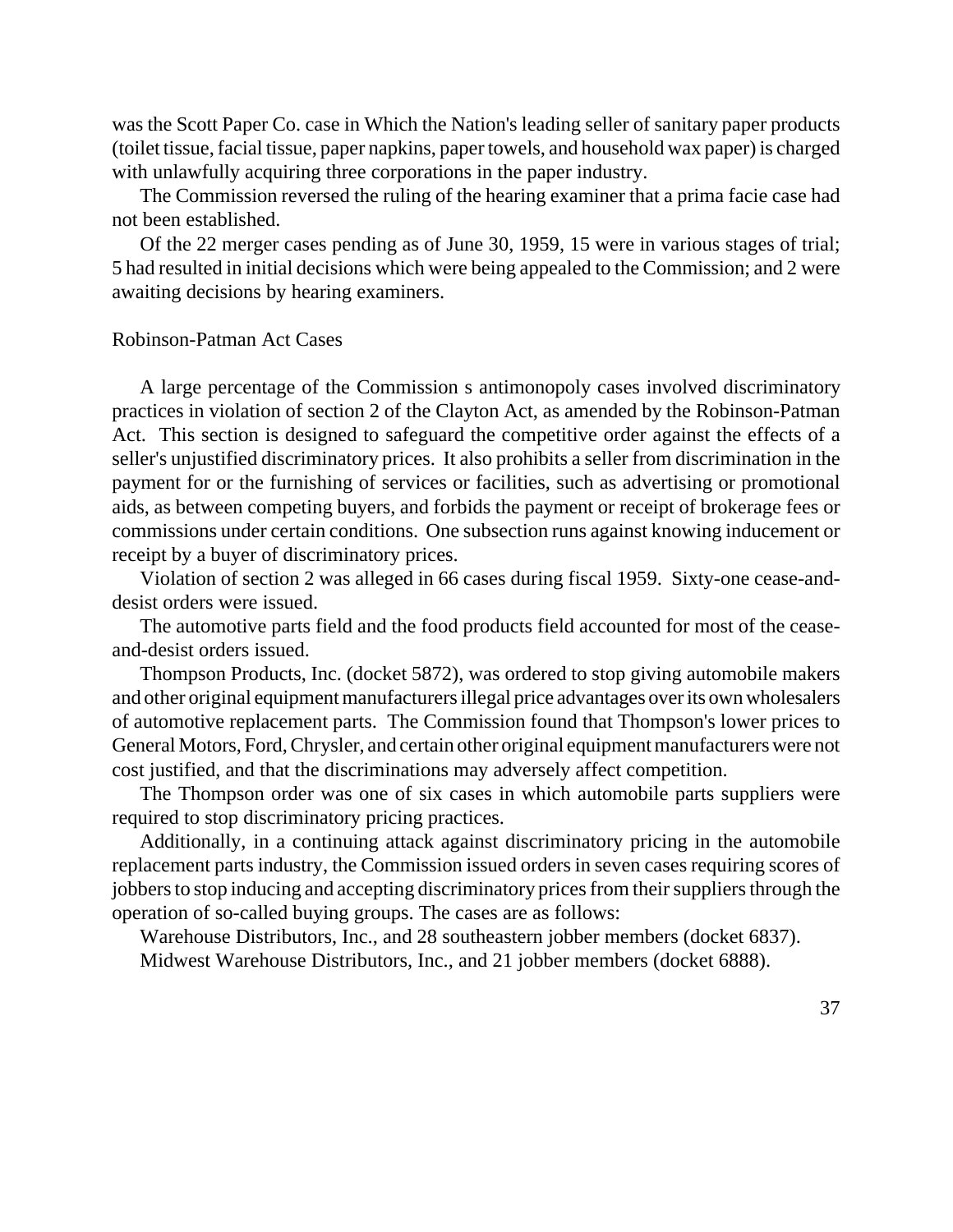was the Scott Paper Co. case in Which the Nation's leading seller of sanitary paper products (toilet tissue, facial tissue, paper napkins, paper towels, and household wax paper) is charged with unlawfully acquiring three corporations in the paper industry.

The Commission reversed the ruling of the hearing examiner that a prima facie case had not been established.

Of the 22 merger cases pending as of June 30, 1959, 15 were in various stages of trial; 5 had resulted in initial decisions which were being appealed to the Commission; and 2 were awaiting decisions by hearing examiners.

### Robinson-Patman Act Cases

A large percentage of the Commission s antimonopoly cases involved discriminatory practices in violation of section 2 of the Clayton Act, as amended by the Robinson-Patman Act. This section is designed to safeguard the competitive order against the effects of a seller's unjustified discriminatory prices. It also prohibits a seller from discrimination in the payment for or the furnishing of services or facilities, such as advertising or promotional aids, as between competing buyers, and forbids the payment or receipt of brokerage fees or commissions under certain conditions. One subsection runs against knowing inducement or receipt by a buyer of discriminatory prices.

Violation of section 2 was alleged in 66 cases during fiscal 1959. Sixty-one cease-and-desist orders were issued.

The automotive parts field and the food products field accounted for most of the cease-and-desist orders issued.

Thompson Products, Inc. (docket 5872), was ordered to stop giving automobile makers and other original equipment manufacturers illegal price advantages over its own wholesalers of automotive replacement parts. The Commission found that Thompson's lower prices to General Motors, Ford, Chrysler, and certain other original equipment manufacturers were not cost justified, and that the discriminations may adversely affect competition.

The Thompson order was one of six cases in which automobile parts suppliers were required to stop discriminatory pricing practices.

Additionally, in a continuing attack against discriminatory pricing in the automobile replacement parts industry, the Commission issued orders in seven cases requiring scores of jobbers to stop inducing and accepting discriminatory prices from their suppliers through the operation of so-called buying groups. The cases are as follows:

Warehouse Distributors, Inc., and 28 southeastern jobber members (docket 6837).

Midwest Warehouse Distributors, Inc., and 21 jobber members (docket 6888).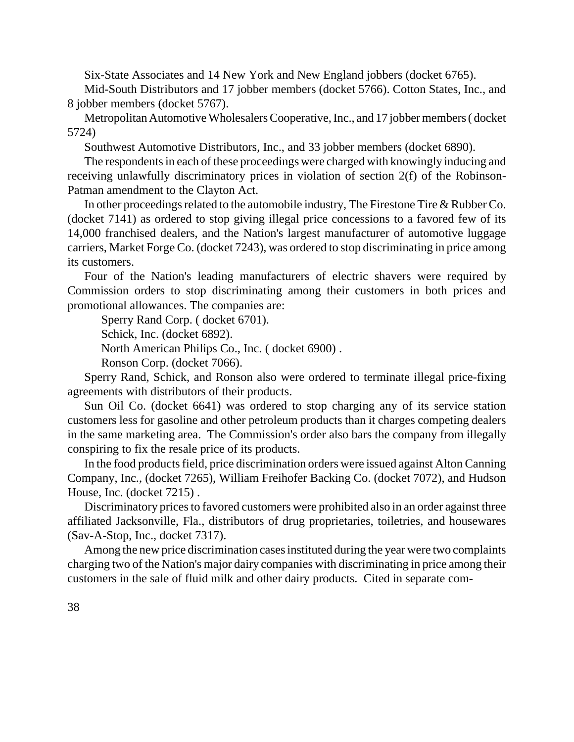Six-State Associates and 14 New York and New England jobbers (docket 6765).

Mid-South Distributors and 17 jobber members (docket 5766). Cotton States, Inc., and 8 jobber members (docket 5767).

Metropolitan Automotive Wholesalers Cooperative, Inc., and 17 jobber members ( docket 5724)

Southwest Automotive Distributors, Inc., and 33 jobber members (docket 6890).

The respondents in each of these proceedings were charged with knowingly inducing and receiving unlawfully discriminatory prices in violation of section 2(f) of the Robinson-Patman amendment to the Clayton Act.

In other proceedings related to the automobile industry, The Firestone Tire & Rubber Co. (docket 7141) as ordered to stop giving illegal price concessions to a favored few of its 14,000 franchised dealers, and the Nation's largest manufacturer of automotive luggage carriers, Market Forge Co. (docket 7243), was ordered to stop discriminating in price among its customers.

Four of the Nation's leading manufacturers of electric shavers were required by Commission orders to stop discriminating among their customers in both prices and promotional allowances. The companies are:

Sperry Rand Corp. ( docket 6701).

Schick, Inc. (docket 6892).

North American Philips Co., Inc. ( docket 6900) .

Ronson Corp. (docket 7066).

Sperry Rand, Schick, and Ronson also were ordered to terminate illegal price-fixing agreements with distributors of their products.

Sun Oil Co. (docket 6641) was ordered to stop charging any of its service station customers less for gasoline and other petroleum products than it charges competing dealers in the same marketing area. The Commission's order also bars the company from illegally conspiring to fix the resale price of its products.

In the food products field, price discrimination orders were issued against Alton Canning Company, Inc., (docket 7265), William Freihofer Backing Co. (docket 7072), and Hudson House, Inc. (docket 7215) .

Discriminatory prices to favored customers were prohibited also in an order against three affiliated Jacksonville, Fla., distributors of drug proprietaries, toiletries, and housewares (Sav-A-Stop, Inc., docket 7317).

Among the new price discrimination cases instituted during the year were two complaints charging two of the Nation's major dairy companies with discriminating in price among their customers in the sale of fluid milk and other dairy products. Cited in separate com-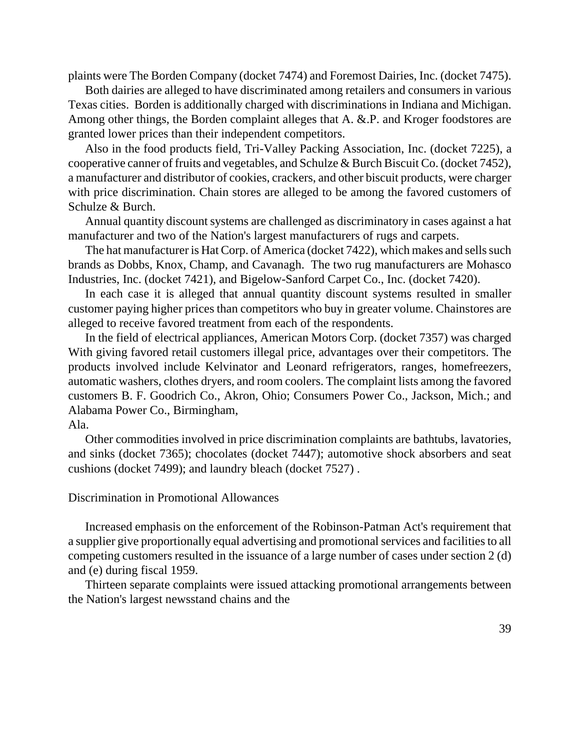plaints were The Borden Company (docket 7474) and Foremost Dairies, Inc. (docket 7475).

Both dairies are alleged to have discriminated among retailers and consumers in various Texas cities. Borden is additionally charged with discriminations in Indiana and Michigan. Among other things, the Borden complaint alleges that A. &.P. and Kroger foodstores are granted lower prices than their independent competitors.

Also in the food products field, Tri-Valley Packing Association, Inc. (docket 7225), a cooperative canner of fruits and vegetables, and Schulze & Burch Biscuit Co. (docket 7452), a manufacturer and distributor of cookies, crackers, and other biscuit products, were charger with price discrimination. Chain stores are alleged to be among the favored customers of Schulze & Burch.

Annual quantity discount systems are challenged as discriminatory in cases against a hat manufacturer and two of the Nation's largest manufacturers of rugs and carpets.

The hat manufacturer is Hat Corp. of America (docket 7422), which makes and sells such brands as Dobbs, Knox, Champ, and Cavanagh. The two rug manufacturers are Mohasco Industries, Inc. (docket 7421), and Bigelow-Sanford Carpet Co., Inc. (docket 7420).

In each case it is alleged that annual quantity discount systems resulted in smaller customer paying higher prices than competitors who buy in greater volume. Chainstores are alleged to receive favored treatment from each of the respondents.

In the field of electrical appliances, American Motors Corp. (docket 7357) was charged With giving favored retail customers illegal price, advantages over their competitors. The products involved include Kelvinator and Leonard refrigerators, ranges, homefreezers, automatic washers, clothes dryers, and room coolers. The complaint lists among the favored customers B. F. Goodrich Co., Akron, Ohio; Consumers Power Co., Jackson, Mich.; and Alabama Power Co., Birmingham, Ala.

Other commodities involved in price discrimination complaints are bathtubs, lavatories, and sinks (docket 7365); chocolates (docket 7447); automotive shock absorbers and seat cushions (docket 7499); and laundry bleach (docket 7527) .

Discrimination in Promotional Allowances

Increased emphasis on the enforcement of the Robinson-Patman Act's requirement that a supplier give proportionally equal advertising and promotional services and facilities to all competing customers resulted in the issuance of a large number of cases under section 2 (d) and (e) during fiscal 1959.

Thirteen separate complaints were issued attacking promotional arrangements between the Nation's largest newsstand chains and the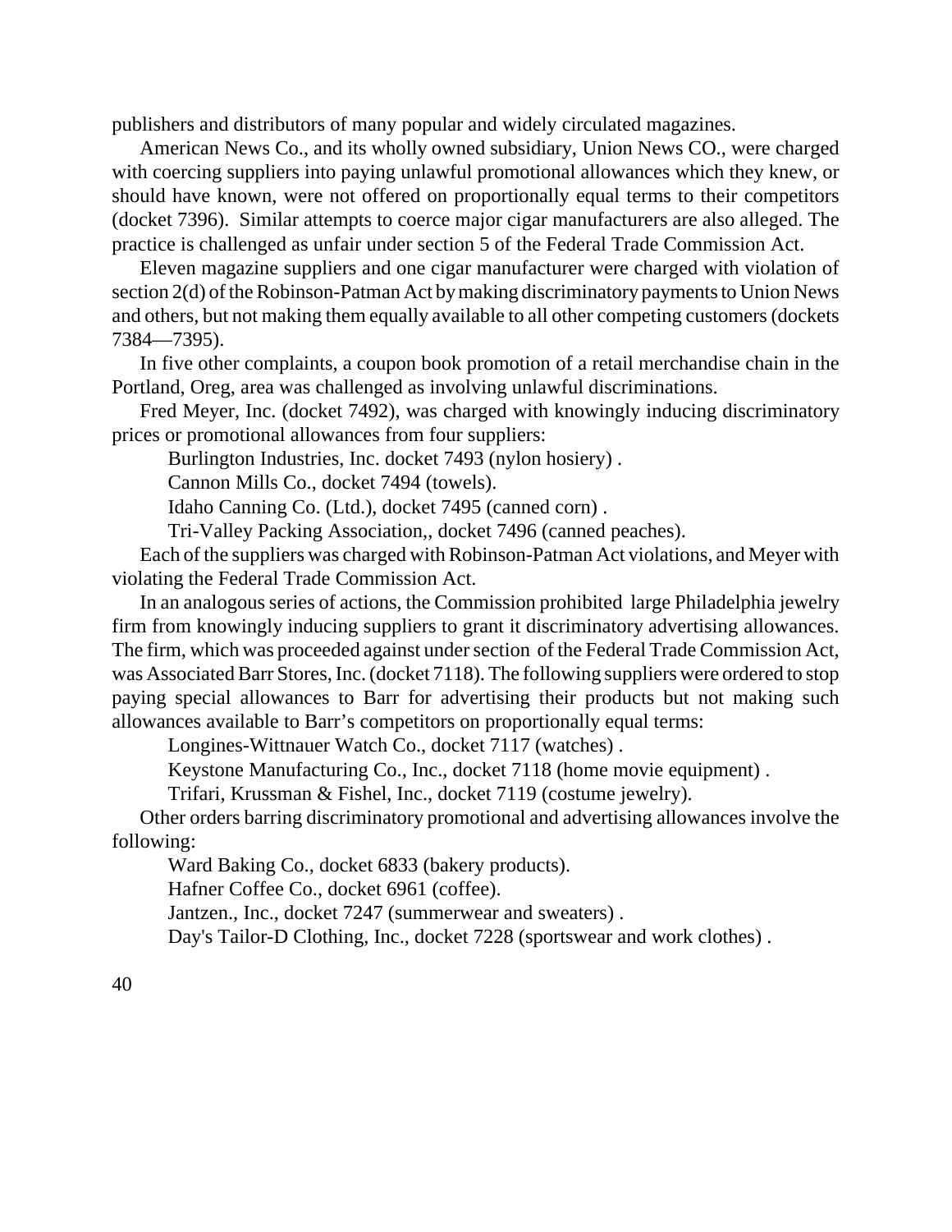publishers and distributors of many popular and widely circulated magazines.

American News Co., and its wholly owned subsidiary, Union News CO., were charged with coercing suppliers into paying unlawful promotional allowances which they knew, or should have known, were not offered on proportionally equal terms to their competitors (docket 7396). Similar attempts to coerce major cigar manufacturers are also alleged. The practice is challenged as unfair under section 5 of the Federal Trade Commission Act.

Eleven magazine suppliers and one cigar manufacturer were charged with violation of section 2(d) of the Robinson-Patman Act by making discriminatory payments to Union News and others, but not making them equally available to all other competing customers (dockets 7384—7395).

In five other complaints, a coupon book promotion of a retail merchandise chain in the Portland, Oreg, area was challenged as involving unlawful discriminations.

Fred Meyer, Inc. (docket 7492), was charged with knowingly inducing discriminatory prices or promotional allowances from four suppliers:

Burlington Industries, Inc. docket 7493 (nylon hosiery) .

Cannon Mills Co., docket 7494 (towels).

Idaho Canning Co. (Ltd.), docket 7495 (canned corn) .

Tri-Valley Packing Association,, docket 7496 (canned peaches).

Each of the suppliers was charged with Robinson-Patman Act violations, and Meyer with violating the Federal Trade Commission Act.

In an analogous series of actions, the Commission prohibited large Philadelphia jewelry firm from knowingly inducing suppliers to grant it discriminatory advertising allowances. The firm, which was proceeded against under section of the Federal Trade Commission Act, was Associated Barr Stores, Inc. (docket 7118). The following suppliers were ordered to stop paying special allowances to Barr for advertising their products but not making such allowances available to Barr's competitors on proportionally equal terms:

Longines-Wittnauer Watch Co., docket 7117 (watches) .

Keystone Manufacturing Co., Inc., docket 7118 (home movie equipment) .

Trifari, Krussman & Fishel, Inc., docket 7119 (costume jewelry).

Other orders barring discriminatory promotional and advertising allowances involve the following:

Ward Baking Co., docket 6833 (bakery products).

Hafner Coffee Co., docket 6961 (coffee).

Jantzen., Inc., docket 7247 (summerwear and sweaters) .

Day's Tailor-D Clothing, Inc., docket 7228 (sportswear and work clothes) .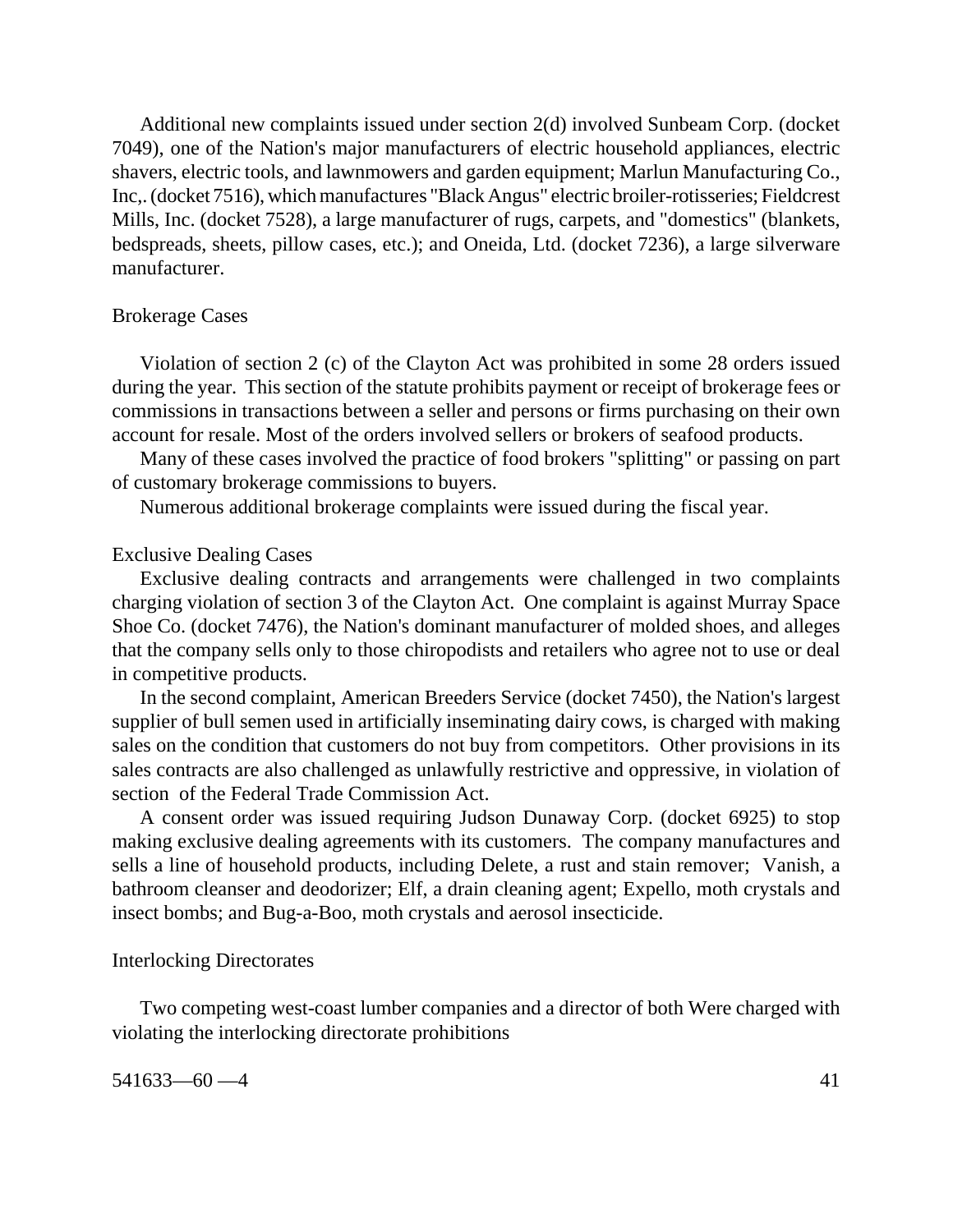Additional new complaints issued under section 2(d) involved Sunbeam Corp. (docket 7049), one of the Nation's major manufacturers of electric household appliances, electric shavers, electric tools, and lawnmowers and garden equipment; Marlun Manufacturing Co., Inc,. (docket 7516), which manufactures "Black Angus" electric broiler-rotisseries; Fieldcrest Mills, Inc. (docket 7528), a large manufacturer of rugs, carpets, and "domestics" (blankets, bedspreads, sheets, pillow cases, etc.); and Oneida, Ltd. (docket 7236), a large silverware manufacturer.

### Brokerage Cases

Violation of section 2 (c) of the Clayton Act was prohibited in some 28 orders issued during the year. This section of the statute prohibits payment or receipt of brokerage fees or commissions in transactions between a seller and persons or firms purchasing on their own account for resale. Most of the orders involved sellers or brokers of seafood products.

Many of these cases involved the practice of food brokers "splitting" or passing on part of customary brokerage commissions to buyers.

Numerous additional brokerage complaints were issued during the fiscal year.

### Exclusive Dealing Cases

Exclusive dealing contracts and arrangements were challenged in two complaints charging violation of section 3 of the Clayton Act. One complaint is against Murray Space Shoe Co. (docket 7476), the Nation's dominant manufacturer of molded shoes, and alleges that the company sells only to those chiropodists and retailers who agree not to use or deal in competitive products.

In the second complaint, American Breeders Service (docket 7450), the Nation's largest supplier of bull semen used in artificially inseminating dairy cows, is charged with making sales on the condition that customers do not buy from competitors. Other provisions in its sales contracts are also challenged as unlawfully restrictive and oppressive, in violation of section of the Federal Trade Commission Act.

A consent order was issued requiring Judson Dunaway Corp. (docket 6925) to stop making exclusive dealing agreements with its customers. The company manufactures and sells a line of household products, including Delete, a rust and stain remover; Vanish, a bathroom cleanser and deodorizer; Elf, a drain cleaning agent; Expello, moth crystals and insect bombs; and Bug-a-Boo, moth crystals and aerosol insecticide.

### Interlocking Directorates

Two competing west-coast lumber companies and a director of both Were charged with violating the interlocking directorate prohibitions

541633—60 —4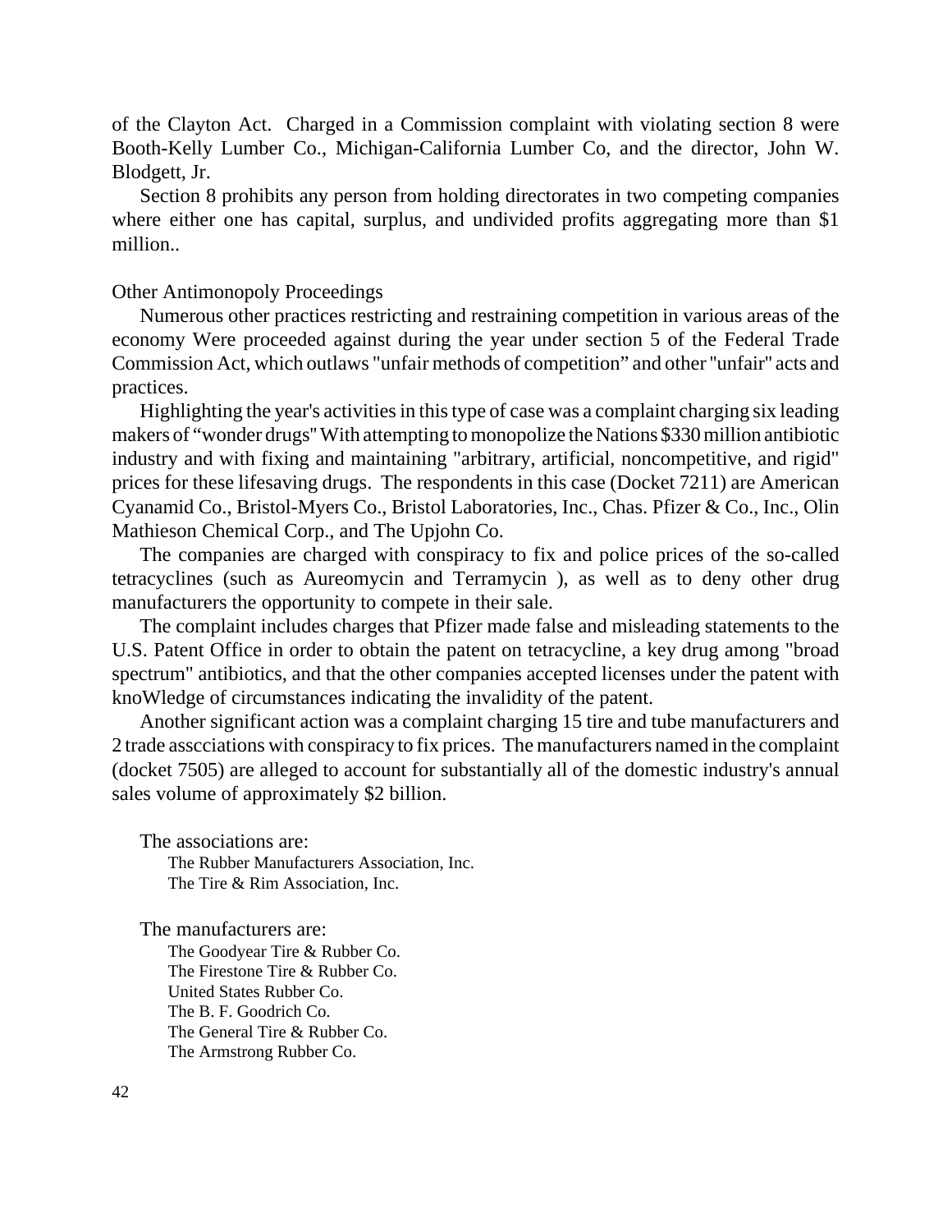of the Clayton Act. Charged in a Commission complaint with violating section 8 were Booth-Kelly Lumber Co., Michigan-California Lumber Co, and the director, John W. Blodgett, Jr.

Section 8 prohibits any person from holding directorates in two competing companies where either one has capital, surplus, and undivided profits aggregating more than $1 million..

## Other Antimonopoly Proceedings

Numerous other practices restricting and restraining competition in various areas of the economy Were proceeded against during the year under section 5 of the Federal Trade Commission Act, which outlaws "unfair methods of competition" and other "unfair" acts and practices.

Highlighting the year's activities in this type of case was a complaint charging six leading makers of "wonder drugs" With attempting to monopolize the Nations $330 million antibiotic industry and with fixing and maintaining "arbitrary, artificial, noncompetitive, and rigid" prices for these lifesaving drugs. The respondents in this case (Docket 7211) are American Cyanamid Co., Bristol-Myers Co., Bristol Laboratories, Inc., Chas. Pfizer & Co., Inc., Olin Mathieson Chemical Corp., and The Upjohn Co.

The companies are charged with conspiracy to fix and police prices of the so-called tetracyclines (such as Aureomycin and Terramycin ), as well as to deny other drug manufacturers the opportunity to compete in their sale.

The complaint includes charges that Pfizer made false and misleading statements to the U.S. Patent Office in order to obtain the patent on tetracycline, a key drug among "broad spectrum" antibiotics, and that the other companies accepted licenses under the patent with knoWledge of circumstances indicating the invalidity of the patent.

Another significant action was a complaint charging 15 tire and tube manufacturers and 2 trade asscciations with conspiracy to fix prices. The manufacturers named in the complaint (docket 7505) are alleged to account for substantially all of the domestic industry's annual sales volume of approximately $2 billion.

The associations are:

The Rubber Manufacturers Association, Inc.
The Tire & Rim Association, Inc.

The manufacturers are:

The Goodyear Tire & Rubber Co.
The Firestone Tire & Rubber Co.
United States Rubber Co.
The B. F. Goodrich Co.
The General Tire & Rubber Co.
The Armstrong Rubber Co.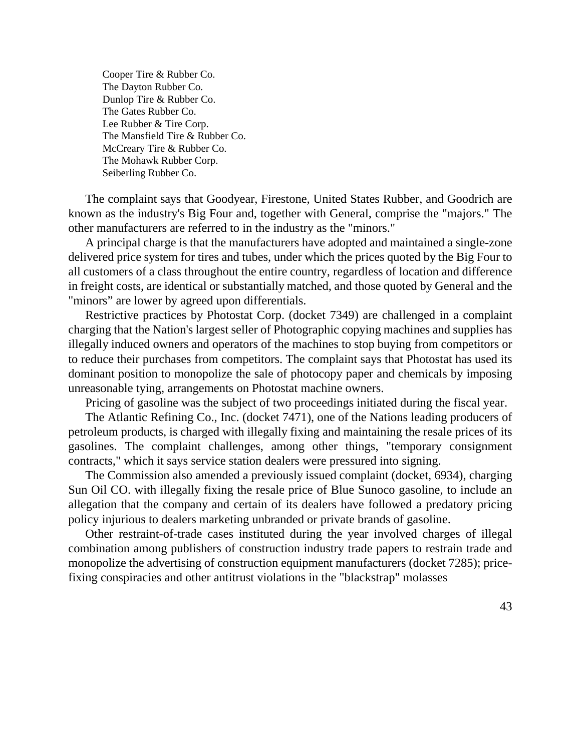Cooper Tire & Rubber Co.
The Dayton Rubber Co.
Dunlop Tire & Rubber Co.
The Gates Rubber Co.
Lee Rubber & Tire Corp.
The Mansfield Tire & Rubber Co.
McCreary Tire & Rubber Co.
The Mohawk Rubber Corp.
Seiberling Rubber Co.

The complaint says that Goodyear, Firestone, United States Rubber, and Goodrich are known as the industry's Big Four and, together with General, comprise the "majors." The other manufacturers are referred to in the industry as the "minors."

A principal charge is that the manufacturers have adopted and maintained a single-zone delivered price system for tires and tubes, under which the prices quoted by the Big Four to all customers of a class throughout the entire country, regardless of location and difference in freight costs, are identical or substantially matched, and those quoted by General and the "minors" are lower by agreed upon differentials.

Restrictive practices by Photostat Corp. (docket 7349) are challenged in a complaint charging that the Nation's largest seller of Photographic copying machines and supplies has illegally induced owners and operators of the machines to stop buying from competitors or to reduce their purchases from competitors. The complaint says that Photostat has used its dominant position to monopolize the sale of photocopy paper and chemicals by imposing unreasonable tying, arrangements on Photostat machine owners.

Pricing of gasoline was the subject of two proceedings initiated during the fiscal year.

The Atlantic Refining Co., Inc. (docket 7471), one of the Nations leading producers of petroleum products, is charged with illegally fixing and maintaining the resale prices of its gasolines. The complaint challenges, among other things, "temporary consignment contracts," which it says service station dealers were pressured into signing.

The Commission also amended a previously issued complaint (docket, 6934), charging Sun Oil CO. with illegally fixing the resale price of Blue Sunoco gasoline, to include an allegation that the company and certain of its dealers have followed a predatory pricing policy injurious to dealers marketing unbranded or private brands of gasoline.

Other restraint-of-trade cases instituted during the year involved charges of illegal combination among publishers of construction industry trade papers to restrain trade and monopolize the advertising of construction equipment manufacturers (docket 7285); price-fixing conspiracies and other antitrust violations in the "blackstrap" molasses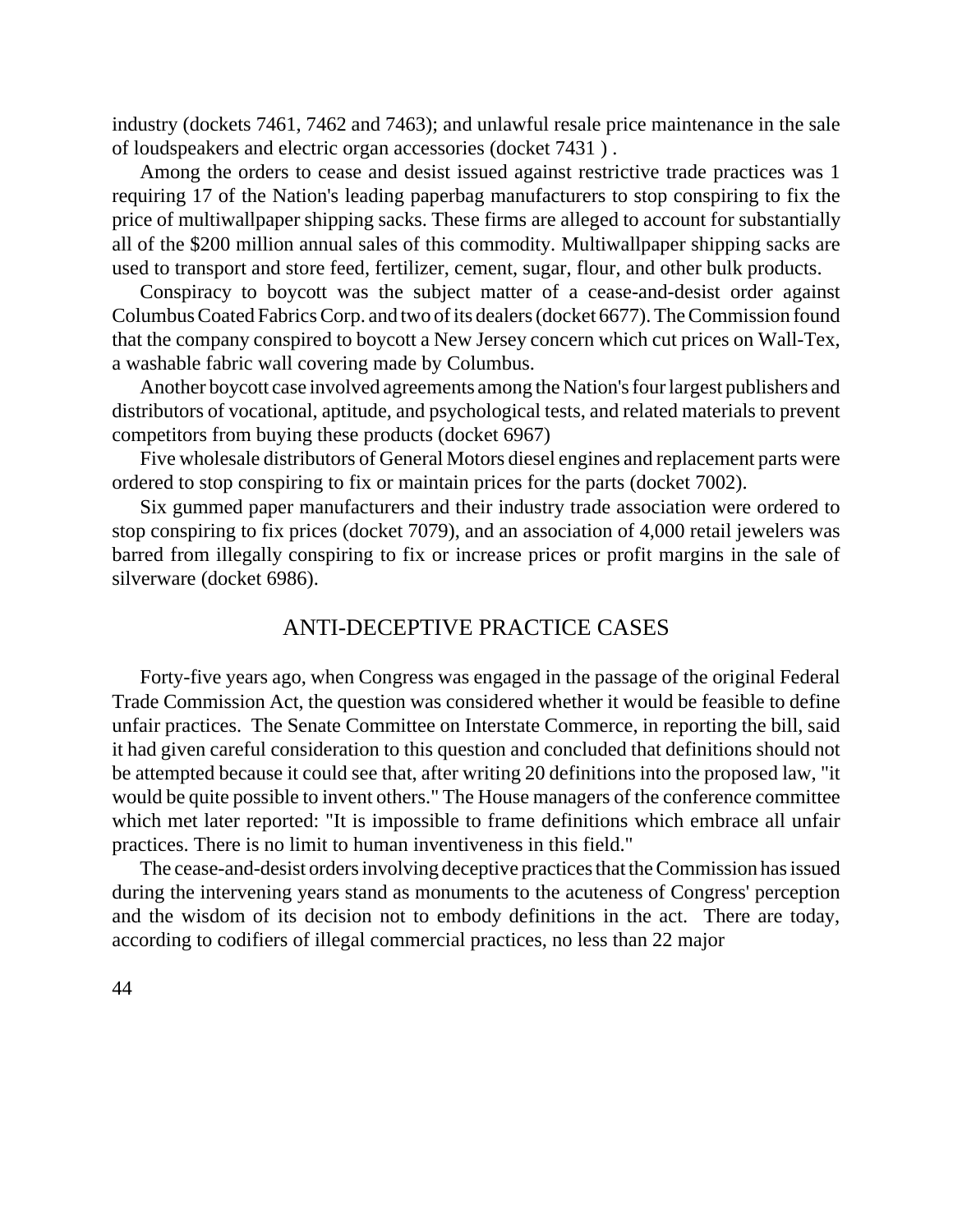industry (dockets 7461, 7462 and 7463); and unlawful resale price maintenance in the sale of loudspeakers and electric organ accessories (docket 7431 ) .

Among the orders to cease and desist issued against restrictive trade practices was 1 requiring 17 of the Nation's leading paperbag manufacturers to stop conspiring to fix the price of multiwallpaper shipping sacks. These firms are alleged to account for substantially all of the $200 million annual sales of this commodity. Multiwallpaper shipping sacks are used to transport and store feed, fertilizer, cement, sugar, flour, and other bulk products.

Conspiracy to boycott was the subject matter of a cease-and-desist order against Columbus Coated Fabrics Corp. and two of its dealers (docket 6677). The Commission found that the company conspired to boycott a New Jersey concern which cut prices on Wall-Tex, a washable fabric wall covering made by Columbus.

Another boycott case involved agreements among the Nation's four largest publishers and distributors of vocational, aptitude, and psychological tests, and related materials to prevent competitors from buying these products (docket 6967)

Five wholesale distributors of General Motors diesel engines and replacement parts were ordered to stop conspiring to fix or maintain prices for the parts (docket 7002).

Six gummed paper manufacturers and their industry trade association were ordered to stop conspiring to fix prices (docket 7079), and an association of 4,000 retail jewelers was barred from illegally conspiring to fix or increase prices or profit margins in the sale of silverware (docket 6986).

## ANTI-DECEPTIVE PRACTICE CASES

Forty-five years ago, when Congress was engaged in the passage of the original Federal Trade Commission Act, the question was considered whether it would be feasible to define unfair practices. The Senate Committee on Interstate Commerce, in reporting the bill, said it had given careful consideration to this question and concluded that definitions should not be attempted because it could see that, after writing 20 definitions into the proposed law, "it would be quite possible to invent others." The House managers of the conference committee which met later reported: "It is impossible to frame definitions which embrace all unfair practices. There is no limit to human inventiveness in this field."

The cease-and-desist orders involving deceptive practices that the Commission has issued during the intervening years stand as monuments to the acuteness of Congress' perception and the wisdom of its decision not to embody definitions in the act. There are today, according to codifiers of illegal commercial practices, no less than 22 major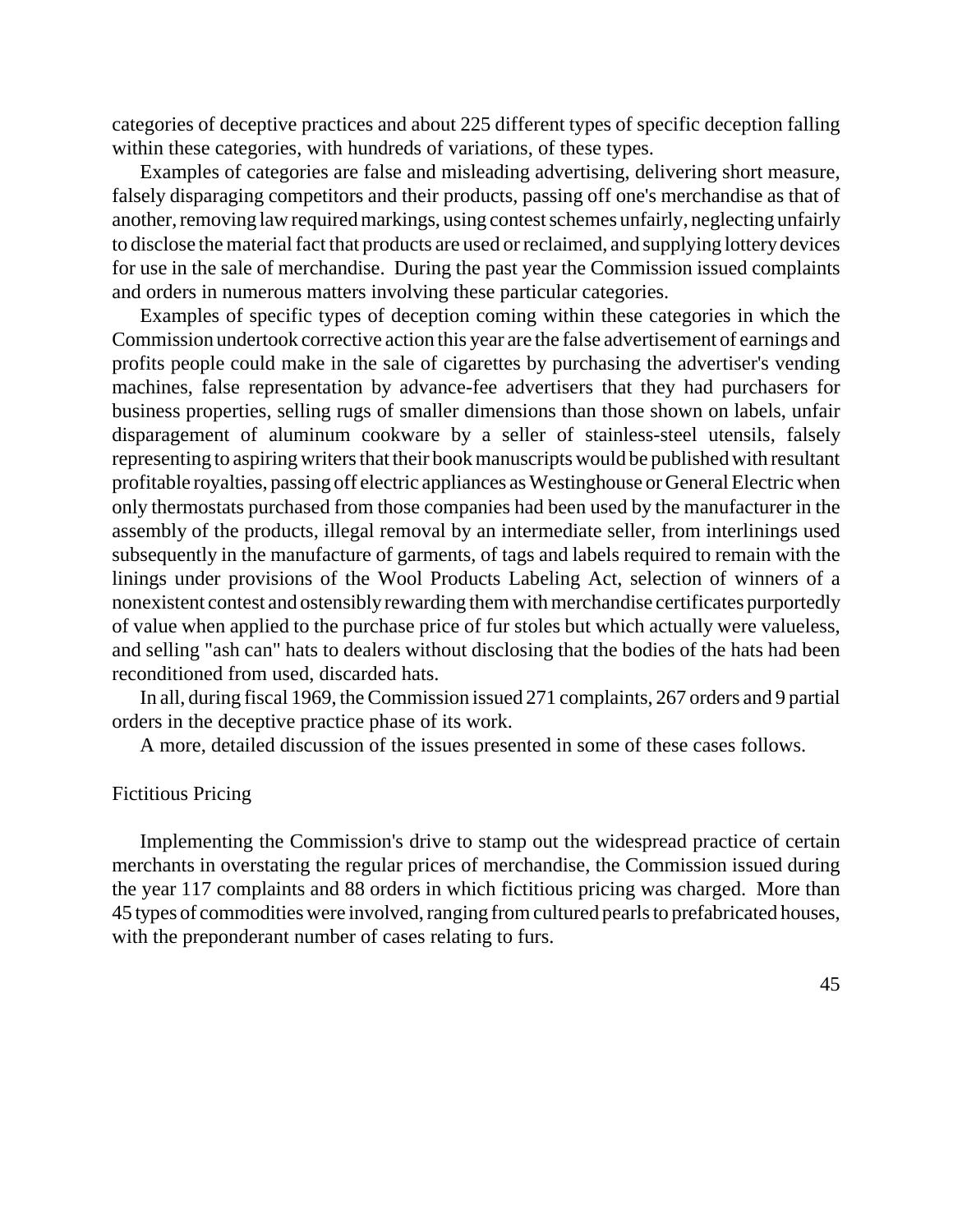categories of deceptive practices and about 225 different types of specific deception falling within these categories, with hundreds of variations, of these types.

Examples of categories are false and misleading advertising, delivering short measure, falsely disparaging competitors and their products, passing off one's merchandise as that of another, removing law required markings, using contest schemes unfairly, neglecting unfairly to disclose the material fact that products are used or reclaimed, and supplying lottery devices for use in the sale of merchandise. During the past year the Commission issued complaints and orders in numerous matters involving these particular categories.

Examples of specific types of deception coming within these categories in which the Commission undertook corrective action this year are the false advertisement of earnings and profits people could make in the sale of cigarettes by purchasing the advertiser's vending machines, false representation by advance-fee advertisers that they had purchasers for business properties, selling rugs of smaller dimensions than those shown on labels, unfair disparagement of aluminum cookware by a seller of stainless-steel utensils, falsely representing to aspiring writers that their book manuscripts would be published with resultant profitable royalties, passing off electric appliances as Westinghouse or General Electric when only thermostats purchased from those companies had been used by the manufacturer in the assembly of the products, illegal removal by an intermediate seller, from interlinings used subsequently in the manufacture of garments, of tags and labels required to remain with the linings under provisions of the Wool Products Labeling Act, selection of winners of a nonexistent contest and ostensibly rewarding them with merchandise certificates purportedly of value when applied to the purchase price of fur stoles but which actually were valueless, and selling "ash can" hats to dealers without disclosing that the bodies of the hats had been reconditioned from used, discarded hats.

In all, during fiscal 1969, the Commission issued 271 complaints, 267 orders and 9 partial orders in the deceptive practice phase of its work.

A more, detailed discussion of the issues presented in some of these cases follows.

## Fictitious Pricing

Implementing the Commission's drive to stamp out the widespread practice of certain merchants in overstating the regular prices of merchandise, the Commission issued during the year 117 complaints and 88 orders in which fictitious pricing was charged. More than 45 types of commodities were involved, ranging from cultured pearls to prefabricated houses, with the preponderant number of cases relating to furs.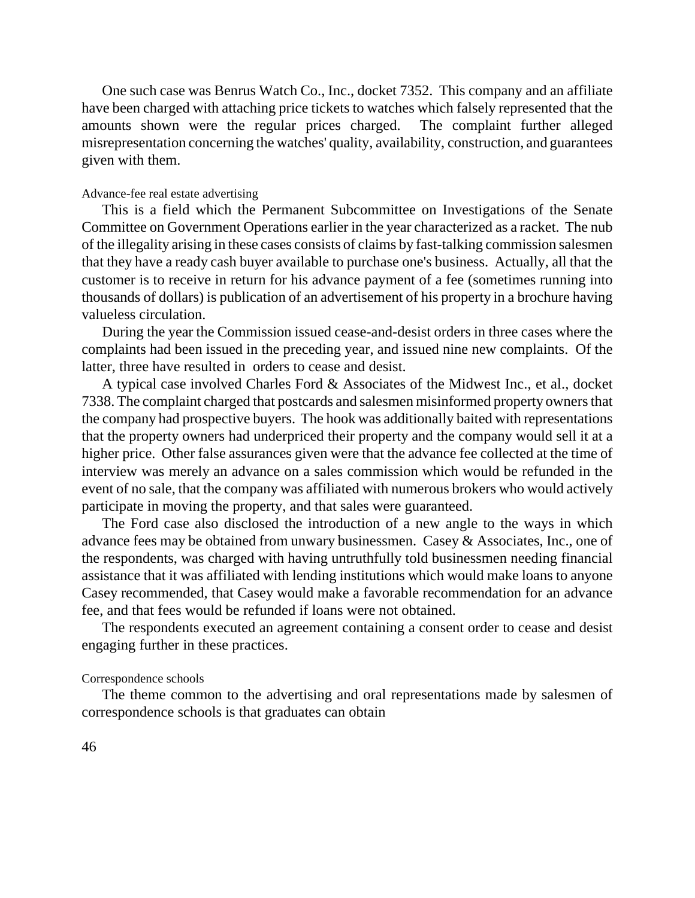One such case was Benrus Watch Co., Inc., docket 7352. This company and an affiliate have been charged with attaching price tickets to watches which falsely represented that the amounts shown were the regular prices charged. The complaint further alleged misrepresentation concerning the watches' quality, availability, construction, and guarantees given with them.

### Advance-fee real estate advertising

This is a field which the Permanent Subcommittee on Investigations of the Senate Committee on Government Operations earlier in the year characterized as a racket. The nub of the illegality arising in these cases consists of claims by fast-talking commission salesmen that they have a ready cash buyer available to purchase one's business. Actually, all that the customer is to receive in return for his advance payment of a fee (sometimes running into thousands of dollars) is publication of an advertisement of his property in a brochure having valueless circulation.

During the year the Commission issued cease-and-desist orders in three cases where the complaints had been issued in the preceding year, and issued nine new complaints. Of the latter, three have resulted in orders to cease and desist.

A typical case involved Charles Ford & Associates of the Midwest Inc., et al., docket 7338. The complaint charged that postcards and salesmen misinformed property owners that the company had prospective buyers. The hook was additionally baited with representations that the property owners had underpriced their property and the company would sell it at a higher price. Other false assurances given were that the advance fee collected at the time of interview was merely an advance on a sales commission which would be refunded in the event of no sale, that the company was affiliated with numerous brokers who would actively participate in moving the property, and that sales were guaranteed.

The Ford case also disclosed the introduction of a new angle to the ways in which advance fees may be obtained from unwary businessmen. Casey & Associates, Inc., one of the respondents, was charged with having untruthfully told businessmen needing financial assistance that it was affiliated with lending institutions which would make loans to anyone Casey recommended, that Casey would make a favorable recommendation for an advance fee, and that fees would be refunded if loans were not obtained.

The respondents executed an agreement containing a consent order to cease and desist engaging further in these practices.

### Correspondence schools

The theme common to the advertising and oral representations made by salesmen of correspondence schools is that graduates can obtain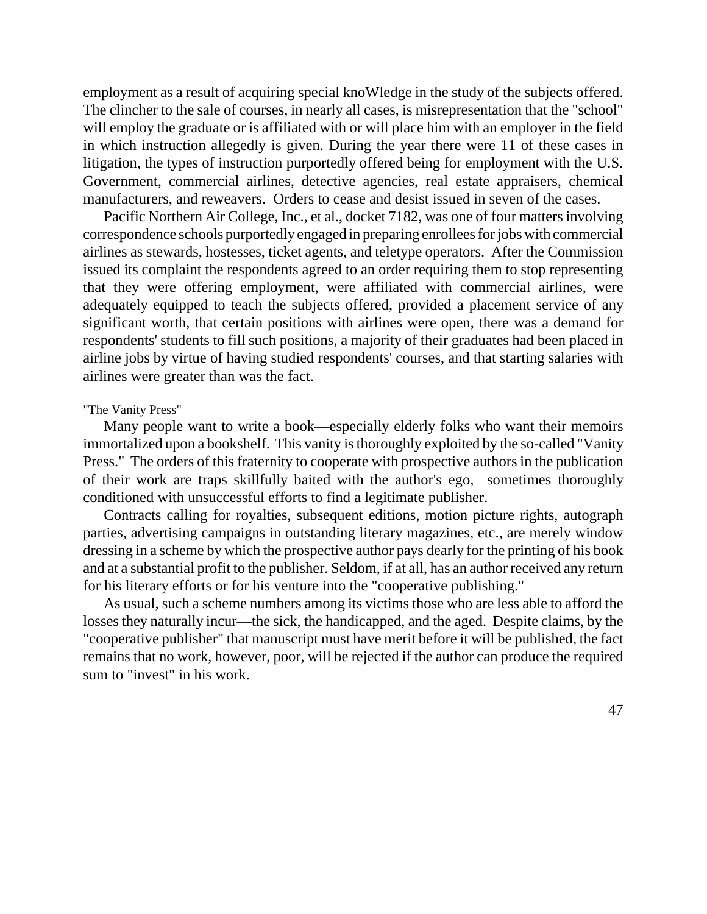employment as a result of acquiring special knoWledge in the study of the subjects offered. The clincher to the sale of courses, in nearly all cases, is misrepresentation that the "school" will employ the graduate or is affiliated with or will place him with an employer in the field in which instruction allegedly is given. During the year there were 11 of these cases in litigation, the types of instruction purportedly offered being for employment with the U.S. Government, commercial airlines, detective agencies, real estate appraisers, chemical manufacturers, and reweavers. Orders to cease and desist issued in seven of the cases.

Pacific Northern Air College, Inc., et al., docket 7182, was one of four matters involving correspondence schools purportedly engaged in preparing enrollees for jobs with commercial airlines as stewards, hostesses, ticket agents, and teletype operators. After the Commission issued its complaint the respondents agreed to an order requiring them to stop representing that they were offering employment, were affiliated with commercial airlines, were adequately equipped to teach the subjects offered, provided a placement service of any significant worth, that certain positions with airlines were open, there was a demand for respondents' students to fill such positions, a majority of their graduates had been placed in airline jobs by virtue of having studied respondents' courses, and that starting salaries with airlines were greater than was the fact.

"The Vanity Press"

Many people want to write a book—especially elderly folks who want their memoirs immortalized upon a bookshelf. This vanity is thoroughly exploited by the so-called "Vanity Press." The orders of this fraternity to cooperate with prospective authors in the publication of their work are traps skillfully baited with the author's ego, sometimes thoroughly conditioned with unsuccessful efforts to find a legitimate publisher.

Contracts calling for royalties, subsequent editions, motion picture rights, autograph parties, advertising campaigns in outstanding literary magazines, etc., are merely window dressing in a scheme by which the prospective author pays dearly for the printing of his book and at a substantial profit to the publisher. Seldom, if at all, has an author received any return for his literary efforts or for his venture into the "cooperative publishing."

As usual, such a scheme numbers among its victims those who are less able to afford the losses they naturally incur—the sick, the handicapped, and the aged. Despite claims, by the "cooperative publisher" that manuscript must have merit before it will be published, the fact remains that no work, however, poor, will be rejected if the author can produce the required sum to "invest" in his work.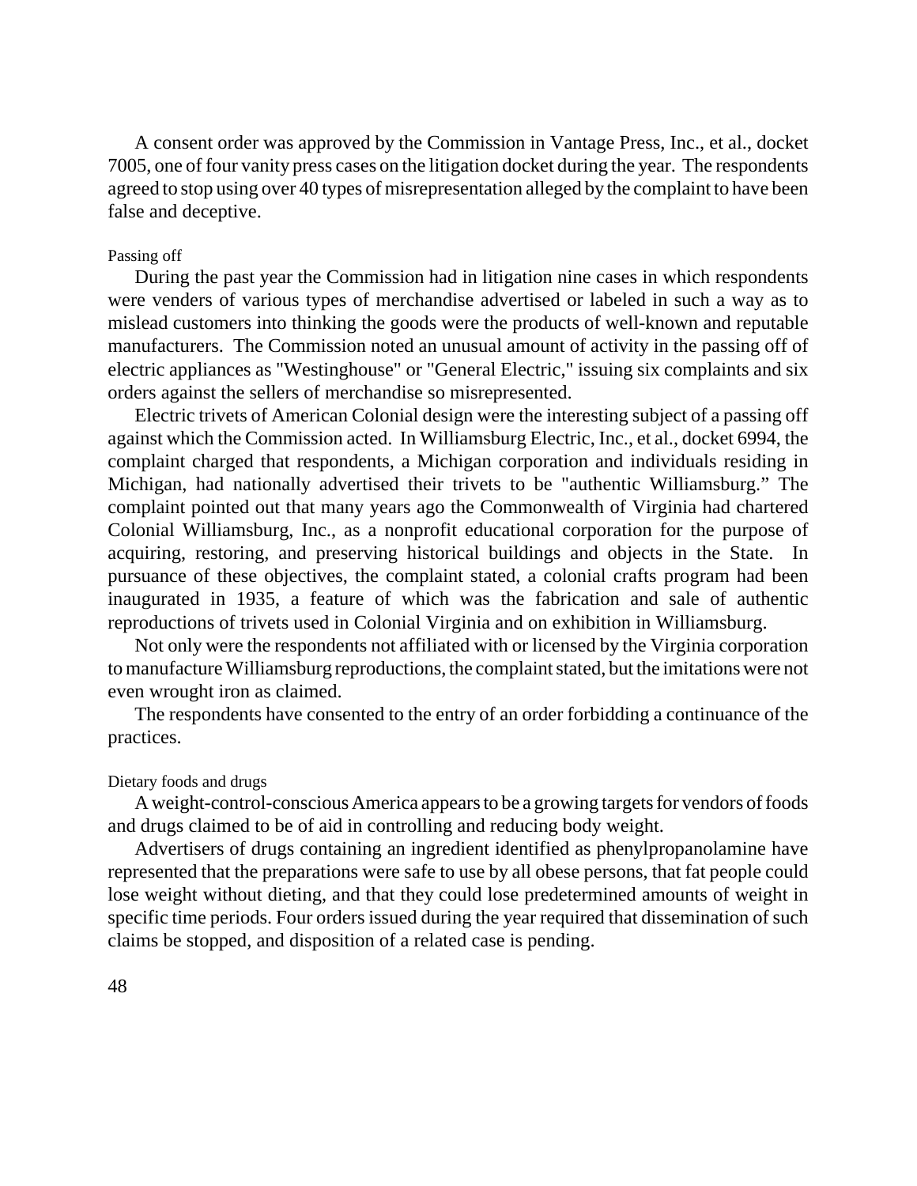A consent order was approved by the Commission in Vantage Press, Inc., et al., docket 7005, one of four vanity press cases on the litigation docket during the year. The respondents agreed to stop using over 40 types of misrepresentation alleged by the complaint to have been false and deceptive.

### Passing off

During the past year the Commission had in litigation nine cases in which respondents were venders of various types of merchandise advertised or labeled in such a way as to mislead customers into thinking the goods were the products of well-known and reputable manufacturers. The Commission noted an unusual amount of activity in the passing off of electric appliances as "Westinghouse" or "General Electric," issuing six complaints and six orders against the sellers of merchandise so misrepresented.

Electric trivets of American Colonial design were the interesting subject of a passing off against which the Commission acted. In Williamsburg Electric, Inc., et al., docket 6994, the complaint charged that respondents, a Michigan corporation and individuals residing in Michigan, had nationally advertised their trivets to be "authentic Williamsburg." The complaint pointed out that many years ago the Commonwealth of Virginia had chartered Colonial Williamsburg, Inc., as a nonprofit educational corporation for the purpose of acquiring, restoring, and preserving historical buildings and objects in the State. In pursuance of these objectives, the complaint stated, a colonial crafts program had been inaugurated in 1935, a feature of which was the fabrication and sale of authentic reproductions of trivets used in Colonial Virginia and on exhibition in Williamsburg.

Not only were the respondents not affiliated with or licensed by the Virginia corporation to manufacture Williamsburg reproductions, the complaint stated, but the imitations were not even wrought iron as claimed.

The respondents have consented to the entry of an order forbidding a continuance of the practices.

### Dietary foods and drugs

A weight-control-conscious America appears to be a growing targets for vendors of foods and drugs claimed to be of aid in controlling and reducing body weight.

Advertisers of drugs containing an ingredient identified as phenylpropanolamine have represented that the preparations were safe to use by all obese persons, that fat people could lose weight without dieting, and that they could lose predetermined amounts of weight in specific time periods. Four orders issued during the year required that dissemination of such claims be stopped, and disposition of a related case is pending.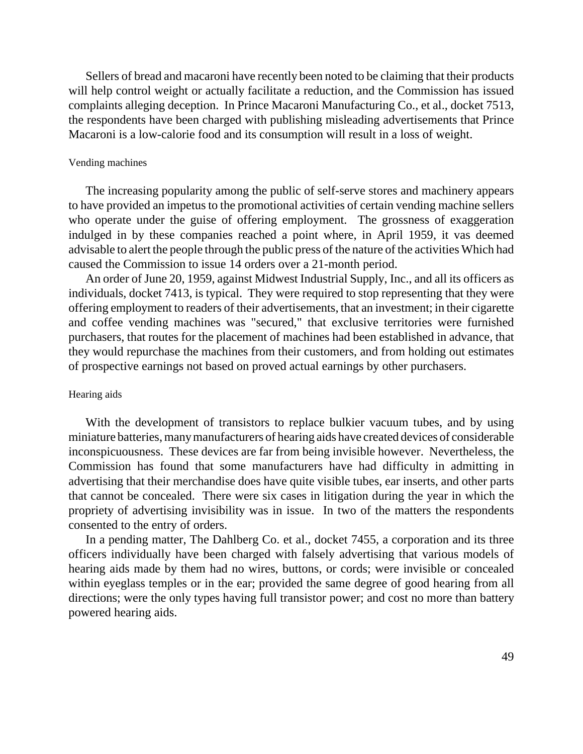Sellers of bread and macaroni have recently been noted to be claiming that their products will help control weight or actually facilitate a reduction, and the Commission has issued complaints alleging deception. In Prince Macaroni Manufacturing Co., et al., docket 7513, the respondents have been charged with publishing misleading advertisements that Prince Macaroni is a low-calorie food and its consumption will result in a loss of weight.

### Vending machines

The increasing popularity among the public of self-serve stores and machinery appears to have provided an impetus to the promotional activities of certain vending machine sellers who operate under the guise of offering employment. The grossness of exaggeration indulged in by these companies reached a point where, in April 1959, it vas deemed advisable to alert the people through the public press of the nature of the activities Which had caused the Commission to issue 14 orders over a 21-month period.

An order of June 20, 1959, against Midwest Industrial Supply, Inc., and all its officers as individuals, docket 7413, is typical. They were required to stop representing that they were offering employment to readers of their advertisements, that an investment; in their cigarette and coffee vending machines was "secured," that exclusive territories were furnished purchasers, that routes for the placement of machines had been established in advance, that they would repurchase the machines from their customers, and from holding out estimates of prospective earnings not based on proved actual earnings by other purchasers.

### Hearing aids

With the development of transistors to replace bulkier vacuum tubes, and by using miniature batteries, many manufacturers of hearing aids have created devices of considerable inconspicuousness. These devices are far from being invisible however. Nevertheless, the Commission has found that some manufacturers have had difficulty in admitting in advertising that their merchandise does have quite visible tubes, ear inserts, and other parts that cannot be concealed. There were six cases in litigation during the year in which the propriety of advertising invisibility was in issue. In two of the matters the respondents consented to the entry of orders.

In a pending matter, The Dahlberg Co. et al., docket 7455, a corporation and its three officers individually have been charged with falsely advertising that various models of hearing aids made by them had no wires, buttons, or cords; were invisible or concealed within eyeglass temples or in the ear; provided the same degree of good hearing from all directions; were the only types having full transistor power; and cost no more than battery powered hearing aids.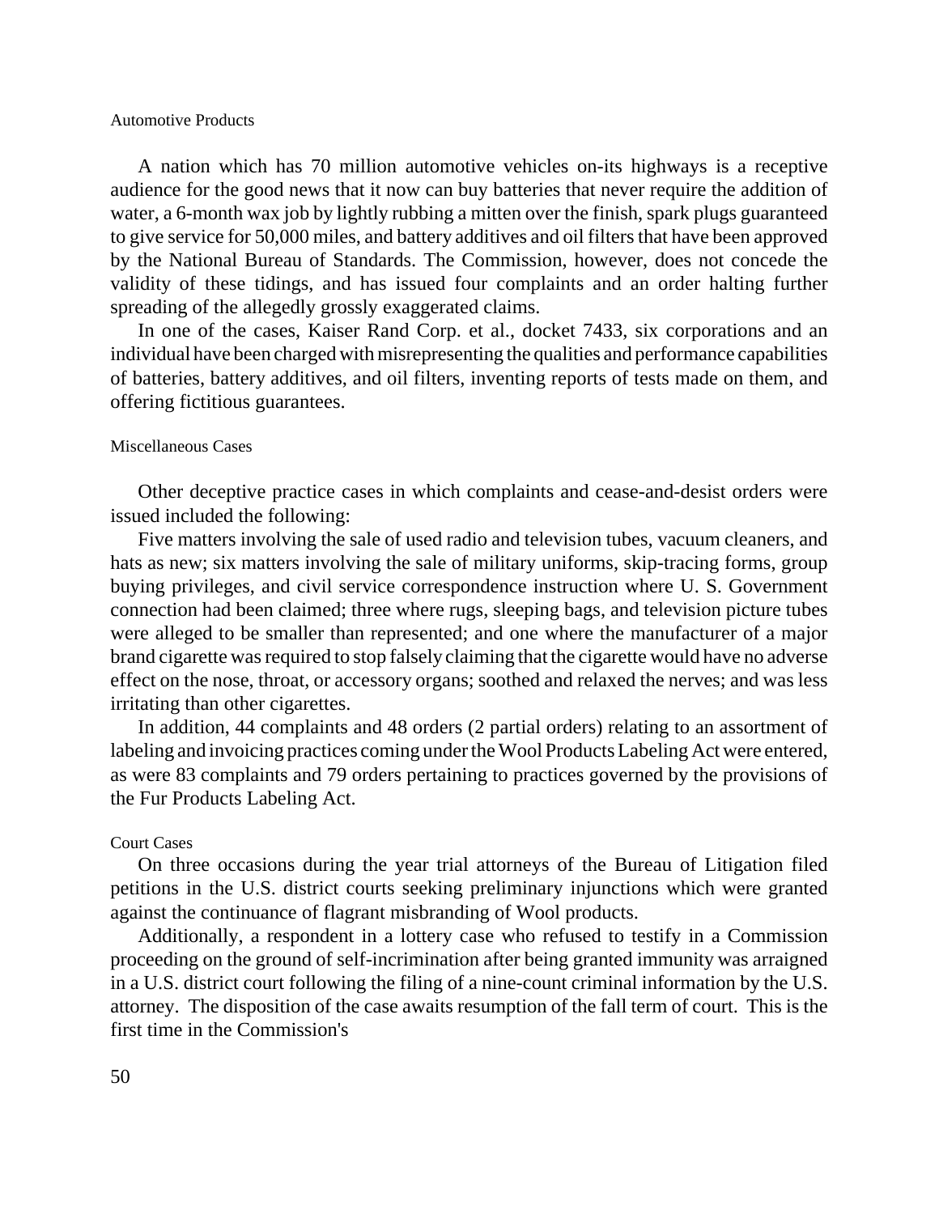### Automotive Products

A nation which has 70 million automotive vehicles on-its highways is a receptive audience for the good news that it now can buy batteries that never require the addition of water, a 6-month wax job by lightly rubbing a mitten over the finish, spark plugs guaranteed to give service for 50,000 miles, and battery additives and oil filters that have been approved by the National Bureau of Standards. The Commission, however, does not concede the validity of these tidings, and has issued four complaints and an order halting further spreading of the allegedly grossly exaggerated claims.

In one of the cases, Kaiser Rand Corp. et al., docket 7433, six corporations and an individual have been charged with misrepresenting the qualities and performance capabilities of batteries, battery additives, and oil filters, inventing reports of tests made on them, and offering fictitious guarantees.

### Miscellaneous Cases

Other deceptive practice cases in which complaints and cease-and-desist orders were issued included the following:

Five matters involving the sale of used radio and television tubes, vacuum cleaners, and hats as new; six matters involving the sale of military uniforms, skip-tracing forms, group buying privileges, and civil service correspondence instruction where U. S. Government connection had been claimed; three where rugs, sleeping bags, and television picture tubes were alleged to be smaller than represented; and one where the manufacturer of a major brand cigarette was required to stop falsely claiming that the cigarette would have no adverse effect on the nose, throat, or accessory organs; soothed and relaxed the nerves; and was less irritating than other cigarettes.

In addition, 44 complaints and 48 orders (2 partial orders) relating to an assortment of labeling and invoicing practices coming under the Wool Products Labeling Act were entered, as were 83 complaints and 79 orders pertaining to practices governed by the provisions of the Fur Products Labeling Act.

### Court Cases

On three occasions during the year trial attorneys of the Bureau of Litigation filed petitions in the U.S. district courts seeking preliminary injunctions which were granted against the continuance of flagrant misbranding of Wool products.

Additionally, a respondent in a lottery case who refused to testify in a Commission proceeding on the ground of self-incrimination after being granted immunity was arraigned in a U.S. district court following the filing of a nine-count criminal information by the U.S. attorney. The disposition of the case awaits resumption of the fall term of court. This is the first time in the Commission's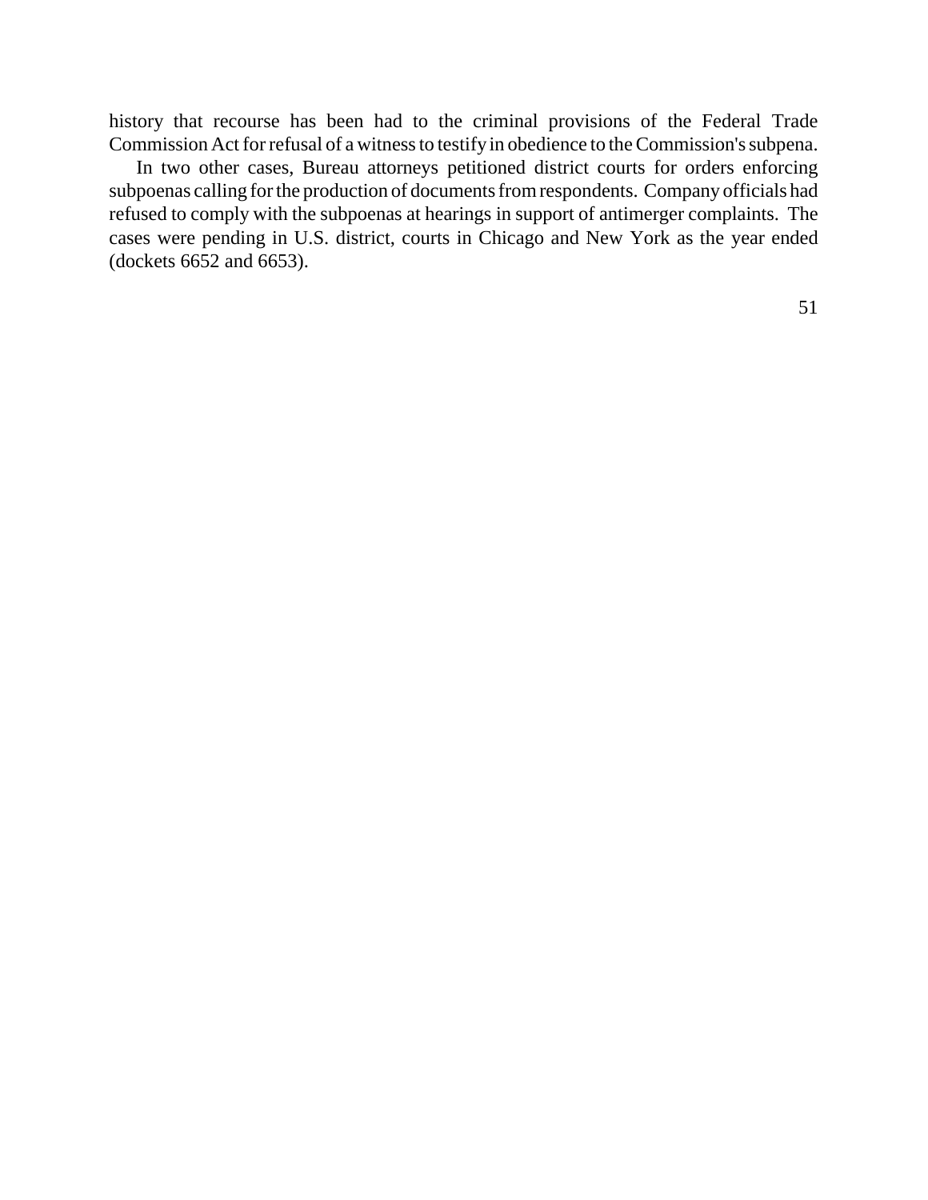history that recourse has been had to the criminal provisions of the Federal Trade Commission Act for refusal of a witness to testify in obedience to the Commission's subpena.

In two other cases, Bureau attorneys petitioned district courts for orders enforcing subpoenas calling for the production of documents from respondents. Company officials had refused to comply with the subpoenas at hearings in support of antimerger complaints. The cases were pending in U.S. district, courts in Chicago and New York as the year ended (dockets 6652 and 6653).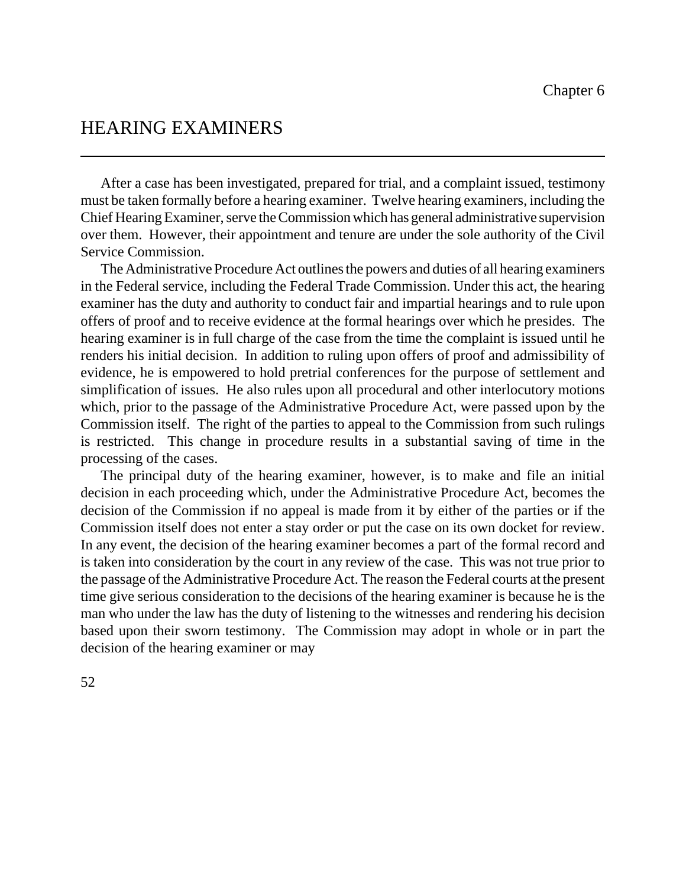Chapter 6

# HEARING EXAMINERS

After a case has been investigated, prepared for trial, and a complaint issued, testimony must be taken formally before a hearing examiner. Twelve hearing examiners, including the Chief Hearing Examiner, serve the Commission which has general administrative supervision over them. However, their appointment and tenure are under the sole authority of the Civil Service Commission.

The Administrative Procedure Act outlines the powers and duties of all hearing examiners in the Federal service, including the Federal Trade Commission. Under this act, the hearing examiner has the duty and authority to conduct fair and impartial hearings and to rule upon offers of proof and to receive evidence at the formal hearings over which he presides. The hearing examiner is in full charge of the case from the time the complaint is issued until he renders his initial decision. In addition to ruling upon offers of proof and admissibility of evidence, he is empowered to hold pretrial conferences for the purpose of settlement and simplification of issues. He also rules upon all procedural and other interlocutory motions which, prior to the passage of the Administrative Procedure Act, were passed upon by the Commission itself. The right of the parties to appeal to the Commission from such rulings is restricted. This change in procedure results in a substantial saving of time in the processing of the cases.

The principal duty of the hearing examiner, however, is to make and file an initial decision in each proceeding which, under the Administrative Procedure Act, becomes the decision of the Commission if no appeal is made from it by either of the parties or if the Commission itself does not enter a stay order or put the case on its own docket for review. In any event, the decision of the hearing examiner becomes a part of the formal record and is taken into consideration by the court in any review of the case. This was not true prior to the passage of the Administrative Procedure Act. The reason the Federal courts at the present time give serious consideration to the decisions of the hearing examiner is because he is the man who under the law has the duty of listening to the witnesses and rendering his decision based upon their sworn testimony. The Commission may adopt in whole or in part the decision of the hearing examiner or may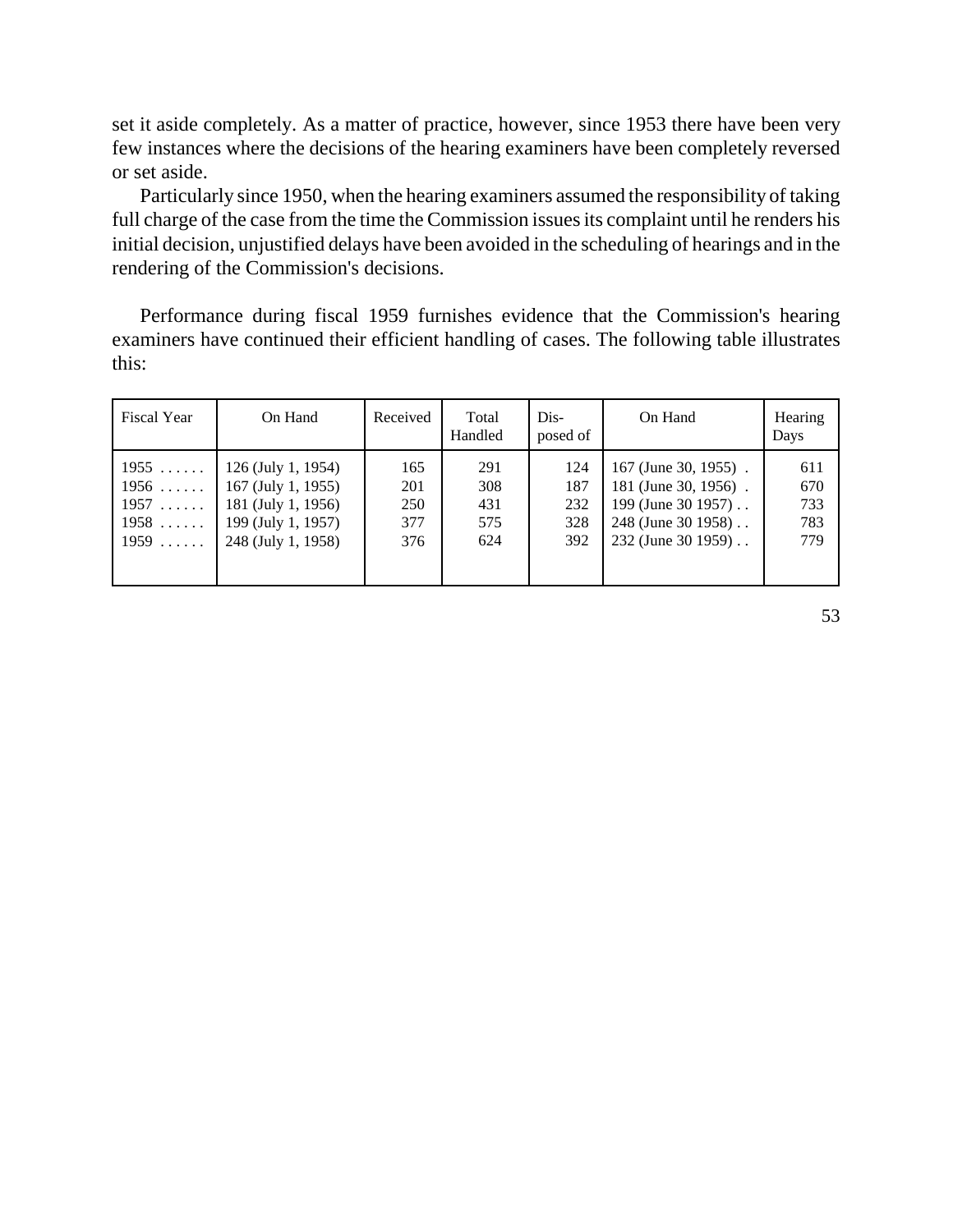set it aside completely. As a matter of practice, however, since 1953 there have been very few instances where the decisions of the hearing examiners have been completely reversed or set aside.

Particularly since 1950, when the hearing examiners assumed the responsibility of taking full charge of the case from the time the Commission issues its complaint until he renders his initial decision, unjustified delays have been avoided in the scheduling of hearings and in the rendering of the Commission's decisions.

Performance during fiscal 1959 furnishes evidence that the Commission's hearing examiners have continued their efficient handling of cases. The following table illustrates this:

| Fiscal Year | On Hand | Received | Total Handled | Dis-posed of | On Hand | Hearing Days |
|---|---|---|---|---|---|---|
| 1955 ...... | 126 (July 1, 1954) | 165 | 291 | 124 | 167 (June 30, 1955) . | 611 |
| 1956 ...... | 167 (July 1, 1955) | 201 | 308 | 187 | 181 (June 30, 1956) . | 670 |
| 1957 ...... | 181 (July 1, 1956) | 250 | 431 | 232 | 199 (June 30 1957) . . | 733 |
| 1958 ...... | 199 (July 1, 1957) | 377 | 575 | 328 | 248 (June 30 1958) . . | 783 |
| 1959 ...... | 248 (July 1, 1958) | 376 | 624 | 392 | 232 (June 30 1959) . . | 779 |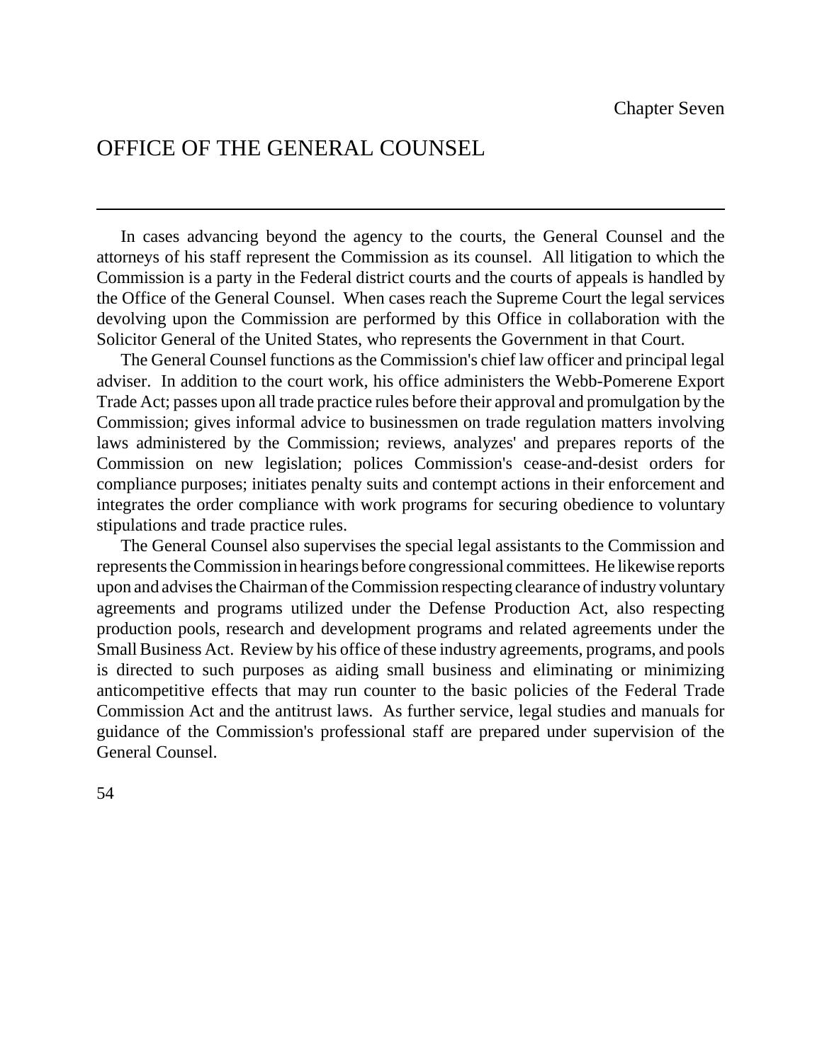Chapter Seven

# OFFICE OF THE GENERAL COUNSEL

In cases advancing beyond the agency to the courts, the General Counsel and the attorneys of his staff represent the Commission as its counsel. All litigation to which the Commission is a party in the Federal district courts and the courts of appeals is handled by the Office of the General Counsel. When cases reach the Supreme Court the legal services devolving upon the Commission are performed by this Office in collaboration with the Solicitor General of the United States, who represents the Government in that Court.

The General Counsel functions as the Commission's chief law officer and principal legal adviser. In addition to the court work, his office administers the Webb-Pomerene Export Trade Act; passes upon all trade practice rules before their approval and promulgation by the Commission; gives informal advice to businessmen on trade regulation matters involving laws administered by the Commission; reviews, analyzes' and prepares reports of the Commission on new legislation; polices Commission's cease-and-desist orders for compliance purposes; initiates penalty suits and contempt actions in their enforcement and integrates the order compliance with work programs for securing obedience to voluntary stipulations and trade practice rules.

The General Counsel also supervises the special legal assistants to the Commission and represents the Commission in hearings before congressional committees. He likewise reports upon and advises the Chairman of the Commission respecting clearance of industry voluntary agreements and programs utilized under the Defense Production Act, also respecting production pools, research and development programs and related agreements under the Small Business Act. Review by his office of these industry agreements, programs, and pools is directed to such purposes as aiding small business and eliminating or minimizing anticompetitive effects that may run counter to the basic policies of the Federal Trade Commission Act and the antitrust laws. As further service, legal studies and manuals for guidance of the Commission's professional staff are prepared under supervision of the General Counsel.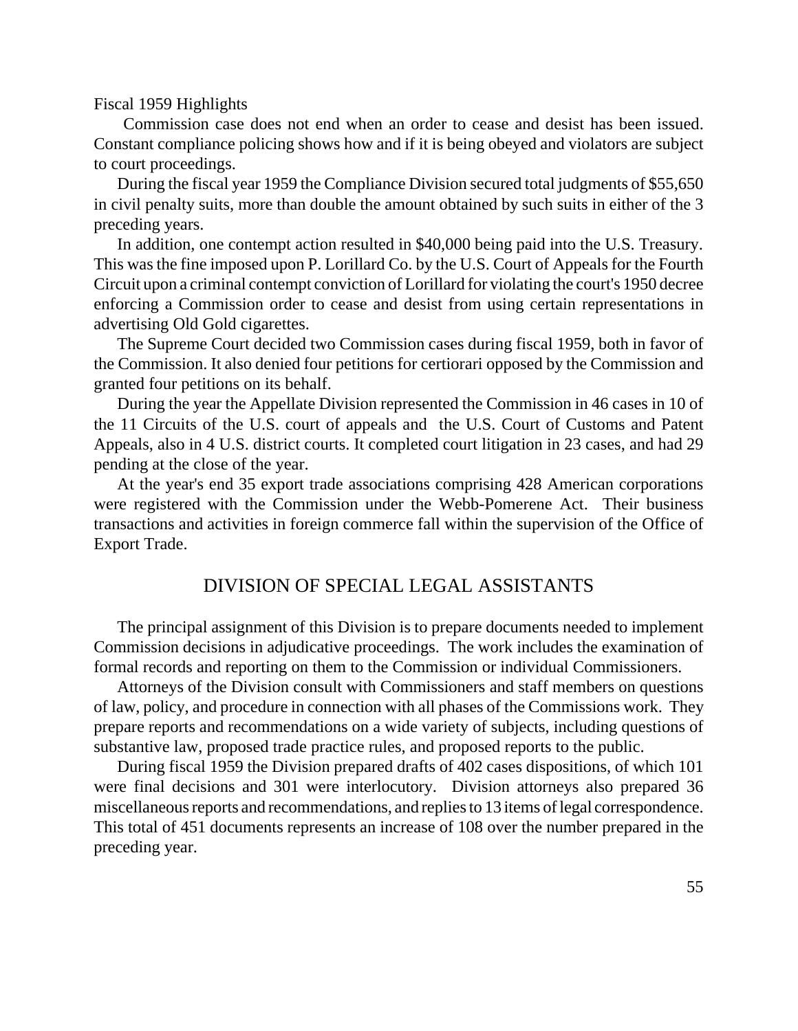Fiscal 1959 Highlights

Commission case does not end when an order to cease and desist has been issued. Constant compliance policing shows how and if it is being obeyed and violators are subject to court proceedings.

During the fiscal year 1959 the Compliance Division secured total judgments of $55,650 in civil penalty suits, more than double the amount obtained by such suits in either of the 3 preceding years.

In addition, one contempt action resulted in $40,000 being paid into the U.S. Treasury. This was the fine imposed upon P. Lorillard Co. by the U.S. Court of Appeals for the Fourth Circuit upon a criminal contempt conviction of Lorillard for violating the court's 1950 decree enforcing a Commission order to cease and desist from using certain representations in advertising Old Gold cigarettes.

The Supreme Court decided two Commission cases during fiscal 1959, both in favor of the Commission. It also denied four petitions for certiorari opposed by the Commission and granted four petitions on its behalf.

During the year the Appellate Division represented the Commission in 46 cases in 10 of the 11 Circuits of the U.S. court of appeals and the U.S. Court of Customs and Patent Appeals, also in 4 U.S. district courts. It completed court litigation in 23 cases, and had 29 pending at the close of the year.

At the year's end 35 export trade associations comprising 428 American corporations were registered with the Commission under the Webb-Pomerene Act. Their business transactions and activities in foreign commerce fall within the supervision of the Office of Export Trade.

## DIVISION OF SPECIAL LEGAL ASSISTANTS

The principal assignment of this Division is to prepare documents needed to implement Commission decisions in adjudicative proceedings. The work includes the examination of formal records and reporting on them to the Commission or individual Commissioners.

Attorneys of the Division consult with Commissioners and staff members on questions of law, policy, and procedure in connection with all phases of the Commissions work. They prepare reports and recommendations on a wide variety of subjects, including questions of substantive law, proposed trade practice rules, and proposed reports to the public.

During fiscal 1959 the Division prepared drafts of 402 cases dispositions, of which 101 were final decisions and 301 were interlocutory. Division attorneys also prepared 36 miscellaneous reports and recommendations, and replies to 13 items of legal correspondence. This total of 451 documents represents an increase of 108 over the number prepared in the preceding year.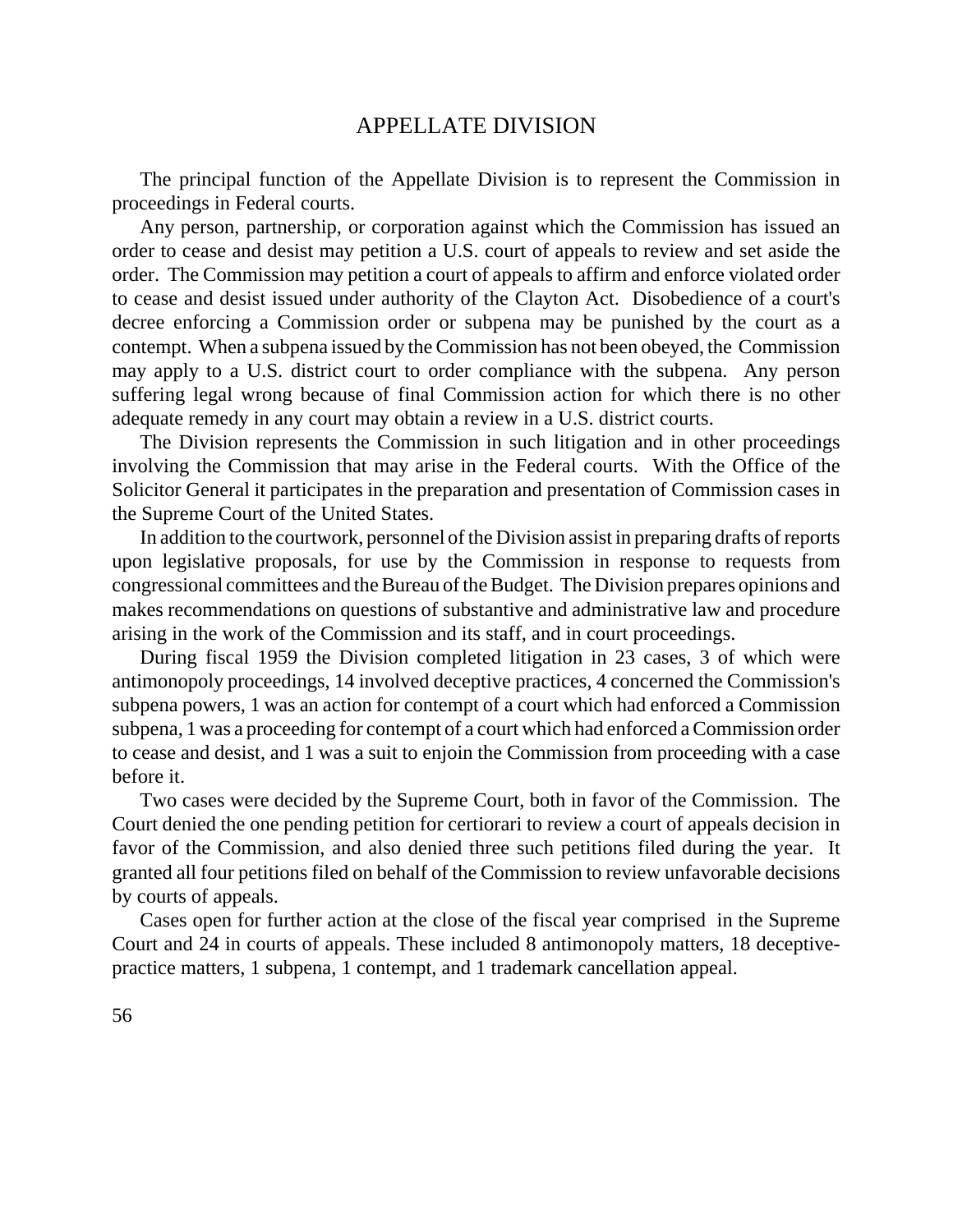## APPELLATE DIVISION

The principal function of the Appellate Division is to represent the Commission in proceedings in Federal courts.

Any person, partnership, or corporation against which the Commission has issued an order to cease and desist may petition a U.S. court of appeals to review and set aside the order. The Commission may petition a court of appeals to affirm and enforce violated order to cease and desist issued under authority of the Clayton Act. Disobedience of a court's decree enforcing a Commission order or subpena may be punished by the court as a contempt. When a subpena issued by the Commission has not been obeyed, the Commission may apply to a U.S. district court to order compliance with the subpena. Any person suffering legal wrong because of final Commission action for which there is no other adequate remedy in any court may obtain a review in a U.S. district courts.

The Division represents the Commission in such litigation and in other proceedings involving the Commission that may arise in the Federal courts. With the Office of the Solicitor General it participates in the preparation and presentation of Commission cases in the Supreme Court of the United States.

In addition to the courtwork, personnel of the Division assist in preparing drafts of reports upon legislative proposals, for use by the Commission in response to requests from congressional committees and the Bureau of the Budget. The Division prepares opinions and makes recommendations on questions of substantive and administrative law and procedure arising in the work of the Commission and its staff, and in court proceedings.

During fiscal 1959 the Division completed litigation in 23 cases, 3 of which were antimonopoly proceedings, 14 involved deceptive practices, 4 concerned the Commission's subpena powers, 1 was an action for contempt of a court which had enforced a Commission subpena, 1 was a proceeding for contempt of a court which had enforced a Commission order to cease and desist, and 1 was a suit to enjoin the Commission from proceeding with a case before it.

Two cases were decided by the Supreme Court, both in favor of the Commission. The Court denied the one pending petition for certiorari to review a court of appeals decision in favor of the Commission, and also denied three such petitions filed during the year. It granted all four petitions filed on behalf of the Commission to review unfavorable decisions by courts of appeals.

Cases open for further action at the close of the fiscal year comprised in the Supreme Court and 24 in courts of appeals. These included 8 antimonopoly matters, 18 deceptive-practice matters, 1 subpena, 1 contempt, and 1 trademark cancellation appeal.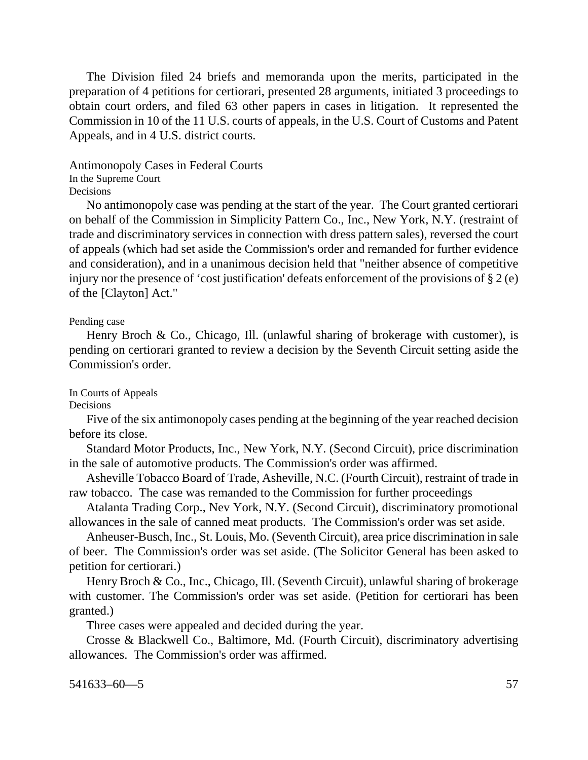The Division filed 24 briefs and memoranda upon the merits, participated in the preparation of 4 petitions for certiorari, presented 28 arguments, initiated 3 proceedings to obtain court orders, and filed 63 other papers in cases in litigation. It represented the Commission in 10 of the 11 U.S. courts of appeals, in the U.S. Court of Customs and Patent Appeals, and in 4 U.S. district courts.

## Antimonopoly Cases in Federal Courts

### In the Supreme Court

#### Decisions

No antimonopoly case was pending at the start of the year. The Court granted certiorari on behalf of the Commission in Simplicity Pattern Co., Inc., New York, N.Y. (restraint of trade and discriminatory services in connection with dress pattern sales), reversed the court of appeals (which had set aside the Commission's order and remanded for further evidence and consideration), and in a unanimous decision held that "neither absence of competitive injury nor the presence of 'cost justification' defeats enforcement of the provisions of § 2 (e) of the [Clayton] Act."

#### Pending case

Henry Broch & Co., Chicago, Ill. (unlawful sharing of brokerage with customer), is pending on certiorari granted to review a decision by the Seventh Circuit setting aside the Commission's order.

### In Courts of Appeals

#### Decisions

Five of the six antimonopoly cases pending at the beginning of the year reached decision before its close.

Standard Motor Products, Inc., New York, N.Y. (Second Circuit), price discrimination in the sale of automotive products. The Commission's order was affirmed.

Asheville Tobacco Board of Trade, Asheville, N.C. (Fourth Circuit), restraint of trade in raw tobacco. The case was remanded to the Commission for further proceedings

Atalanta Trading Corp., Nev York, N.Y. (Second Circuit), discriminatory promotional allowances in the sale of canned meat products. The Commission's order was set aside.

Anheuser-Busch, Inc., St. Louis, Mo. (Seventh Circuit), area price discrimination in sale of beer. The Commission's order was set aside. (The Solicitor General has been asked to petition for certiorari.)

Henry Broch & Co., Inc., Chicago, Ill. (Seventh Circuit), unlawful sharing of brokerage with customer. The Commission's order was set aside. (Petition for certiorari has been granted.)

Three cases were appealed and decided during the year.

Crosse & Blackwell Co., Baltimore, Md. (Fourth Circuit), discriminatory advertising allowances. The Commission's order was affirmed.

541633–60—5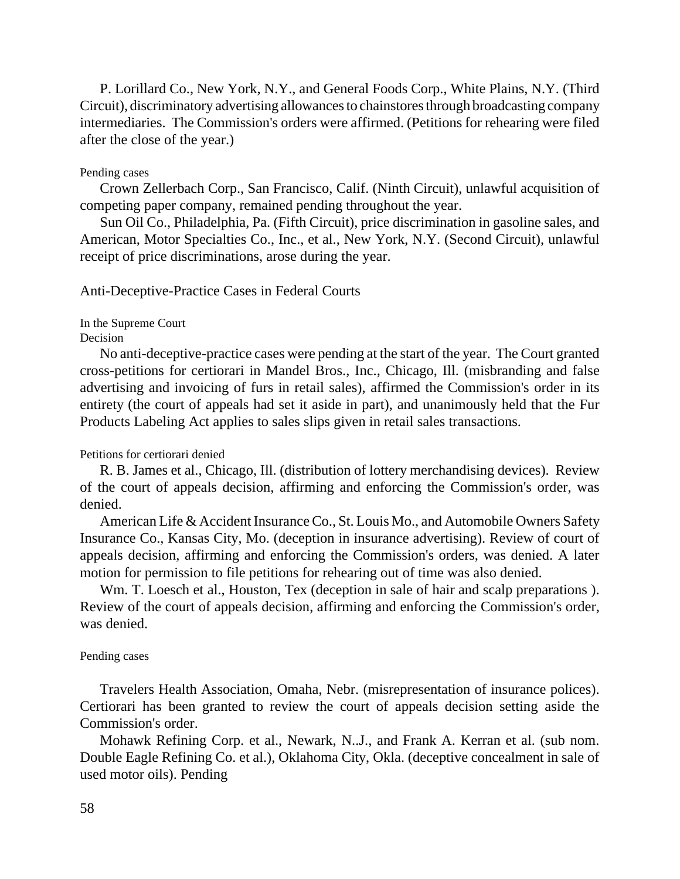P. Lorillard Co., New York, N.Y., and General Foods Corp., White Plains, N.Y. (Third Circuit), discriminatory advertising allowances to chainstores through broadcasting company intermediaries. The Commission's orders were affirmed. (Petitions for rehearing were filed after the close of the year.)

#### Pending cases

Crown Zellerbach Corp., San Francisco, Calif. (Ninth Circuit), unlawful acquisition of competing paper company, remained pending throughout the year.

Sun Oil Co., Philadelphia, Pa. (Fifth Circuit), price discrimination in gasoline sales, and American, Motor Specialties Co., Inc., et al., New York, N.Y. (Second Circuit), unlawful receipt of price discriminations, arose during the year.

## Anti-Deceptive-Practice Cases in Federal Courts

### In the Supreme Court

#### Decision

No anti-deceptive-practice cases were pending at the start of the year. The Court granted cross-petitions for certiorari in Mandel Bros., Inc., Chicago, Ill. (misbranding and false advertising and invoicing of furs in retail sales), affirmed the Commission's order in its entirety (the court of appeals had set it aside in part), and unanimously held that the Fur Products Labeling Act applies to sales slips given in retail sales transactions.

#### Petitions for certiorari denied

R. B. James et al., Chicago, Ill. (distribution of lottery merchandising devices). Review of the court of appeals decision, affirming and enforcing the Commission's order, was denied.

American Life & Accident Insurance Co., St. Louis Mo., and Automobile Owners Safety Insurance Co., Kansas City, Mo. (deception in insurance advertising). Review of court of appeals decision, affirming and enforcing the Commission's orders, was denied. A later motion for permission to file petitions for rehearing out of time was also denied.

Wm. T. Loesch et al., Houston, Tex (deception in sale of hair and scalp preparations ). Review of the court of appeals decision, affirming and enforcing the Commission's order, was denied.

#### Pending cases

Travelers Health Association, Omaha, Nebr. (misrepresentation of insurance polices). Certiorari has been granted to review the court of appeals decision setting aside the Commission's order.

Mohawk Refining Corp. et al., Newark, N..J., and Frank A. Kerran et al. (sub nom. Double Eagle Refining Co. et al.), Oklahoma City, Okla. (deceptive concealment in sale of used motor oils). Pending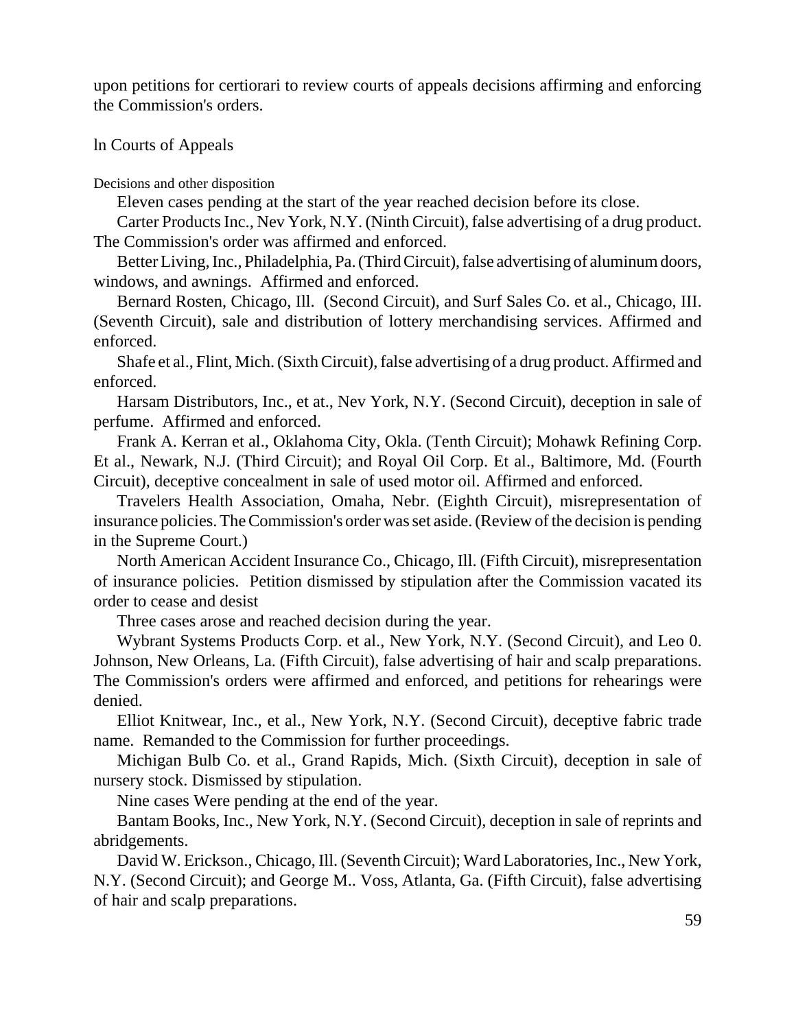upon petitions for certiorari to review courts of appeals decisions affirming and enforcing the Commission's orders.

### ln Courts of Appeals

#### Decisions and other disposition

Eleven cases pending at the start of the year reached decision before its close.

Carter Products Inc., Nev York, N.Y. (Ninth Circuit), false advertising of a drug product. The Commission's order was affirmed and enforced.

Better Living, Inc., Philadelphia, Pa. (Third Circuit), false advertising of aluminum doors, windows, and awnings. Affirmed and enforced.

Bernard Rosten, Chicago, Ill. (Second Circuit), and Surf Sales Co. et al., Chicago, III. (Seventh Circuit), sale and distribution of lottery merchandising services. Affirmed and enforced.

Shafe et al., Flint, Mich. (Sixth Circuit), false advertising of a drug product. Affirmed and enforced.

Harsam Distributors, Inc., et at., Nev York, N.Y. (Second Circuit), deception in sale of perfume. Affirmed and enforced.

Frank A. Kerran et al., Oklahoma City, Okla. (Tenth Circuit); Mohawk Refining Corp. Et al., Newark, N.J. (Third Circuit); and Royal Oil Corp. Et al., Baltimore, Md. (Fourth Circuit), deceptive concealment in sale of used motor oil. Affirmed and enforced.

Travelers Health Association, Omaha, Nebr. (Eighth Circuit), misrepresentation of insurance policies. The Commission's order was set aside. (Review of the decision is pending in the Supreme Court.)

North American Accident Insurance Co., Chicago, Ill. (Fifth Circuit), misrepresentation of insurance policies. Petition dismissed by stipulation after the Commission vacated its order to cease and desist

Three cases arose and reached decision during the year.

Wybrant Systems Products Corp. et al., New York, N.Y. (Second Circuit), and Leo 0. Johnson, New Orleans, La. (Fifth Circuit), false advertising of hair and scalp preparations. The Commission's orders were affirmed and enforced, and petitions for rehearings were denied.

Elliot Knitwear, Inc., et al., New York, N.Y. (Second Circuit), deceptive fabric trade name. Remanded to the Commission for further proceedings.

Michigan Bulb Co. et al., Grand Rapids, Mich. (Sixth Circuit), deception in sale of nursery stock. Dismissed by stipulation.

Nine cases Were pending at the end of the year.

Bantam Books, Inc., New York, N.Y. (Second Circuit), deception in sale of reprints and abridgements.

David W. Erickson., Chicago, Ill. (Seventh Circuit); Ward Laboratories, Inc., New York, N.Y. (Second Circuit); and George M.. Voss, Atlanta, Ga. (Fifth Circuit), false advertising of hair and scalp preparations.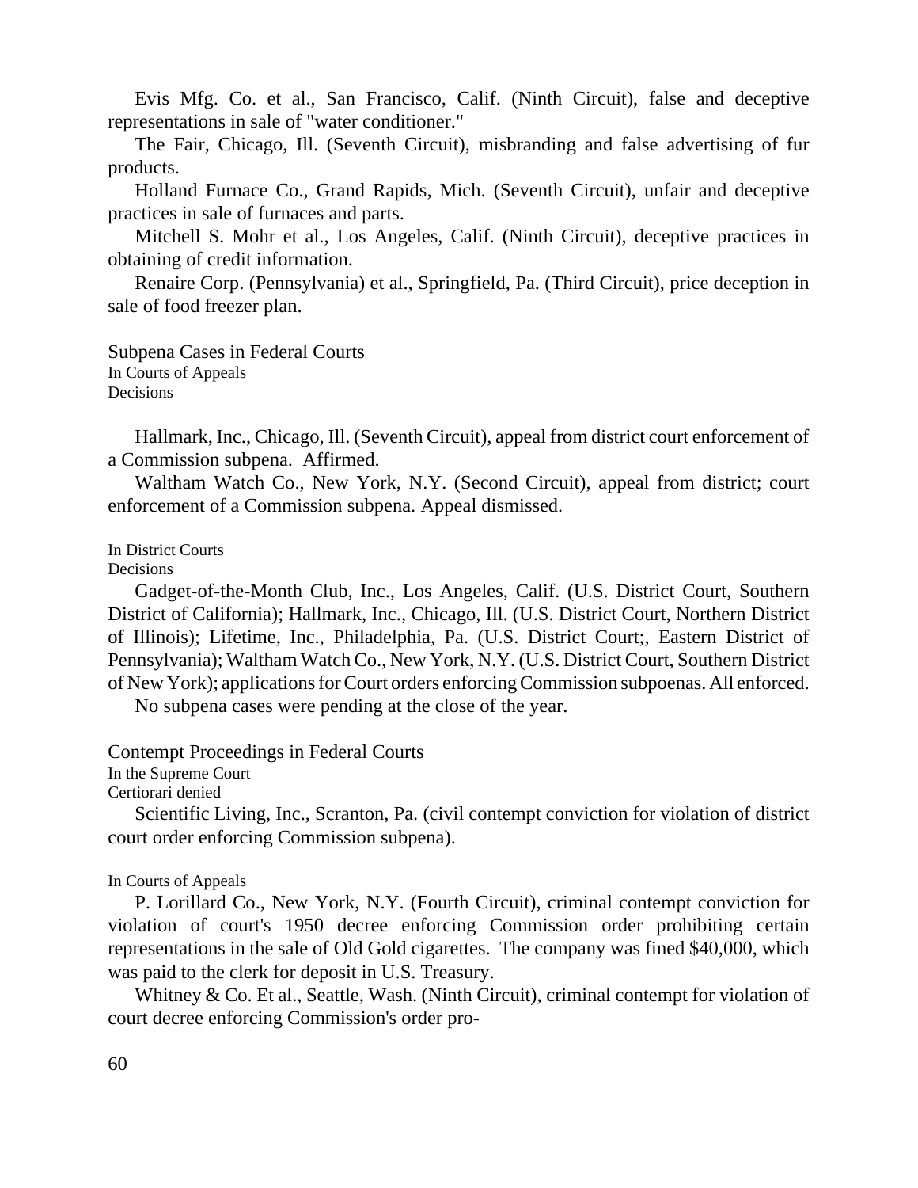Evis Mfg. Co. et al., San Francisco, Calif. (Ninth Circuit), false and deceptive representations in sale of "water conditioner."

The Fair, Chicago, Ill. (Seventh Circuit), misbranding and false advertising of fur products.

Holland Furnace Co., Grand Rapids, Mich. (Seventh Circuit), unfair and deceptive practices in sale of furnaces and parts.

Mitchell S. Mohr et al., Los Angeles, Calif. (Ninth Circuit), deceptive practices in obtaining of credit information.

Renaire Corp. (Pennsylvania) et al., Springfield, Pa. (Third Circuit), price deception in sale of food freezer plan.

## Subpena Cases in Federal Courts

### In Courts of Appeals

#### Decisions

Hallmark, Inc., Chicago, Ill. (Seventh Circuit), appeal from district court enforcement of a Commission subpena. Affirmed.

Waltham Watch Co., New York, N.Y. (Second Circuit), appeal from district; court enforcement of a Commission subpena. Appeal dismissed.

### In District Courts

#### Decisions

Gadget-of-the-Month Club, Inc., Los Angeles, Calif. (U.S. District Court, Southern District of California); Hallmark, Inc., Chicago, Ill. (U.S. District Court, Northern District of Illinois); Lifetime, Inc., Philadelphia, Pa. (U.S. District Court;, Eastern District of Pennsylvania); Waltham Watch Co., New York, N.Y. (U.S. District Court, Southern District of New York); applications for Court orders enforcing Commission subpoenas. All enforced.

No subpena cases were pending at the close of the year.

## Contempt Proceedings in Federal Courts

### In the Supreme Court

#### Certiorari denied

Scientific Living, Inc., Scranton, Pa. (civil contempt conviction for violation of district court order enforcing Commission subpena).

### In Courts of Appeals

P. Lorillard Co., New York, N.Y. (Fourth Circuit), criminal contempt conviction for violation of court's 1950 decree enforcing Commission order prohibiting certain representations in the sale of Old Gold cigarettes. The company was fined $40,000, which was paid to the clerk for deposit in U.S. Treasury.

Whitney & Co. Et al., Seattle, Wash. (Ninth Circuit), criminal contempt for violation of court decree enforcing Commission's order pro-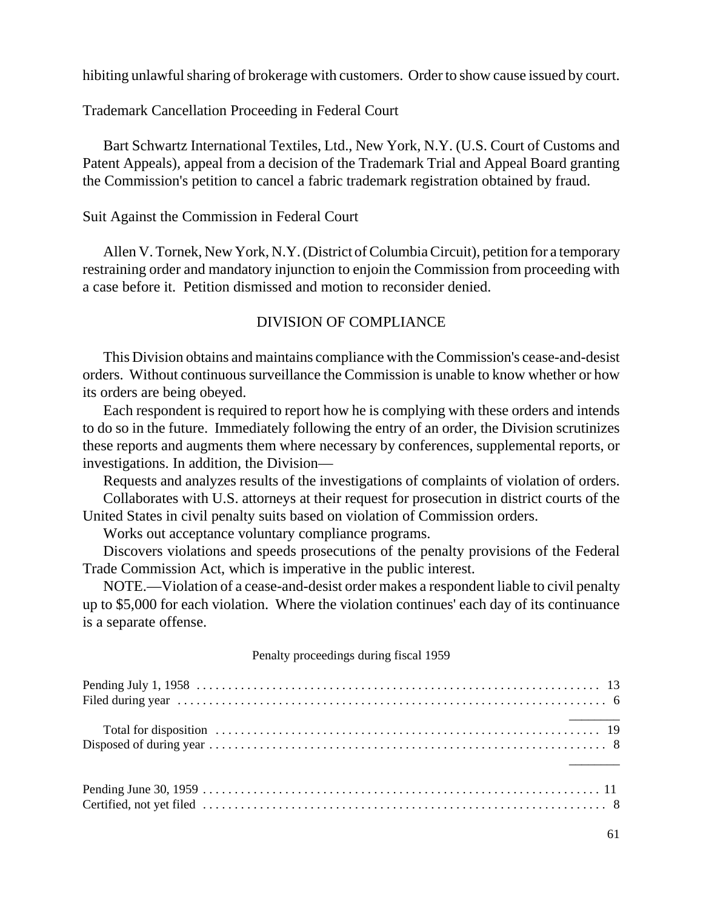hibiting unlawful sharing of brokerage with customers. Order to show cause issued by court.

Trademark Cancellation Proceeding in Federal Court

Bart Schwartz International Textiles, Ltd., New York, N.Y. (U.S. Court of Customs and Patent Appeals), appeal from a decision of the Trademark Trial and Appeal Board granting the Commission's petition to cancel a fabric trademark registration obtained by fraud.

Suit Against the Commission in Federal Court

Allen V. Tornek, New York, N.Y. (District of Columbia Circuit), petition for a temporary restraining order and mandatory injunction to enjoin the Commission from proceeding with a case before it. Petition dismissed and motion to reconsider denied.

## DIVISION OF COMPLIANCE

This Division obtains and maintains compliance with the Commission's cease-and-desist orders. Without continuous surveillance the Commission is unable to know whether or how its orders are being obeyed.

Each respondent is required to report how he is complying with these orders and intends to do so in the future. Immediately following the entry of an order, the Division scrutinizes these reports and augments them where necessary by conferences, supplemental reports, or investigations. In addition, the Division—

Requests and analyzes results of the investigations of complaints of violation of orders.

Collaborates with U.S. attorneys at their request for prosecution in district courts of the United States in civil penalty suits based on violation of Commission orders.

Works out acceptance voluntary compliance programs.

Discovers violations and speeds prosecutions of the penalty provisions of the Federal Trade Commission Act, which is imperative in the public interest.

NOTE.—Violation of a cease-and-desist order makes a respondent liable to civil penalty up to $5,000 for each violation. Where the violation continues' each day of its continuance is a separate offense.

Penalty proceedings during fiscal 1959

| | |
|---|---|
| Pending July 1, 1958 | 13 |
| Filed during year | 6 |
| Total for disposition | 19 |
| Disposed of during year | 8 |
| Pending June 30, 1959 | 11 |
| Certified, not yet filed | 8 |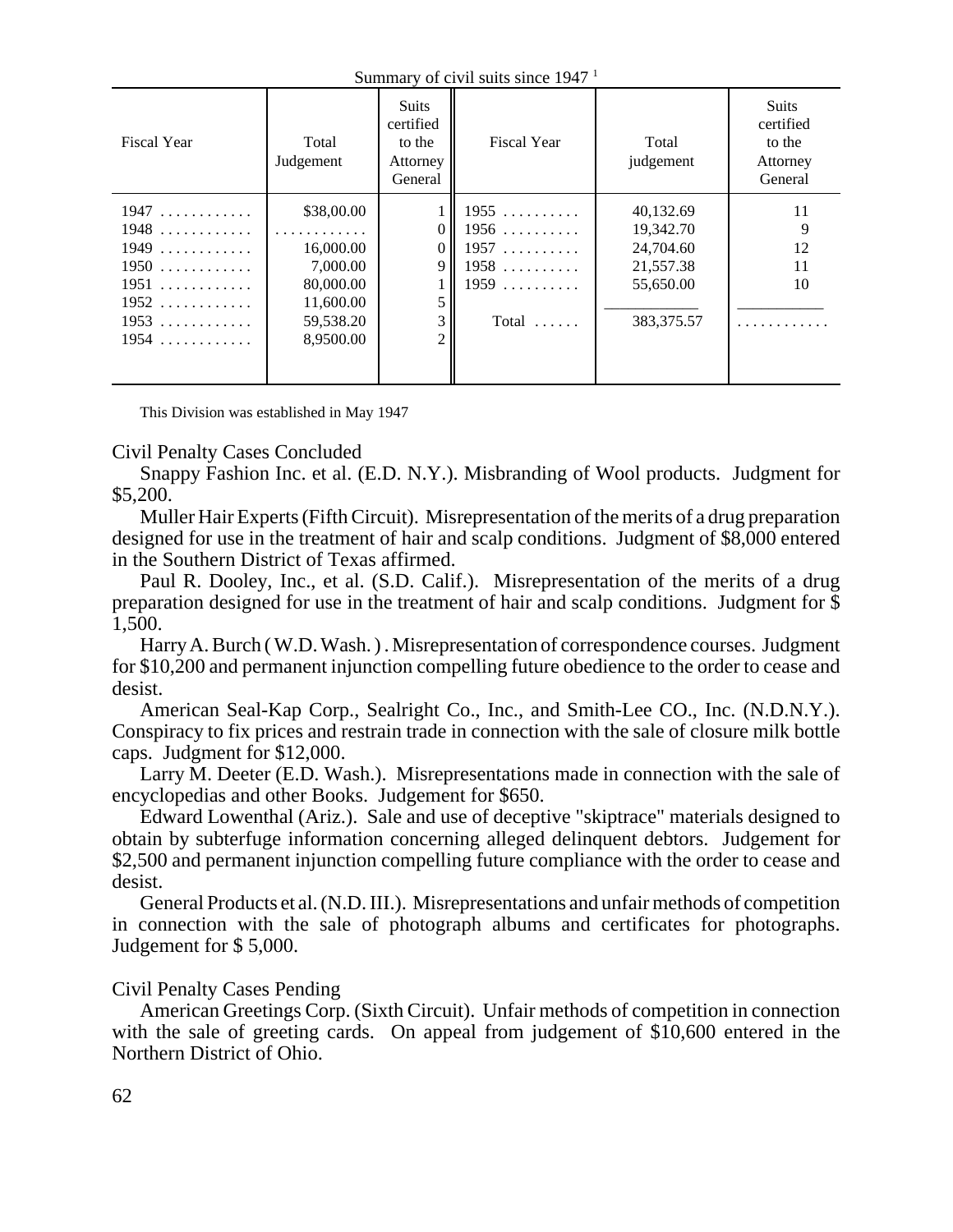Summary of civil suits since 1947 [1]

| Fiscal Year | Total Judgement | Suits certified to the Attorney General | Fiscal Year | Total judgement | Suits certified to the Attorney General |
|---|---|---|---|---|---|
| 1947 . . . . . . . . . . . . | $38,00.00 | 1 | 1955 . . . . . . . . . . | 40,132.69 | 11 |
| 1948 . . . . . . . . . . . . | . . . . . . . . . . . . | 0 | 1956 . . . . . . . . . . | 19,342.70 | 9 |
| 1949 . . . . . . . . . . . . | 16,000.00 | 0 | 1957 . . . . . . . . . . | 24,704.60 | 12 |
| 1950 . . . . . . . . . . . . | 7,000.00 | 9 | 1958 . . . . . . . . . . | 21,557.38 | 11 |
| 1951 . . . . . . . . . . . . | 80,000.00 | 1 | 1959 . . . . . . . . . . | 55,650.00 | 10 |
| 1952 . . . . . . . . . . . . | 11,600.00 | 5 | | | |
| 1953 . . . . . . . . . . . . | 59,538.20 | 3 | Total . . . . . . | 383,375.57 | . . . . . . . . . . . . |
| 1954 . . . . . . . . . . . . | 8,9500.00 | 2 | | | |

This Division was established in May 1947

Civil Penalty Cases Concluded

Snappy Fashion Inc. et al. (E.D. N.Y.). Misbranding of Wool products. Judgment for $5,200.

Muller Hair Experts (Fifth Circuit). Misrepresentation of the merits of a drug preparation designed for use in the treatment of hair and scalp conditions. Judgment of $8,000 entered in the Southern District of Texas affirmed.

Paul R. Dooley, Inc., et al. (S.D. Calif.). Misrepresentation of the merits of a drug preparation designed for use in the treatment of hair and scalp conditions. Judgment for $ 1,500.

Harry A. Burch ( W.D. Wash. ) . Misrepresentation of correspondence courses. Judgment for $10,200 and permanent injunction compelling future obedience to the order to cease and desist.

American Seal-Kap Corp., Sealright Co., Inc., and Smith-Lee CO., Inc. (N.D.N.Y.). Conspiracy to fix prices and restrain trade in connection with the sale of closure milk bottle caps. Judgment for $12,000.

Larry M. Deeter (E.D. Wash.). Misrepresentations made in connection with the sale of encyclopedias and other Books. Judgement for $650.

Edward Lowenthal (Ariz.). Sale and use of deceptive "skiptrace" materials designed to obtain by subterfuge information concerning alleged delinquent debtors. Judgement for $2,500 and permanent injunction compelling future compliance with the order to cease and desist.

General Products et al. (N.D. III.). Misrepresentations and unfair methods of competition in connection with the sale of photograph albums and certificates for photographs. Judgement for $ 5,000.

Civil Penalty Cases Pending

American Greetings Corp. (Sixth Circuit). Unfair methods of competition in connection with the sale of greeting cards. On appeal from judgement of $10,600 entered in the Northern District of Ohio.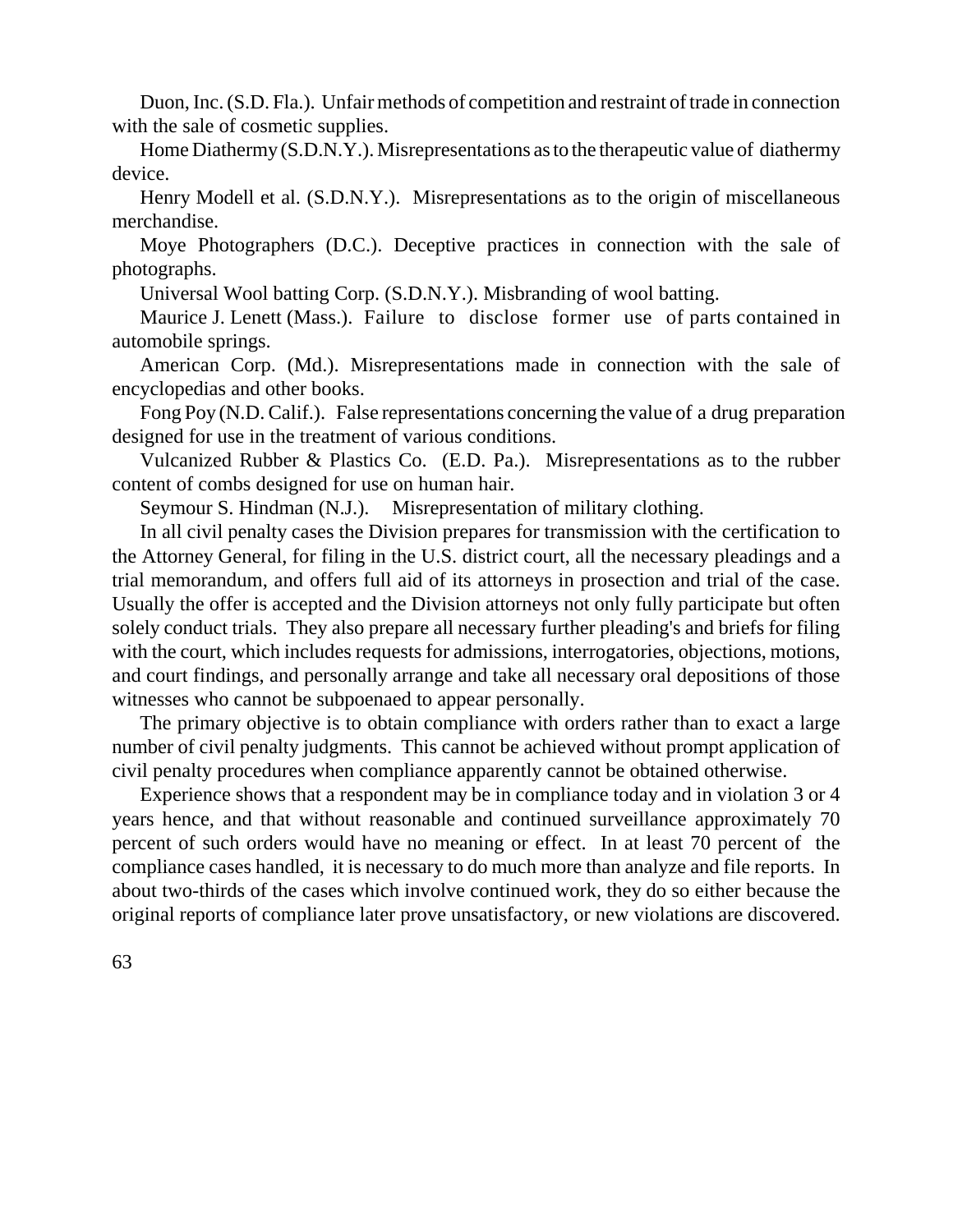Duon, Inc. (S.D. Fla.). Unfair methods of competition and restraint of trade in connection with the sale of cosmetic supplies.

Home Diathermy (S.D.N.Y.). Misrepresentations as to the therapeutic value of diathermy device.

Henry Modell et al. (S.D.N.Y.). Misrepresentations as to the origin of miscellaneous merchandise.

Moye Photographers (D.C.). Deceptive practices in connection with the sale of photographs.

Universal Wool batting Corp. (S.D.N.Y.). Misbranding of wool batting.

Maurice J. Lenett (Mass.). Failure to disclose former use of parts contained in automobile springs.

American Corp. (Md.). Misrepresentations made in connection with the sale of encyclopedias and other books.

Fong Poy (N.D. Calif.). False representations concerning the value of a drug preparation designed for use in the treatment of various conditions.

Vulcanized Rubber & Plastics Co. (E.D. Pa.). Misrepresentations as to the rubber content of combs designed for use on human hair.

Seymour S. Hindman (N.J.). Misrepresentation of military clothing.

In all civil penalty cases the Division prepares for transmission with the certification to the Attorney General, for filing in the U.S. district court, all the necessary pleadings and a trial memorandum, and offers full aid of its attorneys in prosection and trial of the case. Usually the offer is accepted and the Division attorneys not only fully participate but often solely conduct trials. They also prepare all necessary further pleading's and briefs for filing with the court, which includes requests for admissions, interrogatories, objections, motions, and court findings, and personally arrange and take all necessary oral depositions of those witnesses who cannot be subpoenaed to appear personally.

The primary objective is to obtain compliance with orders rather than to exact a large number of civil penalty judgments. This cannot be achieved without prompt application of civil penalty procedures when compliance apparently cannot be obtained otherwise.

Experience shows that a respondent may be in compliance today and in violation 3 or 4 years hence, and that without reasonable and continued surveillance approximately 70 percent of such orders would have no meaning or effect. In at least 70 percent of the compliance cases handled, it is necessary to do much more than analyze and file reports. In about two-thirds of the cases which involve continued work, they do so either because the original reports of compliance later prove unsatisfactory, or new violations are discovered.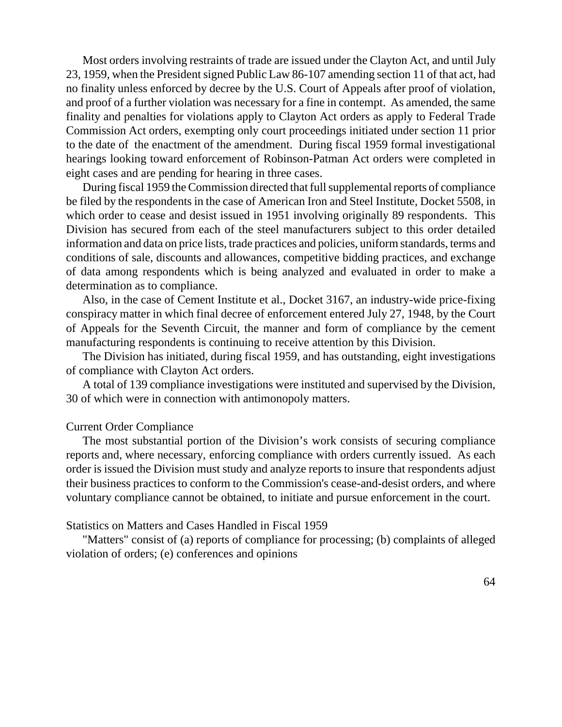Most orders involving restraints of trade are issued under the Clayton Act, and until July 23, 1959, when the President signed Public Law 86-107 amending section 11 of that act, had no finality unless enforced by decree by the U.S. Court of Appeals after proof of violation, and proof of a further violation was necessary for a fine in contempt. As amended, the same finality and penalties for violations apply to Clayton Act orders as apply to Federal Trade Commission Act orders, exempting only court proceedings initiated under section 11 prior to the date of the enactment of the amendment. During fiscal 1959 formal investigational hearings looking toward enforcement of Robinson-Patman Act orders were completed in eight cases and are pending for hearing in three cases.

During fiscal 1959 the Commission directed that full supplemental reports of compliance be filed by the respondents in the case of American Iron and Steel Institute, Docket 5508, in which order to cease and desist issued in 1951 involving originally 89 respondents. This Division has secured from each of the steel manufacturers subject to this order detailed information and data on price lists, trade practices and policies, uniform standards, terms and conditions of sale, discounts and allowances, competitive bidding practices, and exchange of data among respondents which is being analyzed and evaluated in order to make a determination as to compliance.

Also, in the case of Cement Institute et al., Docket 3167, an industry-wide price-fixing conspiracy matter in which final decree of enforcement entered July 27, 1948, by the Court of Appeals for the Seventh Circuit, the manner and form of compliance by the cement manufacturing respondents is continuing to receive attention by this Division.

The Division has initiated, during fiscal 1959, and has outstanding, eight investigations of compliance with Clayton Act orders.

A total of 139 compliance investigations were instituted and supervised by the Division, 30 of which were in connection with antimonopoly matters.

### Current Order Compliance

The most substantial portion of the Division's work consists of securing compliance reports and, where necessary, enforcing compliance with orders currently issued. As each order is issued the Division must study and analyze reports to insure that respondents adjust their business practices to conform to the Commission's cease-and-desist orders, and where voluntary compliance cannot be obtained, to initiate and pursue enforcement in the court.

### Statistics on Matters and Cases Handled in Fiscal 1959

"Matters" consist of (a) reports of compliance for processing; (b) complaints of alleged violation of orders; (e) conferences and opinions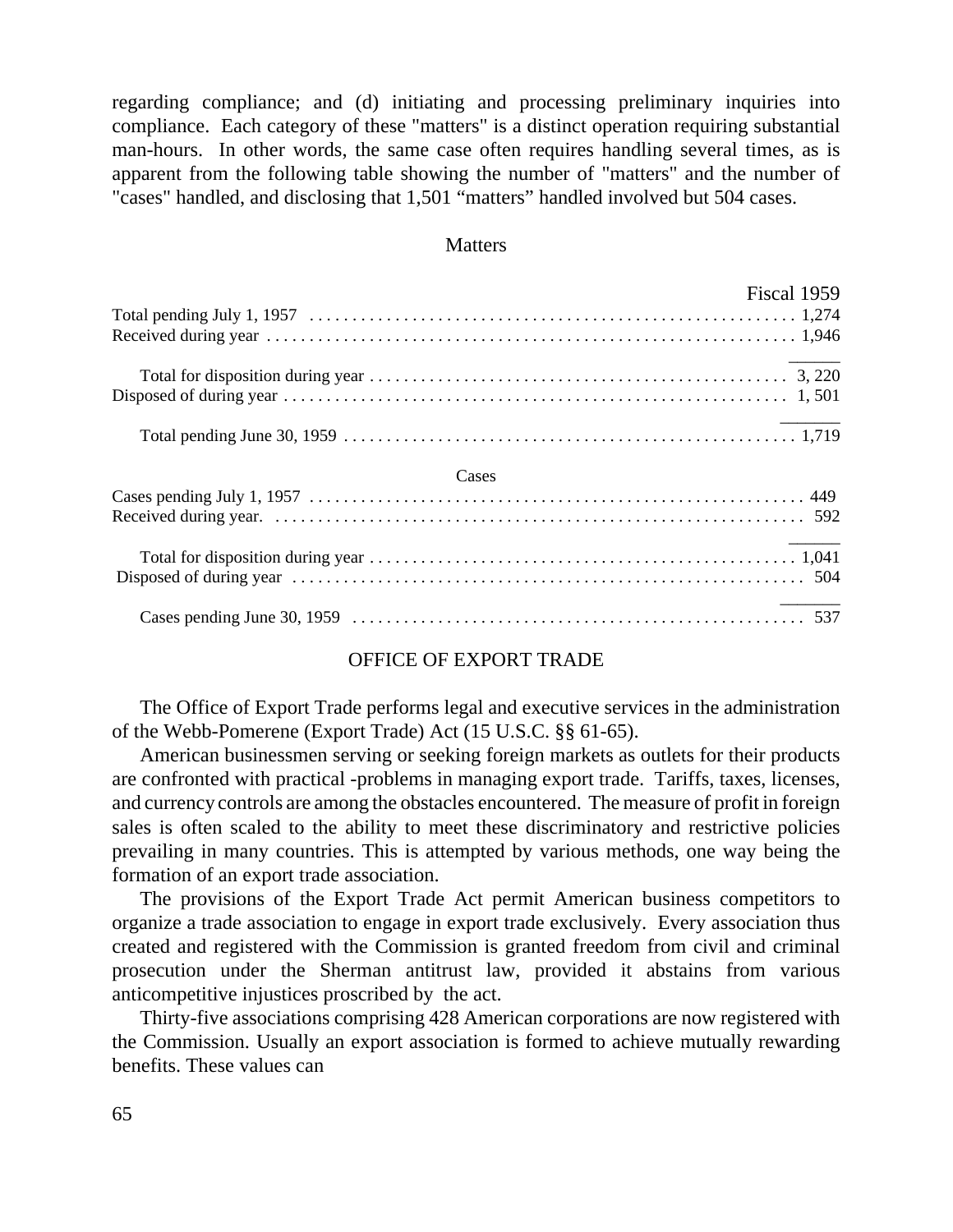regarding compliance; and (d) initiating and processing preliminary inquiries into compliance. Each category of these "matters" is a distinct operation requiring substantial man-hours. In other words, the same case often requires handling several times, as is apparent from the following table showing the number of "matters" and the number of "cases" handled, and disclosing that 1,501 “matters” handled involved but 504 cases.

Matters

| | Fiscal 1959 |
|---|---|
| Total pending July 1, 1957 | 1,274 |
| Received during year | 1,946 |
| Total for disposition during year | 3, 220 |
| Disposed of during year | 1, 501 |
| Total pending June 30, 1959 | 1,719 |

Cases

| | |
|---|---|
| Cases pending July 1, 1957 | 449 |
| Received during year. | 592 |
| Total for disposition during year | 1,041 |
| Disposed of during year | 504 |
| Cases pending June 30, 1959 | 537 |

## OFFICE OF EXPORT TRADE

The Office of Export Trade performs legal and executive services in the administration of the Webb-Pomerene (Export Trade) Act (15 U.S.C. §§ 61-65).

American businessmen serving or seeking foreign markets as outlets for their products are confronted with practical -problems in managing export trade. Tariffs, taxes, licenses, and currency controls are among the obstacles encountered. The measure of profit in foreign sales is often scaled to the ability to meet these discriminatory and restrictive policies prevailing in many countries. This is attempted by various methods, one way being the formation of an export trade association.

The provisions of the Export Trade Act permit American business competitors to organize a trade association to engage in export trade exclusively. Every association thus created and registered with the Commission is granted freedom from civil and criminal prosecution under the Sherman antitrust law, provided it abstains from various anticompetitive injustices proscribed by the act.

Thirty-five associations comprising 428 American corporations are now registered with the Commission. Usually an export association is formed to achieve mutually rewarding benefits. These values can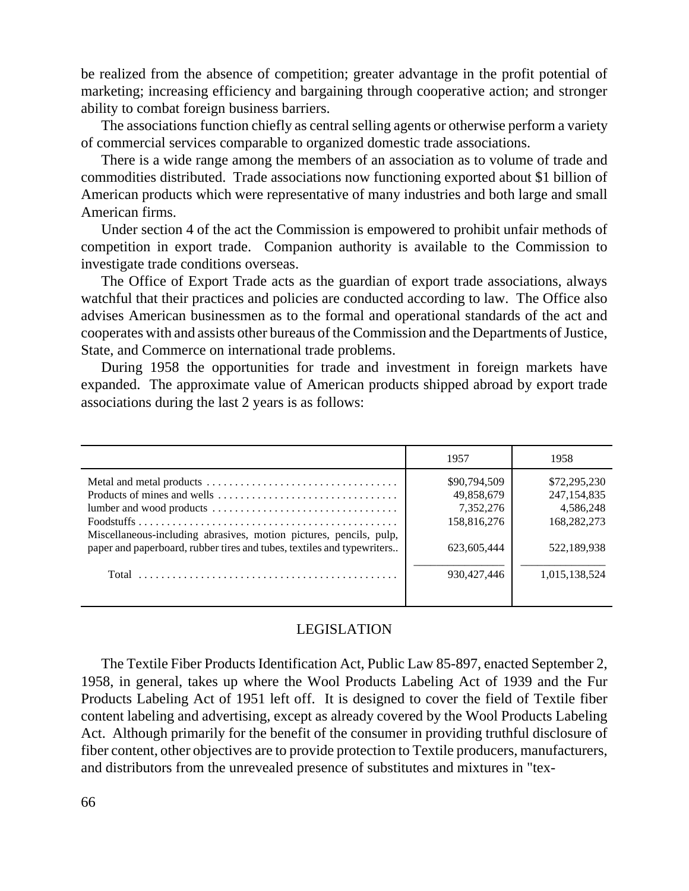be realized from the absence of competition; greater advantage in the profit potential of marketing; increasing efficiency and bargaining through cooperative action; and stronger ability to combat foreign business barriers.

The associations function chiefly as central selling agents or otherwise perform a variety of commercial services comparable to organized domestic trade associations.

There is a wide range among the members of an association as to volume of trade and commodities distributed. Trade associations now functioning exported about $1 billion of American products which were representative of many industries and both large and small American firms.

Under section 4 of the act the Commission is empowered to prohibit unfair methods of competition in export trade. Companion authority is available to the Commission to investigate trade conditions overseas.

The Office of Export Trade acts as the guardian of export trade associations, always watchful that their practices and policies are conducted according to law. The Office also advises American businessmen as to the formal and operational standards of the act and cooperates with and assists other bureaus of the Commission and the Departments of Justice, State, and Commerce on international trade problems.

During 1958 the opportunities for trade and investment in foreign markets have expanded. The approximate value of American products shipped abroad by export trade associations during the last 2 years is as follows:

| | 1957 | 1958 |
|---|---|---|
| Metal and metal products | $90,794,509 | $72,295,230 |
| Products of mines and wells | 49,858,679 | 247,154,835 |
| lumber and wood products | 7,352,276 | 4,586,248 |
| Foodstuffs | 158,816,276 | 168,282,273 |
| Miscellaneous-including abrasives, motion pictures, pencils, pulp, paper and paperboard, rubber tires and tubes, textiles and typewriters | 623,605,444 | 522,189,938 |
| Total | 930,427,446 | 1,015,138,524 |

## LEGISLATION

The Textile Fiber Products Identification Act, Public Law 85-897, enacted September 2, 1958, in general, takes up where the Wool Products Labeling Act of 1939 and the Fur Products Labeling Act of 1951 left off. It is designed to cover the field of Textile fiber content labeling and advertising, except as already covered by the Wool Products Labeling Act. Although primarily for the benefit of the consumer in providing truthful disclosure of fiber content, other objectives are to provide protection to Textile producers, manufacturers, and distributors from the unrevealed presence of substitutes and mixtures in "tex-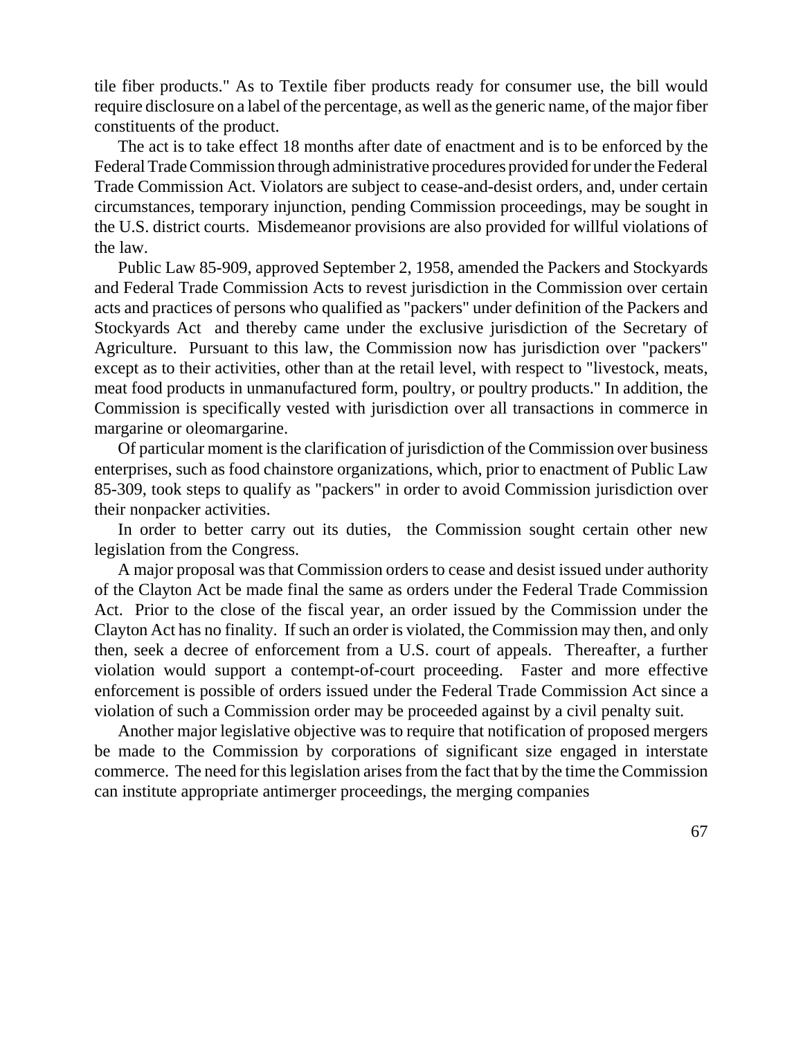tile fiber products." As to Textile fiber products ready for consumer use, the bill would require disclosure on a label of the percentage, as well as the generic name, of the major fiber constituents of the product.

The act is to take effect 18 months after date of enactment and is to be enforced by the Federal Trade Commission through administrative procedures provided for under the Federal Trade Commission Act. Violators are subject to cease-and-desist orders, and, under certain circumstances, temporary injunction, pending Commission proceedings, may be sought in the U.S. district courts. Misdemeanor provisions are also provided for willful violations of the law.

Public Law 85-909, approved September 2, 1958, amended the Packers and Stockyards and Federal Trade Commission Acts to revest jurisdiction in the Commission over certain acts and practices of persons who qualified as "packers" under definition of the Packers and Stockyards Act and thereby came under the exclusive jurisdiction of the Secretary of Agriculture. Pursuant to this law, the Commission now has jurisdiction over "packers" except as to their activities, other than at the retail level, with respect to "livestock, meats, meat food products in unmanufactured form, poultry, or poultry products." In addition, the Commission is specifically vested with jurisdiction over all transactions in commerce in margarine or oleomargarine.

Of particular moment is the clarification of jurisdiction of the Commission over business enterprises, such as food chainstore organizations, which, prior to enactment of Public Law 85-309, took steps to qualify as "packers" in order to avoid Commission jurisdiction over their nonpacker activities.

In order to better carry out its duties, the Commission sought certain other new legislation from the Congress.

A major proposal was that Commission orders to cease and desist issued under authority of the Clayton Act be made final the same as orders under the Federal Trade Commission Act. Prior to the close of the fiscal year, an order issued by the Commission under the Clayton Act has no finality. If such an order is violated, the Commission may then, and only then, seek a decree of enforcement from a U.S. court of appeals. Thereafter, a further violation would support a contempt-of-court proceeding. Faster and more effective enforcement is possible of orders issued under the Federal Trade Commission Act since a violation of such a Commission order may be proceeded against by a civil penalty suit.

Another major legislative objective was to require that notification of proposed mergers be made to the Commission by corporations of significant size engaged in interstate commerce. The need for this legislation arises from the fact that by the time the Commission can institute appropriate antimerger proceedings, the merging companies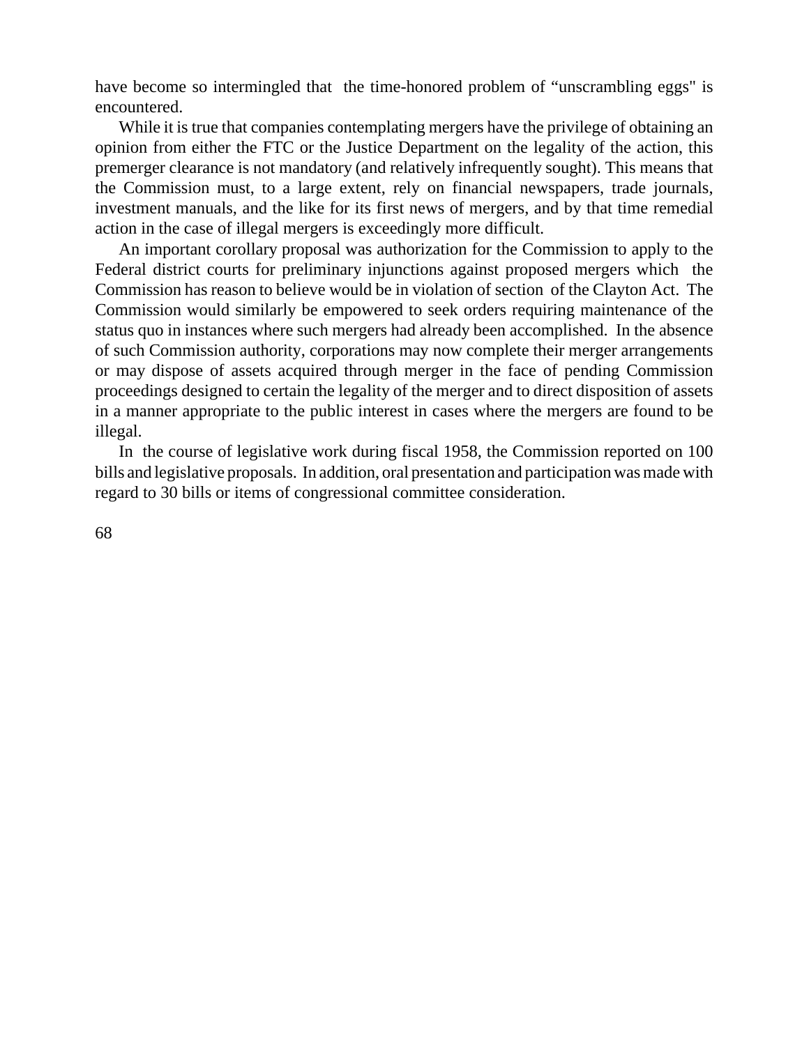have become so intermingled that the time-honored problem of “unscrambling eggs" is encountered.

While it is true that companies contemplating mergers have the privilege of obtaining an opinion from either the FTC or the Justice Department on the legality of the action, this premerger clearance is not mandatory (and relatively infrequently sought). This means that the Commission must, to a large extent, rely on financial newspapers, trade journals, investment manuals, and the like for its first news of mergers, and by that time remedial action in the case of illegal mergers is exceedingly more difficult.

An important corollary proposal was authorization for the Commission to apply to the Federal district courts for preliminary injunctions against proposed mergers which the Commission has reason to believe would be in violation of section of the Clayton Act. The Commission would similarly be empowered to seek orders requiring maintenance of the status quo in instances where such mergers had already been accomplished. In the absence of such Commission authority, corporations may now complete their merger arrangements or may dispose of assets acquired through merger in the face of pending Commission proceedings designed to certain the legality of the merger and to direct disposition of assets in a manner appropriate to the public interest in cases where the mergers are found to be illegal.

In the course of legislative work during fiscal 1958, the Commission reported on 100 bills and legislative proposals. In addition, oral presentation and participation was made with regard to 30 bills or items of congressional committee consideration.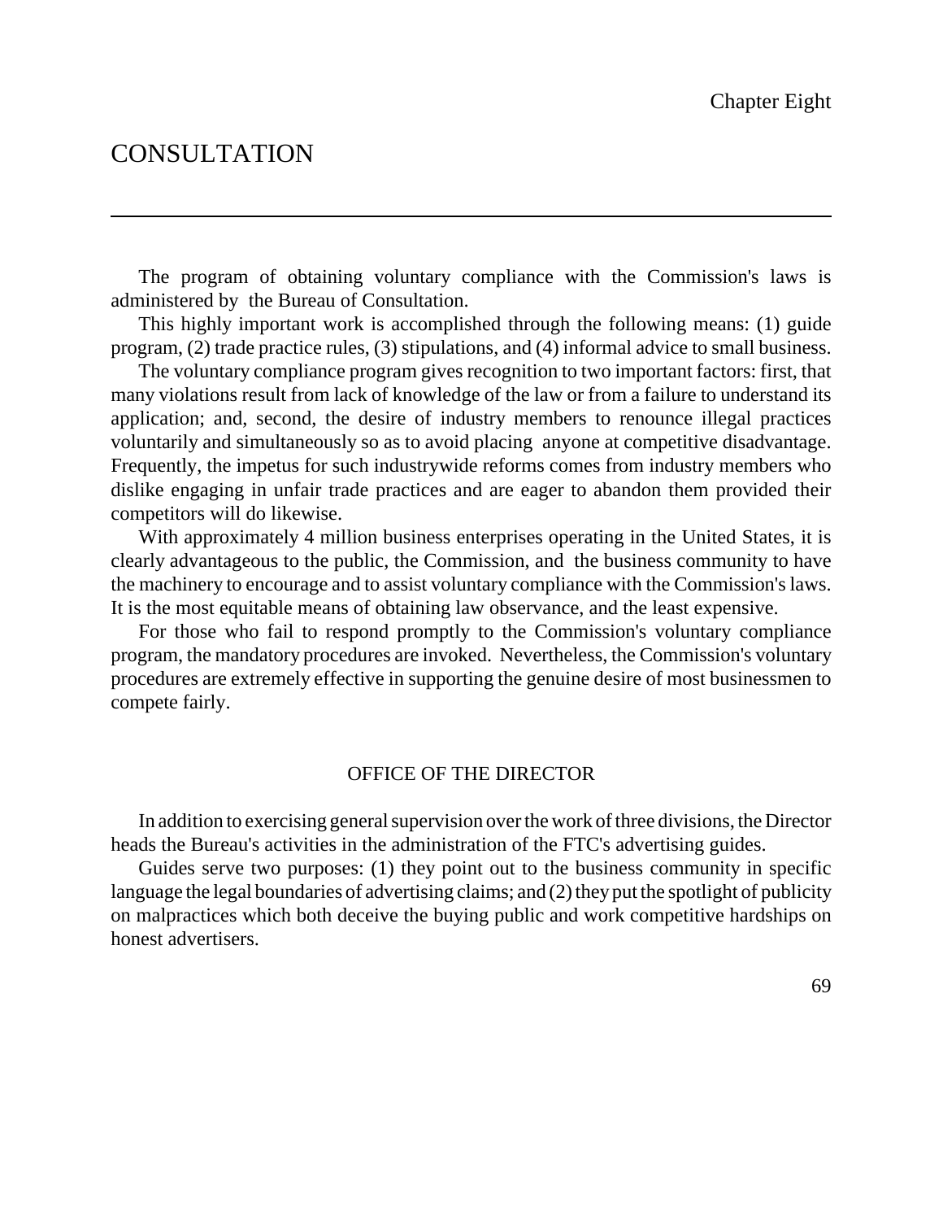Chapter Eight

# CONSULTATION

The program of obtaining voluntary compliance with the Commission's laws is administered by the Bureau of Consultation.

This highly important work is accomplished through the following means: (1) guide program, (2) trade practice rules, (3) stipulations, and (4) informal advice to small business.

The voluntary compliance program gives recognition to two important factors: first, that many violations result from lack of knowledge of the law or from a failure to understand its application; and, second, the desire of industry members to renounce illegal practices voluntarily and simultaneously so as to avoid placing anyone at competitive disadvantage. Frequently, the impetus for such industrywide reforms comes from industry members who dislike engaging in unfair trade practices and are eager to abandon them provided their competitors will do likewise.

With approximately 4 million business enterprises operating in the United States, it is clearly advantageous to the public, the Commission, and the business community to have the machinery to encourage and to assist voluntary compliance with the Commission's laws. It is the most equitable means of obtaining law observance, and the least expensive.

For those who fail to respond promptly to the Commission's voluntary compliance program, the mandatory procedures are invoked. Nevertheless, the Commission's voluntary procedures are extremely effective in supporting the genuine desire of most businessmen to compete fairly.

## OFFICE OF THE DIRECTOR

In addition to exercising general supervision over the work of three divisions, the Director heads the Bureau's activities in the administration of the FTC's advertising guides.

Guides serve two purposes: (1) they point out to the business community in specific language the legal boundaries of advertising claims; and (2) they put the spotlight of publicity on malpractices which both deceive the buying public and work competitive hardships on honest advertisers.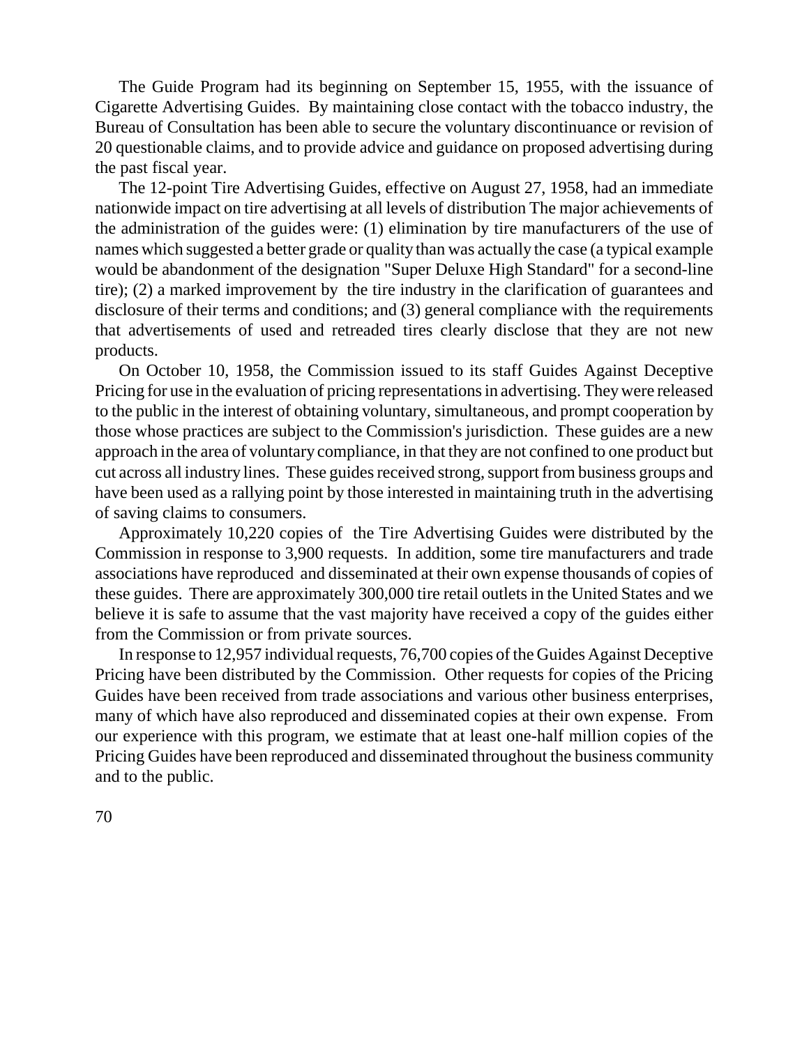The Guide Program had its beginning on September 15, 1955, with the issuance of Cigarette Advertising Guides. By maintaining close contact with the tobacco industry, the Bureau of Consultation has been able to secure the voluntary discontinuance or revision of 20 questionable claims, and to provide advice and guidance on proposed advertising during the past fiscal year.

The 12-point Tire Advertising Guides, effective on August 27, 1958, had an immediate nationwide impact on tire advertising at all levels of distribution The major achievements of the administration of the guides were: (1) elimination by tire manufacturers of the use of names which suggested a better grade or quality than was actually the case (a typical example would be abandonment of the designation "Super Deluxe High Standard" for a second-line tire); (2) a marked improvement by the tire industry in the clarification of guarantees and disclosure of their terms and conditions; and (3) general compliance with the requirements that advertisements of used and retreaded tires clearly disclose that they are not new products.

On October 10, 1958, the Commission issued to its staff Guides Against Deceptive Pricing for use in the evaluation of pricing representations in advertising. They were released to the public in the interest of obtaining voluntary, simultaneous, and prompt cooperation by those whose practices are subject to the Commission's jurisdiction. These guides are a new approach in the area of voluntary compliance, in that they are not confined to one product but cut across all industry lines. These guides received strong, support from business groups and have been used as a rallying point by those interested in maintaining truth in the advertising of saving claims to consumers.

Approximately 10,220 copies of the Tire Advertising Guides were distributed by the Commission in response to 3,900 requests. In addition, some tire manufacturers and trade associations have reproduced and disseminated at their own expense thousands of copies of these guides. There are approximately 300,000 tire retail outlets in the United States and we believe it is safe to assume that the vast majority have received a copy of the guides either from the Commission or from private sources.

In response to 12,957 individual requests, 76,700 copies of the Guides Against Deceptive Pricing have been distributed by the Commission. Other requests for copies of the Pricing Guides have been received from trade associations and various other business enterprises, many of which have also reproduced and disseminated copies at their own expense. From our experience with this program, we estimate that at least one-half million copies of the Pricing Guides have been reproduced and disseminated throughout the business community and to the public.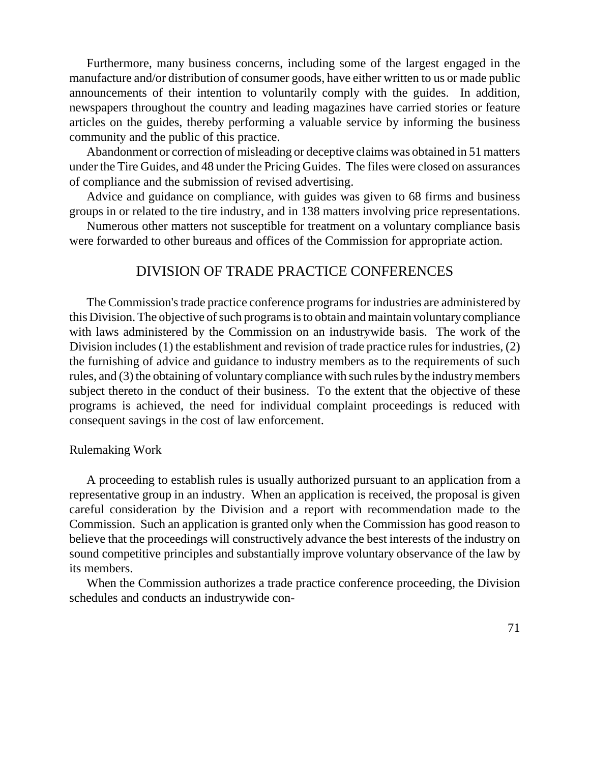Furthermore, many business concerns, including some of the largest engaged in the manufacture and/or distribution of consumer goods, have either written to us or made public announcements of their intention to voluntarily comply with the guides. In addition, newspapers throughout the country and leading magazines have carried stories or feature articles on the guides, thereby performing a valuable service by informing the business community and the public of this practice.

Abandonment or correction of misleading or deceptive claims was obtained in 51 matters under the Tire Guides, and 48 under the Pricing Guides. The files were closed on assurances of compliance and the submission of revised advertising.

Advice and guidance on compliance, with guides was given to 68 firms and business groups in or related to the tire industry, and in 138 matters involving price representations.

Numerous other matters not susceptible for treatment on a voluntary compliance basis were forwarded to other bureaus and offices of the Commission for appropriate action.

## DIVISION OF TRADE PRACTICE CONFERENCES

The Commission's trade practice conference programs for industries are administered by this Division. The objective of such programs is to obtain and maintain voluntary compliance with laws administered by the Commission on an industrywide basis. The work of the Division includes (1) the establishment and revision of trade practice rules for industries, (2) the furnishing of advice and guidance to industry members as to the requirements of such rules, and (3) the obtaining of voluntary compliance with such rules by the industry members subject thereto in the conduct of their business. To the extent that the objective of these programs is achieved, the need for individual complaint proceedings is reduced with consequent savings in the cost of law enforcement.

### Rulemaking Work

A proceeding to establish rules is usually authorized pursuant to an application from a representative group in an industry. When an application is received, the proposal is given careful consideration by the Division and a report with recommendation made to the Commission. Such an application is granted only when the Commission has good reason to believe that the proceedings will constructively advance the best interests of the industry on sound competitive principles and substantially improve voluntary observance of the law by its members.

When the Commission authorizes a trade practice conference proceeding, the Division schedules and conducts an industrywide con-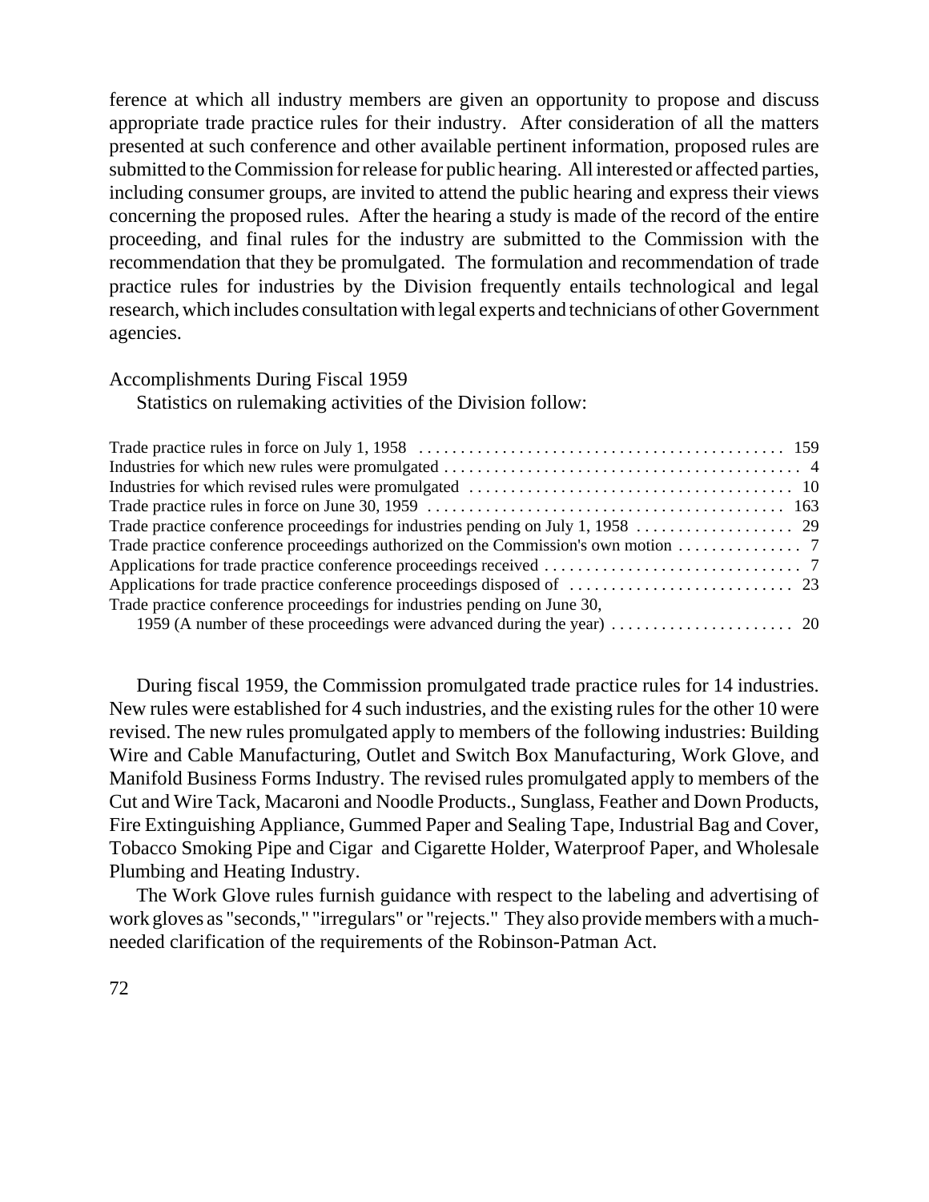ference at which all industry members are given an opportunity to propose and discuss appropriate trade practice rules for their industry. After consideration of all the matters presented at such conference and other available pertinent information, proposed rules are submitted to the Commission for release for public hearing. All interested or affected parties, including consumer groups, are invited to attend the public hearing and express their views concerning the proposed rules. After the hearing a study is made of the record of the entire proceeding, and final rules for the industry are submitted to the Commission with the recommendation that they be promulgated. The formulation and recommendation of trade practice rules for industries by the Division frequently entails technological and legal research, which includes consultation with legal experts and technicians of other Government agencies.

## Accomplishments During Fiscal 1959

Statistics on rulemaking activities of the Division follow:

| | |
|---|---|
| Trade practice rules in force on July 1, 1958 | 159 |
| Industries for which new rules were promulgated | 4 |
| Industries for which revised rules were promulgated | 10 |
| Trade practice rules in force on June 30, 1959 | 163 |
| Trade practice conference proceedings for industries pending on July 1, 1958 | 29 |
| Trade practice conference proceedings authorized on the Commission's own motion | 7 |
| Applications for trade practice conference proceedings received | 7 |
| Applications for trade practice conference proceedings disposed of | 23 |
| Trade practice conference proceedings for industries pending on June 30, 1959 (A number of these proceedings were advanced during the year) | 20 |

During fiscal 1959, the Commission promulgated trade practice rules for 14 industries. New rules were established for 4 such industries, and the existing rules for the other 10 were revised. The new rules promulgated apply to members of the following industries: Building Wire and Cable Manufacturing, Outlet and Switch Box Manufacturing, Work Glove, and Manifold Business Forms Industry. The revised rules promulgated apply to members of the Cut and Wire Tack, Macaroni and Noodle Products., Sunglass, Feather and Down Products, Fire Extinguishing Appliance, Gummed Paper and Sealing Tape, Industrial Bag and Cover, Tobacco Smoking Pipe and Cigar and Cigarette Holder, Waterproof Paper, and Wholesale Plumbing and Heating Industry.

The Work Glove rules furnish guidance with respect to the labeling and advertising of work gloves as "seconds," "irregulars" or "rejects." They also provide members with a much-needed clarification of the requirements of the Robinson-Patman Act.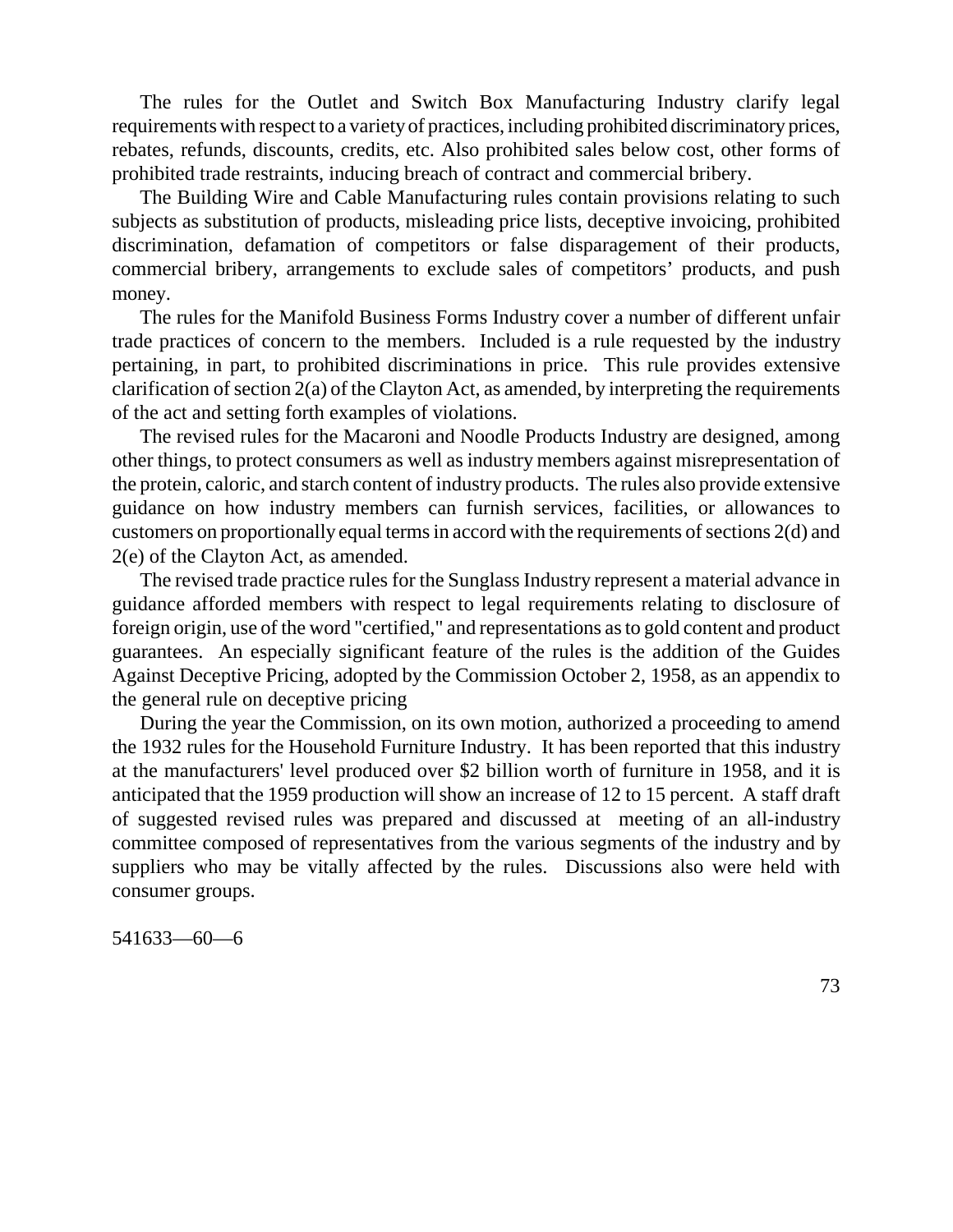The rules for the Outlet and Switch Box Manufacturing Industry clarify legal requirements with respect to a variety of practices, including prohibited discriminatory prices, rebates, refunds, discounts, credits, etc. Also prohibited sales below cost, other forms of prohibited trade restraints, inducing breach of contract and commercial bribery.

The Building Wire and Cable Manufacturing rules contain provisions relating to such subjects as substitution of products, misleading price lists, deceptive invoicing, prohibited discrimination, defamation of competitors or false disparagement of their products, commercial bribery, arrangements to exclude sales of competitors' products, and push money.

The rules for the Manifold Business Forms Industry cover a number of different unfair trade practices of concern to the members. Included is a rule requested by the industry pertaining, in part, to prohibited discriminations in price. This rule provides extensive clarification of section 2(a) of the Clayton Act, as amended, by interpreting the requirements of the act and setting forth examples of violations.

The revised rules for the Macaroni and Noodle Products Industry are designed, among other things, to protect consumers as well as industry members against misrepresentation of the protein, caloric, and starch content of industry products. The rules also provide extensive guidance on how industry members can furnish services, facilities, or allowances to customers on proportionally equal terms in accord with the requirements of sections 2(d) and 2(e) of the Clayton Act, as amended.

The revised trade practice rules for the Sunglass Industry represent a material advance in guidance afforded members with respect to legal requirements relating to disclosure of foreign origin, use of the word "certified," and representations as to gold content and product guarantees. An especially significant feature of the rules is the addition of the Guides Against Deceptive Pricing, adopted by the Commission October 2, 1958, as an appendix to the general rule on deceptive pricing

During the year the Commission, on its own motion, authorized a proceeding to amend the 1932 rules for the Household Furniture Industry. It has been reported that this industry at the manufacturers' level produced over $2 billion worth of furniture in 1958, and it is anticipated that the 1959 production will show an increase of 12 to 15 percent. A staff draft of suggested revised rules was prepared and discussed at meeting of an all-industry committee composed of representatives from the various segments of the industry and by suppliers who may be vitally affected by the rules. Discussions also were held with consumer groups.

541633—60—6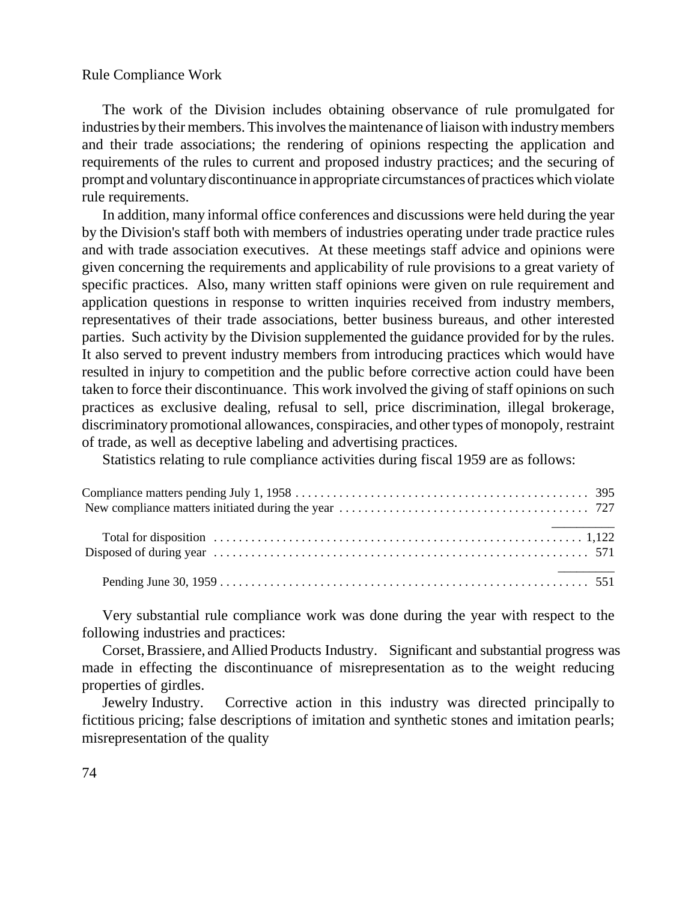## Rule Compliance Work

The work of the Division includes obtaining observance of rule promulgated for industries by their members. This involves the maintenance of liaison with industry members and their trade associations; the rendering of opinions respecting the application and requirements of the rules to current and proposed industry practices; and the securing of prompt and voluntary discontinuance in appropriate circumstances of practices which violate rule requirements.

In addition, many informal office conferences and discussions were held during the year by the Division's staff both with members of industries operating under trade practice rules and with trade association executives. At these meetings staff advice and opinions were given concerning the requirements and applicability of rule provisions to a great variety of specific practices. Also, many written staff opinions were given on rule requirement and application questions in response to written inquiries received from industry members, representatives of their trade associations, better business bureaus, and other interested parties. Such activity by the Division supplemented the guidance provided for by the rules. It also served to prevent industry members from introducing practices which would have resulted in injury to competition and the public before corrective action could have been taken to force their discontinuance. This work involved the giving of staff opinions on such practices as exclusive dealing, refusal to sell, price discrimination, illegal brokerage, discriminatory promotional allowances, conspiracies, and other types of monopoly, restraint of trade, as well as deceptive labeling and advertising practices.

Statistics relating to rule compliance activities during fiscal 1959 are as follows:

| | |
|---|---|
| Compliance matters pending July 1, 1958 | 395 |
| New compliance matters initiated during the year | 727 |
| Total for disposition | 1,122 |
| Disposed of during year | 571 |
| Pending June 30, 1959 | 551 |

Very substantial rule compliance work was done during the year with respect to the following industries and practices:

Corset, Brassiere, and Allied Products Industry. Significant and substantial progress was made in effecting the discontinuance of misrepresentation as to the weight reducing properties of girdles.

Jewelry Industry. Corrective action in this industry was directed principally to fictitious pricing; false descriptions of imitation and synthetic stones and imitation pearls; misrepresentation of the quality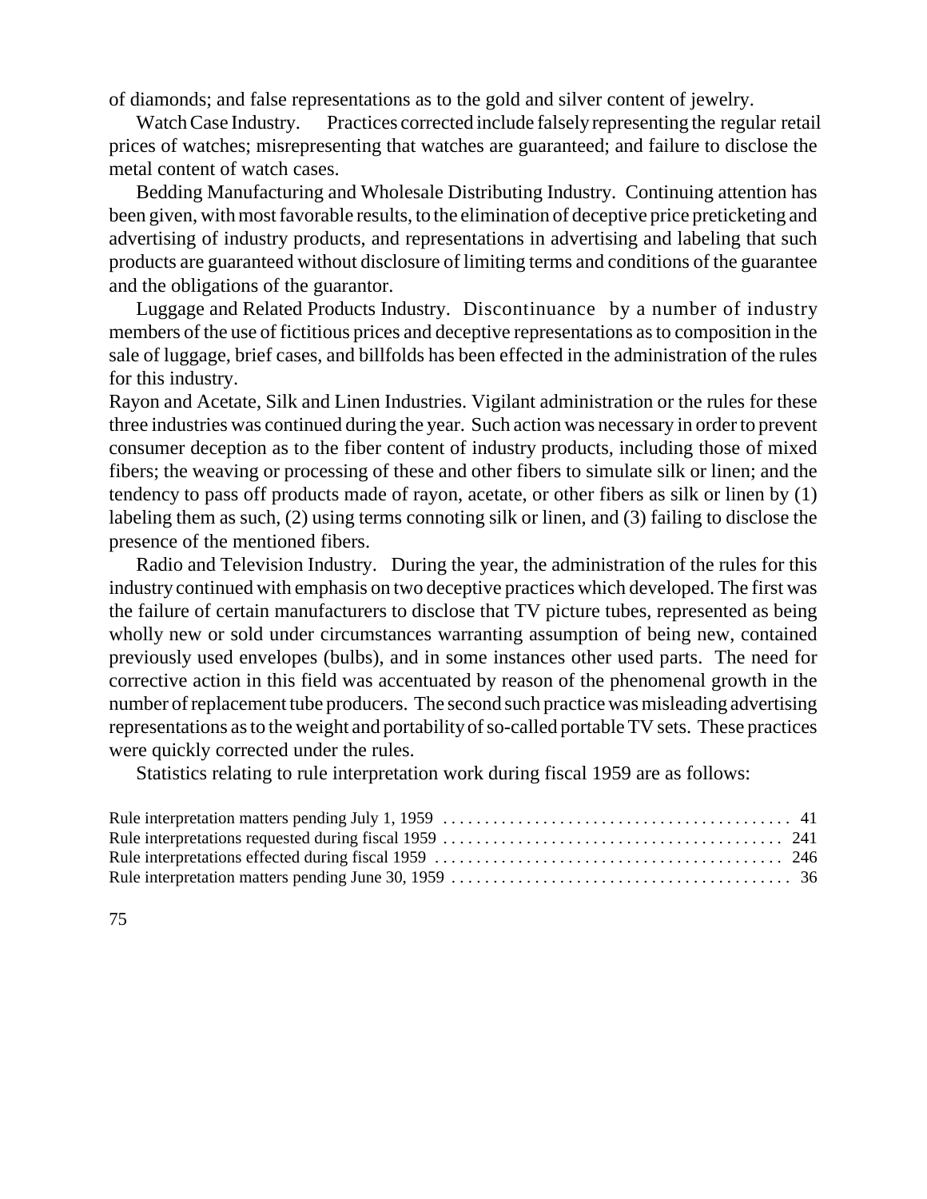of diamonds; and false representations as to the gold and silver content of jewelry.

Watch Case Industry. Practices corrected include falsely representing the regular retail prices of watches; misrepresenting that watches are guaranteed; and failure to disclose the metal content of watch cases.

Bedding Manufacturing and Wholesale Distributing Industry. Continuing attention has been given, with most favorable results, to the elimination of deceptive price preticketing and advertising of industry products, and representations in advertising and labeling that such products are guaranteed without disclosure of limiting terms and conditions of the guarantee and the obligations of the guarantor.

Luggage and Related Products Industry. Discontinuance by a number of industry members of the use of fictitious prices and deceptive representations as to composition in the sale of luggage, brief cases, and billfolds has been effected in the administration of the rules for this industry.

Rayon and Acetate, Silk and Linen Industries. Vigilant administration or the rules for these three industries was continued during the year. Such action was necessary in order to prevent consumer deception as to the fiber content of industry products, including those of mixed fibers; the weaving or processing of these and other fibers to simulate silk or linen; and the tendency to pass off products made of rayon, acetate, or other fibers as silk or linen by (1) labeling them as such, (2) using terms connoting silk or linen, and (3) failing to disclose the presence of the mentioned fibers.

Radio and Television Industry. During the year, the administration of the rules for this industry continued with emphasis on two deceptive practices which developed. The first was the failure of certain manufacturers to disclose that TV picture tubes, represented as being wholly new or sold under circumstances warranting assumption of being new, contained previously used envelopes (bulbs), and in some instances other used parts. The need for corrective action in this field was accentuated by reason of the phenomenal growth in the number of replacement tube producers. The second such practice was misleading advertising representations as to the weight and portability of so-called portable TV sets. These practices were quickly corrected under the rules.

Statistics relating to rule interpretation work during fiscal 1959 are as follows:

| | |
|---|---|
| Rule interpretation matters pending July 1, 1959 | 41 |
| Rule interpretations requested during fiscal 1959 | 241 |
| Rule interpretations effected during fiscal 1959 | 246 |
| Rule interpretation matters pending June 30, 1959 | 36 |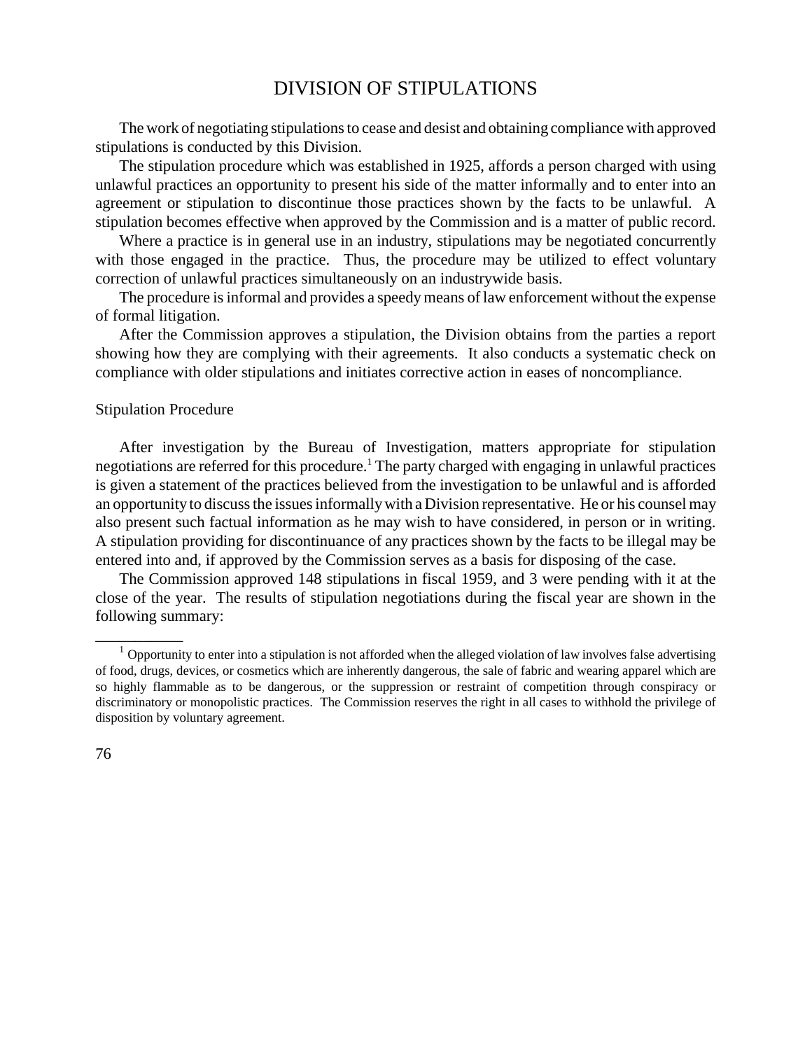# DIVISION OF STIPULATIONS

The work of negotiating stipulations to cease and desist and obtaining compliance with approved stipulations is conducted by this Division.

The stipulation procedure which was established in 1925, affords a person charged with using unlawful practices an opportunity to present his side of the matter informally and to enter into an agreement or stipulation to discontinue those practices shown by the facts to be unlawful. A stipulation becomes effective when approved by the Commission and is a matter of public record.

Where a practice is in general use in an industry, stipulations may be negotiated concurrently with those engaged in the practice. Thus, the procedure may be utilized to effect voluntary correction of unlawful practices simultaneously on an industrywide basis.

The procedure is informal and provides a speedy means of law enforcement without the expense of formal litigation.

After the Commission approves a stipulation, the Division obtains from the parties a report showing how they are complying with their agreements. It also conducts a systematic check on compliance with older stipulations and initiates corrective action in eases of noncompliance.

## Stipulation Procedure

After investigation by the Bureau of Investigation, matters appropriate for stipulation negotiations are referred for this procedure.[1] The party charged with engaging in unlawful practices is given a statement of the practices believed from the investigation to be unlawful and is afforded an opportunity to discuss the issues informally with a Division representative. He or his counsel may also present such factual information as he may wish to have considered, in person or in writing. A stipulation providing for discontinuance of any practices shown by the facts to be illegal may be entered into and, if approved by the Commission serves as a basis for disposing of the case.

The Commission approved 148 stipulations in fiscal 1959, and 3 were pending with it at the close of the year. The results of stipulation negotiations during the fiscal year are shown in the following summary:

---

[1] Opportunity to enter into a stipulation is not afforded when the alleged violation of law involves false advertising of food, drugs, devices, or cosmetics which are inherently dangerous, the sale of fabric and wearing apparel which are so highly flammable as to be dangerous, or the suppression or restraint of competition through conspiracy or discriminatory or monopolistic practices. The Commission reserves the right in all cases to withhold the privilege of disposition by voluntary agreement.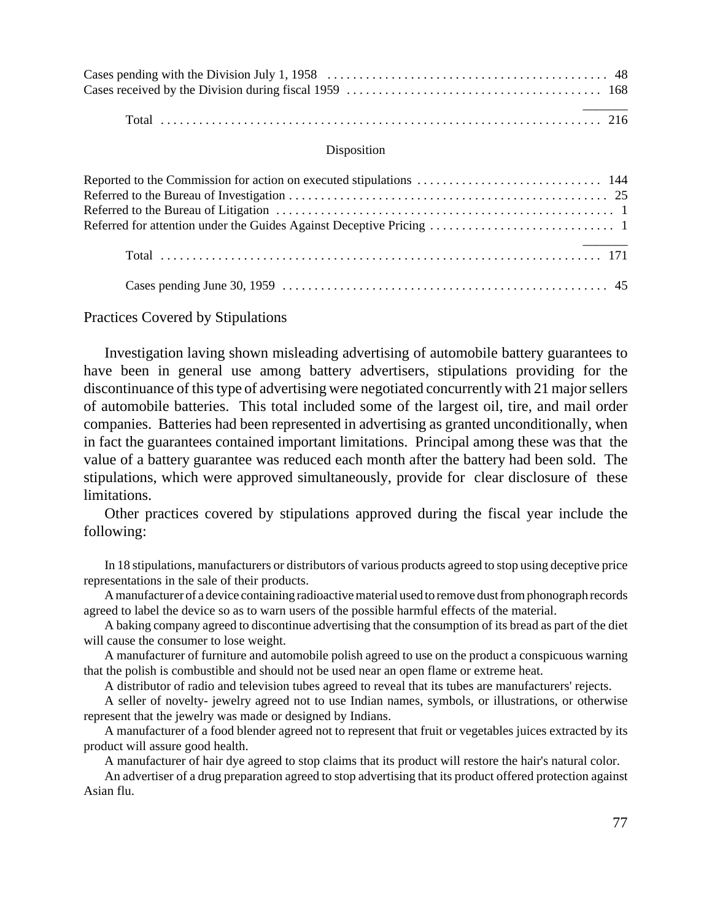| | |
|---|---|
| Cases pending with the Division July 1, 1958 | 48 |
| Cases received by the Division during fiscal 1959 | 168 |
| Total | 216 |

Disposition

| | |
|---|---|
| Reported to the Commission for action on executed stipulations | 144 |
| Referred to the Bureau of Investigation | 25 |
| Referred to the Bureau of Litigation | 1 |
| Referred for attention under the Guides Against Deceptive Pricing | 1 |
| Total | 171 |
| Cases pending June 30, 1959 | 45 |

## Practices Covered by Stipulations

Investigation laving shown misleading advertising of automobile battery guarantees to have been in general use among battery advertisers, stipulations providing for the discontinuance of this type of advertising were negotiated concurrently with 21 major sellers of automobile batteries. This total included some of the largest oil, tire, and mail order companies. Batteries had been represented in advertising as granted unconditionally, when in fact the guarantees contained important limitations. Principal among these was that the value of a battery guarantee was reduced each month after the battery had been sold. The stipulations, which were approved simultaneously, provide for clear disclosure of these limitations.

Other practices covered by stipulations approved during the fiscal year include the following:

In 18 stipulations, manufacturers or distributors of various products agreed to stop using deceptive price representations in the sale of their products.

A manufacturer of a device containing radioactive material used to remove dust from phonograph records agreed to label the device so as to warn users of the possible harmful effects of the material.

A baking company agreed to discontinue advertising that the consumption of its bread as part of the diet will cause the consumer to lose weight.

A manufacturer of furniture and automobile polish agreed to use on the product a conspicuous warning that the polish is combustible and should not be used near an open flame or extreme heat.

A distributor of radio and television tubes agreed to reveal that its tubes are manufacturers' rejects.

A seller of novelty- jewelry agreed not to use Indian names, symbols, or illustrations, or otherwise represent that the jewelry was made or designed by Indians.

A manufacturer of a food blender agreed not to represent that fruit or vegetables juices extracted by its product will assure good health.

A manufacturer of hair dye agreed to stop claims that its product will restore the hair's natural color.

An advertiser of a drug preparation agreed to stop advertising that its product offered protection against Asian flu.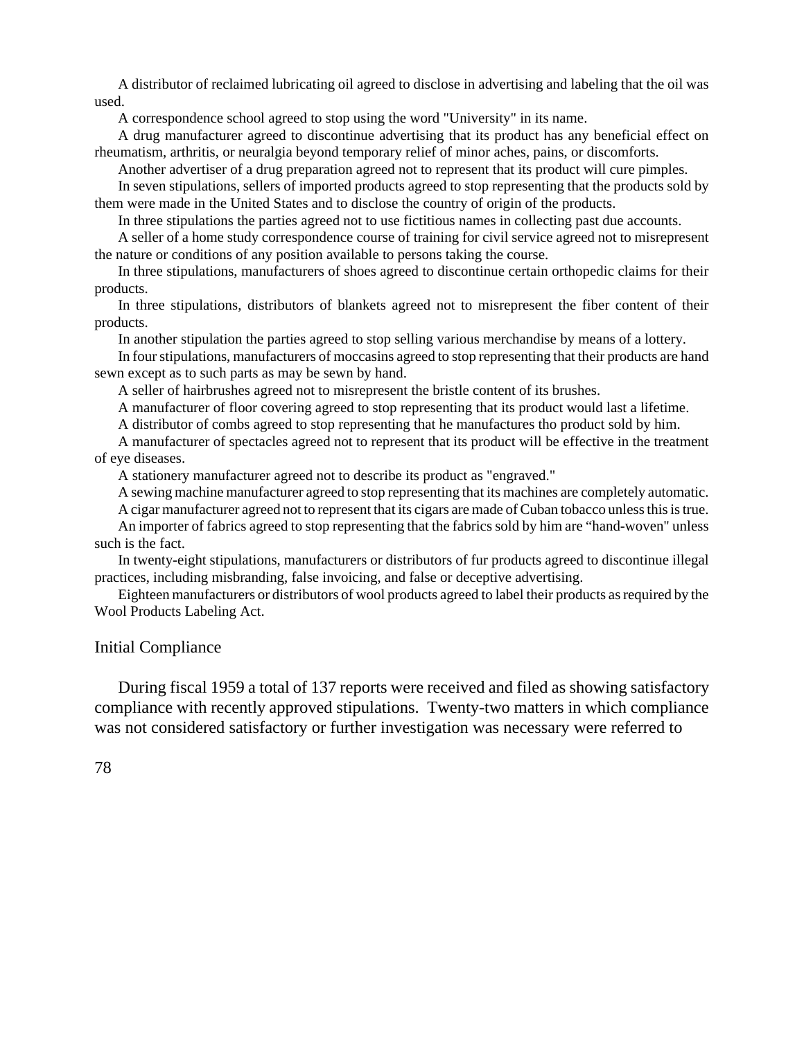A distributor of reclaimed lubricating oil agreed to disclose in advertising and labeling that the oil was used.

A correspondence school agreed to stop using the word "University" in its name.

A drug manufacturer agreed to discontinue advertising that its product has any beneficial effect on rheumatism, arthritis, or neuralgia beyond temporary relief of minor aches, pains, or discomforts.

Another advertiser of a drug preparation agreed not to represent that its product will cure pimples.

In seven stipulations, sellers of imported products agreed to stop representing that the products sold by them were made in the United States and to disclose the country of origin of the products.

In three stipulations the parties agreed not to use fictitious names in collecting past due accounts.

A seller of a home study correspondence course of training for civil service agreed not to misrepresent the nature or conditions of any position available to persons taking the course.

In three stipulations, manufacturers of shoes agreed to discontinue certain orthopedic claims for their products.

In three stipulations, distributors of blankets agreed not to misrepresent the fiber content of their products.

In another stipulation the parties agreed to stop selling various merchandise by means of a lottery.

In four stipulations, manufacturers of moccasins agreed to stop representing that their products are hand sewn except as to such parts as may be sewn by hand.

A seller of hairbrushes agreed not to misrepresent the bristle content of its brushes.

A manufacturer of floor covering agreed to stop representing that its product would last a lifetime.

A distributor of combs agreed to stop representing that he manufactures tho product sold by him.

A manufacturer of spectacles agreed not to represent that its product will be effective in the treatment of eye diseases.

A stationery manufacturer agreed not to describe its product as "engraved."

A sewing machine manufacturer agreed to stop representing that its machines are completely automatic.

A cigar manufacturer agreed not to represent that its cigars are made of Cuban tobacco unless this is true.

An importer of fabrics agreed to stop representing that the fabrics sold by him are "hand-woven" unless such is the fact.

In twenty-eight stipulations, manufacturers or distributors of fur products agreed to discontinue illegal practices, including misbranding, false invoicing, and false or deceptive advertising.

Eighteen manufacturers or distributors of wool products agreed to label their products as required by the Wool Products Labeling Act.

## Initial Compliance

During fiscal 1959 a total of 137 reports were received and filed as showing satisfactory compliance with recently approved stipulations. Twenty-two matters in which compliance was not considered satisfactory or further investigation was necessary were referred to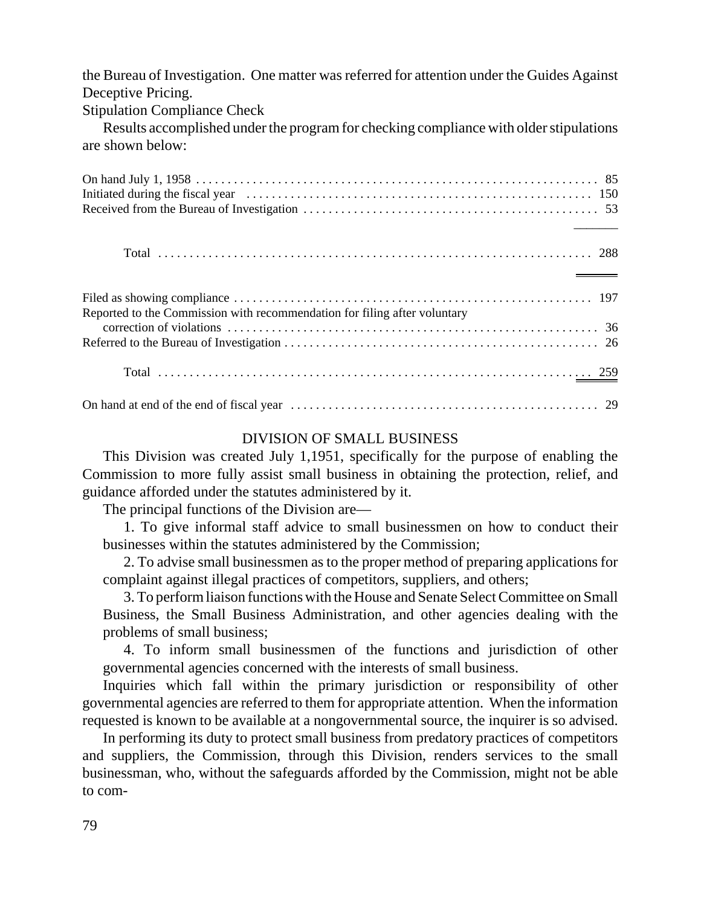the Bureau of Investigation. One matter was referred for attention under the Guides Against Deceptive Pricing.

Stipulation Compliance Check

Results accomplished under the program for checking compliance with older stipulations are shown below:

| | |
|---|---|
| On hand July 1, 1958 | 85 |
| Initiated during the fiscal year | 150 |
| Received from the Bureau of Investigation | 53 |
| Total | 288 |
| Filed as showing compliance | 197 |
| Reported to the Commission with recommendation for filing after voluntary correction of violations | 36 |
| Referred to the Bureau of Investigation | 26 |
| Total | 259 |
| On hand at end of the end of fiscal year | 29 |

## DIVISION OF SMALL BUSINESS

This Division was created July 1,1951, specifically for the purpose of enabling the Commission to more fully assist small business in obtaining the protection, relief, and guidance afforded under the statutes administered by it.

The principal functions of the Division are—

1. To give informal staff advice to small businessmen on how to conduct their businesses within the statutes administered by the Commission;
2. To advise small businessmen as to the proper method of preparing applications for complaint against illegal practices of competitors, suppliers, and others;
3. To perform liaison functions with the House and Senate Select Committee on Small Business, the Small Business Administration, and other agencies dealing with the problems of small business;
4. To inform small businessmen of the functions and jurisdiction of other governmental agencies concerned with the interests of small business.

Inquiries which fall within the primary jurisdiction or responsibility of other governmental agencies are referred to them for appropriate attention. When the information requested is known to be available at a nongovernmental source, the inquirer is so advised.

In performing its duty to protect small business from predatory practices of competitors and suppliers, the Commission, through this Division, renders services to the small businessman, who, without the safeguards afforded by the Commission, might not be able to com-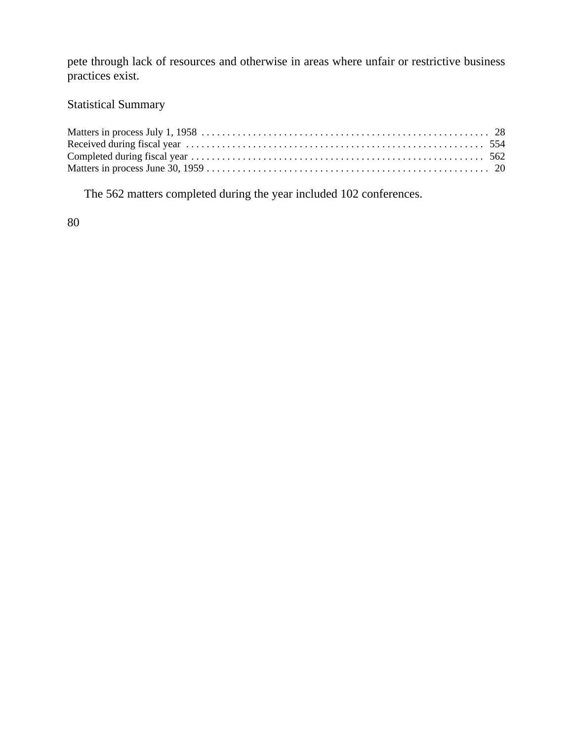pete through lack of resources and otherwise in areas where unfair or restrictive business practices exist.

## Statistical Summary

| | |
|---|---|
| Matters in process July 1, 1958 | 28 |
| Received during fiscal year | 554 |
| Completed during fiscal year | 562 |
| Matters in process June 30, 1959 | 20 |

The 562 matters completed during the year included 102 conferences.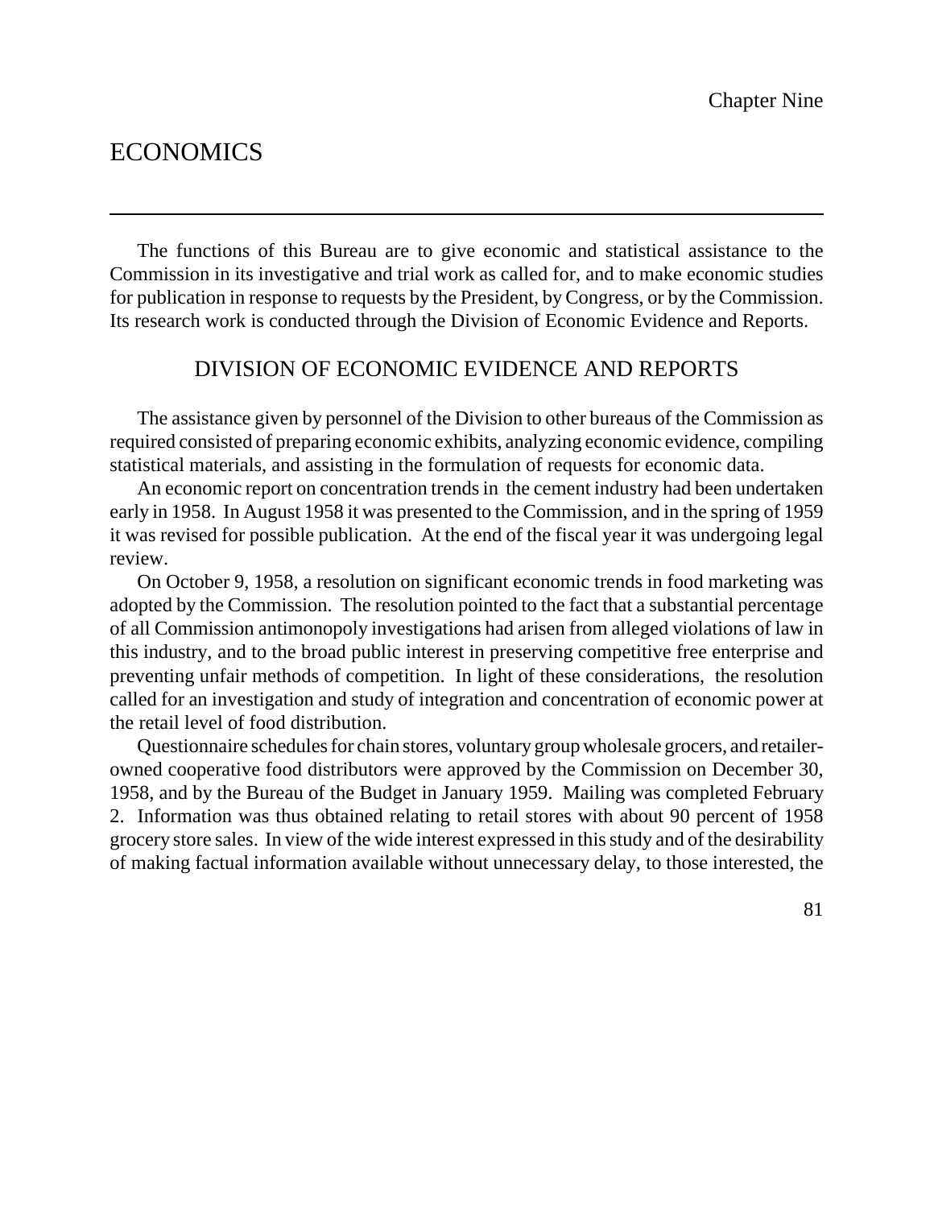Chapter Nine

# ECONOMICS

The functions of this Bureau are to give economic and statistical assistance to the Commission in its investigative and trial work as called for, and to make economic studies for publication in response to requests by the President, by Congress, or by the Commission. Its research work is conducted through the Division of Economic Evidence and Reports.

## DIVISION OF ECONOMIC EVIDENCE AND REPORTS

The assistance given by personnel of the Division to other bureaus of the Commission as required consisted of preparing economic exhibits, analyzing economic evidence, compiling statistical materials, and assisting in the formulation of requests for economic data.

An economic report on concentration trends in the cement industry had been undertaken early in 1958. In August 1958 it was presented to the Commission, and in the spring of 1959 it was revised for possible publication. At the end of the fiscal year it was undergoing legal review.

On October 9, 1958, a resolution on significant economic trends in food marketing was adopted by the Commission. The resolution pointed to the fact that a substantial percentage of all Commission antimonopoly investigations had arisen from alleged violations of law in this industry, and to the broad public interest in preserving competitive free enterprise and preventing unfair methods of competition. In light of these considerations, the resolution called for an investigation and study of integration and concentration of economic power at the retail level of food distribution.

Questionnaire schedules for chain stores, voluntary group wholesale grocers, and retailer-owned cooperative food distributors were approved by the Commission on December 30, 1958, and by the Bureau of the Budget in January 1959. Mailing was completed February 2. Information was thus obtained relating to retail stores with about 90 percent of 1958 grocery store sales. In view of the wide interest expressed in this study and of the desirability of making factual information available without unnecessary delay, to those interested, the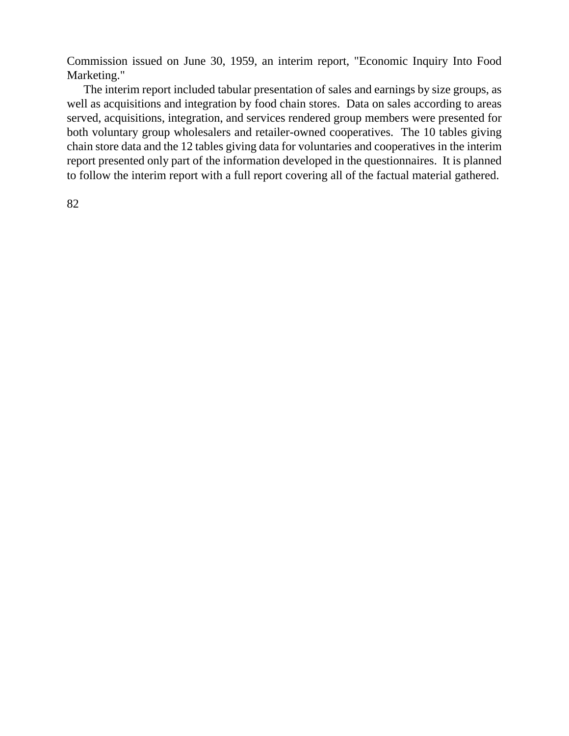Commission issued on June 30, 1959, an interim report, "Economic Inquiry Into Food Marketing."

The interim report included tabular presentation of sales and earnings by size groups, as well as acquisitions and integration by food chain stores. Data on sales according to areas served, acquisitions, integration, and services rendered group members were presented for both voluntary group wholesalers and retailer-owned cooperatives. The 10 tables giving chain store data and the 12 tables giving data for voluntaries and cooperatives in the interim report presented only part of the information developed in the questionnaires. It is planned to follow the interim report with a full report covering all of the factual material gathered.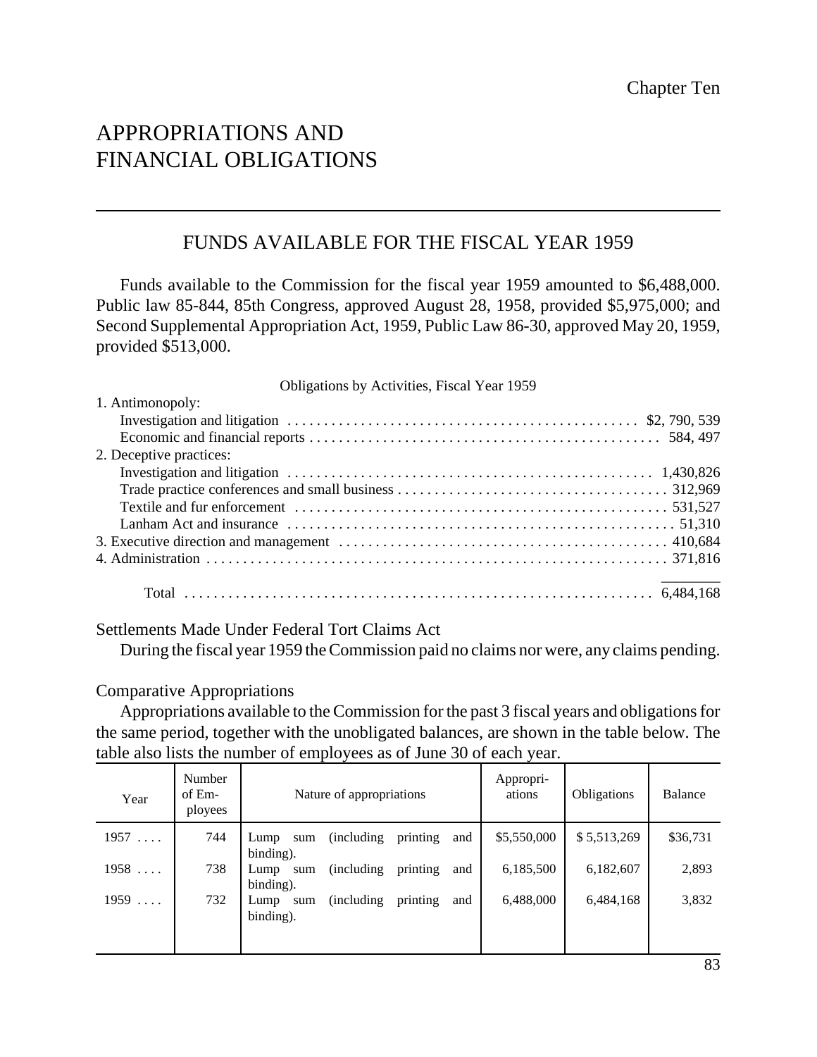Chapter Ten

# APPROPRIATIONS AND FINANCIAL OBLIGATIONS

## FUNDS AVAILABLE FOR THE FISCAL YEAR 1959

Funds available to the Commission for the fiscal year 1959 amounted to $6,488,000. Public law 85-844, 85th Congress, approved August 28, 1958, provided $5,975,000; and Second Supplemental Appropriation Act, 1959, Public Law 86-30, approved May 20, 1959, provided $513,000.

Obligations by Activities, Fiscal Year 1959

| Activity | Amount |
|---|---|
| 1. Antimonopoly: | |
| Investigation and litigation | $2, 790, 539 |
| Economic and financial reports | 584, 497 |
| 2. Deceptive practices: | |
| Investigation and litigation | 1,430,826 |
| Trade practice conferences and small business | 312,969 |
| Textile and fur enforcement | 531,527 |
| Lanham Act and insurance | 51,310 |
| 3. Executive direction and management | 410,684 |
| 4. Administration | 371,816 |
| Total | 6,484,168 |

### Settlements Made Under Federal Tort Claims Act

During the fiscal year 1959 the Commission paid no claims nor were, any claims pending.

### Comparative Appropriations

Appropriations available to the Commission for the past 3 fiscal years and obligations for the same period, together with the unobligated balances, are shown in the table below. The table also lists the number of employees as of June 30 of each year.

| Year | Number of Employees | Nature of appropriations | Appropriations | Obligations | Balance |
|---|---|---|---|---|---|
| 1957 .... | 744 | Lump sum (including printing and binding). | $5,550,000 | $ 5,513,269 | $36,731 |
| 1958 .... | 738 | Lump sum (including printing and binding). | 6,185,500 | 6,182,607 | 2,893 |
| 1959 .... | 732 | Lump sum (including printing and binding). | 6,488,000 | 6,484,168 | 3,832 |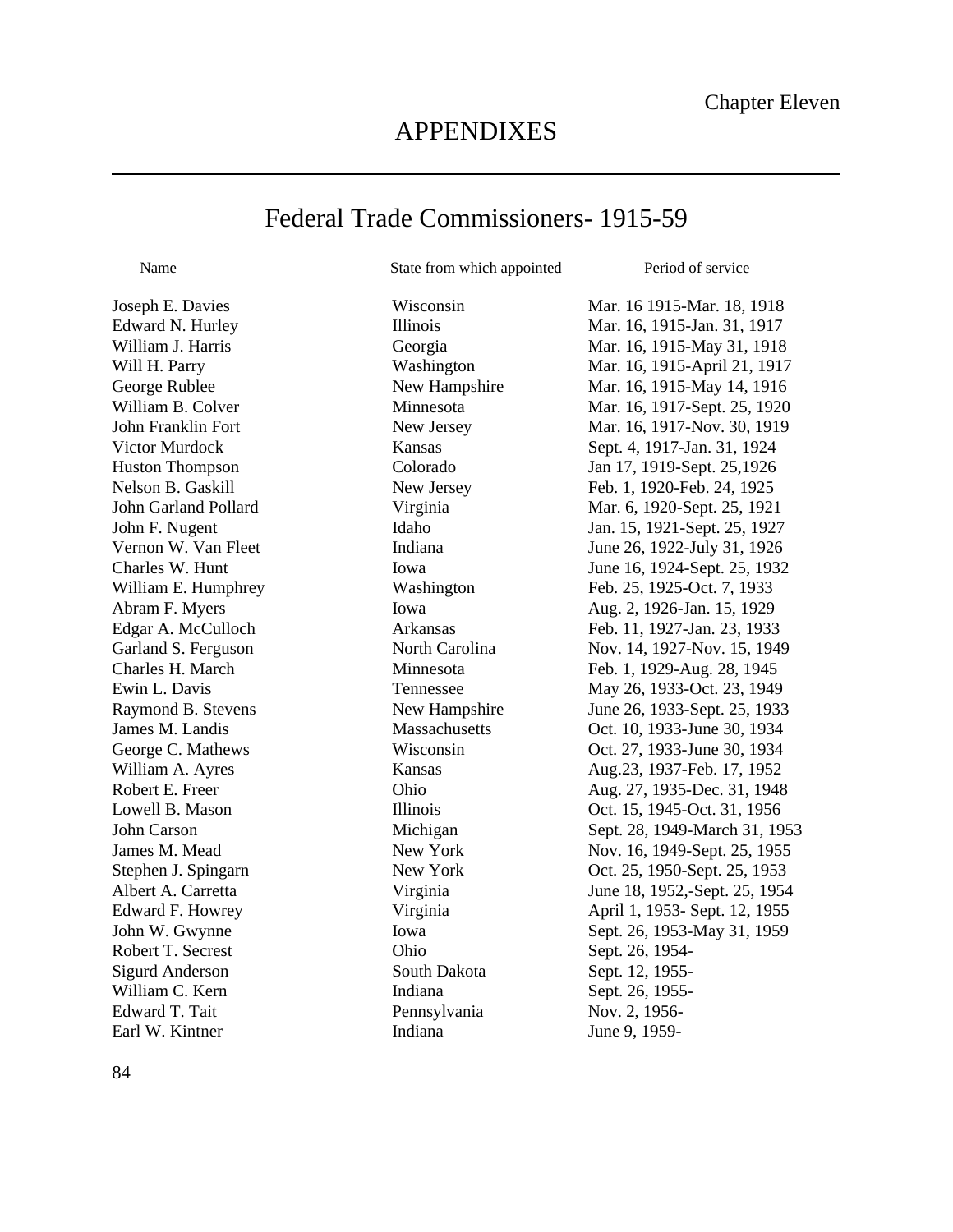Chapter Eleven

# APPENDIXES

## Federal Trade Commissioners- 1915-59

| Name | State from which appointed | Period of service |
|---|---|---|
| Joseph E. Davies | Wisconsin | Mar. 16 1915-Mar. 18, 1918 |
| Edward N. Hurley | Illinois | Mar. 16, 1915-Jan. 31, 1917 |
| William J. Harris | Georgia | Mar. 16, 1915-May 31, 1918 |
| Will H. Parry | Washington | Mar. 16, 1915-April 21, 1917 |
| George Rublee | New Hampshire | Mar. 16, 1915-May 14, 1916 |
| William B. Colver | Minnesota | Mar. 16, 1917-Sept. 25, 1920 |
| John Franklin Fort | New Jersey | Mar. 16, 1917-Nov. 30, 1919 |
| Victor Murdock | Kansas | Sept. 4, 1917-Jan. 31, 1924 |
| Huston Thompson | Colorado | Jan 17, 1919-Sept. 25,1926 |
| Nelson B. Gaskill | New Jersey | Feb. 1, 1920-Feb. 24, 1925 |
| John Garland Pollard | Virginia | Mar. 6, 1920-Sept. 25, 1921 |
| John F. Nugent | Idaho | Jan. 15, 1921-Sept. 25, 1927 |
| Vernon W. Van Fleet | Indiana | June 26, 1922-July 31, 1926 |
| Charles W. Hunt | Iowa | June 16, 1924-Sept. 25, 1932 |
| William E. Humphrey | Washington | Feb. 25, 1925-Oct. 7, 1933 |
| Abram F. Myers | Iowa | Aug. 2, 1926-Jan. 15, 1929 |
| Edgar A. McCulloch | Arkansas | Feb. 11, 1927-Jan. 23, 1933 |
| Garland S. Ferguson | North Carolina | Nov. 14, 1927-Nov. 15, 1949 |
| Charles H. March | Minnesota | Feb. 1, 1929-Aug. 28, 1945 |
| Ewin L. Davis | Tennessee | May 26, 1933-Oct. 23, 1949 |
| Raymond B. Stevens | New Hampshire | June 26, 1933-Sept. 25, 1933 |
| James M. Landis | Massachusetts | Oct. 10, 1933-June 30, 1934 |
| George C. Mathews | Wisconsin | Oct. 27, 1933-June 30, 1934 |
| William A. Ayres | Kansas | Aug.23, 1937-Feb. 17, 1952 |
| Robert E. Freer | Ohio | Aug. 27, 1935-Dec. 31, 1948 |
| Lowell B. Mason | Illinois | Oct. 15, 1945-Oct. 31, 1956 |
| John Carson | Michigan | Sept. 28, 1949-March 31, 1953 |
| James M. Mead | New York | Nov. 16, 1949-Sept. 25, 1955 |
| Stephen J. Spingarn | New York | Oct. 25, 1950-Sept. 25, 1953 |
| Albert A. Carretta | Virginia | June 18, 1952,-Sept. 25, 1954 |
| Edward F. Howrey | Virginia | April 1, 1953- Sept. 12, 1955 |
| John W. Gwynne | Iowa | Sept. 26, 1953-May 31, 1959 |
| Robert T. Secrest | Ohio | Sept. 26, 1954- |
| Sigurd Anderson | South Dakota | Sept. 12, 1955- |
| William C. Kern | Indiana | Sept. 26, 1955- |
| Edward T. Tait | Pennsylvania | Nov. 2, 1956- |
| Earl W. Kintner | Indiana | June 9, 1959- |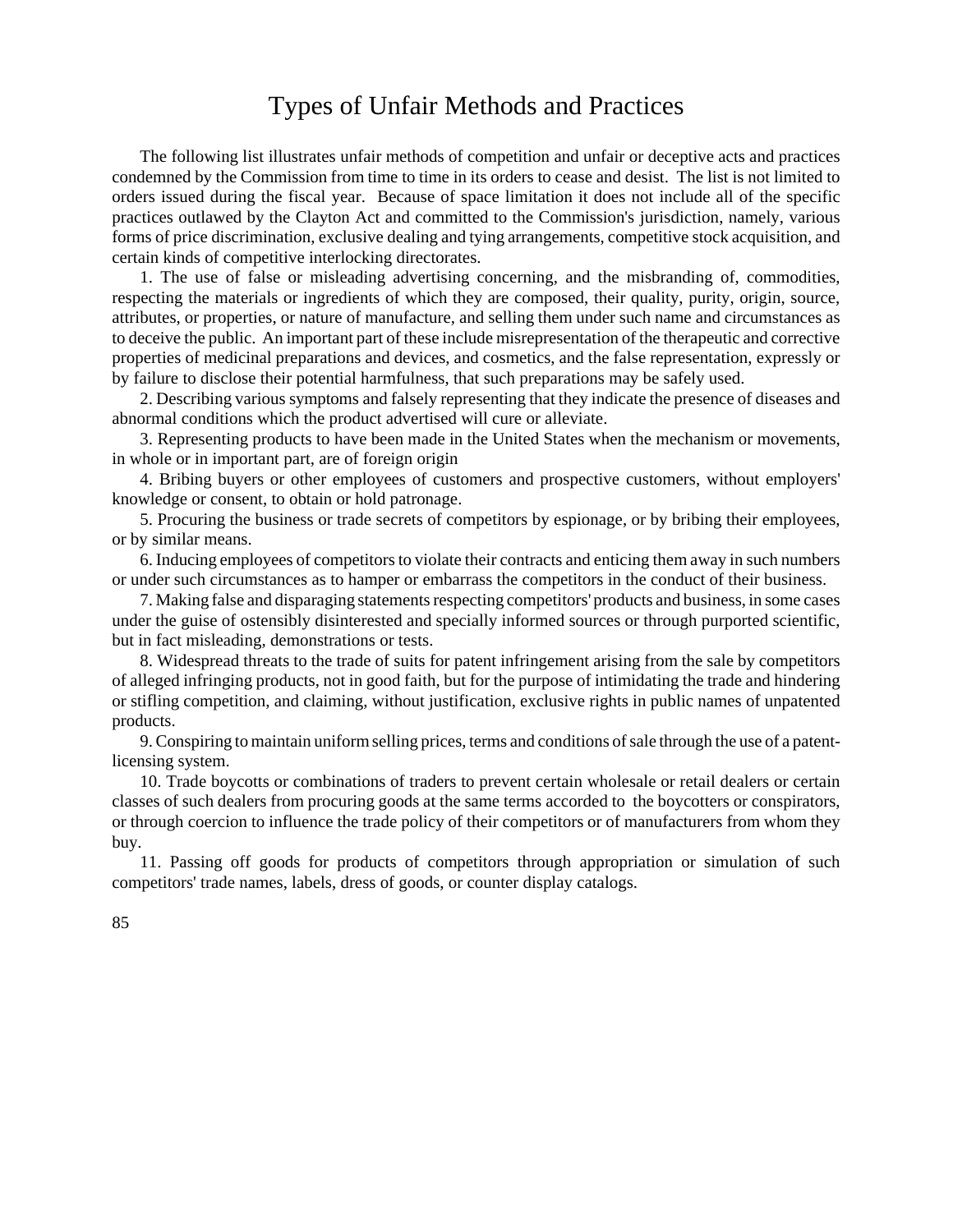# Types of Unfair Methods and Practices

The following list illustrates unfair methods of competition and unfair or deceptive acts and practices condemned by the Commission from time to time in its orders to cease and desist. The list is not limited to orders issued during the fiscal year. Because of space limitation it does not include all of the specific practices outlawed by the Clayton Act and committed to the Commission's jurisdiction, namely, various forms of price discrimination, exclusive dealing and tying arrangements, competitive stock acquisition, and certain kinds of competitive interlocking directorates.

1. The use of false or misleading advertising concerning, and the misbranding of, commodities, respecting the materials or ingredients of which they are composed, their quality, purity, origin, source, attributes, or properties, or nature of manufacture, and selling them under such name and circumstances as to deceive the public. An important part of these include misrepresentation of the therapeutic and corrective properties of medicinal preparations and devices, and cosmetics, and the false representation, expressly or by failure to disclose their potential harmfulness, that such preparations may be safely used.

2. Describing various symptoms and falsely representing that they indicate the presence of diseases and abnormal conditions which the product advertised will cure or alleviate.

3. Representing products to have been made in the United States when the mechanism or movements, in whole or in important part, are of foreign origin

4. Bribing buyers or other employees of customers and prospective customers, without employers' knowledge or consent, to obtain or hold patronage.

5. Procuring the business or trade secrets of competitors by espionage, or by bribing their employees, or by similar means.

6. Inducing employees of competitors to violate their contracts and enticing them away in such numbers or under such circumstances as to hamper or embarrass the competitors in the conduct of their business.

7. Making false and disparaging statements respecting competitors' products and business, in some cases under the guise of ostensibly disinterested and specially informed sources or through purported scientific, but in fact misleading, demonstrations or tests.

8. Widespread threats to the trade of suits for patent infringement arising from the sale by competitors of alleged infringing products, not in good faith, but for the purpose of intimidating the trade and hindering or stifling competition, and claiming, without justification, exclusive rights in public names of unpatented products.

9. Conspiring to maintain uniform selling prices, terms and conditions of sale through the use of a patent-licensing system.

10. Trade boycotts or combinations of traders to prevent certain wholesale or retail dealers or certain classes of such dealers from procuring goods at the same terms accorded to the boycotters or conspirators, or through coercion to influence the trade policy of their competitors or of manufacturers from whom they buy.

11. Passing off goods for products of competitors through appropriation or simulation of such competitors' trade names, labels, dress of goods, or counter display catalogs.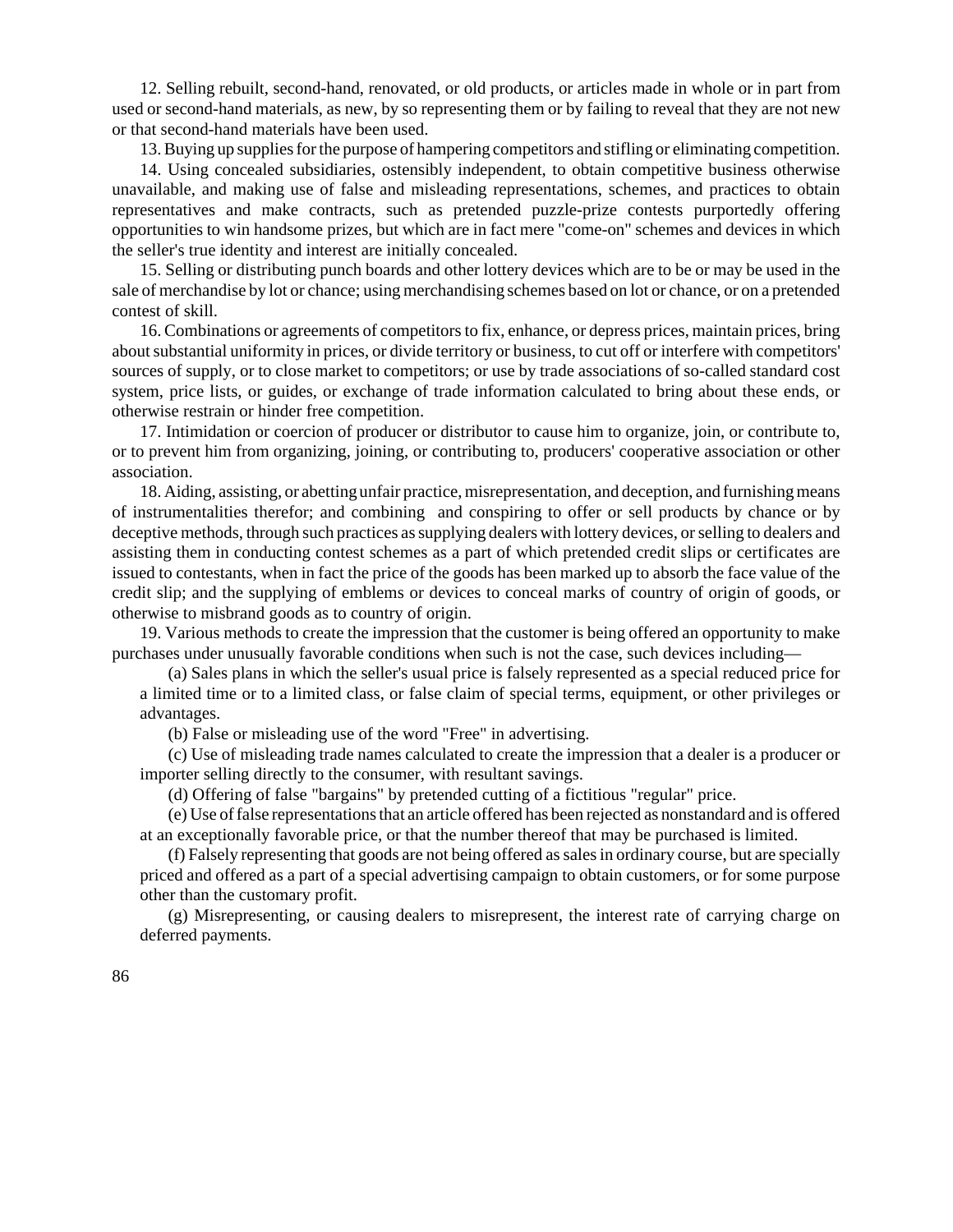12. Selling rebuilt, second-hand, renovated, or old products, or articles made in whole or in part from used or second-hand materials, as new, by so representing them or by failing to reveal that they are not new or that second-hand materials have been used.

13. Buying up supplies for the purpose of hampering competitors and stifling or eliminating competition.

14. Using concealed subsidiaries, ostensibly independent, to obtain competitive business otherwise unavailable, and making use of false and misleading representations, schemes, and practices to obtain representatives and make contracts, such as pretended puzzle-prize contests purportedly offering opportunities to win handsome prizes, but which are in fact mere "come-on" schemes and devices in which the seller's true identity and interest are initially concealed.

15. Selling or distributing punch boards and other lottery devices which are to be or may be used in the sale of merchandise by lot or chance; using merchandising schemes based on lot or chance, or on a pretended contest of skill.

16. Combinations or agreements of competitors to fix, enhance, or depress prices, maintain prices, bring about substantial uniformity in prices, or divide territory or business, to cut off or interfere with competitors' sources of supply, or to close market to competitors; or use by trade associations of so-called standard cost system, price lists, or guides, or exchange of trade information calculated to bring about these ends, or otherwise restrain or hinder free competition.

17. Intimidation or coercion of producer or distributor to cause him to organize, join, or contribute to, or to prevent him from organizing, joining, or contributing to, producers' cooperative association or other association.

18. Aiding, assisting, or abetting unfair practice, misrepresentation, and deception, and furnishing means of instrumentalities therefor; and combining and conspiring to offer or sell products by chance or by deceptive methods, through such practices as supplying dealers with lottery devices, or selling to dealers and assisting them in conducting contest schemes as a part of which pretended credit slips or certificates are issued to contestants, when in fact the price of the goods has been marked up to absorb the face value of the credit slip; and the supplying of emblems or devices to conceal marks of country of origin of goods, or otherwise to misbrand goods as to country of origin.

19. Various methods to create the impression that the customer is being offered an opportunity to make purchases under unusually favorable conditions when such is not the case, such devices including—

(a) Sales plans in which the seller's usual price is falsely represented as a special reduced price for a limited time or to a limited class, or false claim of special terms, equipment, or other privileges or advantages.

(b) False or misleading use of the word "Free" in advertising.

(c) Use of misleading trade names calculated to create the impression that a dealer is a producer or importer selling directly to the consumer, with resultant savings.

(d) Offering of false "bargains" by pretended cutting of a fictitious "regular" price.

(e) Use of false representations that an article offered has been rejected as nonstandard and is offered at an exceptionally favorable price, or that the number thereof that may be purchased is limited.

(f) Falsely representing that goods are not being offered as sales in ordinary course, but are specially priced and offered as a part of a special advertising campaign to obtain customers, or for some purpose other than the customary profit.

(g) Misrepresenting, or causing dealers to misrepresent, the interest rate of carrying charge on deferred payments.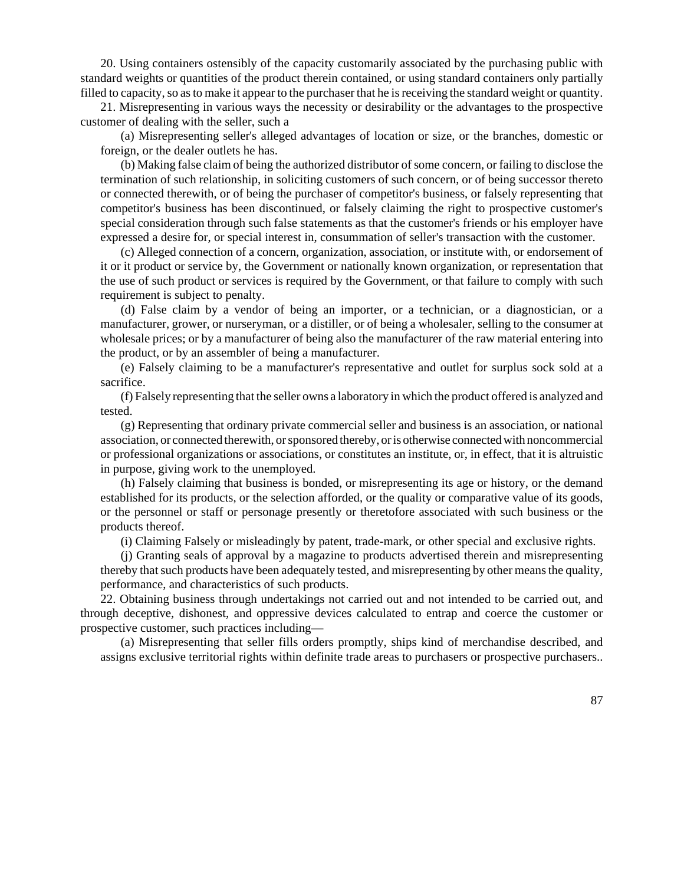20. Using containers ostensibly of the capacity customarily associated by the purchasing public with standard weights or quantities of the product therein contained, or using standard containers only partially filled to capacity, so as to make it appear to the purchaser that he is receiving the standard weight or quantity.

21. Misrepresenting in various ways the necessity or desirability or the advantages to the prospective customer of dealing with the seller, such a

(a) Misrepresenting seller's alleged advantages of location or size, or the branches, domestic or foreign, or the dealer outlets he has.

(b) Making false claim of being the authorized distributor of some concern, or failing to disclose the termination of such relationship, in soliciting customers of such concern, or of being successor thereto or connected therewith, or of being the purchaser of competitor's business, or falsely representing that competitor's business has been discontinued, or falsely claiming the right to prospective customer's special consideration through such false statements as that the customer's friends or his employer have expressed a desire for, or special interest in, consummation of seller's transaction with the customer.

(c) Alleged connection of a concern, organization, association, or institute with, or endorsement of it or it product or service by, the Government or nationally known organization, or representation that the use of such product or services is required by the Government, or that failure to comply with such requirement is subject to penalty.

(d) False claim by a vendor of being an importer, or a technician, or a diagnostician, or a manufacturer, grower, or nurseryman, or a distiller, or of being a wholesaler, selling to the consumer at wholesale prices; or by a manufacturer of being also the manufacturer of the raw material entering into the product, or by an assembler of being a manufacturer.

(e) Falsely claiming to be a manufacturer's representative and outlet for surplus sock sold at a sacrifice.

(f) Falsely representing that the seller owns a laboratory in which the product offered is analyzed and tested.

(g) Representing that ordinary private commercial seller and business is an association, or national association, or connected therewith, or sponsored thereby, or is otherwise connected with noncommercial or professional organizations or associations, or constitutes an institute, or, in effect, that it is altruistic in purpose, giving work to the unemployed.

(h) Falsely claiming that business is bonded, or misrepresenting its age or history, or the demand established for its products, or the selection afforded, or the quality or comparative value of its goods, or the personnel or staff or personage presently or theretofore associated with such business or the products thereof.

(i) Claiming Falsely or misleadingly by patent, trade-mark, or other special and exclusive rights.

(j) Granting seals of approval by a magazine to products advertised therein and misrepresenting thereby that such products have been adequately tested, and misrepresenting by other means the quality, performance, and characteristics of such products.

22. Obtaining business through undertakings not carried out and not intended to be carried out, and through deceptive, dishonest, and oppressive devices calculated to entrap and coerce the customer or prospective customer, such practices including—

(a) Misrepresenting that seller fills orders promptly, ships kind of merchandise described, and assigns exclusive territorial rights within definite trade areas to purchasers or prospective purchasers..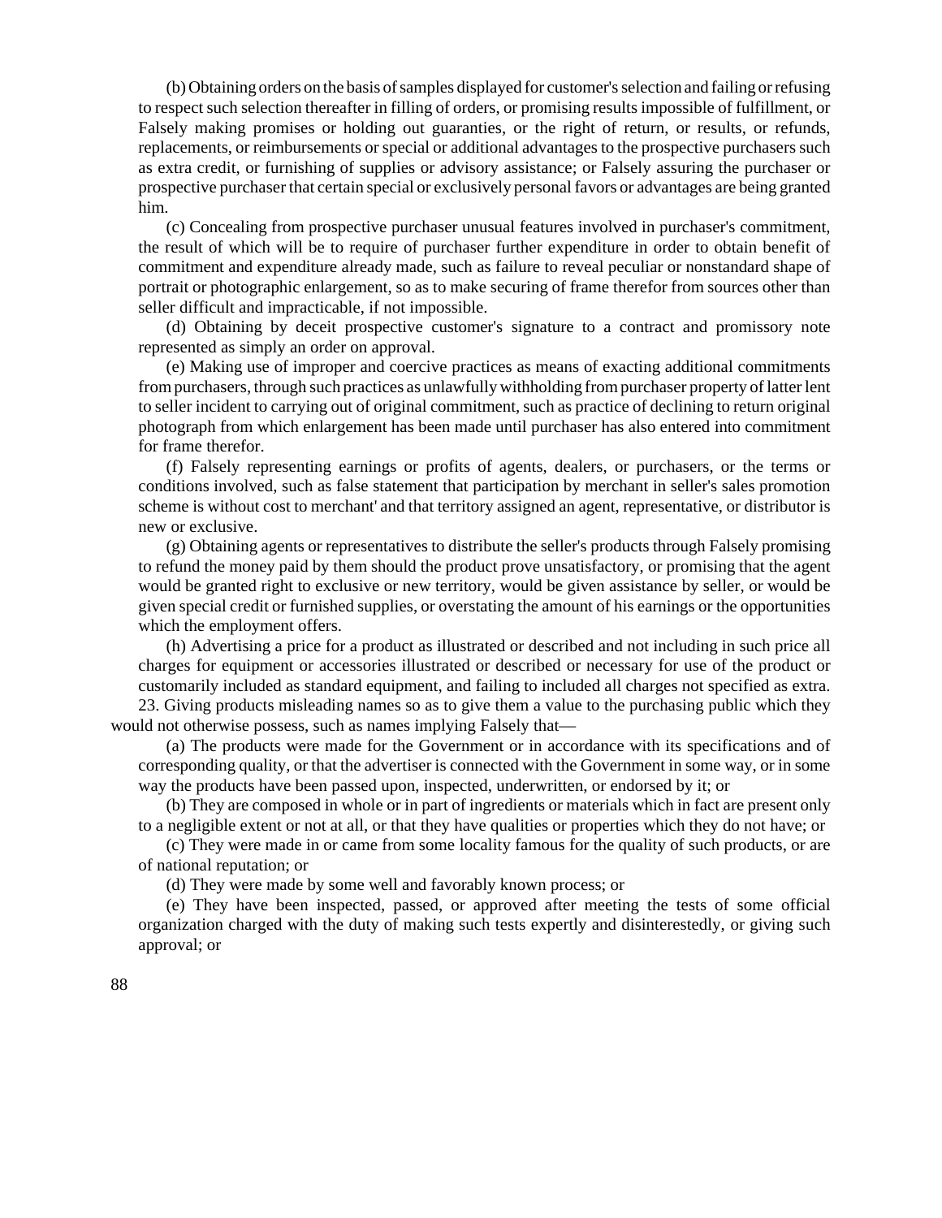(b) Obtaining orders on the basis of samples displayed for customer's selection and failing or refusing to respect such selection thereafter in filling of orders, or promising results impossible of fulfillment, or Falsely making promises or holding out guaranties, or the right of return, or results, or refunds, replacements, or reimbursements or special or additional advantages to the prospective purchasers such as extra credit, or furnishing of supplies or advisory assistance; or Falsely assuring the purchaser or prospective purchaser that certain special or exclusively personal favors or advantages are being granted him.

(c) Concealing from prospective purchaser unusual features involved in purchaser's commitment, the result of which will be to require of purchaser further expenditure in order to obtain benefit of commitment and expenditure already made, such as failure to reveal peculiar or nonstandard shape of portrait or photographic enlargement, so as to make securing of frame therefor from sources other than seller difficult and impracticable, if not impossible.

(d) Obtaining by deceit prospective customer's signature to a contract and promissory note represented as simply an order on approval.

(e) Making use of improper and coercive practices as means of exacting additional commitments from purchasers, through such practices as unlawfully withholding from purchaser property of latter lent to seller incident to carrying out of original commitment, such as practice of declining to return original photograph from which enlargement has been made until purchaser has also entered into commitment for frame therefor.

(f) Falsely representing earnings or profits of agents, dealers, or purchasers, or the terms or conditions involved, such as false statement that participation by merchant in seller's sales promotion scheme is without cost to merchant' and that territory assigned an agent, representative, or distributor is new or exclusive.

(g) Obtaining agents or representatives to distribute the seller's products through Falsely promising to refund the money paid by them should the product prove unsatisfactory, or promising that the agent would be granted right to exclusive or new territory, would be given assistance by seller, or would be given special credit or furnished supplies, or overstating the amount of his earnings or the opportunities which the employment offers.

(h) Advertising a price for a product as illustrated or described and not including in such price all charges for equipment or accessories illustrated or described or necessary for use of the product or customarily included as standard equipment, and failing to included all charges not specified as extra.

23. Giving products misleading names so as to give them a value to the purchasing public which they would not otherwise possess, such as names implying Falsely that—

(a) The products were made for the Government or in accordance with its specifications and of corresponding quality, or that the advertiser is connected with the Government in some way, or in some way the products have been passed upon, inspected, underwritten, or endorsed by it; or

(b) They are composed in whole or in part of ingredients or materials which in fact are present only to a negligible extent or not at all, or that they have qualities or properties which they do not have; or

(c) They were made in or came from some locality famous for the quality of such products, or are of national reputation; or

(d) They were made by some well and favorably known process; or

(e) They have been inspected, passed, or approved after meeting the tests of some official organization charged with the duty of making such tests expertly and disinterestedly, or giving such approval; or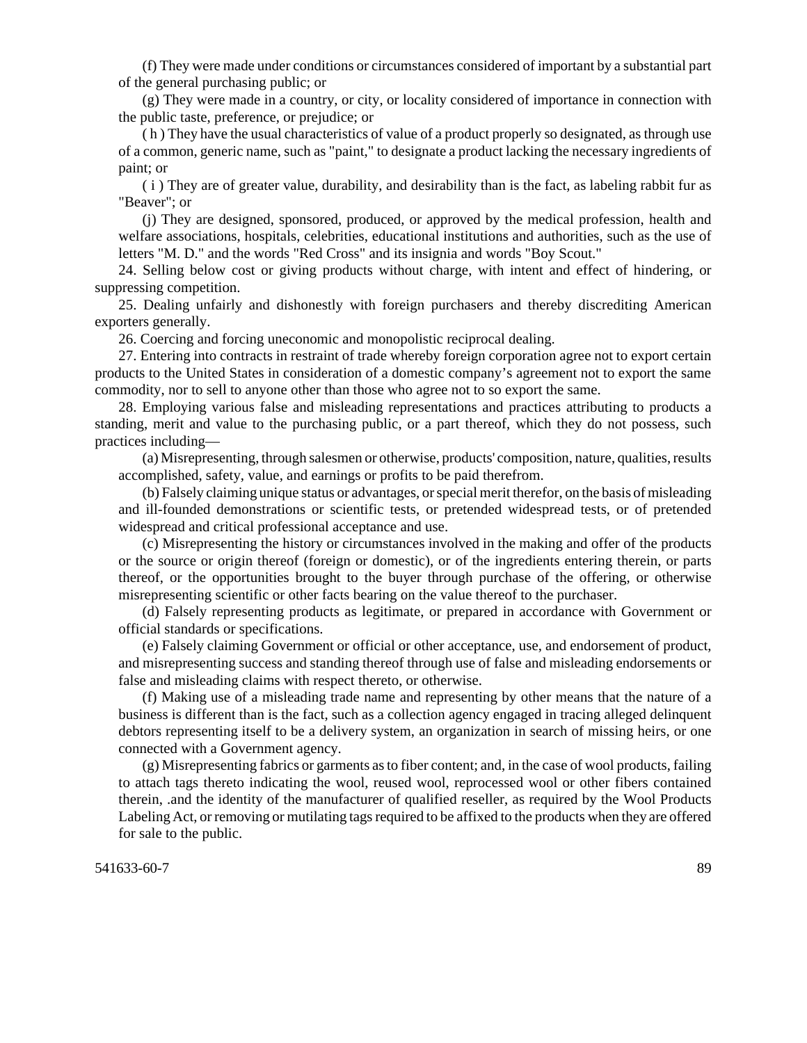(f) They were made under conditions or circumstances considered of important by a substantial part of the general purchasing public; or

(g) They were made in a country, or city, or locality considered of importance in connection with the public taste, preference, or prejudice; or

( h ) They have the usual characteristics of value of a product properly so designated, as through use of a common, generic name, such as "paint," to designate a product lacking the necessary ingredients of paint; or

( i ) They are of greater value, durability, and desirability than is the fact, as labeling rabbit fur as "Beaver"; or

(j) They are designed, sponsored, produced, or approved by the medical profession, health and welfare associations, hospitals, celebrities, educational institutions and authorities, such as the use of letters "M. D." and the words "Red Cross" and its insignia and words "Boy Scout."

24. Selling below cost or giving products without charge, with intent and effect of hindering, or suppressing competition.

25. Dealing unfairly and dishonestly with foreign purchasers and thereby discrediting American exporters generally.

26. Coercing and forcing uneconomic and monopolistic reciprocal dealing.

27. Entering into contracts in restraint of trade whereby foreign corporation agree not to export certain products to the United States in consideration of a domestic company's agreement not to export the same commodity, nor to sell to anyone other than those who agree not to so export the same.

28. Employing various false and misleading representations and practices attributing to products a standing, merit and value to the purchasing public, or a part thereof, which they do not possess, such practices including—

(a) Misrepresenting, through salesmen or otherwise, products' composition, nature, qualities, results accomplished, safety, value, and earnings or profits to be paid therefrom.

(b) Falsely claiming unique status or advantages, or special merit therefor, on the basis of misleading and ill-founded demonstrations or scientific tests, or pretended widespread tests, or of pretended widespread and critical professional acceptance and use.

(c) Misrepresenting the history or circumstances involved in the making and offer of the products or the source or origin thereof (foreign or domestic), or of the ingredients entering therein, or parts thereof, or the opportunities brought to the buyer through purchase of the offering, or otherwise misrepresenting scientific or other facts bearing on the value thereof to the purchaser.

(d) Falsely representing products as legitimate, or prepared in accordance with Government or official standards or specifications.

(e) Falsely claiming Government or official or other acceptance, use, and endorsement of product, and misrepresenting success and standing thereof through use of false and misleading endorsements or false and misleading claims with respect thereto, or otherwise.

(f) Making use of a misleading trade name and representing by other means that the nature of a business is different than is the fact, such as a collection agency engaged in tracing alleged delinquent debtors representing itself to be a delivery system, an organization in search of missing heirs, or one connected with a Government agency.

(g) Misrepresenting fabrics or garments as to fiber content; and, in the case of wool products, failing to attach tags thereto indicating the wool, reused wool, reprocessed wool or other fibers contained therein, .and the identity of the manufacturer of qualified reseller, as required by the Wool Products Labeling Act, or removing or mutilating tags required to be affixed to the products when they are offered for sale to the public.

541633-60-7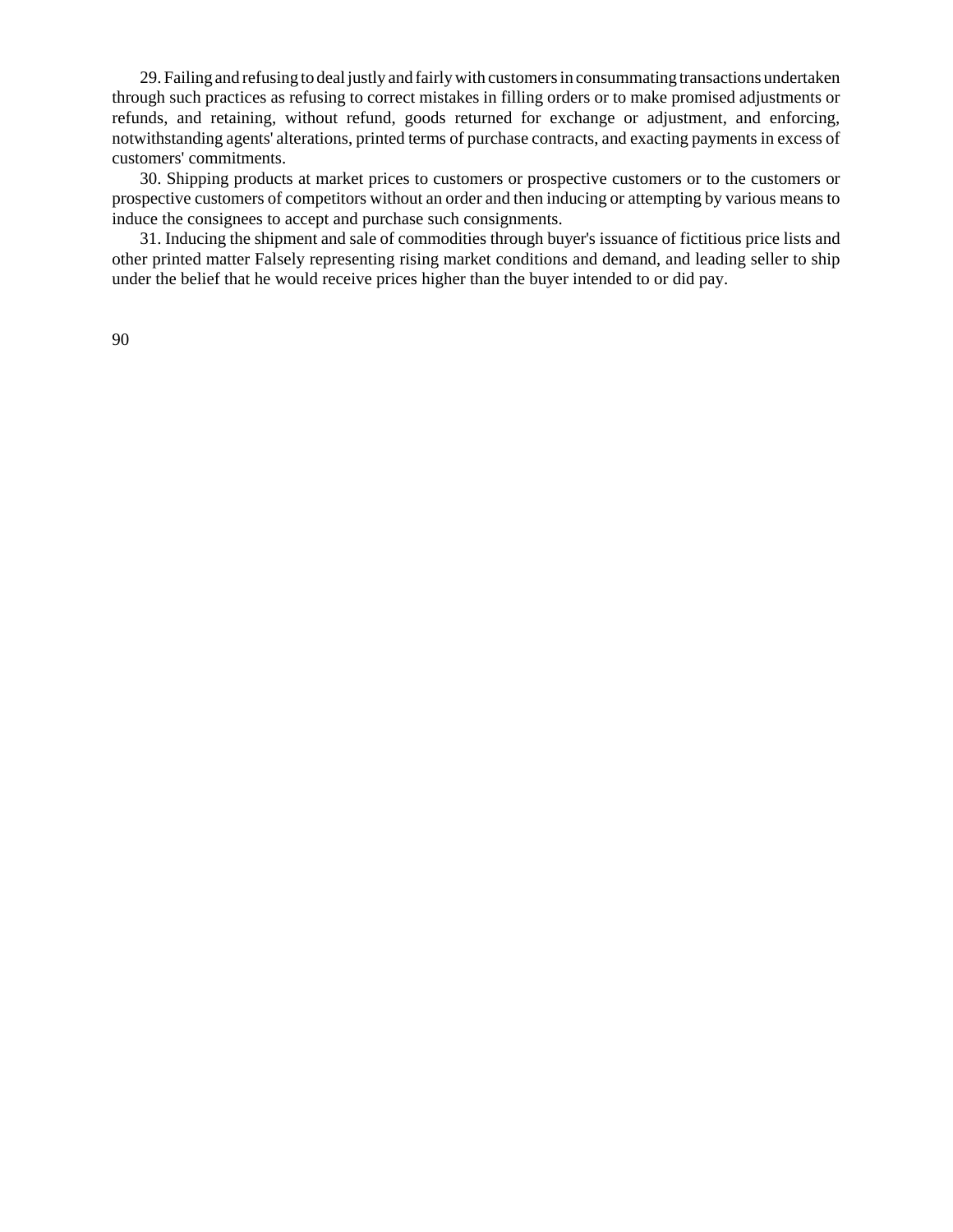29. Failing and refusing to deal justly and fairly with customers in consummating transactions undertaken through such practices as refusing to correct mistakes in filling orders or to make promised adjustments or refunds, and retaining, without refund, goods returned for exchange or adjustment, and enforcing, notwithstanding agents' alterations, printed terms of purchase contracts, and exacting payments in excess of customers' commitments.

30. Shipping products at market prices to customers or prospective customers or to the customers or prospective customers of competitors without an order and then inducing or attempting by various means to induce the consignees to accept and purchase such consignments.

31. Inducing the shipment and sale of commodities through buyer's issuance of fictitious price lists and other printed matter Falsely representing rising market conditions and demand, and leading seller to ship under the belief that he would receive prices higher than the buyer intended to or did pay.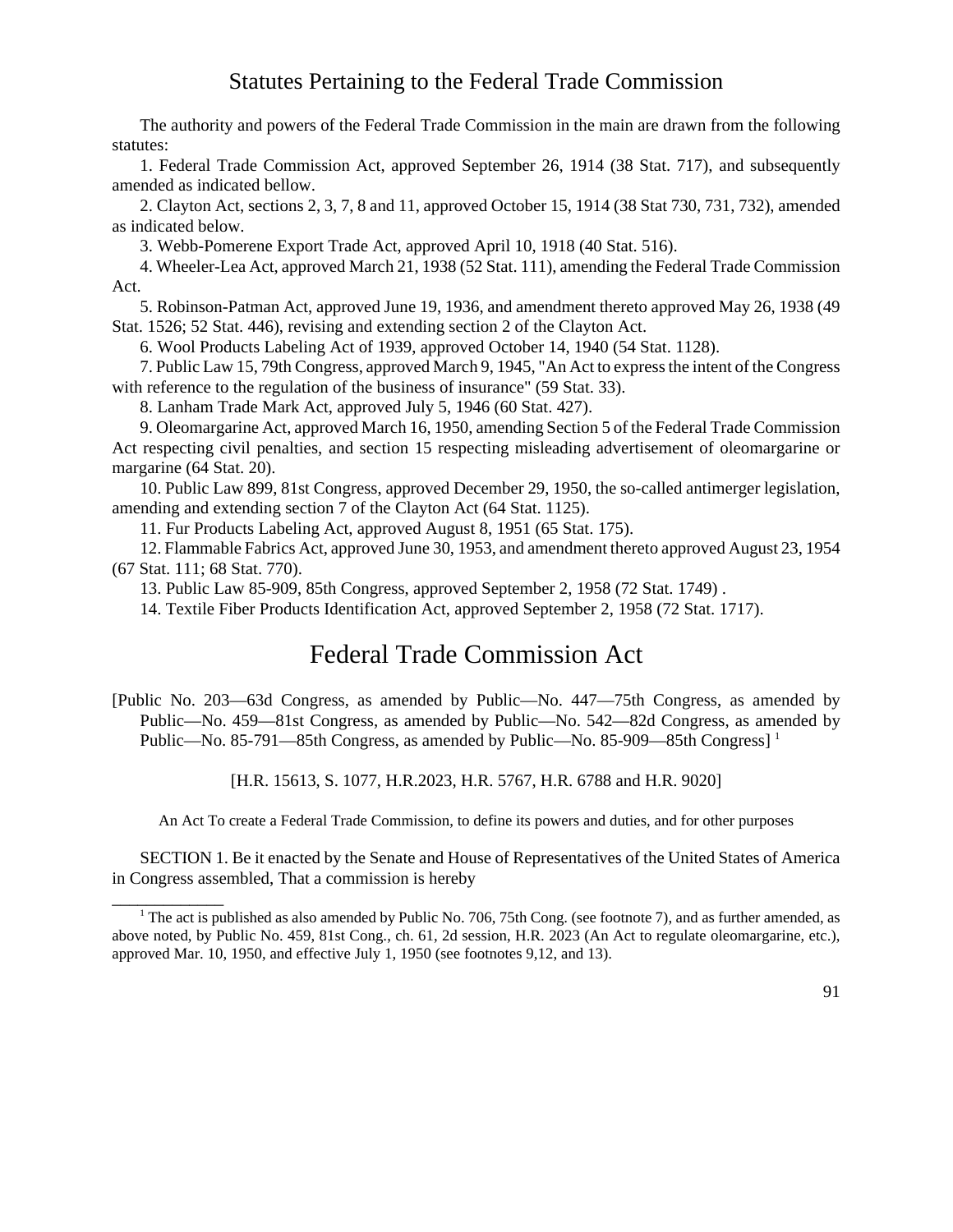# Statutes Pertaining to the Federal Trade Commission

The authority and powers of the Federal Trade Commission in the main are drawn from the following statutes:

1. Federal Trade Commission Act, approved September 26, 1914 (38 Stat. 717), and subsequently amended as indicated bellow.

2. Clayton Act, sections 2, 3, 7, 8 and 11, approved October 15, 1914 (38 Stat 730, 731, 732), amended as indicated below.

3. Webb-Pomerene Export Trade Act, approved April 10, 1918 (40 Stat. 516).

4. Wheeler-Lea Act, approved March 21, 1938 (52 Stat. 111), amending the Federal Trade Commission Act.

5. Robinson-Patman Act, approved June 19, 1936, and amendment thereto approved May 26, 1938 (49 Stat. 1526; 52 Stat. 446), revising and extending section 2 of the Clayton Act.

6. Wool Products Labeling Act of 1939, approved October 14, 1940 (54 Stat. 1128).

7. Public Law 15, 79th Congress, approved March 9, 1945, "An Act to express the intent of the Congress with reference to the regulation of the business of insurance" (59 Stat. 33).

8. Lanham Trade Mark Act, approved July 5, 1946 (60 Stat. 427).

9. Oleomargarine Act, approved March 16, 1950, amending Section 5 of the Federal Trade Commission Act respecting civil penalties, and section 15 respecting misleading advertisement of oleomargarine or margarine (64 Stat. 20).

10. Public Law 899, 81st Congress, approved December 29, 1950, the so-called antimerger legislation, amending and extending section 7 of the Clayton Act (64 Stat. 1125).

11. Fur Products Labeling Act, approved August 8, 1951 (65 Stat. 175).

12. Flammable Fabrics Act, approved June 30, 1953, and amendment thereto approved August 23, 1954 (67 Stat. 111; 68 Stat. 770).

13. Public Law 85-909, 85th Congress, approved September 2, 1958 (72 Stat. 1749) .

14. Textile Fiber Products Identification Act, approved September 2, 1958 (72 Stat. 1717).

# Federal Trade Commission Act

[Public No. 203—63d Congress, as amended by Public—No. 447—75th Congress, as amended by Public—No. 459—81st Congress, as amended by Public—No. 542—82d Congress, as amended by Public—No. 85-791—85th Congress, as amended by Public—No. 85-909—85th Congress] [1]

[H.R. 15613, S. 1077, H.R.2023, H.R. 5767, H.R. 6788 and H.R. 9020]

An Act To create a Federal Trade Commission, to define its powers and duties, and for other purposes

SECTION 1. Be it enacted by the Senate and House of Representatives of the United States of America in Congress assembled, That a commission is hereby

---

[1] The act is published as also amended by Public No. 706, 75th Cong. (see footnote 7), and as further amended, as above noted, by Public No. 459, 81st Cong., ch. 61, 2d session, H.R. 2023 (An Act to regulate oleomargarine, etc.), approved Mar. 10, 1950, and effective July 1, 1950 (see footnotes 9,12, and 13).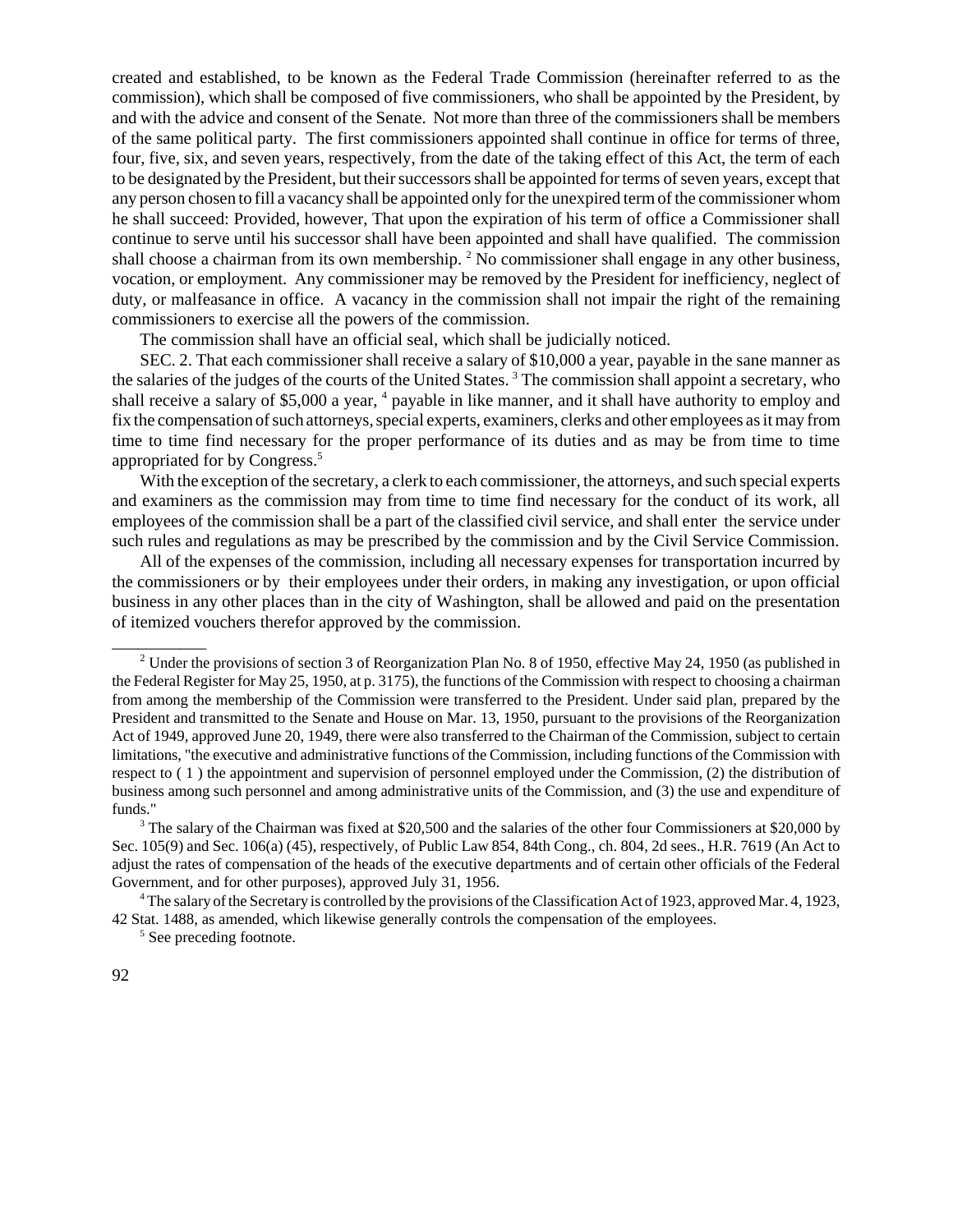created and established, to be known as the Federal Trade Commission (hereinafter referred to as the commission), which shall be composed of five commissioners, who shall be appointed by the President, by and with the advice and consent of the Senate. Not more than three of the commissioners shall be members of the same political party. The first commissioners appointed shall continue in office for terms of three, four, five, six, and seven years, respectively, from the date of the taking effect of this Act, the term of each to be designated by the President, but their successors shall be appointed for terms of seven years, except that any person chosen to fill a vacancy shall be appointed only for the unexpired term of the commissioner whom he shall succeed: Provided, however, That upon the expiration of his term of office a Commissioner shall continue to serve until his successor shall have been appointed and shall have qualified. The commission shall choose a chairman from its own membership. [2] No commissioner shall engage in any other business, vocation, or employment. Any commissioner may be removed by the President for inefficiency, neglect of duty, or malfeasance in office. A vacancy in the commission shall not impair the right of the remaining commissioners to exercise all the powers of the commission.

The commission shall have an official seal, which shall be judicially noticed.

SEC. 2. That each commissioner shall receive a salary of $10,000 a year, payable in the sane manner as the salaries of the judges of the courts of the United States. [3] The commission shall appoint a secretary, who shall receive a salary of $5,000 a year, [4] payable in like manner, and it shall have authority to employ and fix the compensation of such attorneys, special experts, examiners, clerks and other employees as it may from time to time find necessary for the proper performance of its duties and as may be from time to time appropriated for by Congress.[5]

With the exception of the secretary, a clerk to each commissioner, the attorneys, and such special experts and examiners as the commission may from time to time find necessary for the conduct of its work, all employees of the commission shall be a part of the classified civil service, and shall enter the service under such rules and regulations as may be prescribed by the commission and by the Civil Service Commission.

All of the expenses of the commission, including all necessary expenses for transportation incurred by the commissioners or by their employees under their orders, in making any investigation, or upon official business in any other places than in the city of Washington, shall be allowed and paid on the presentation of itemized vouchers therefor approved by the commission.

---

[2] Under the provisions of section 3 of Reorganization Plan No. 8 of 1950, effective May 24, 1950 (as published in the Federal Register for May 25, 1950, at p. 3175), the functions of the Commission with respect to choosing a chairman from among the membership of the Commission were transferred to the President. Under said plan, prepared by the President and transmitted to the Senate and House on Mar. 13, 1950, pursuant to the provisions of the Reorganization Act of 1949, approved June 20, 1949, there were also transferred to the Chairman of the Commission, subject to certain limitations, "the executive and administrative functions of the Commission, including functions of the Commission with respect to ( 1 ) the appointment and supervision of personnel employed under the Commission, (2) the distribution of business among such personnel and among administrative units of the Commission, and (3) the use and expenditure of funds."

[3] The salary of the Chairman was fixed at $20,500 and the salaries of the other four Commissioners at $20,000 by Sec. 105(9) and Sec. 106(a) (45), respectively, of Public Law 854, 84th Cong., ch. 804, 2d sees., H.R. 7619 (An Act to adjust the rates of compensation of the heads of the executive departments and of certain other officials of the Federal Government, and for other purposes), approved July 31, 1956.

[4] The salary of the Secretary is controlled by the provisions of the Classification Act of 1923, approved Mar. 4, 1923, 42 Stat. 1488, as amended, which likewise generally controls the compensation of the employees.

[5] See preceding footnote.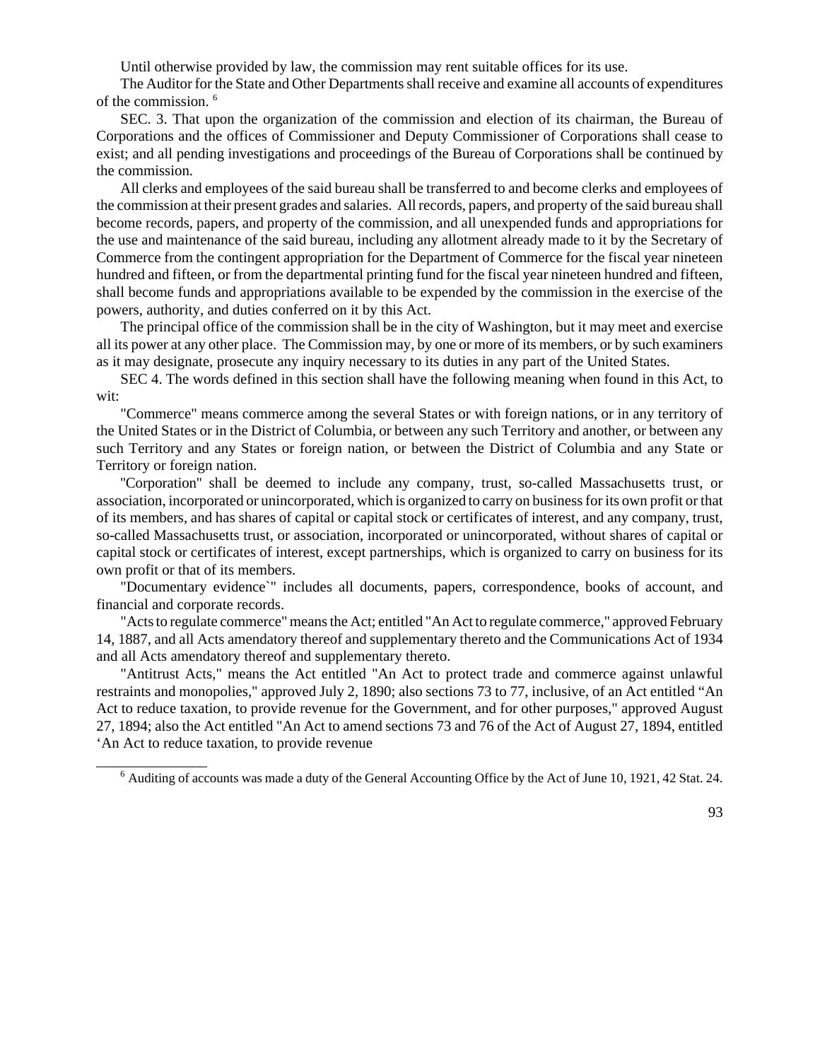Until otherwise provided by law, the commission may rent suitable offices for its use.

The Auditor for the State and Other Departments shall receive and examine all accounts of expenditures of the commission. [6]

SEC. 3. That upon the organization of the commission and election of its chairman, the Bureau of Corporations and the offices of Commissioner and Deputy Commissioner of Corporations shall cease to exist; and all pending investigations and proceedings of the Bureau of Corporations shall be continued by the commission.

All clerks and employees of the said bureau shall be transferred to and become clerks and employees of the commission at their present grades and salaries. All records, papers, and property of the said bureau shall become records, papers, and property of the commission, and all unexpended funds and appropriations for the use and maintenance of the said bureau, including any allotment already made to it by the Secretary of Commerce from the contingent appropriation for the Department of Commerce for the fiscal year nineteen hundred and fifteen, or from the departmental printing fund for the fiscal year nineteen hundred and fifteen, shall become funds and appropriations available to be expended by the commission in the exercise of the powers, authority, and duties conferred on it by this Act.

The principal office of the commission shall be in the city of Washington, but it may meet and exercise all its power at any other place. The Commission may, by one or more of its members, or by such examiners as it may designate, prosecute any inquiry necessary to its duties in any part of the United States.

SEC 4. The words defined in this section shall have the following meaning when found in this Act, to wit:

"Commerce" means commerce among the several States or with foreign nations, or in any territory of the United States or in the District of Columbia, or between any such Territory and another, or between any such Territory and any States or foreign nation, or between the District of Columbia and any State or Territory or foreign nation.

"Corporation" shall be deemed to include any company, trust, so-called Massachusetts trust, or association, incorporated or unincorporated, which is organized to carry on business for its own profit or that of its members, and has shares of capital or capital stock or certificates of interest, and any company, trust, so-called Massachusetts trust, or association, incorporated or unincorporated, without shares of capital or capital stock or certificates of interest, except partnerships, which is organized to carry on business for its own profit or that of its members.

"Documentary evidence`" includes all documents, papers, correspondence, books of account, and financial and corporate records.

"Acts to regulate commerce" means the Act; entitled "An Act to regulate commerce," approved February 14, 1887, and all Acts amendatory thereof and supplementary thereto and the Communications Act of 1934 and all Acts amendatory thereof and supplementary thereto.

"Antitrust Acts," means the Act entitled "An Act to protect trade and commerce against unlawful restraints and monopolies," approved July 2, 1890; also sections 73 to 77, inclusive, of an Act entitled "An Act to reduce taxation, to provide revenue for the Government, and for other purposes," approved August 27, 1894; also the Act entitled "An Act to amend sections 73 and 76 of the Act of August 27, 1894, entitled 'An Act to reduce taxation, to provide revenue

---

[6] Auditing of accounts was made a duty of the General Accounting Office by the Act of June 10, 1921, 42 Stat. 24.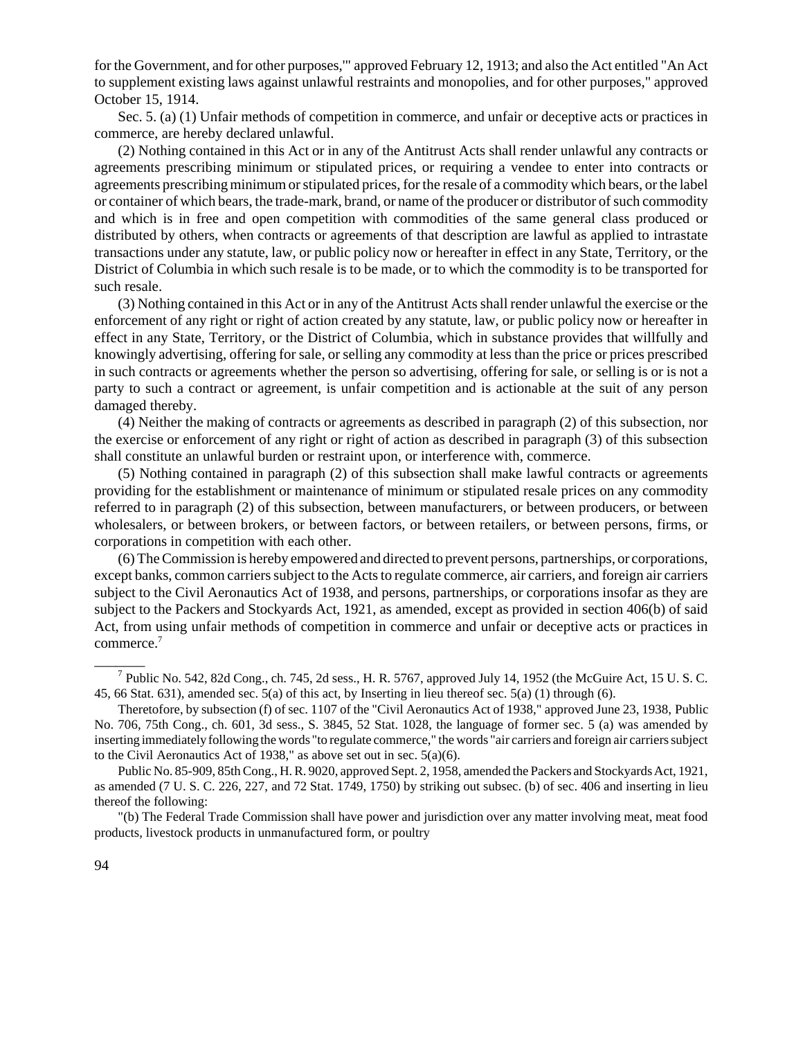for the Government, and for other purposes,'" approved February 12, 1913; and also the Act entitled "An Act to supplement existing laws against unlawful restraints and monopolies, and for other purposes," approved October 15, 1914.

Sec. 5. (a) (1) Unfair methods of competition in commerce, and unfair or deceptive acts or practices in commerce, are hereby declared unlawful.

(2) Nothing contained in this Act or in any of the Antitrust Acts shall render unlawful any contracts or agreements prescribing minimum or stipulated prices, or requiring a vendee to enter into contracts or agreements prescribing minimum or stipulated prices, for the resale of a commodity which bears, or the label or container of which bears, the trade-mark, brand, or name of the producer or distributor of such commodity and which is in free and open competition with commodities of the same general class produced or distributed by others, when contracts or agreements of that description are lawful as applied to intrastate transactions under any statute, law, or public policy now or hereafter in effect in any State, Territory, or the District of Columbia in which such resale is to be made, or to which the commodity is to be transported for such resale.

(3) Nothing contained in this Act or in any of the Antitrust Acts shall render unlawful the exercise or the enforcement of any right or right of action created by any statute, law, or public policy now or hereafter in effect in any State, Territory, or the District of Columbia, which in substance provides that willfully and knowingly advertising, offering for sale, or selling any commodity at less than the price or prices prescribed in such contracts or agreements whether the person so advertising, offering for sale, or selling is or is not a party to such a contract or agreement, is unfair competition and is actionable at the suit of any person damaged thereby.

(4) Neither the making of contracts or agreements as described in paragraph (2) of this subsection, nor the exercise or enforcement of any right or right of action as described in paragraph (3) of this subsection shall constitute an unlawful burden or restraint upon, or interference with, commerce.

(5) Nothing contained in paragraph (2) of this subsection shall make lawful contracts or agreements providing for the establishment or maintenance of minimum or stipulated resale prices on any commodity referred to in paragraph (2) of this subsection, between manufacturers, or between producers, or between wholesalers, or between brokers, or between factors, or between retailers, or between persons, firms, or corporations in competition with each other.

(6) The Commission is hereby empowered and directed to prevent persons, partnerships, or corporations, except banks, common carriers subject to the Acts to regulate commerce, air carriers, and foreign air carriers subject to the Civil Aeronautics Act of 1938, and persons, partnerships, or corporations insofar as they are subject to the Packers and Stockyards Act, 1921, as amended, except as provided in section 406(b) of said Act, from using unfair methods of competition in commerce and unfair or deceptive acts or practices in commerce.[7]

---

[7] Public No. 542, 82d Cong., ch. 745, 2d sess., H. R. 5767, approved July 14, 1952 (the McGuire Act, 15 U. S. C. 45, 66 Stat. 631), amended sec. 5(a) of this act, by Inserting in lieu thereof sec. 5(a) (1) through (6).

Theretofore, by subsection (f) of sec. 1107 of the "Civil Aeronautics Act of 1938," approved June 23, 1938, Public No. 706, 75th Cong., ch. 601, 3d sess., S. 3845, 52 Stat. 1028, the language of former sec. 5 (a) was amended by inserting immediately following the words "to regulate commerce," the words "air carriers and foreign air carriers subject to the Civil Aeronautics Act of 1938," as above set out in sec. 5(a)(6).

Public No. 85-909, 85th Cong., H. R. 9020, approved Sept. 2, 1958, amended the Packers and Stockyards Act, 1921, as amended (7 U. S. C. 226, 227, and 72 Stat. 1749, 1750) by striking out subsec. (b) of sec. 406 and inserting in lieu thereof the following:

"(b) The Federal Trade Commission shall have power and jurisdiction over any matter involving meat, meat food products, livestock products in unmanufactured form, or poultry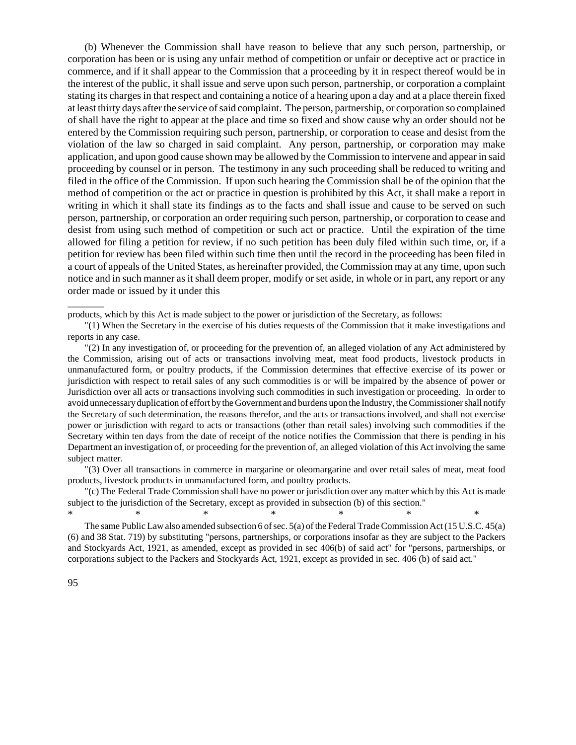(b) Whenever the Commission shall have reason to believe that any such person, partnership, or corporation has been or is using any unfair method of competition or unfair or deceptive act or practice in commerce, and if it shall appear to the Commission that a proceeding by it in respect thereof would be in the interest of the public, it shall issue and serve upon such person, partnership, or corporation a complaint stating its charges in that respect and containing a notice of a hearing upon a day and at a place therein fixed at least thirty days after the service of said complaint. The person, partnership, or corporation so complained of shall have the right to appear at the place and time so fixed and show cause why an order should not be entered by the Commission requiring such person, partnership, or corporation to cease and desist from the violation of the law so charged in said complaint. Any person, partnership, or corporation may make application, and upon good cause shown may be allowed by the Commission to intervene and appear in said proceeding by counsel or in person. The testimony in any such proceeding shall be reduced to writing and filed in the office of the Commission. If upon such hearing the Commission shall be of the opinion that the method of competition or the act or practice in question is prohibited by this Act, it shall make a report in writing in which it shall state its findings as to the facts and shall issue and cause to be served on such person, partnership, or corporation an order requiring such person, partnership, or corporation to cease and desist from using such method of competition or such act or practice. Until the expiration of the time allowed for filing a petition for review, if no such petition has been duly filed within such time, or, if a petition for review has been filed within such time then until the record in the proceeding has been filed in a court of appeals of the United States, as hereinafter provided, the Commission may at any time, upon such notice and in such manner as it shall deem proper, modify or set aside, in whole or in part, any report or any order made or issued by it under this

---

products, which by this Act is made subject to the power or jurisdiction of the Secretary, as follows:

"(1) When the Secretary in the exercise of his duties requests of the Commission that it make investigations and reports in any case.

"(2) In any investigation of, or proceeding for the prevention of, an alleged violation of any Act administered by the Commission, arising out of acts or transactions involving meat, meat food products, livestock products in unmanufactured form, or poultry products, if the Commission determines that effective exercise of its power or jurisdiction with respect to retail sales of any such commodities is or will be impaired by the absence of power or Jurisdiction over all acts or transactions involving such commodities in such investigation or proceeding. In order to avoid unnecessary duplication of effort by the Government and burdens upon the Industry, the Commissioner shall notify the Secretary of such determination, the reasons therefor, and the acts or transactions involved, and shall not exercise power or jurisdiction with regard to acts or transactions (other than retail sales) involving such commodities if the Secretary within ten days from the date of receipt of the notice notifies the Commission that there is pending in his Department an investigation of, or proceeding for the prevention of, an alleged violation of this Act involving the same subject matter.

"(3) Over all transactions in commerce in margarine or oleomargarine and over retail sales of meat, meat food products, livestock products in unmanufactured form, and poultry products.

"(c) The Federal Trade Commission shall have no power or jurisdiction over any matter which by this Act is made subject to the jurisdiction of the Secretary, except as provided in subsection (b) of this section."

\* \* \* \* \* \* \*

The same Public Law also amended subsection 6 of sec. 5(a) of the Federal Trade Commission Act (15 U.S.C. 45(a)(6) and 38 Stat. 719) by substituting "persons, partnerships, or corporations insofar as they are subject to the Packers and Stockyards Act, 1921, as amended, except as provided in sec 406(b) of said act" for "persons, partnerships, or corporations subject to the Packers and Stockyards Act, 1921, except as provided in sec. 406 (b) of said act."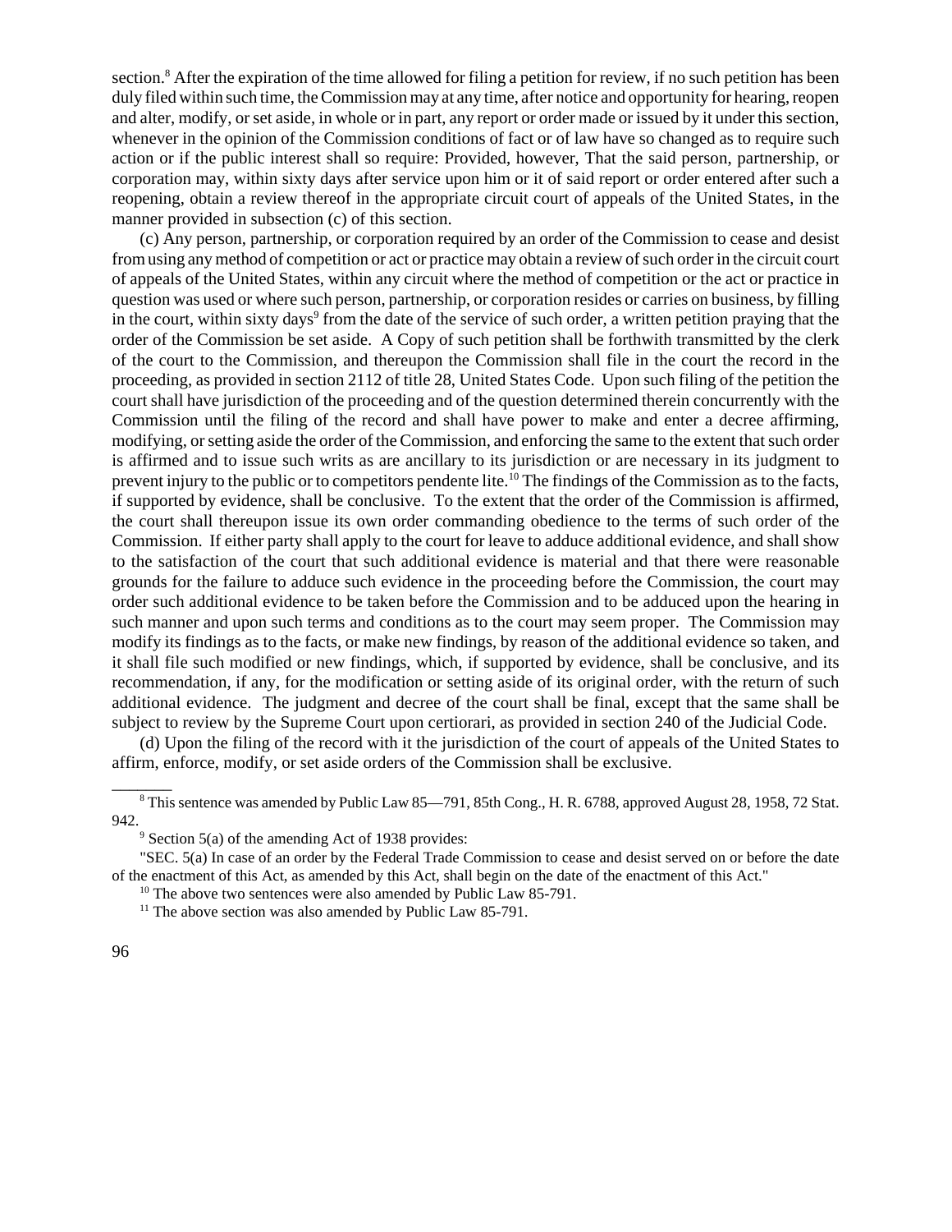section.[8] After the expiration of the time allowed for filing a petition for review, if no such petition has been duly filed within such time, the Commission may at any time, after notice and opportunity for hearing, reopen and alter, modify, or set aside, in whole or in part, any report or order made or issued by it under this section, whenever in the opinion of the Commission conditions of fact or of law have so changed as to require such action or if the public interest shall so require: Provided, however, That the said person, partnership, or corporation may, within sixty days after service upon him or it of said report or order entered after such a reopening, obtain a review thereof in the appropriate circuit court of appeals of the United States, in the manner provided in subsection (c) of this section.

(c) Any person, partnership, or corporation required by an order of the Commission to cease and desist from using any method of competition or act or practice may obtain a review of such order in the circuit court of appeals of the United States, within any circuit where the method of competition or the act or practice in question was used or where such person, partnership, or corporation resides or carries on business, by filling in the court, within sixty days[9] from the date of the service of such order, a written petition praying that the order of the Commission be set aside. A Copy of such petition shall be forthwith transmitted by the clerk of the court to the Commission, and thereupon the Commission shall file in the court the record in the proceeding, as provided in section 2112 of title 28, United States Code. Upon such filing of the petition the court shall have jurisdiction of the proceeding and of the question determined therein concurrently with the Commission until the filing of the record and shall have power to make and enter a decree affirming, modifying, or setting aside the order of the Commission, and enforcing the same to the extent that such order is affirmed and to issue such writs as are ancillary to its jurisdiction or are necessary in its judgment to prevent injury to the public or to competitors pendente lite.[10] The findings of the Commission as to the facts, if supported by evidence, shall be conclusive. To the extent that the order of the Commission is affirmed, the court shall thereupon issue its own order commanding obedience to the terms of such order of the Commission. If either party shall apply to the court for leave to adduce additional evidence, and shall show to the satisfaction of the court that such additional evidence is material and that there were reasonable grounds for the failure to adduce such evidence in the proceeding before the Commission, the court may order such additional evidence to be taken before the Commission and to be adduced upon the hearing in such manner and upon such terms and conditions as to the court may seem proper. The Commission may modify its findings as to the facts, or make new findings, by reason of the additional evidence so taken, and it shall file such modified or new findings, which, if supported by evidence, shall be conclusive, and its recommendation, if any, for the modification or setting aside of its original order, with the return of such additional evidence. The judgment and decree of the court shall be final, except that the same shall be subject to review by the Supreme Court upon certiorari, as provided in section 240 of the Judicial Code.

(d) Upon the filing of the record with it the jurisdiction of the court of appeals of the United States to affirm, enforce, modify, or set aside orders of the Commission shall be exclusive.

---

[8] This sentence was amended by Public Law 85—791, 85th Cong., H. R. 6788, approved August 28, 1958, 72 Stat. 942.

[9] Section 5(a) of the amending Act of 1938 provides:

"SEC. 5(a) In case of an order by the Federal Trade Commission to cease and desist served on or before the date of the enactment of this Act, as amended by this Act, shall begin on the date of the enactment of this Act."

[10] The above two sentences were also amended by Public Law 85-791.

[11] The above section was also amended by Public Law 85-791.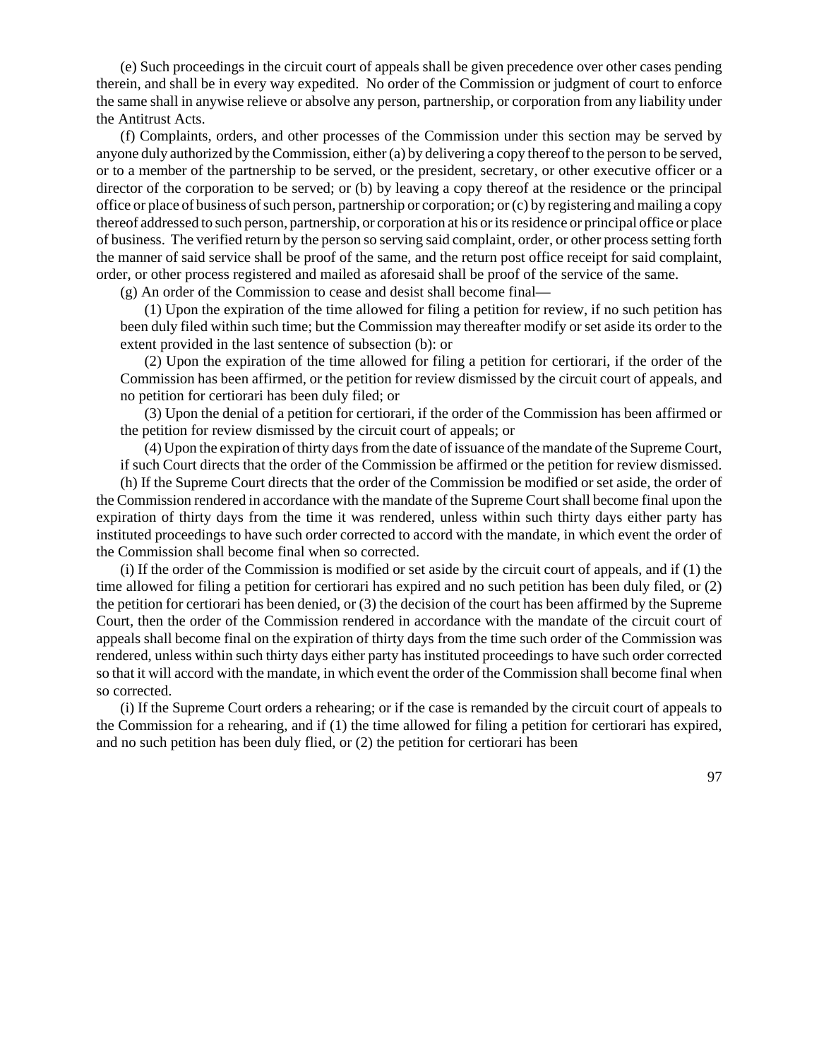(e) Such proceedings in the circuit court of appeals shall be given precedence over other cases pending therein, and shall be in every way expedited. No order of the Commission or judgment of court to enforce the same shall in anywise relieve or absolve any person, partnership, or corporation from any liability under the Antitrust Acts.

(f) Complaints, orders, and other processes of the Commission under this section may be served by anyone duly authorized by the Commission, either (a) by delivering a copy thereof to the person to be served, or to a member of the partnership to be served, or the president, secretary, or other executive officer or a director of the corporation to be served; or (b) by leaving a copy thereof at the residence or the principal office or place of business of such person, partnership or corporation; or (c) by registering and mailing a copy thereof addressed to such person, partnership, or corporation at his or its residence or principal office or place of business. The verified return by the person so serving said complaint, order, or other process setting forth the manner of said service shall be proof of the same, and the return post office receipt for said complaint, order, or other process registered and mailed as aforesaid shall be proof of the service of the same.

(g) An order of the Commission to cease and desist shall become final—

(1) Upon the expiration of the time allowed for filing a petition for review, if no such petition has been duly filed within such time; but the Commission may thereafter modify or set aside its order to the extent provided in the last sentence of subsection (b): or

(2) Upon the expiration of the time allowed for filing a petition for certiorari, if the order of the Commission has been affirmed, or the petition for review dismissed by the circuit court of appeals, and no petition for certiorari has been duly filed; or

(3) Upon the denial of a petition for certiorari, if the order of the Commission has been affirmed or the petition for review dismissed by the circuit court of appeals; or

(4) Upon the expiration of thirty days from the date of issuance of the mandate of the Supreme Court, if such Court directs that the order of the Commission be affirmed or the petition for review dismissed.

(h) If the Supreme Court directs that the order of the Commission be modified or set aside, the order of the Commission rendered in accordance with the mandate of the Supreme Court shall become final upon the expiration of thirty days from the time it was rendered, unless within such thirty days either party has instituted proceedings to have such order corrected to accord with the mandate, in which event the order of the Commission shall become final when so corrected.

(i) If the order of the Commission is modified or set aside by the circuit court of appeals, and if (1) the time allowed for filing a petition for certiorari has expired and no such petition has been duly filed, or (2) the petition for certiorari has been denied, or (3) the decision of the court has been affirmed by the Supreme Court, then the order of the Commission rendered in accordance with the mandate of the circuit court of appeals shall become final on the expiration of thirty days from the time such order of the Commission was rendered, unless within such thirty days either party has instituted proceedings to have such order corrected so that it will accord with the mandate, in which event the order of the Commission shall become final when so corrected.

(i) If the Supreme Court orders a rehearing; or if the case is remanded by the circuit court of appeals to the Commission for a rehearing, and if (1) the time allowed for filing a petition for certiorari has expired, and no such petition has been duly flied, or (2) the petition for certiorari has been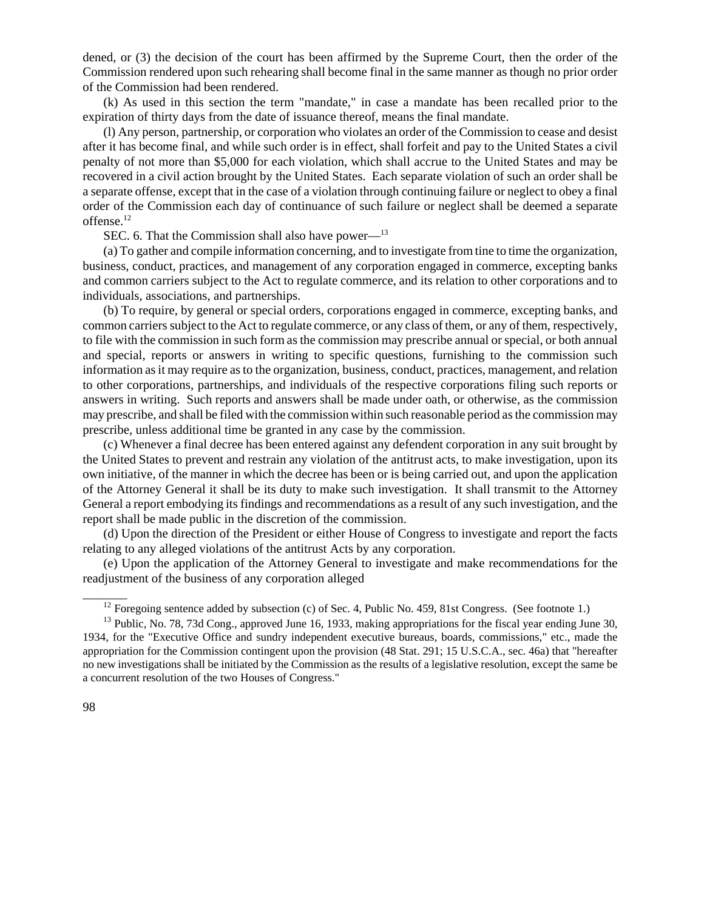dened, or (3) the decision of the court has been affirmed by the Supreme Court, then the order of the Commission rendered upon such rehearing shall become final in the same manner as though no prior order of the Commission had been rendered.

(k) As used in this section the term "mandate," in case a mandate has been recalled prior to the expiration of thirty days from the date of issuance thereof, means the final mandate.

(l) Any person, partnership, or corporation who violates an order of the Commission to cease and desist after it has become final, and while such order is in effect, shall forfeit and pay to the United States a civil penalty of not more than $5,000 for each violation, which shall accrue to the United States and may be recovered in a civil action brought by the United States. Each separate violation of such an order shall be a separate offense, except that in the case of a violation through continuing failure or neglect to obey a final order of the Commission each day of continuance of such failure or neglect shall be deemed a separate offense.[12]

SEC. 6. That the Commission shall also have power—[13]

(a) To gather and compile information concerning, and to investigate from tine to time the organization, business, conduct, practices, and management of any corporation engaged in commerce, excepting banks and common carriers subject to the Act to regulate commerce, and its relation to other corporations and to individuals, associations, and partnerships.

(b) To require, by general or special orders, corporations engaged in commerce, excepting banks, and common carriers subject to the Act to regulate commerce, or any class of them, or any of them, respectively, to file with the commission in such form as the commission may prescribe annual or special, or both annual and special, reports or answers in writing to specific questions, furnishing to the commission such information as it may require as to the organization, business, conduct, practices, management, and relation to other corporations, partnerships, and individuals of the respective corporations filing such reports or answers in writing. Such reports and answers shall be made under oath, or otherwise, as the commission may prescribe, and shall be filed with the commission within such reasonable period as the commission may prescribe, unless additional time be granted in any case by the commission.

(c) Whenever a final decree has been entered against any defendent corporation in any suit brought by the United States to prevent and restrain any violation of the antitrust acts, to make investigation, upon its own initiative, of the manner in which the decree has been or is being carried out, and upon the application of the Attorney General it shall be its duty to make such investigation. It shall transmit to the Attorney General a report embodying its findings and recommendations as a result of any such investigation, and the report shall be made public in the discretion of the commission.

(d) Upon the direction of the President or either House of Congress to investigate and report the facts relating to any alleged violations of the antitrust Acts by any corporation.

(e) Upon the application of the Attorney General to investigate and make recommendations for the readjustment of the business of any corporation alleged

---

[12] Foregoing sentence added by subsection (c) of Sec. 4, Public No. 459, 81st Congress. (See footnote 1.)

[13] Public, No. 78, 73d Cong., approved June 16, 1933, making appropriations for the fiscal year ending June 30, 1934, for the "Executive Office and sundry independent executive bureaus, boards, commissions," etc., made the appropriation for the Commission contingent upon the provision (48 Stat. 291; 15 U.S.C.A., sec. 46a) that "hereafter no new investigations shall be initiated by the Commission as the results of a legislative resolution, except the same be a concurrent resolution of the two Houses of Congress."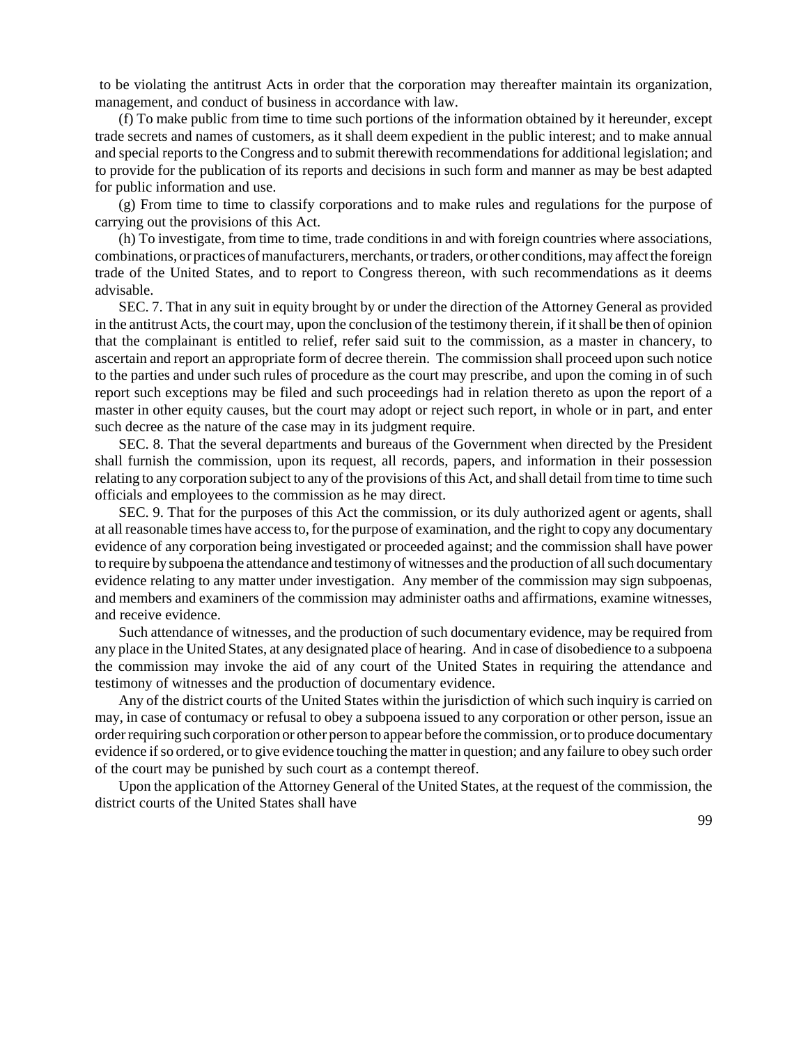to be violating the antitrust Acts in order that the corporation may thereafter maintain its organization, management, and conduct of business in accordance with law.

(f) To make public from time to time such portions of the information obtained by it hereunder, except trade secrets and names of customers, as it shall deem expedient in the public interest; and to make annual and special reports to the Congress and to submit therewith recommendations for additional legislation; and to provide for the publication of its reports and decisions in such form and manner as may be best adapted for public information and use.

(g) From time to time to classify corporations and to make rules and regulations for the purpose of carrying out the provisions of this Act.

(h) To investigate, from time to time, trade conditions in and with foreign countries where associations, combinations, or practices of manufacturers, merchants, or traders, or other conditions, may affect the foreign trade of the United States, and to report to Congress thereon, with such recommendations as it deems advisable.

SEC. 7. That in any suit in equity brought by or under the direction of the Attorney General as provided in the antitrust Acts, the court may, upon the conclusion of the testimony therein, if it shall be then of opinion that the complainant is entitled to relief, refer said suit to the commission, as a master in chancery, to ascertain and report an appropriate form of decree therein. The commission shall proceed upon such notice to the parties and under such rules of procedure as the court may prescribe, and upon the coming in of such report such exceptions may be filed and such proceedings had in relation thereto as upon the report of a master in other equity causes, but the court may adopt or reject such report, in whole or in part, and enter such decree as the nature of the case may in its judgment require.

SEC. 8. That the several departments and bureaus of the Government when directed by the President shall furnish the commission, upon its request, all records, papers, and information in their possession relating to any corporation subject to any of the provisions of this Act, and shall detail from time to time such officials and employees to the commission as he may direct.

SEC. 9. That for the purposes of this Act the commission, or its duly authorized agent or agents, shall at all reasonable times have access to, for the purpose of examination, and the right to copy any documentary evidence of any corporation being investigated or proceeded against; and the commission shall have power to require by subpoena the attendance and testimony of witnesses and the production of all such documentary evidence relating to any matter under investigation. Any member of the commission may sign subpoenas, and members and examiners of the commission may administer oaths and affirmations, examine witnesses, and receive evidence.

Such attendance of witnesses, and the production of such documentary evidence, may be required from any place in the United States, at any designated place of hearing. And in case of disobedience to a subpoena the commission may invoke the aid of any court of the United States in requiring the attendance and testimony of witnesses and the production of documentary evidence.

Any of the district courts of the United States within the jurisdiction of which such inquiry is carried on may, in case of contumacy or refusal to obey a subpoena issued to any corporation or other person, issue an order requiring such corporation or other person to appear before the commission, or to produce documentary evidence if so ordered, or to give evidence touching the matter in question; and any failure to obey such order of the court may be punished by such court as a contempt thereof.

Upon the application of the Attorney General of the United States, at the request of the commission, the district courts of the United States shall have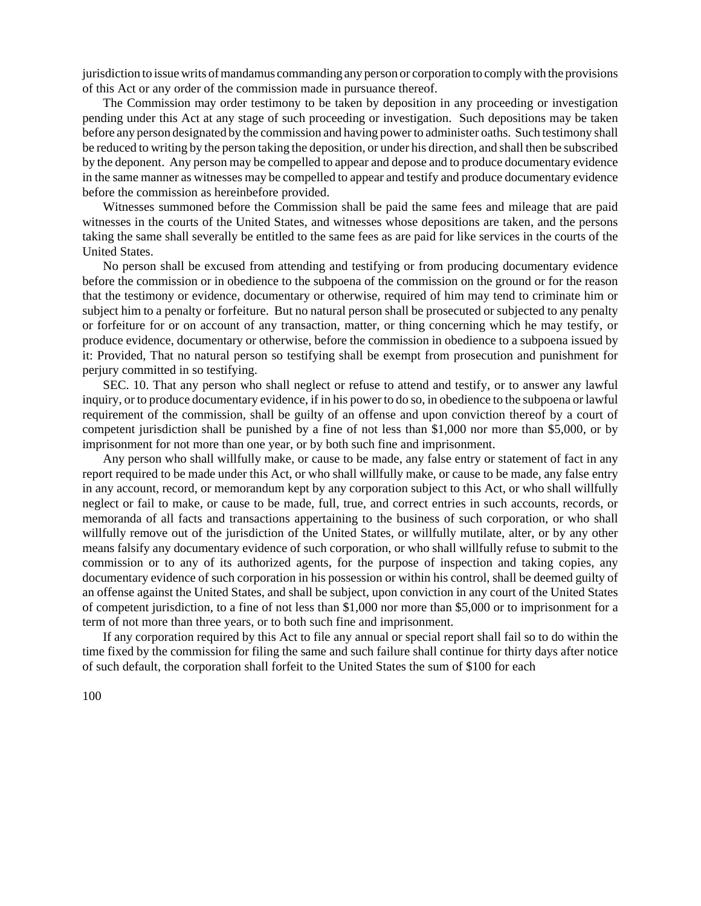jurisdiction to issue writs of mandamus commanding any person or corporation to comply with the provisions of this Act or any order of the commission made in pursuance thereof.

The Commission may order testimony to be taken by deposition in any proceeding or investigation pending under this Act at any stage of such proceeding or investigation. Such depositions may be taken before any person designated by the commission and having power to administer oaths. Such testimony shall be reduced to writing by the person taking the deposition, or under his direction, and shall then be subscribed by the deponent. Any person may be compelled to appear and depose and to produce documentary evidence in the same manner as witnesses may be compelled to appear and testify and produce documentary evidence before the commission as hereinbefore provided.

Witnesses summoned before the Commission shall be paid the same fees and mileage that are paid witnesses in the courts of the United States, and witnesses whose depositions are taken, and the persons taking the same shall severally be entitled to the same fees as are paid for like services in the courts of the United States.

No person shall be excused from attending and testifying or from producing documentary evidence before the commission or in obedience to the subpoena of the commission on the ground or for the reason that the testimony or evidence, documentary or otherwise, required of him may tend to criminate him or subject him to a penalty or forfeiture. But no natural person shall be prosecuted or subjected to any penalty or forfeiture for or on account of any transaction, matter, or thing concerning which he may testify, or produce evidence, documentary or otherwise, before the commission in obedience to a subpoena issued by it: Provided, That no natural person so testifying shall be exempt from prosecution and punishment for perjury committed in so testifying.

SEC. 10. That any person who shall neglect or refuse to attend and testify, or to answer any lawful inquiry, or to produce documentary evidence, if in his power to do so, in obedience to the subpoena or lawful requirement of the commission, shall be guilty of an offense and upon conviction thereof by a court of competent jurisdiction shall be punished by a fine of not less than $1,000 nor more than $5,000, or by imprisonment for not more than one year, or by both such fine and imprisonment.

Any person who shall willfully make, or cause to be made, any false entry or statement of fact in any report required to be made under this Act, or who shall willfully make, or cause to be made, any false entry in any account, record, or memorandum kept by any corporation subject to this Act, or who shall willfully neglect or fail to make, or cause to be made, full, true, and correct entries in such accounts, records, or memoranda of all facts and transactions appertaining to the business of such corporation, or who shall willfully remove out of the jurisdiction of the United States, or willfully mutilate, alter, or by any other means falsify any documentary evidence of such corporation, or who shall willfully refuse to submit to the commission or to any of its authorized agents, for the purpose of inspection and taking copies, any documentary evidence of such corporation in his possession or within his control, shall be deemed guilty of an offense against the United States, and shall be subject, upon conviction in any court of the United States of competent jurisdiction, to a fine of not less than $1,000 nor more than $5,000 or to imprisonment for a term of not more than three years, or to both such fine and imprisonment.

If any corporation required by this Act to file any annual or special report shall fail so to do within the time fixed by the commission for filing the same and such failure shall continue for thirty days after notice of such default, the corporation shall forfeit to the United States the sum of $100 for each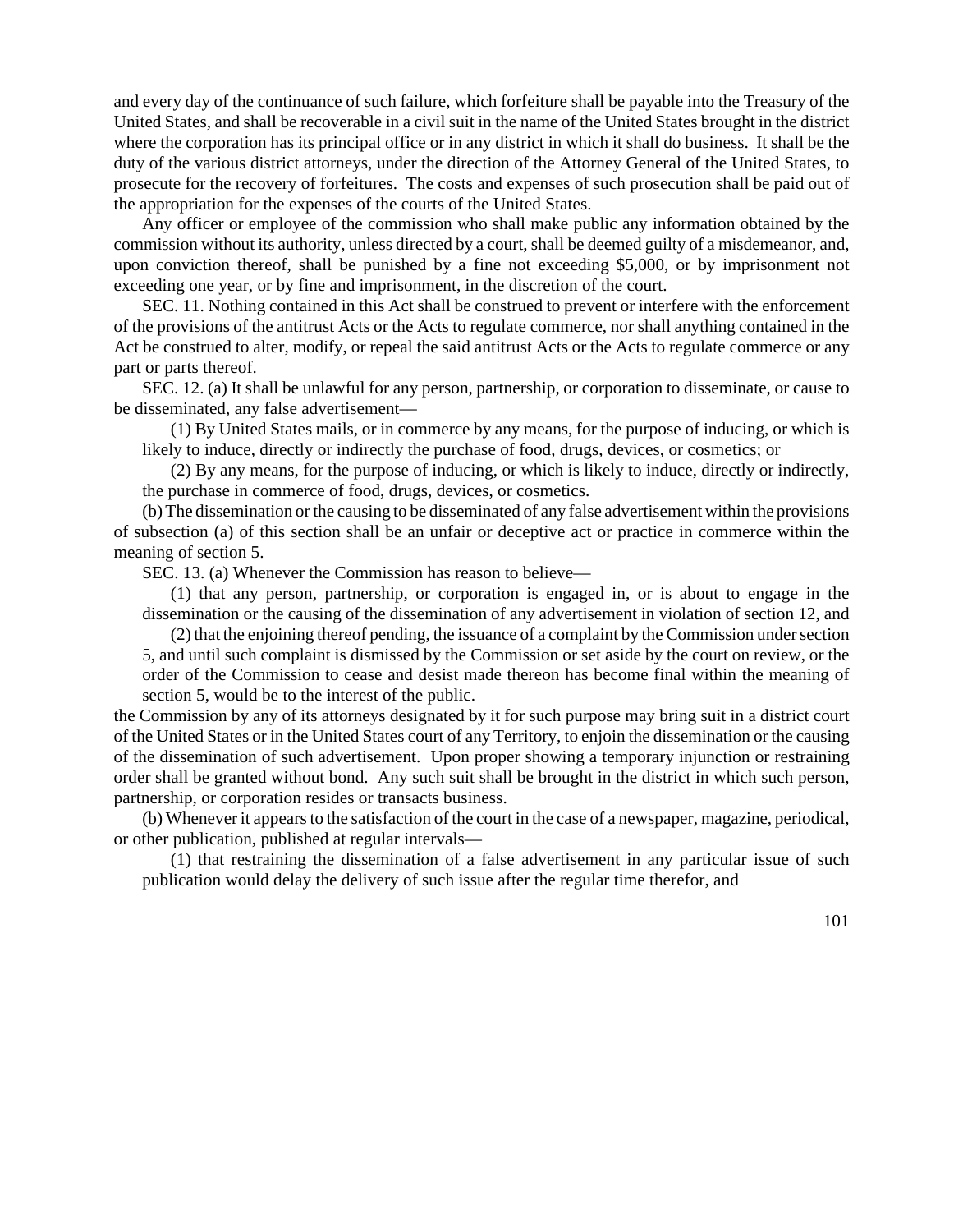and every day of the continuance of such failure, which forfeiture shall be payable into the Treasury of the United States, and shall be recoverable in a civil suit in the name of the United States brought in the district where the corporation has its principal office or in any district in which it shall do business. It shall be the duty of the various district attorneys, under the direction of the Attorney General of the United States, to prosecute for the recovery of forfeitures. The costs and expenses of such prosecution shall be paid out of the appropriation for the expenses of the courts of the United States.

Any officer or employee of the commission who shall make public any information obtained by the commission without its authority, unless directed by a court, shall be deemed guilty of a misdemeanor, and, upon conviction thereof, shall be punished by a fine not exceeding $5,000, or by imprisonment not exceeding one year, or by fine and imprisonment, in the discretion of the court.

SEC. 11. Nothing contained in this Act shall be construed to prevent or interfere with the enforcement of the provisions of the antitrust Acts or the Acts to regulate commerce, nor shall anything contained in the Act be construed to alter, modify, or repeal the said antitrust Acts or the Acts to regulate commerce or any part or parts thereof.

SEC. 12. (a) It shall be unlawful for any person, partnership, or corporation to disseminate, or cause to be disseminated, any false advertisement—

(1) By United States mails, or in commerce by any means, for the purpose of inducing, or which is likely to induce, directly or indirectly the purchase of food, drugs, devices, or cosmetics; or

(2) By any means, for the purpose of inducing, or which is likely to induce, directly or indirectly, the purchase in commerce of food, drugs, devices, or cosmetics.

(b) The dissemination or the causing to be disseminated of any false advertisement within the provisions of subsection (a) of this section shall be an unfair or deceptive act or practice in commerce within the meaning of section 5.

SEC. 13. (a) Whenever the Commission has reason to believe—

(1) that any person, partnership, or corporation is engaged in, or is about to engage in the dissemination or the causing of the dissemination of any advertisement in violation of section 12, and

(2) that the enjoining thereof pending, the issuance of a complaint by the Commission under section 5, and until such complaint is dismissed by the Commission or set aside by the court on review, or the order of the Commission to cease and desist made thereon has become final within the meaning of section 5, would be to the interest of the public.

the Commission by any of its attorneys designated by it for such purpose may bring suit in a district court of the United States or in the United States court of any Territory, to enjoin the dissemination or the causing of the dissemination of such advertisement. Upon proper showing a temporary injunction or restraining order shall be granted without bond. Any such suit shall be brought in the district in which such person, partnership, or corporation resides or transacts business.

(b) Whenever it appears to the satisfaction of the court in the case of a newspaper, magazine, periodical, or other publication, published at regular intervals—

(1) that restraining the dissemination of a false advertisement in any particular issue of such publication would delay the delivery of such issue after the regular time therefor, and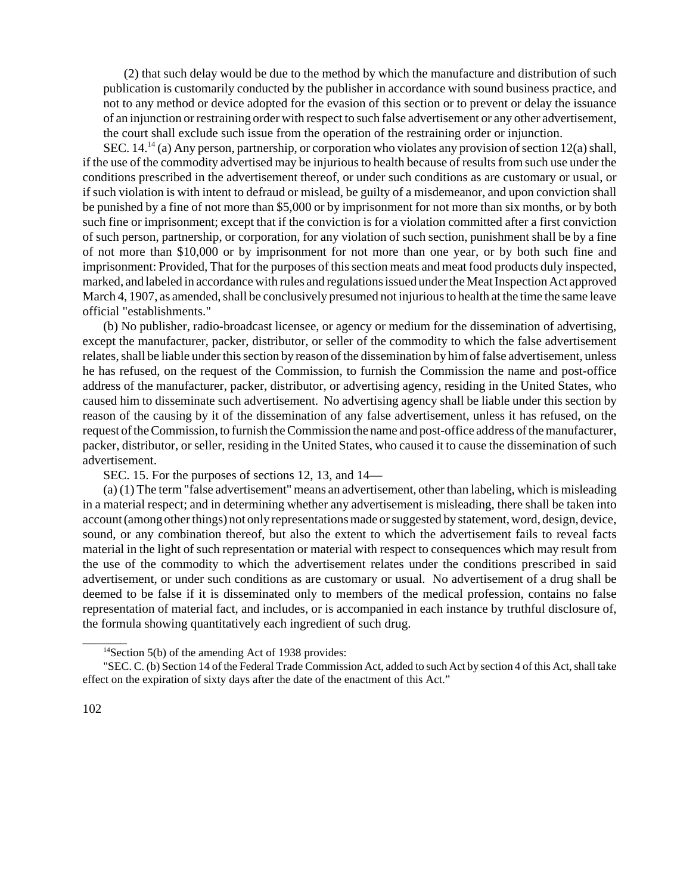(2) that such delay would be due to the method by which the manufacture and distribution of such publication is customarily conducted by the publisher in accordance with sound business practice, and not to any method or device adopted for the evasion of this section or to prevent or delay the issuance of an injunction or restraining order with respect to such false advertisement or any other advertisement, the court shall exclude such issue from the operation of the restraining order or injunction.

SEC. 14.[14] (a) Any person, partnership, or corporation who violates any provision of section 12(a) shall, if the use of the commodity advertised may be injurious to health because of results from such use under the conditions prescribed in the advertisement thereof, or under such conditions as are customary or usual, or if such violation is with intent to defraud or mislead, be guilty of a misdemeanor, and upon conviction shall be punished by a fine of not more than $5,000 or by imprisonment for not more than six months, or by both such fine or imprisonment; except that if the conviction is for a violation committed after a first conviction of such person, partnership, or corporation, for any violation of such section, punishment shall be by a fine of not more than $10,000 or by imprisonment for not more than one year, or by both such fine and imprisonment: Provided, That for the purposes of this section meats and meat food products duly inspected, marked, and labeled in accordance with rules and regulations issued under the Meat Inspection Act approved March 4, 1907, as amended, shall be conclusively presumed not injurious to health at the time the same leave official "establishments."

(b) No publisher, radio-broadcast licensee, or agency or medium for the dissemination of advertising, except the manufacturer, packer, distributor, or seller of the commodity to which the false advertisement relates, shall be liable under this section by reason of the dissemination by him of false advertisement, unless he has refused, on the request of the Commission, to furnish the Commission the name and post-office address of the manufacturer, packer, distributor, or advertising agency, residing in the United States, who caused him to disseminate such advertisement. No advertising agency shall be liable under this section by reason of the causing by it of the dissemination of any false advertisement, unless it has refused, on the request of the Commission, to furnish the Commission the name and post-office address of the manufacturer, packer, distributor, or seller, residing in the United States, who caused it to cause the dissemination of such advertisement.

SEC. 15. For the purposes of sections 12, 13, and 14—

(a) (1) The term "false advertisement" means an advertisement, other than labeling, which is misleading in a material respect; and in determining whether any advertisement is misleading, there shall be taken into account (among other things) not only representations made or suggested by statement, word, design, device, sound, or any combination thereof, but also the extent to which the advertisement fails to reveal facts material in the light of such representation or material with respect to consequences which may result from the use of the commodity to which the advertisement relates under the conditions prescribed in said advertisement, or under such conditions as are customary or usual. No advertisement of a drug shall be deemed to be false if it is disseminated only to members of the medical profession, contains no false representation of material fact, and includes, or is accompanied in each instance by truthful disclosure of, the formula showing quantitatively each ingredient of such drug.

---

[14]Section 5(b) of the amending Act of 1938 provides:

"SEC. C. (b) Section 14 of the Federal Trade Commission Act, added to such Act by section 4 of this Act, shall take effect on the expiration of sixty days after the date of the enactment of this Act."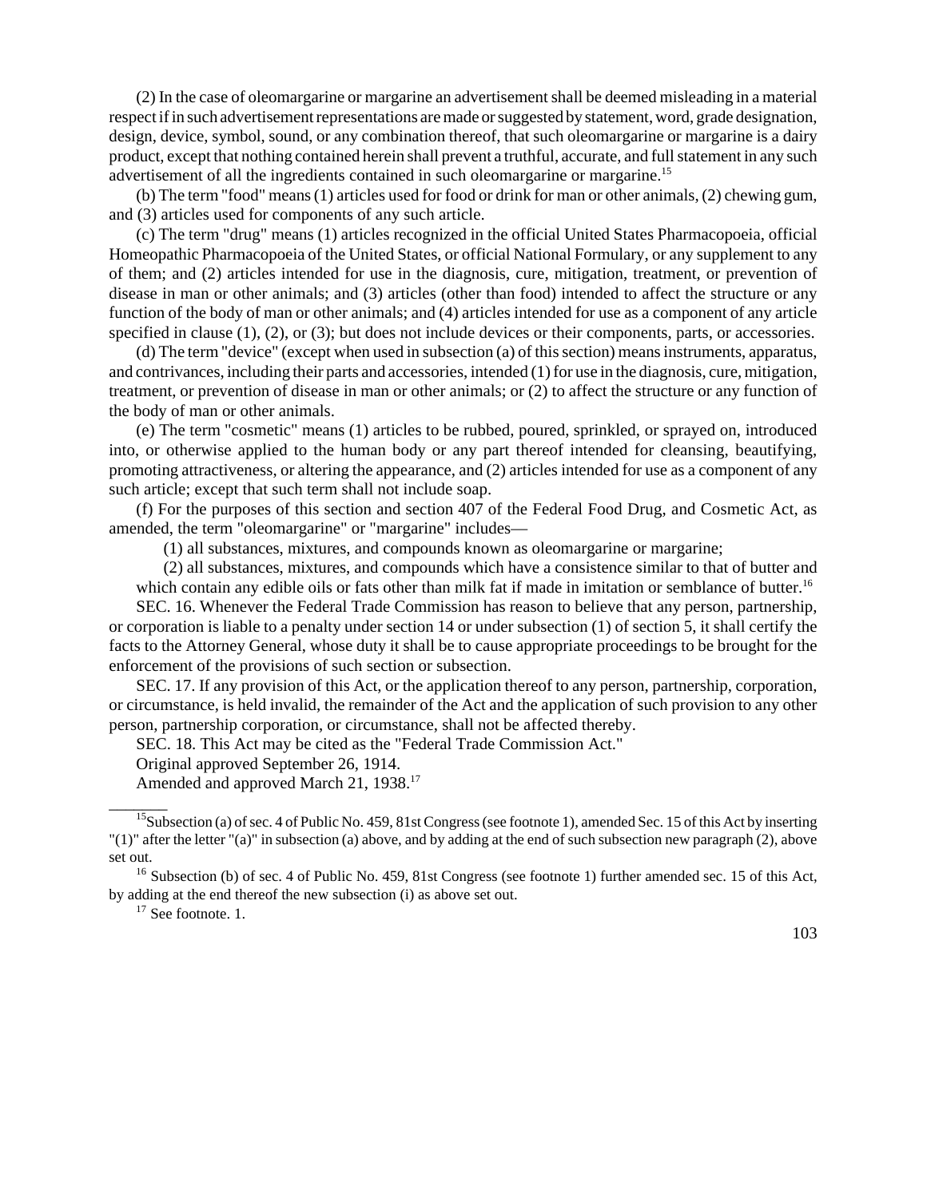(2) In the case of oleomargarine or margarine an advertisement shall be deemed misleading in a material respect if in such advertisement representations are made or suggested by statement, word, grade designation, design, device, symbol, sound, or any combination thereof, that such oleomargarine or margarine is a dairy product, except that nothing contained herein shall prevent a truthful, accurate, and full statement in any such advertisement of all the ingredients contained in such oleomargarine or margarine.[15]

(b) The term "food" means (1) articles used for food or drink for man or other animals, (2) chewing gum, and (3) articles used for components of any such article.

(c) The term "drug" means (1) articles recognized in the official United States Pharmacopoeia, official Homeopathic Pharmacopoeia of the United States, or official National Formulary, or any supplement to any of them; and (2) articles intended for use in the diagnosis, cure, mitigation, treatment, or prevention of disease in man or other animals; and (3) articles (other than food) intended to affect the structure or any function of the body of man or other animals; and (4) articles intended for use as a component of any article specified in clause (1), (2), or (3); but does not include devices or their components, parts, or accessories.

(d) The term "device" (except when used in subsection (a) of this section) means instruments, apparatus, and contrivances, including their parts and accessories, intended (1) for use in the diagnosis, cure, mitigation, treatment, or prevention of disease in man or other animals; or (2) to affect the structure or any function of the body of man or other animals.

(e) The term "cosmetic" means (1) articles to be rubbed, poured, sprinkled, or sprayed on, introduced into, or otherwise applied to the human body or any part thereof intended for cleansing, beautifying, promoting attractiveness, or altering the appearance, and (2) articles intended for use as a component of any such article; except that such term shall not include soap.

(f) For the purposes of this section and section 407 of the Federal Food Drug, and Cosmetic Act, as amended, the term "oleomargarine" or "margarine" includes—

(1) all substances, mixtures, and compounds known as oleomargarine or margarine;

(2) all substances, mixtures, and compounds which have a consistence similar to that of butter and which contain any edible oils or fats other than milk fat if made in imitation or semblance of butter.[16]

SEC. 16. Whenever the Federal Trade Commission has reason to believe that any person, partnership, or corporation is liable to a penalty under section 14 or under subsection (1) of section 5, it shall certify the facts to the Attorney General, whose duty it shall be to cause appropriate proceedings to be brought for the enforcement of the provisions of such section or subsection.

SEC. 17. If any provision of this Act, or the application thereof to any person, partnership, corporation, or circumstance, is held invalid, the remainder of the Act and the application of such provision to any other person, partnership corporation, or circumstance, shall not be affected thereby.

SEC. 18. This Act may be cited as the "Federal Trade Commission Act."

Original approved September 26, 1914.

Amended and approved March 21, 1938.[17]

---

[15] Subsection (a) of sec. 4 of Public No. 459, 81st Congress (see footnote 1), amended Sec. 15 of this Act by inserting "(1)" after the letter "(a)" in subsection (a) above, and by adding at the end of such subsection new paragraph (2), above set out.

[16] Subsection (b) of sec. 4 of Public No. 459, 81st Congress (see footnote 1) further amended sec. 15 of this Act, by adding at the end thereof the new subsection (i) as above set out.

[17] See footnote. 1.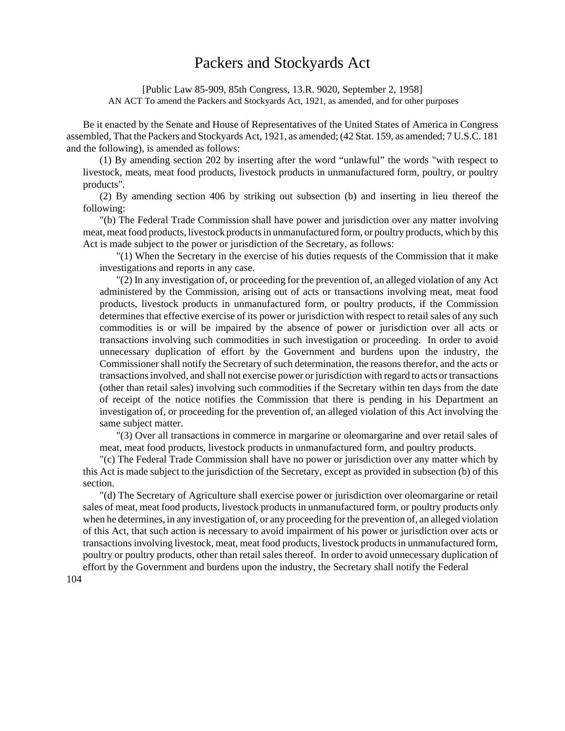# Packers and Stockyards Act

[Public Law 85-909, 85th Congress, 13.R. 9020, September 2, 1958]

AN ACT To amend the Packers and Stockyards Act, 1921, as amended, and for other purposes

Be it enacted by the Senate and House of Representatives of the United States of America in Congress assembled, That the Packers and Stockyards Act, 1921, as amended; (42 Stat. 159, as amended; 7 U.S.C. 181 and the following), is amended as follows:

(1) By amending section 202 by inserting after the word "unlawful" the words "with respect to livestock, meats, meat food products, livestock products in unmanufactured form, poultry, or poultry products".

(2) By amending section 406 by striking out subsection (b) and inserting in lieu thereof the following:

"(b) The Federal Trade Commission shall have power and jurisdiction over any matter involving meat, meat food products, livestock products in unmanufactured form, or poultry products, which by this Act is made subject to the power or jurisdiction of the Secretary, as follows:

"(1) When the Secretary in the exercise of his duties requests of the Commission that it make investigations and reports in any case.

"(2) In any investigation of, or proceeding for the prevention of, an alleged violation of any Act administered by the Commission, arising out of acts or transactions involving meat, meat food products, livestock products in unmanufactured form, or poultry products, if the Commission determines that effective exercise of its power or jurisdiction with respect to retail sales of any such commodities is or will be impaired by the absence of power or jurisdiction over all acts or transactions involving such commodities in such investigation or proceeding. In order to avoid unnecessary duplication of effort by the Government and burdens upon the industry, the Commissioner shall notify the Secretary of such determination, the reasons therefor, and the acts or transactions involved, and shall not exercise power or jurisdiction with regard to acts or transactions (other than retail sales) involving such commodities if the Secretary within ten days from the date of receipt of the notice notifies the Commission that there is pending in his Department an investigation of, or proceeding for the prevention of, an alleged violation of this Act involving the same subject matter.

"(3) Over all transactions in commerce in margarine or oleomargarine and over retail sales of meat, meat food products, livestock products in unmanufactured form, and poultry products.

"(c) The Federal Trade Commission shall have no power or jurisdiction over any matter which by this Act is made subject to the jurisdiction of the Secretary, except as provided in subsection (b) of this section.

"(d) The Secretary of Agriculture shall exercise power or jurisdiction over oleomargarine or retail sales of meat, meat food products, livestock products in unmanufactured form, or poultry products only when he determines, in any investigation of, or any proceeding for the prevention of, an alleged violation of this Act, that such action is necessary to avoid impairment of his power or jurisdiction over acts or transactions involving livestock, meat, meat food products, livestock products in unmanufactured form, poultry or poultry products, other than retail sales thereof. In order to avoid unnecessary duplication of effort by the Government and burdens upon the industry, the Secretary shall notify the Federal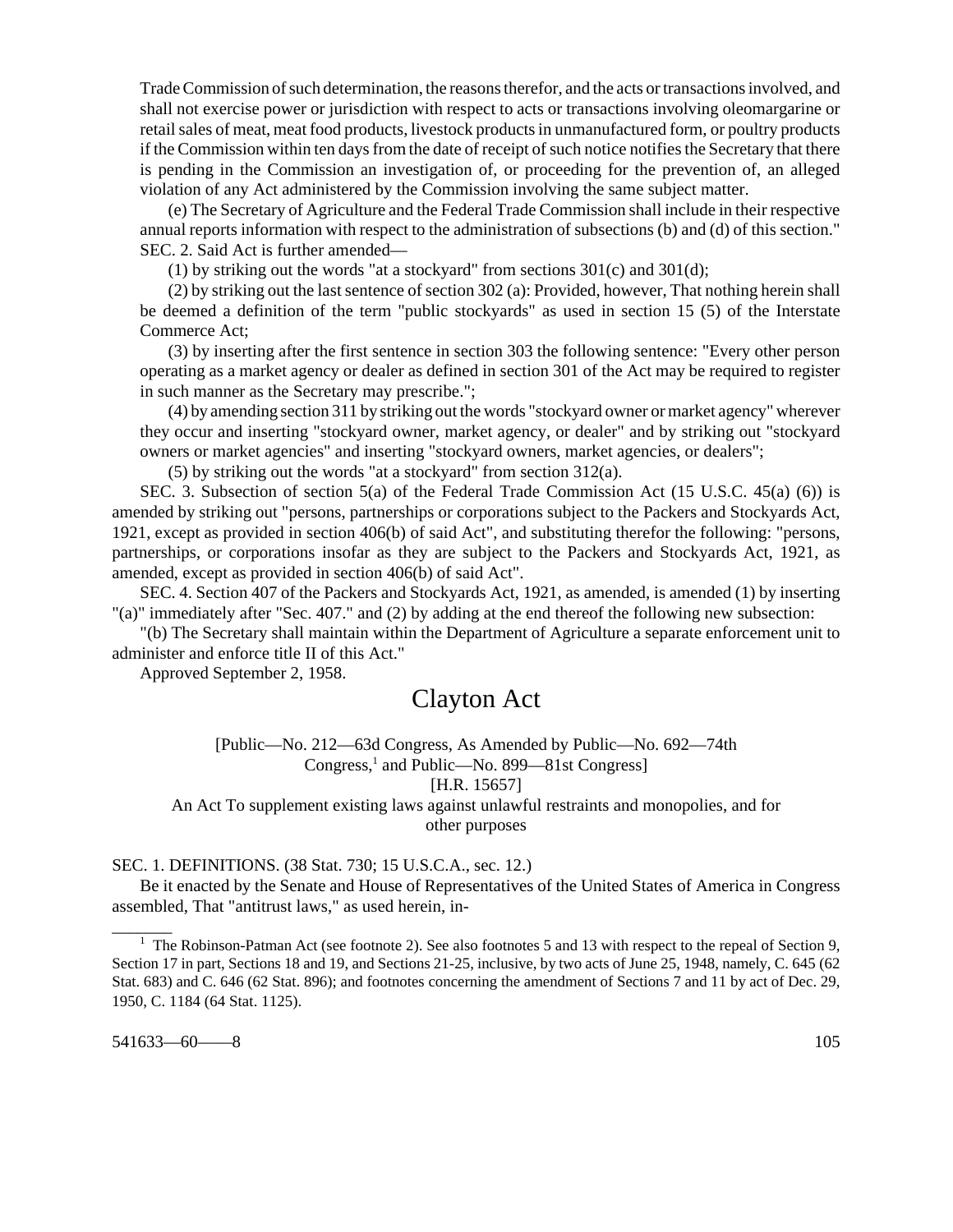Trade Commission of such determination, the reasons therefor, and the acts or transactions involved, and shall not exercise power or jurisdiction with respect to acts or transactions involving oleomargarine or retail sales of meat, meat food products, livestock products in unmanufactured form, or poultry products if the Commission within ten days from the date of receipt of such notice notifies the Secretary that there is pending in the Commission an investigation of, or proceeding for the prevention of, an alleged violation of any Act administered by the Commission involving the same subject matter.

(e) The Secretary of Agriculture and the Federal Trade Commission shall include in their respective annual reports information with respect to the administration of subsections (b) and (d) of this section."

SEC. 2. Said Act is further amended—

(1) by striking out the words "at a stockyard" from sections 301(c) and 301(d);

(2) by striking out the last sentence of section 302 (a): Provided, however, That nothing herein shall be deemed a definition of the term "public stockyards" as used in section 15 (5) of the Interstate Commerce Act;

(3) by inserting after the first sentence in section 303 the following sentence: "Every other person operating as a market agency or dealer as defined in section 301 of the Act may be required to register in such manner as the Secretary may prescribe.";

(4) by amending section 311 by striking out the words "stockyard owner or market agency" wherever they occur and inserting "stockyard owner, market agency, or dealer" and by striking out "stockyard owners or market agencies" and inserting "stockyard owners, market agencies, or dealers";

(5) by striking out the words "at a stockyard" from section 312(a).

SEC. 3. Subsection of section 5(a) of the Federal Trade Commission Act (15 U.S.C. 45(a) (6)) is amended by striking out "persons, partnerships or corporations subject to the Packers and Stockyards Act, 1921, except as provided in section 406(b) of said Act", and substituting therefor the following: "persons, partnerships, or corporations insofar as they are subject to the Packers and Stockyards Act, 1921, as amended, except as provided in section 406(b) of said Act".

SEC. 4. Section 407 of the Packers and Stockyards Act, 1921, as amended, is amended (1) by inserting "(a)" immediately after "Sec. 407." and (2) by adding at the end thereof the following new subsection:

"(b) The Secretary shall maintain within the Department of Agriculture a separate enforcement unit to administer and enforce title II of this Act."

Approved September 2, 1958.

# Clayton Act

[Public—No. 212—63d Congress, As Amended by Public—No. 692—74th Congress,[1] and Public—No. 899—81st Congress]

[H.R. 15657]

An Act To supplement existing laws against unlawful restraints and monopolies, and for other purposes

SEC. 1. DEFINITIONS. (38 Stat. 730; 15 U.S.C.A., sec. 12.)

Be it enacted by the Senate and House of Representatives of the United States of America in Congress assembled, That "antitrust laws," as used herein, in-

---

[1] The Robinson-Patman Act (see footnote 2). See also footnotes 5 and 13 with respect to the repeal of Section 9, Section 17 in part, Sections 18 and 19, and Sections 21-25, inclusive, by two acts of June 25, 1948, namely, C. 645 (62 Stat. 683) and C. 646 (62 Stat. 896); and footnotes concerning the amendment of Sections 7 and 11 by act of Dec. 29, 1950, C. 1184 (64 Stat. 1125).

541633—60——8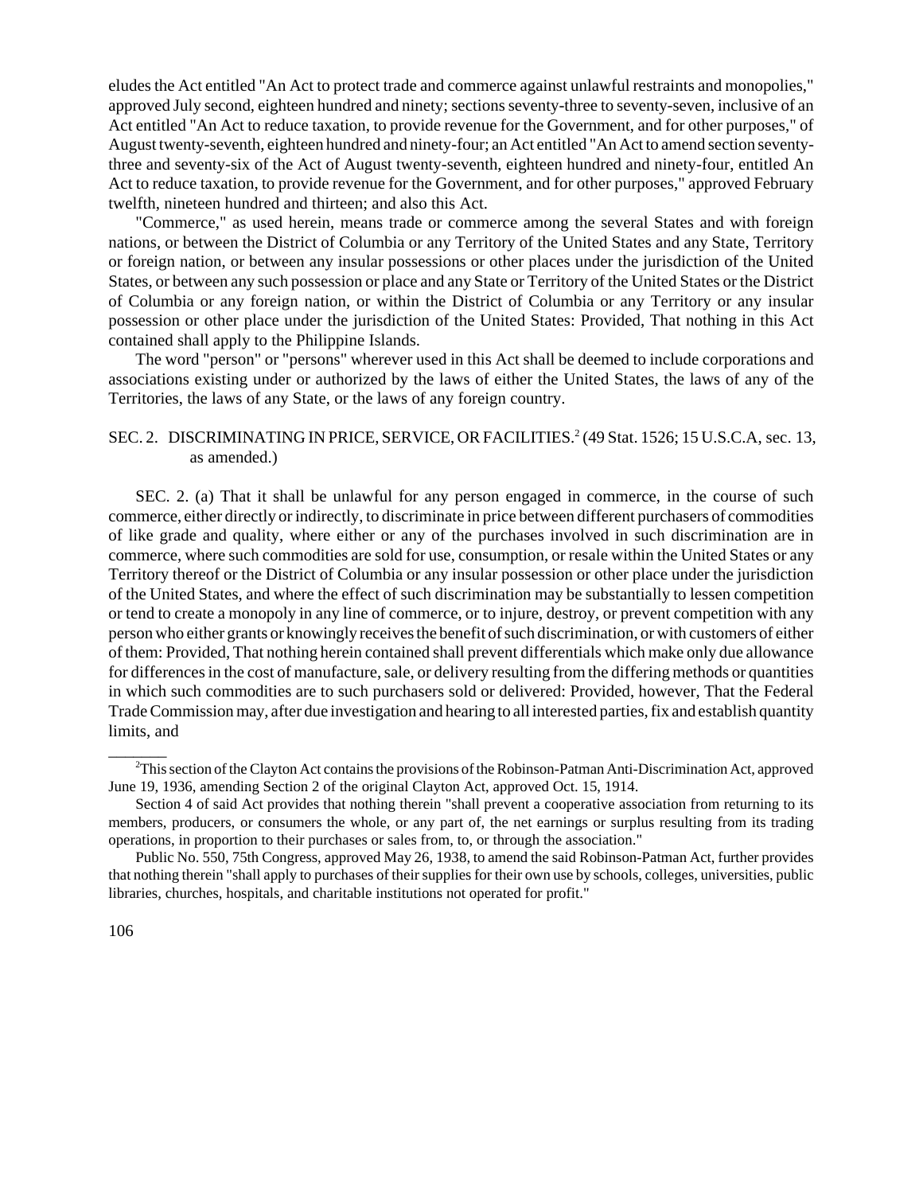eludes the Act entitled "An Act to protect trade and commerce against unlawful restraints and monopolies," approved July second, eighteen hundred and ninety; sections seventy-three to seventy-seven, inclusive of an Act entitled "An Act to reduce taxation, to provide revenue for the Government, and for other purposes," of August twenty-seventh, eighteen hundred and ninety-four; an Act entitled "An Act to amend section seventy-three and seventy-six of the Act of August twenty-seventh, eighteen hundred and ninety-four, entitled An Act to reduce taxation, to provide revenue for the Government, and for other purposes," approved February twelfth, nineteen hundred and thirteen; and also this Act.

"Commerce," as used herein, means trade or commerce among the several States and with foreign nations, or between the District of Columbia or any Territory of the United States and any State, Territory or foreign nation, or between any insular possessions or other places under the jurisdiction of the United States, or between any such possession or place and any State or Territory of the United States or the District of Columbia or any foreign nation, or within the District of Columbia or any Territory or any insular possession or other place under the jurisdiction of the United States: Provided, That nothing in this Act contained shall apply to the Philippine Islands.

The word "person" or "persons" wherever used in this Act shall be deemed to include corporations and associations existing under or authorized by the laws of either the United States, the laws of any of the Territories, the laws of any State, or the laws of any foreign country.

## SEC. 2. DISCRIMINATING IN PRICE, SERVICE, OR FACILITIES.[2] (49 Stat. 1526; 15 U.S.C.A, sec. 13, as amended.)

SEC. 2. (a) That it shall be unlawful for any person engaged in commerce, in the course of such commerce, either directly or indirectly, to discriminate in price between different purchasers of commodities of like grade and quality, where either or any of the purchases involved in such discrimination are in commerce, where such commodities are sold for use, consumption, or resale within the United States or any Territory thereof or the District of Columbia or any insular possession or other place under the jurisdiction of the United States, and where the effect of such discrimination may be substantially to lessen competition or tend to create a monopoly in any line of commerce, or to injure, destroy, or prevent competition with any person who either grants or knowingly receives the benefit of such discrimination, or with customers of either of them: Provided, That nothing herein contained shall prevent differentials which make only due allowance for differences in the cost of manufacture, sale, or delivery resulting from the differing methods or quantities in which such commodities are to such purchasers sold or delivered: Provided, however, That the Federal Trade Commission may, after due investigation and hearing to all interested parties, fix and establish quantity limits, and

---

[2] This section of the Clayton Act contains the provisions of the Robinson-Patman Anti-Discrimination Act, approved June 19, 1936, amending Section 2 of the original Clayton Act, approved Oct. 15, 1914.

Section 4 of said Act provides that nothing therein "shall prevent a cooperative association from returning to its members, producers, or consumers the whole, or any part of, the net earnings or surplus resulting from its trading operations, in proportion to their purchases or sales from, to, or through the association."

Public No. 550, 75th Congress, approved May 26, 1938, to amend the said Robinson-Patman Act, further provides that nothing therein "shall apply to purchases of their supplies for their own use by schools, colleges, universities, public libraries, churches, hospitals, and charitable institutions not operated for profit."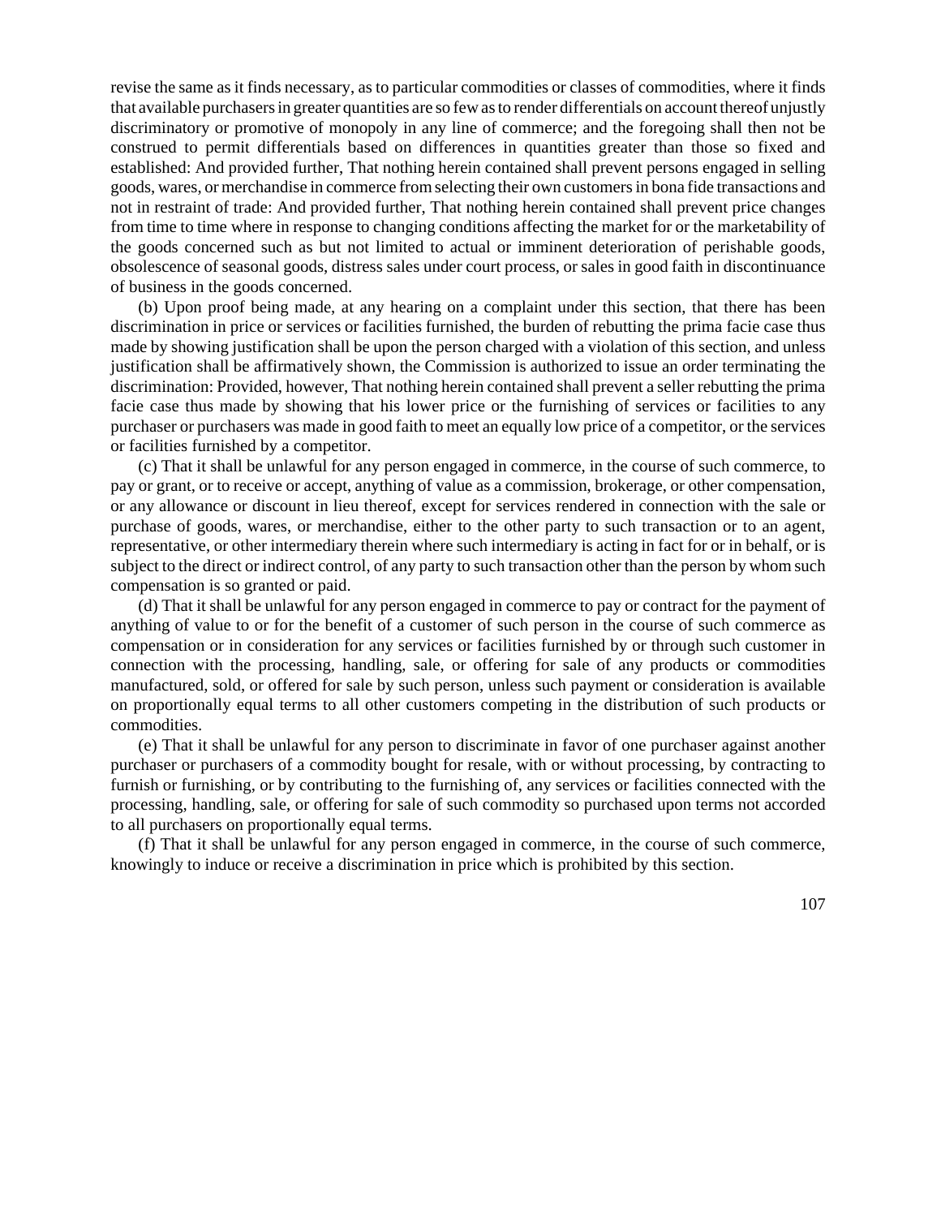revise the same as it finds necessary, as to particular commodities or classes of commodities, where it finds that available purchasers in greater quantities are so few as to render differentials on account thereof unjustly discriminatory or promotive of monopoly in any line of commerce; and the foregoing shall then not be construed to permit differentials based on differences in quantities greater than those so fixed and established: And provided further, That nothing herein contained shall prevent persons engaged in selling goods, wares, or merchandise in commerce from selecting their own customers in bona fide transactions and not in restraint of trade: And provided further, That nothing herein contained shall prevent price changes from time to time where in response to changing conditions affecting the market for or the marketability of the goods concerned such as but not limited to actual or imminent deterioration of perishable goods, obsolescence of seasonal goods, distress sales under court process, or sales in good faith in discontinuance of business in the goods concerned.

(b) Upon proof being made, at any hearing on a complaint under this section, that there has been discrimination in price or services or facilities furnished, the burden of rebutting the prima facie case thus made by showing justification shall be upon the person charged with a violation of this section, and unless justification shall be affirmatively shown, the Commission is authorized to issue an order terminating the discrimination: Provided, however, That nothing herein contained shall prevent a seller rebutting the prima facie case thus made by showing that his lower price or the furnishing of services or facilities to any purchaser or purchasers was made in good faith to meet an equally low price of a competitor, or the services or facilities furnished by a competitor.

(c) That it shall be unlawful for any person engaged in commerce, in the course of such commerce, to pay or grant, or to receive or accept, anything of value as a commission, brokerage, or other compensation, or any allowance or discount in lieu thereof, except for services rendered in connection with the sale or purchase of goods, wares, or merchandise, either to the other party to such transaction or to an agent, representative, or other intermediary therein where such intermediary is acting in fact for or in behalf, or is subject to the direct or indirect control, of any party to such transaction other than the person by whom such compensation is so granted or paid.

(d) That it shall be unlawful for any person engaged in commerce to pay or contract for the payment of anything of value to or for the benefit of a customer of such person in the course of such commerce as compensation or in consideration for any services or facilities furnished by or through such customer in connection with the processing, handling, sale, or offering for sale of any products or commodities manufactured, sold, or offered for sale by such person, unless such payment or consideration is available on proportionally equal terms to all other customers competing in the distribution of such products or commodities.

(e) That it shall be unlawful for any person to discriminate in favor of one purchaser against another purchaser or purchasers of a commodity bought for resale, with or without processing, by contracting to furnish or furnishing, or by contributing to the furnishing of, any services or facilities connected with the processing, handling, sale, or offering for sale of such commodity so purchased upon terms not accorded to all purchasers on proportionally equal terms.

(f) That it shall be unlawful for any person engaged in commerce, in the course of such commerce, knowingly to induce or receive a discrimination in price which is prohibited by this section.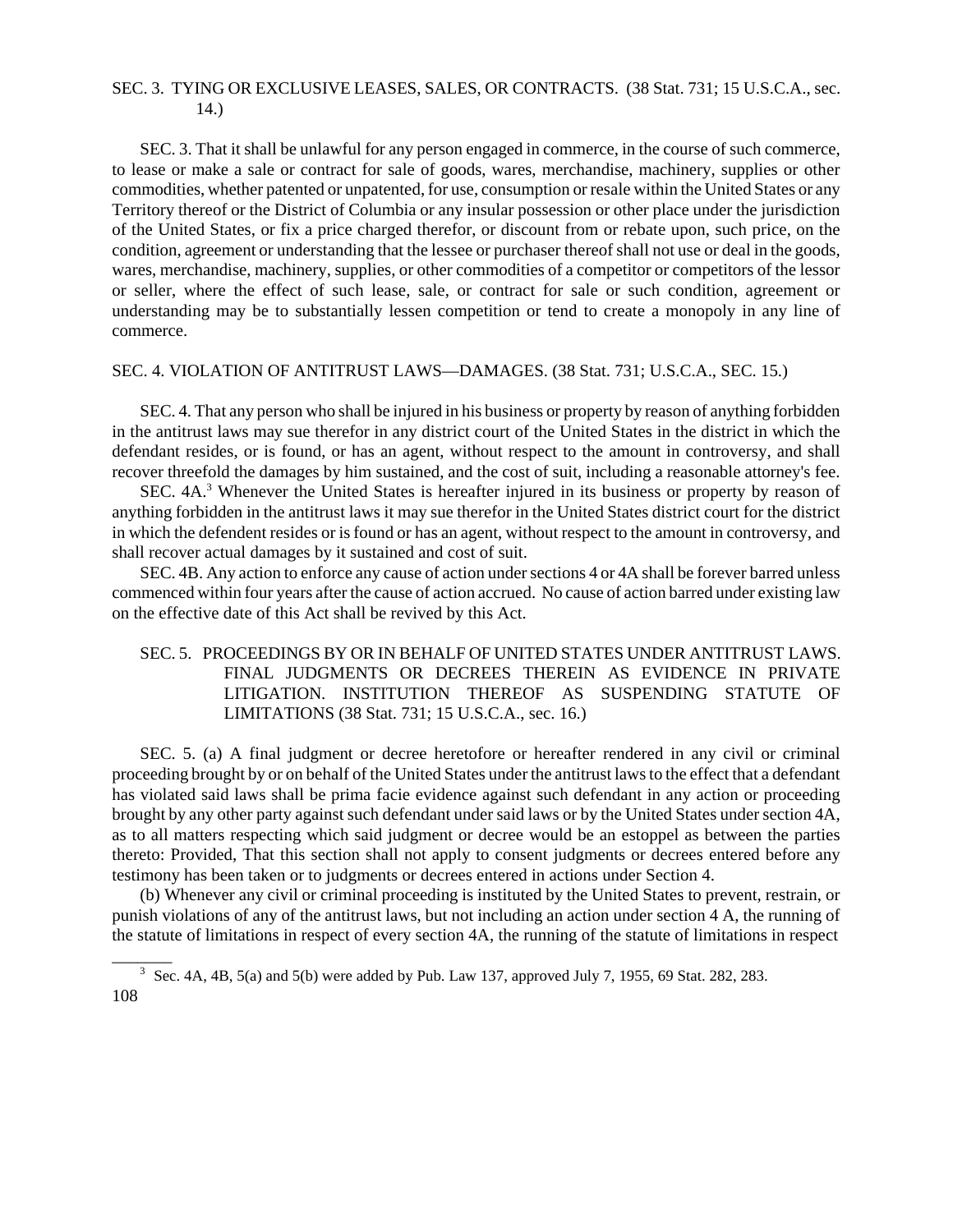SEC. 3. TYING OR EXCLUSIVE LEASES, SALES, OR CONTRACTS. (38 Stat. 731; 15 U.S.C.A., sec. 14.)

SEC. 3. That it shall be unlawful for any person engaged in commerce, in the course of such commerce, to lease or make a sale or contract for sale of goods, wares, merchandise, machinery, supplies or other commodities, whether patented or unpatented, for use, consumption or resale within the United States or any Territory thereof or the District of Columbia or any insular possession or other place under the jurisdiction of the United States, or fix a price charged therefor, or discount from or rebate upon, such price, on the condition, agreement or understanding that the lessee or purchaser thereof shall not use or deal in the goods, wares, merchandise, machinery, supplies, or other commodities of a competitor or competitors of the lessor or seller, where the effect of such lease, sale, or contract for sale or such condition, agreement or understanding may be to substantially lessen competition or tend to create a monopoly in any line of commerce.

SEC. 4. VIOLATION OF ANTITRUST LAWS—DAMAGES. (38 Stat. 731; U.S.C.A., SEC. 15.)

SEC. 4. That any person who shall be injured in his business or property by reason of anything forbidden in the antitrust laws may sue therefor in any district court of the United States in the district in which the defendant resides, or is found, or has an agent, without respect to the amount in controversy, and shall recover threefold the damages by him sustained, and the cost of suit, including a reasonable attorney's fee.

SEC. 4A.[3] Whenever the United States is hereafter injured in its business or property by reason of anything forbidden in the antitrust laws it may sue therefor in the United States district court for the district in which the defendent resides or is found or has an agent, without respect to the amount in controversy, and shall recover actual damages by it sustained and cost of suit.

SEC. 4B. Any action to enforce any cause of action under sections 4 or 4A shall be forever barred unless commenced within four years after the cause of action accrued. No cause of action barred under existing law on the effective date of this Act shall be revived by this Act.

SEC. 5. PROCEEDINGS BY OR IN BEHALF OF UNITED STATES UNDER ANTITRUST LAWS. FINAL JUDGMENTS OR DECREES THEREIN AS EVIDENCE IN PRIVATE LITIGATION. INSTITUTION THEREOF AS SUSPENDING STATUTE OF LIMITATIONS (38 Stat. 731; 15 U.S.C.A., sec. 16.)

SEC. 5. (a) A final judgment or decree heretofore or hereafter rendered in any civil or criminal proceeding brought by or on behalf of the United States under the antitrust laws to the effect that a defendant has violated said laws shall be prima facie evidence against such defendant in any action or proceeding brought by any other party against such defendant under said laws or by the United States under section 4A, as to all matters respecting which said judgment or decree would be an estoppel as between the parties thereto: Provided, That this section shall not apply to consent judgments or decrees entered before any testimony has been taken or to judgments or decrees entered in actions under Section 4.

(b) Whenever any civil or criminal proceeding is instituted by the United States to prevent, restrain, or punish violations of any of the antitrust laws, but not including an action under section 4 A, the running of the statute of limitations in respect of every section 4A, the running of the statute of limitations in respect

---

[3] Sec. 4A, 4B, 5(a) and 5(b) were added by Pub. Law 137, approved July 7, 1955, 69 Stat. 282, 283.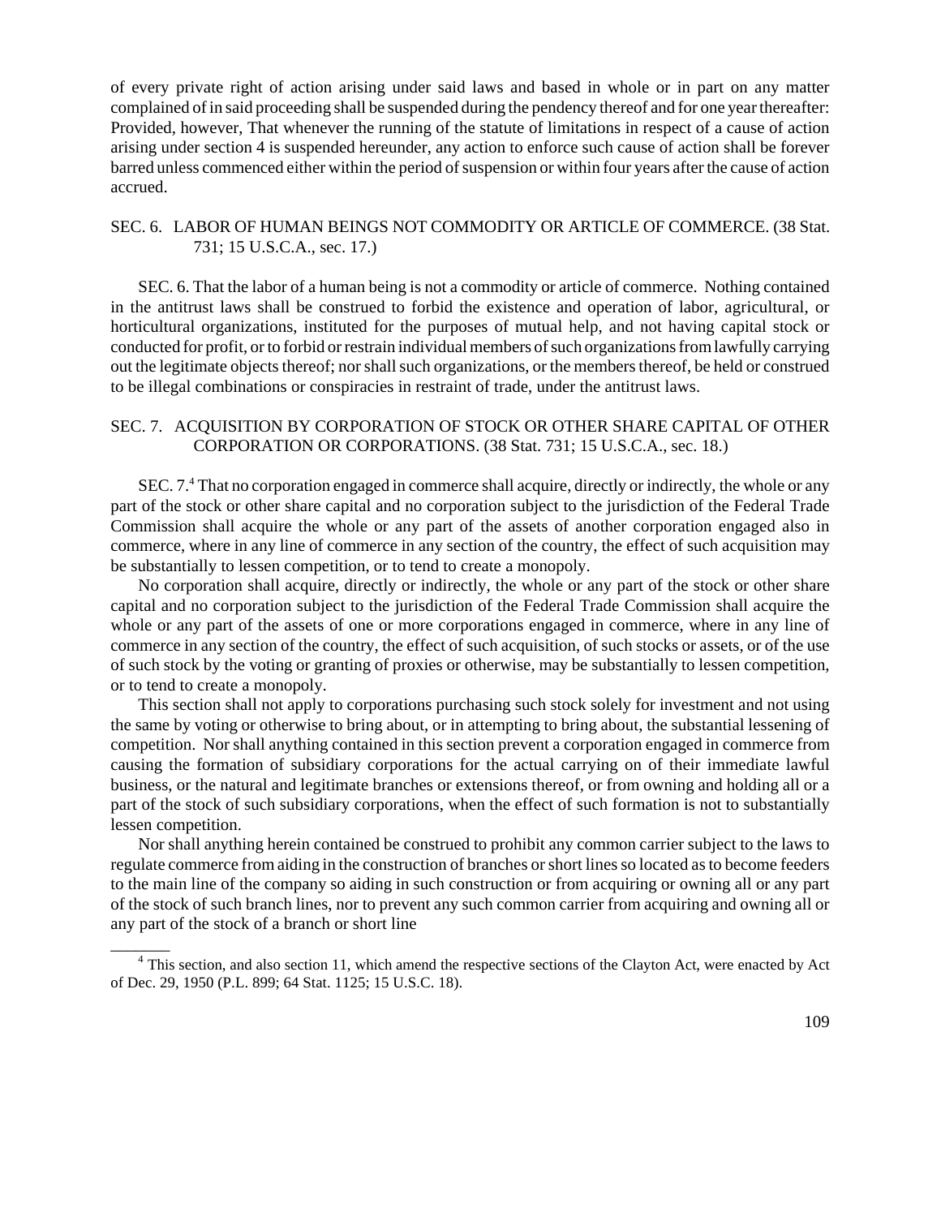of every private right of action arising under said laws and based in whole or in part on any matter complained of in said proceeding shall be suspended during the pendency thereof and for one year thereafter: Provided, however, That whenever the running of the statute of limitations in respect of a cause of action arising under section 4 is suspended hereunder, any action to enforce such cause of action shall be forever barred unless commenced either within the period of suspension or within four years after the cause of action accrued.

### SEC. 6. LABOR OF HUMAN BEINGS NOT COMMODITY OR ARTICLE OF COMMERCE. (38 Stat. 731; 15 U.S.C.A., sec. 17.)

SEC. 6. That the labor of a human being is not a commodity or article of commerce. Nothing contained in the antitrust laws shall be construed to forbid the existence and operation of labor, agricultural, or horticultural organizations, instituted for the purposes of mutual help, and not having capital stock or conducted for profit, or to forbid or restrain individual members of such organizations from lawfully carrying out the legitimate objects thereof; nor shall such organizations, or the members thereof, be held or construed to be illegal combinations or conspiracies in restraint of trade, under the antitrust laws.

### SEC. 7. ACQUISITION BY CORPORATION OF STOCK OR OTHER SHARE CAPITAL OF OTHER CORPORATION OR CORPORATIONS. (38 Stat. 731; 15 U.S.C.A., sec. 18.)

SEC. 7.[4] That no corporation engaged in commerce shall acquire, directly or indirectly, the whole or any part of the stock or other share capital and no corporation subject to the jurisdiction of the Federal Trade Commission shall acquire the whole or any part of the assets of another corporation engaged also in commerce, where in any line of commerce in any section of the country, the effect of such acquisition may be substantially to lessen competition, or to tend to create a monopoly.

No corporation shall acquire, directly or indirectly, the whole or any part of the stock or other share capital and no corporation subject to the jurisdiction of the Federal Trade Commission shall acquire the whole or any part of the assets of one or more corporations engaged in commerce, where in any line of commerce in any section of the country, the effect of such acquisition, of such stocks or assets, or of the use of such stock by the voting or granting of proxies or otherwise, may be substantially to lessen competition, or to tend to create a monopoly.

This section shall not apply to corporations purchasing such stock solely for investment and not using the same by voting or otherwise to bring about, or in attempting to bring about, the substantial lessening of competition. Nor shall anything contained in this section prevent a corporation engaged in commerce from causing the formation of subsidiary corporations for the actual carrying on of their immediate lawful business, or the natural and legitimate branches or extensions thereof, or from owning and holding all or a part of the stock of such subsidiary corporations, when the effect of such formation is not to substantially lessen competition.

Nor shall anything herein contained be construed to prohibit any common carrier subject to the laws to regulate commerce from aiding in the construction of branches or short lines so located as to become feeders to the main line of the company so aiding in such construction or from acquiring or owning all or any part of the stock of such branch lines, nor to prevent any such common carrier from acquiring and owning all or any part of the stock of a branch or short line

---

[4] This section, and also section 11, which amend the respective sections of the Clayton Act, were enacted by Act of Dec. 29, 1950 (P.L. 899; 64 Stat. 1125; 15 U.S.C. 18).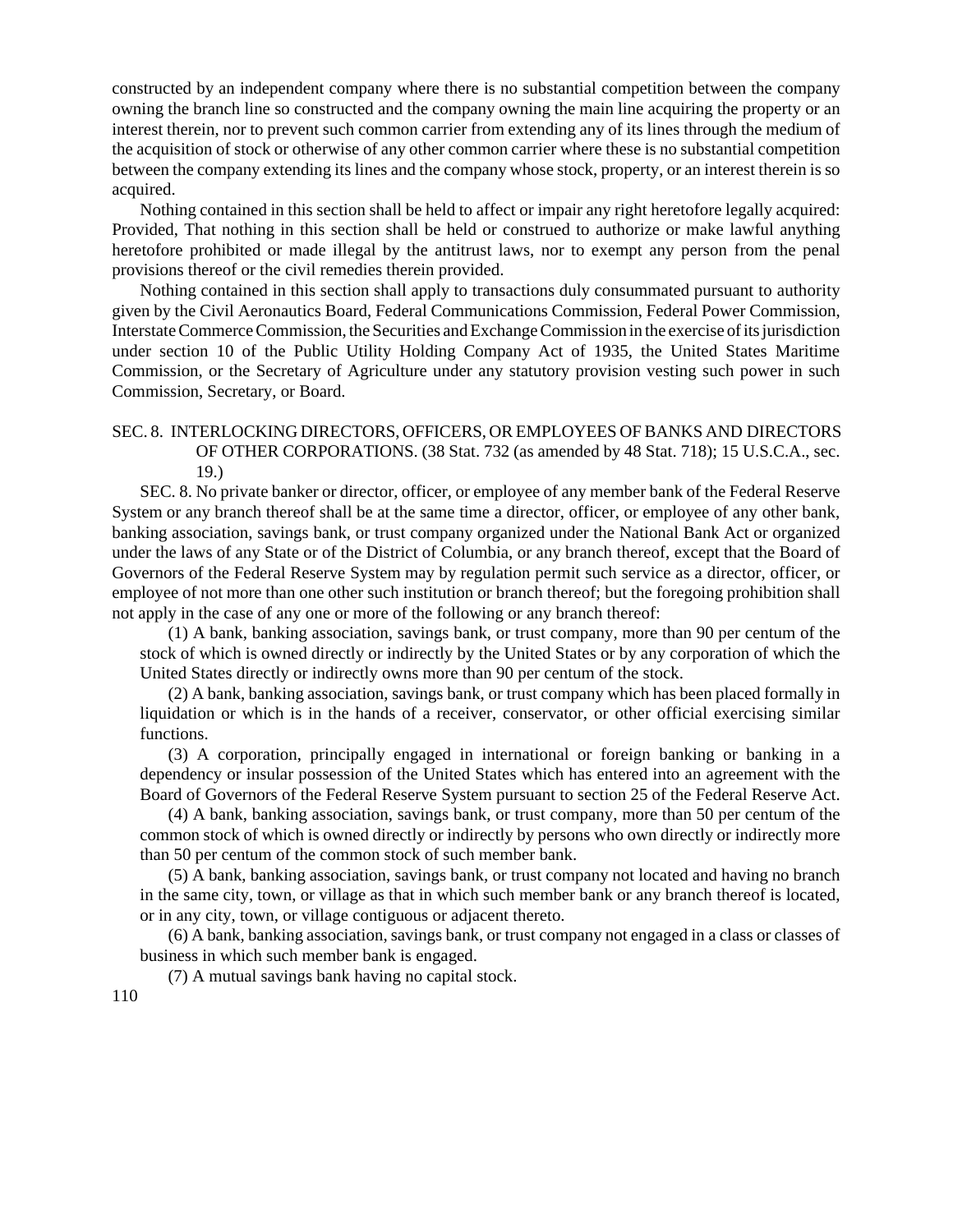constructed by an independent company where there is no substantial competition between the company owning the branch line so constructed and the company owning the main line acquiring the property or an interest therein, nor to prevent such common carrier from extending any of its lines through the medium of the acquisition of stock or otherwise of any other common carrier where these is no substantial competition between the company extending its lines and the company whose stock, property, or an interest therein is so acquired.

Nothing contained in this section shall be held to affect or impair any right heretofore legally acquired: Provided, That nothing in this section shall be held or construed to authorize or make lawful anything heretofore prohibited or made illegal by the antitrust laws, nor to exempt any person from the penal provisions thereof or the civil remedies therein provided.

Nothing contained in this section shall apply to transactions duly consummated pursuant to authority given by the Civil Aeronautics Board, Federal Communications Commission, Federal Power Commission, Interstate Commerce Commission, the Securities and Exchange Commission in the exercise of its jurisdiction under section 10 of the Public Utility Holding Company Act of 1935, the United States Maritime Commission, or the Secretary of Agriculture under any statutory provision vesting such power in such Commission, Secretary, or Board.

SEC. 8. INTERLOCKING DIRECTORS, OFFICERS, OR EMPLOYEES OF BANKS AND DIRECTORS OF OTHER CORPORATIONS. (38 Stat. 732 (as amended by 48 Stat. 718); 15 U.S.C.A., sec. 19.)

SEC. 8. No private banker or director, officer, or employee of any member bank of the Federal Reserve System or any branch thereof shall be at the same time a director, officer, or employee of any other bank, banking association, savings bank, or trust company organized under the National Bank Act or organized under the laws of any State or of the District of Columbia, or any branch thereof, except that the Board of Governors of the Federal Reserve System may by regulation permit such service as a director, officer, or employee of not more than one other such institution or branch thereof; but the foregoing prohibition shall not apply in the case of any one or more of the following or any branch thereof:

(1) A bank, banking association, savings bank, or trust company, more than 90 per centum of the stock of which is owned directly or indirectly by the United States or by any corporation of which the United States directly or indirectly owns more than 90 per centum of the stock.

(2) A bank, banking association, savings bank, or trust company which has been placed formally in liquidation or which is in the hands of a receiver, conservator, or other official exercising similar functions.

(3) A corporation, principally engaged in international or foreign banking or banking in a dependency or insular possession of the United States which has entered into an agreement with the Board of Governors of the Federal Reserve System pursuant to section 25 of the Federal Reserve Act.

(4) A bank, banking association, savings bank, or trust company, more than 50 per centum of the common stock of which is owned directly or indirectly by persons who own directly or indirectly more than 50 per centum of the common stock of such member bank.

(5) A bank, banking association, savings bank, or trust company not located and having no branch in the same city, town, or village as that in which such member bank or any branch thereof is located, or in any city, town, or village contiguous or adjacent thereto.

(6) A bank, banking association, savings bank, or trust company not engaged in a class or classes of business in which such member bank is engaged.

(7) A mutual savings bank having no capital stock.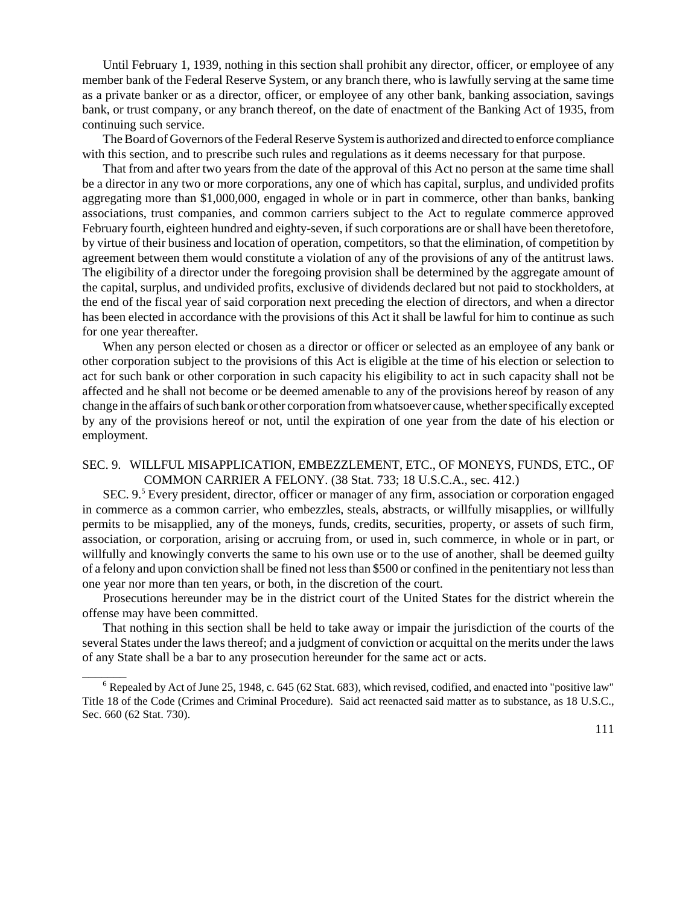Until February 1, 1939, nothing in this section shall prohibit any director, officer, or employee of any member bank of the Federal Reserve System, or any branch there, who is lawfully serving at the same time as a private banker or as a director, officer, or employee of any other bank, banking association, savings bank, or trust company, or any branch thereof, on the date of enactment of the Banking Act of 1935, from continuing such service.

The Board of Governors of the Federal Reserve System is authorized and directed to enforce compliance with this section, and to prescribe such rules and regulations as it deems necessary for that purpose.

That from and after two years from the date of the approval of this Act no person at the same time shall be a director in any two or more corporations, any one of which has capital, surplus, and undivided profits aggregating more than $1,000,000, engaged in whole or in part in commerce, other than banks, banking associations, trust companies, and common carriers subject to the Act to regulate commerce approved February fourth, eighteen hundred and eighty-seven, if such corporations are or shall have been theretofore, by virtue of their business and location of operation, competitors, so that the elimination, of competition by agreement between them would constitute a violation of any of the provisions of any of the antitrust laws. The eligibility of a director under the foregoing provision shall be determined by the aggregate amount of the capital, surplus, and undivided profits, exclusive of dividends declared but not paid to stockholders, at the end of the fiscal year of said corporation next preceding the election of directors, and when a director has been elected in accordance with the provisions of this Act it shall be lawful for him to continue as such for one year thereafter.

When any person elected or chosen as a director or officer or selected as an employee of any bank or other corporation subject to the provisions of this Act is eligible at the time of his election or selection to act for such bank or other corporation in such capacity his eligibility to act in such capacity shall not be affected and he shall not become or be deemed amenable to any of the provisions hereof by reason of any change in the affairs of such bank or other corporation from whatsoever cause, whether specifically excepted by any of the provisions hereof or not, until the expiration of one year from the date of his election or employment.

## SEC. 9. WILLFUL MISAPPLICATION, EMBEZZLEMENT, ETC., OF MONEYS, FUNDS, ETC., OF COMMON CARRIER A FELONY. (38 Stat. 733; 18 U.S.C.A., sec. 412.)

SEC. 9.[5] Every president, director, officer or manager of any firm, association or corporation engaged in commerce as a common carrier, who embezzles, steals, abstracts, or willfully misapplies, or willfully permits to be misapplied, any of the moneys, funds, credits, securities, property, or assets of such firm, association, or corporation, arising or accruing from, or used in, such commerce, in whole or in part, or willfully and knowingly converts the same to his own use or to the use of another, shall be deemed guilty of a felony and upon conviction shall be fined not less than $500 or confined in the penitentiary not less than one year nor more than ten years, or both, in the discretion of the court.

Prosecutions hereunder may be in the district court of the United States for the district wherein the offense may have been committed.

That nothing in this section shall be held to take away or impair the jurisdiction of the courts of the several States under the laws thereof; and a judgment of conviction or acquittal on the merits under the laws of any State shall be a bar to any prosecution hereunder for the same act or acts.

---

[6] Repealed by Act of June 25, 1948, c. 645 (62 Stat. 683), which revised, codified, and enacted into "positive law" Title 18 of the Code (Crimes and Criminal Procedure). Said act reenacted said matter as to substance, as 18 U.S.C., Sec. 660 (62 Stat. 730).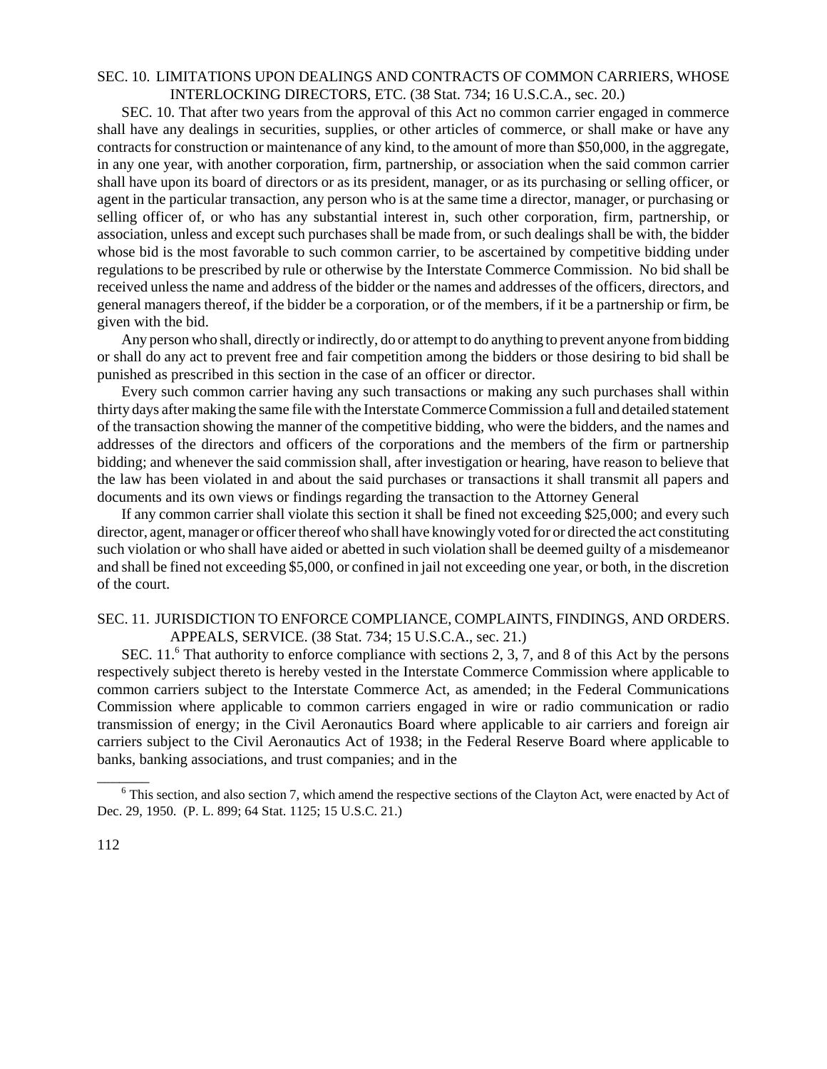### SEC. 10. LIMITATIONS UPON DEALINGS AND CONTRACTS OF COMMON CARRIERS, WHOSE INTERLOCKING DIRECTORS, ETC. (38 Stat. 734; 16 U.S.C.A., sec. 20.)

SEC. 10. That after two years from the approval of this Act no common carrier engaged in commerce shall have any dealings in securities, supplies, or other articles of commerce, or shall make or have any contracts for construction or maintenance of any kind, to the amount of more than $50,000, in the aggregate, in any one year, with another corporation, firm, partnership, or association when the said common carrier shall have upon its board of directors or as its president, manager, or as its purchasing or selling officer, or agent in the particular transaction, any person who is at the same time a director, manager, or purchasing or selling officer of, or who has any substantial interest in, such other corporation, firm, partnership, or association, unless and except such purchases shall be made from, or such dealings shall be with, the bidder whose bid is the most favorable to such common carrier, to be ascertained by competitive bidding under regulations to be prescribed by rule or otherwise by the Interstate Commerce Commission. No bid shall be received unless the name and address of the bidder or the names and addresses of the officers, directors, and general managers thereof, if the bidder be a corporation, or of the members, if it be a partnership or firm, be given with the bid.

Any person who shall, directly or indirectly, do or attempt to do anything to prevent anyone from bidding or shall do any act to prevent free and fair competition among the bidders or those desiring to bid shall be punished as prescribed in this section in the case of an officer or director.

Every such common carrier having any such transactions or making any such purchases shall within thirty days after making the same file with the Interstate Commerce Commission a full and detailed statement of the transaction showing the manner of the competitive bidding, who were the bidders, and the names and addresses of the directors and officers of the corporations and the members of the firm or partnership bidding; and whenever the said commission shall, after investigation or hearing, have reason to believe that the law has been violated in and about the said purchases or transactions it shall transmit all papers and documents and its own views or findings regarding the transaction to the Attorney General

If any common carrier shall violate this section it shall be fined not exceeding $25,000; and every such director, agent, manager or officer thereof who shall have knowingly voted for or directed the act constituting such violation or who shall have aided or abetted in such violation shall be deemed guilty of a misdemeanor and shall be fined not exceeding $5,000, or confined in jail not exceeding one year, or both, in the discretion of the court.

### SEC. 11. JURISDICTION TO ENFORCE COMPLIANCE, COMPLAINTS, FINDINGS, AND ORDERS. APPEALS, SERVICE. (38 Stat. 734; 15 U.S.C.A., sec. 21.)

SEC. 11.[6] That authority to enforce compliance with sections 2, 3, 7, and 8 of this Act by the persons respectively subject thereto is hereby vested in the Interstate Commerce Commission where applicable to common carriers subject to the Interstate Commerce Act, as amended; in the Federal Communications Commission where applicable to common carriers engaged in wire or radio communication or radio transmission of energy; in the Civil Aeronautics Board where applicable to air carriers and foreign air carriers subject to the Civil Aeronautics Act of 1938; in the Federal Reserve Board where applicable to banks, banking associations, and trust companies; and in the

---

[6] This section, and also section 7, which amend the respective sections of the Clayton Act, were enacted by Act of Dec. 29, 1950. (P. L. 899; 64 Stat. 1125; 15 U.S.C. 21.)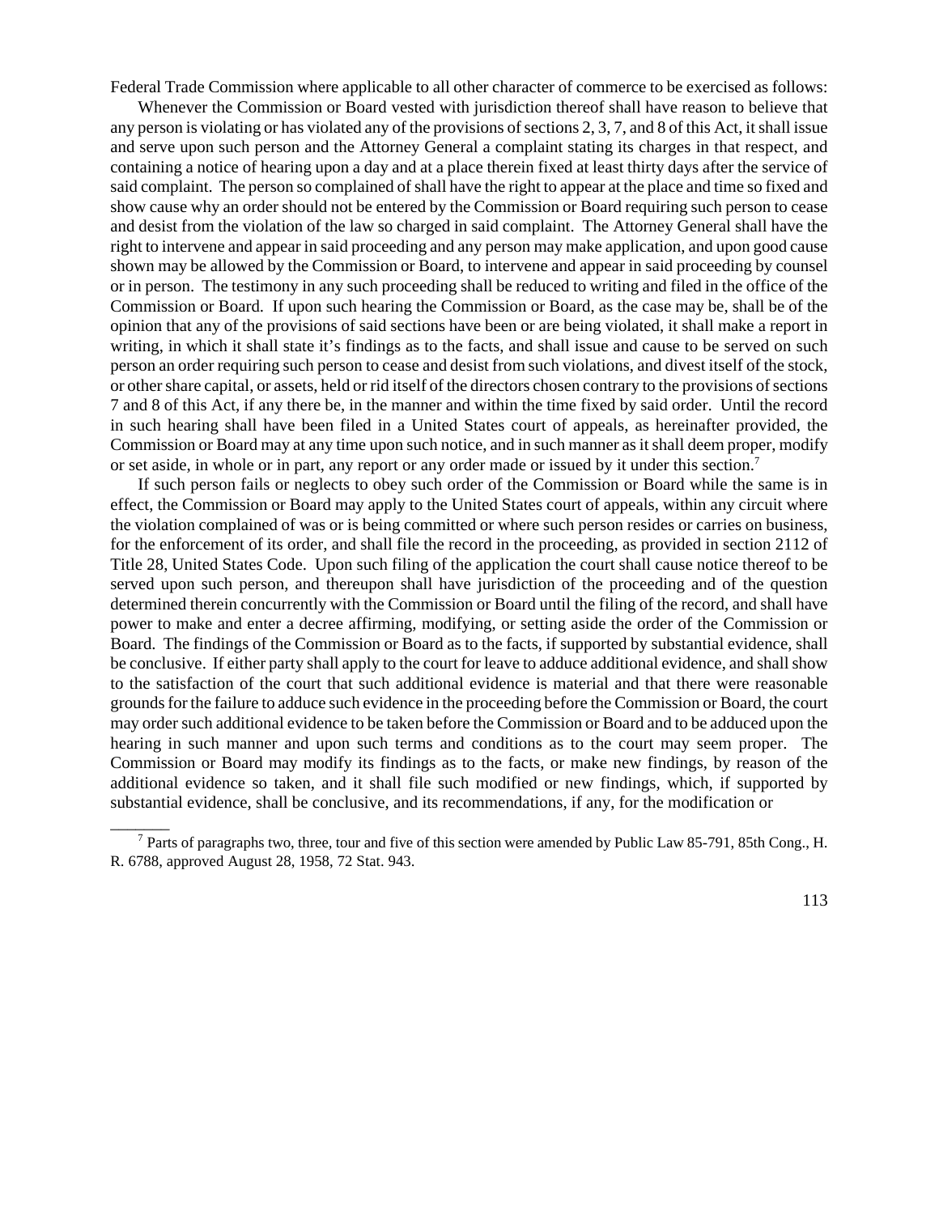Federal Trade Commission where applicable to all other character of commerce to be exercised as follows:

Whenever the Commission or Board vested with jurisdiction thereof shall have reason to believe that any person is violating or has violated any of the provisions of sections 2, 3, 7, and 8 of this Act, it shall issue and serve upon such person and the Attorney General a complaint stating its charges in that respect, and containing a notice of hearing upon a day and at a place therein fixed at least thirty days after the service of said complaint. The person so complained of shall have the right to appear at the place and time so fixed and show cause why an order should not be entered by the Commission or Board requiring such person to cease and desist from the violation of the law so charged in said complaint. The Attorney General shall have the right to intervene and appear in said proceeding and any person may make application, and upon good cause shown may be allowed by the Commission or Board, to intervene and appear in said proceeding by counsel or in person. The testimony in any such proceeding shall be reduced to writing and filed in the office of the Commission or Board. If upon such hearing the Commission or Board, as the case may be, shall be of the opinion that any of the provisions of said sections have been or are being violated, it shall make a report in writing, in which it shall state it's findings as to the facts, and shall issue and cause to be served on such person an order requiring such person to cease and desist from such violations, and divest itself of the stock, or other share capital, or assets, held or rid itself of the directors chosen contrary to the provisions of sections 7 and 8 of this Act, if any there be, in the manner and within the time fixed by said order. Until the record in such hearing shall have been filed in a United States court of appeals, as hereinafter provided, the Commission or Board may at any time upon such notice, and in such manner as it shall deem proper, modify or set aside, in whole or in part, any report or any order made or issued by it under this section.[7]

If such person fails or neglects to obey such order of the Commission or Board while the same is in effect, the Commission or Board may apply to the United States court of appeals, within any circuit where the violation complained of was or is being committed or where such person resides or carries on business, for the enforcement of its order, and shall file the record in the proceeding, as provided in section 2112 of Title 28, United States Code. Upon such filing of the application the court shall cause notice thereof to be served upon such person, and thereupon shall have jurisdiction of the proceeding and of the question determined therein concurrently with the Commission or Board until the filing of the record, and shall have power to make and enter a decree affirming, modifying, or setting aside the order of the Commission or Board. The findings of the Commission or Board as to the facts, if supported by substantial evidence, shall be conclusive. If either party shall apply to the court for leave to adduce additional evidence, and shall show to the satisfaction of the court that such additional evidence is material and that there were reasonable grounds for the failure to adduce such evidence in the proceeding before the Commission or Board, the court may order such additional evidence to be taken before the Commission or Board and to be adduced upon the hearing in such manner and upon such terms and conditions as to the court may seem proper. The Commission or Board may modify its findings as to the facts, or make new findings, by reason of the additional evidence so taken, and it shall file such modified or new findings, which, if supported by substantial evidence, shall be conclusive, and its recommendations, if any, for the modification or

---

[7] Parts of paragraphs two, three, tour and five of this section were amended by Public Law 85-791, 85th Cong., H. R. 6788, approved August 28, 1958, 72 Stat. 943.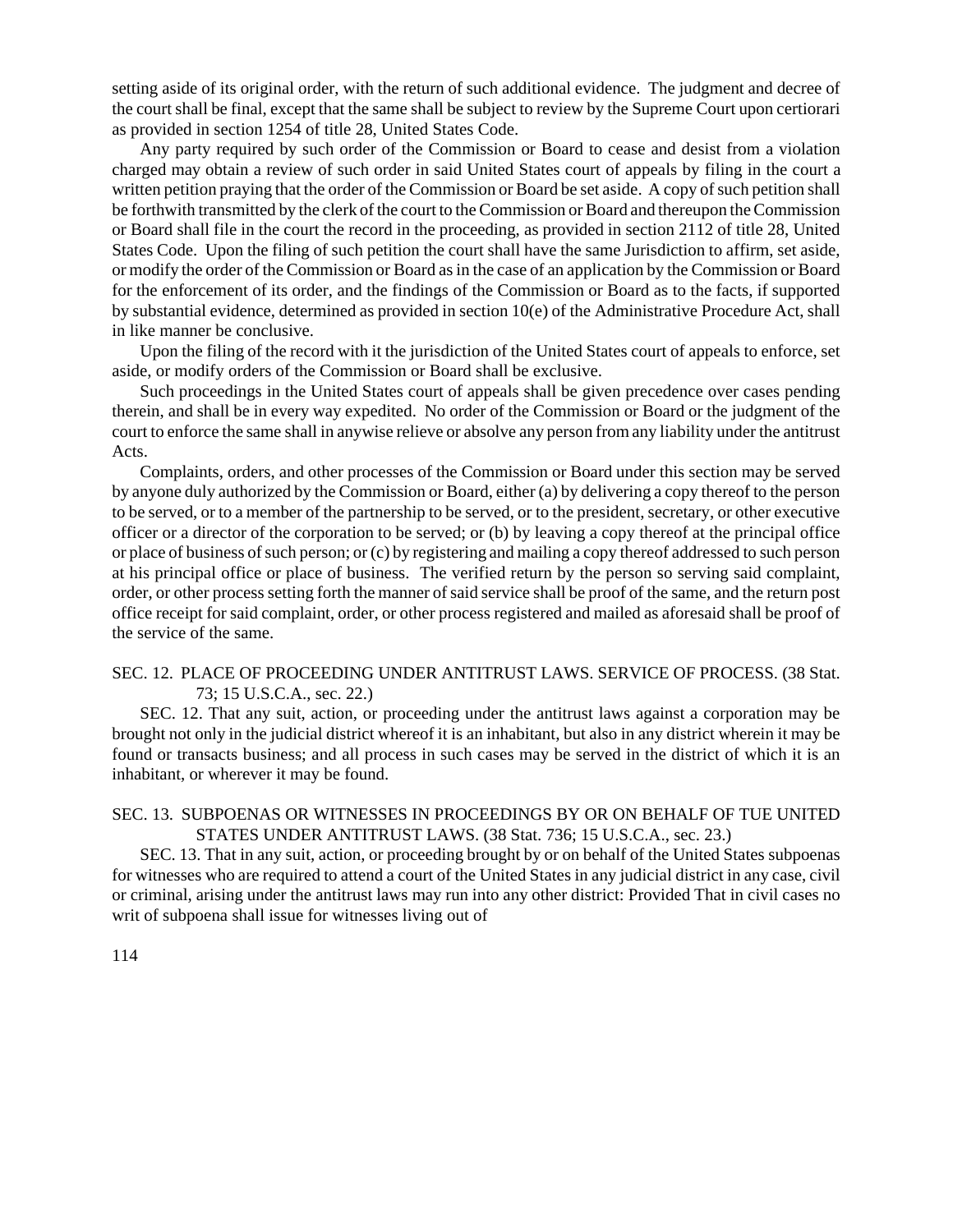setting aside of its original order, with the return of such additional evidence. The judgment and decree of the court shall be final, except that the same shall be subject to review by the Supreme Court upon certiorari as provided in section 1254 of title 28, United States Code.

Any party required by such order of the Commission or Board to cease and desist from a violation charged may obtain a review of such order in said United States court of appeals by filing in the court a written petition praying that the order of the Commission or Board be set aside. A copy of such petition shall be forthwith transmitted by the clerk of the court to the Commission or Board and thereupon the Commission or Board shall file in the court the record in the proceeding, as provided in section 2112 of title 28, United States Code. Upon the filing of such petition the court shall have the same Jurisdiction to affirm, set aside, or modify the order of the Commission or Board as in the case of an application by the Commission or Board for the enforcement of its order, and the findings of the Commission or Board as to the facts, if supported by substantial evidence, determined as provided in section 10(e) of the Administrative Procedure Act, shall in like manner be conclusive.

Upon the filing of the record with it the jurisdiction of the United States court of appeals to enforce, set aside, or modify orders of the Commission or Board shall be exclusive.

Such proceedings in the United States court of appeals shall be given precedence over cases pending therein, and shall be in every way expedited. No order of the Commission or Board or the judgment of the court to enforce the same shall in anywise relieve or absolve any person from any liability under the antitrust Acts.

Complaints, orders, and other processes of the Commission or Board under this section may be served by anyone duly authorized by the Commission or Board, either (a) by delivering a copy thereof to the person to be served, or to a member of the partnership to be served, or to the president, secretary, or other executive officer or a director of the corporation to be served; or (b) by leaving a copy thereof at the principal office or place of business of such person; or (c) by registering and mailing a copy thereof addressed to such person at his principal office or place of business. The verified return by the person so serving said complaint, order, or other process setting forth the manner of said service shall be proof of the same, and the return post office receipt for said complaint, order, or other process registered and mailed as aforesaid shall be proof of the service of the same.

SEC. 12. PLACE OF PROCEEDING UNDER ANTITRUST LAWS. SERVICE OF PROCESS. (38 Stat. 73; 15 U.S.C.A., sec. 22.)

SEC. 12. That any suit, action, or proceeding under the antitrust laws against a corporation may be brought not only in the judicial district whereof it is an inhabitant, but also in any district wherein it may be found or transacts business; and all process in such cases may be served in the district of which it is an inhabitant, or wherever it may be found.

SEC. 13. SUBPOENAS OR WITNESSES IN PROCEEDINGS BY OR ON BEHALF OF TUE UNITED STATES UNDER ANTITRUST LAWS. (38 Stat. 736; 15 U.S.C.A., sec. 23.)

SEC. 13. That in any suit, action, or proceeding brought by or on behalf of the United States subpoenas for witnesses who are required to attend a court of the United States in any judicial district in any case, civil or criminal, arising under the antitrust laws may run into any other district: Provided That in civil cases no writ of subpoena shall issue for witnesses living out of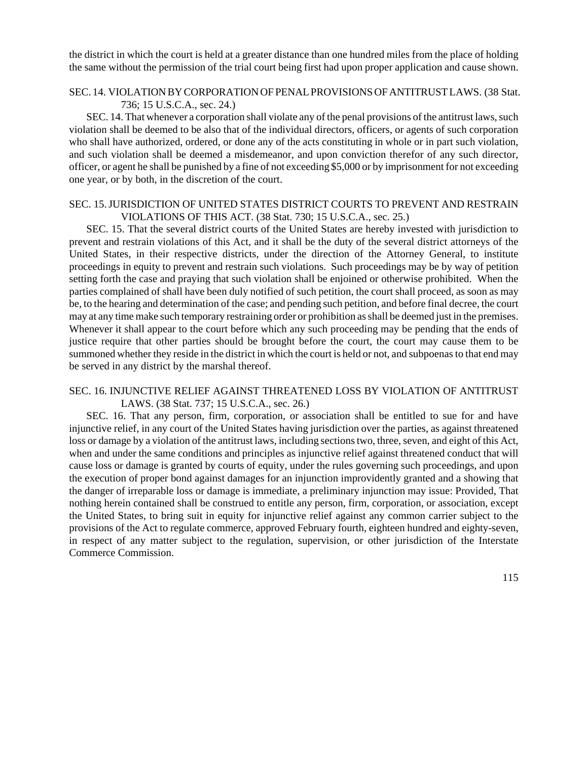the district in which the court is held at a greater distance than one hundred miles from the place of holding the same without the permission of the trial court being first had upon proper application and cause shown.

### SEC. 14. VIOLATION BY CORPORATION OF PENAL PROVISIONS OF ANTITRUST LAWS. (38 Stat. 736; 15 U.S.C.A., sec. 24.)

SEC. 14. That whenever a corporation shall violate any of the penal provisions of the antitrust laws, such violation shall be deemed to be also that of the individual directors, officers, or agents of such corporation who shall have authorized, ordered, or done any of the acts constituting in whole or in part such violation, and such violation shall be deemed a misdemeanor, and upon conviction therefor of any such director, officer, or agent he shall be punished by a fine of not exceeding $5,000 or by imprisonment for not exceeding one year, or by both, in the discretion of the court.

### SEC. 15. JURISDICTION OF UNITED STATES DISTRICT COURTS TO PREVENT AND RESTRAIN VIOLATIONS OF THIS ACT. (38 Stat. 730; 15 U.S.C.A., sec. 25.)

SEC. 15. That the several district courts of the United States are hereby invested with jurisdiction to prevent and restrain violations of this Act, and it shall be the duty of the several district attorneys of the United States, in their respective districts, under the direction of the Attorney General, to institute proceedings in equity to prevent and restrain such violations. Such proceedings may be by way of petition setting forth the case and praying that such violation shall be enjoined or otherwise prohibited. When the parties complained of shall have been duly notified of such petition, the court shall proceed, as soon as may be, to the hearing and determination of the case; and pending such petition, and before final decree, the court may at any time make such temporary restraining order or prohibition as shall be deemed just in the premises. Whenever it shall appear to the court before which any such proceeding may be pending that the ends of justice require that other parties should be brought before the court, the court may cause them to be summoned whether they reside in the district in which the court is held or not, and subpoenas to that end may be served in any district by the marshal thereof.

### SEC. 16. INJUNCTIVE RELIEF AGAINST THREATENED LOSS BY VIOLATION OF ANTITRUST LAWS. (38 Stat. 737; 15 U.S.C.A., sec. 26.)

SEC. 16. That any person, firm, corporation, or association shall be entitled to sue for and have injunctive relief, in any court of the United States having jurisdiction over the parties, as against threatened loss or damage by a violation of the antitrust laws, including sections two, three, seven, and eight of this Act, when and under the same conditions and principles as injunctive relief against threatened conduct that will cause loss or damage is granted by courts of equity, under the rules governing such proceedings, and upon the execution of proper bond against damages for an injunction improvidently granted and a showing that the danger of irreparable loss or damage is immediate, a preliminary injunction may issue: Provided, That nothing herein contained shall be construed to entitle any person, firm, corporation, or association, except the United States, to bring suit in equity for injunctive relief against any common carrier subject to the provisions of the Act to regulate commerce, approved February fourth, eighteen hundred and eighty-seven, in respect of any matter subject to the regulation, supervision, or other jurisdiction of the Interstate Commerce Commission.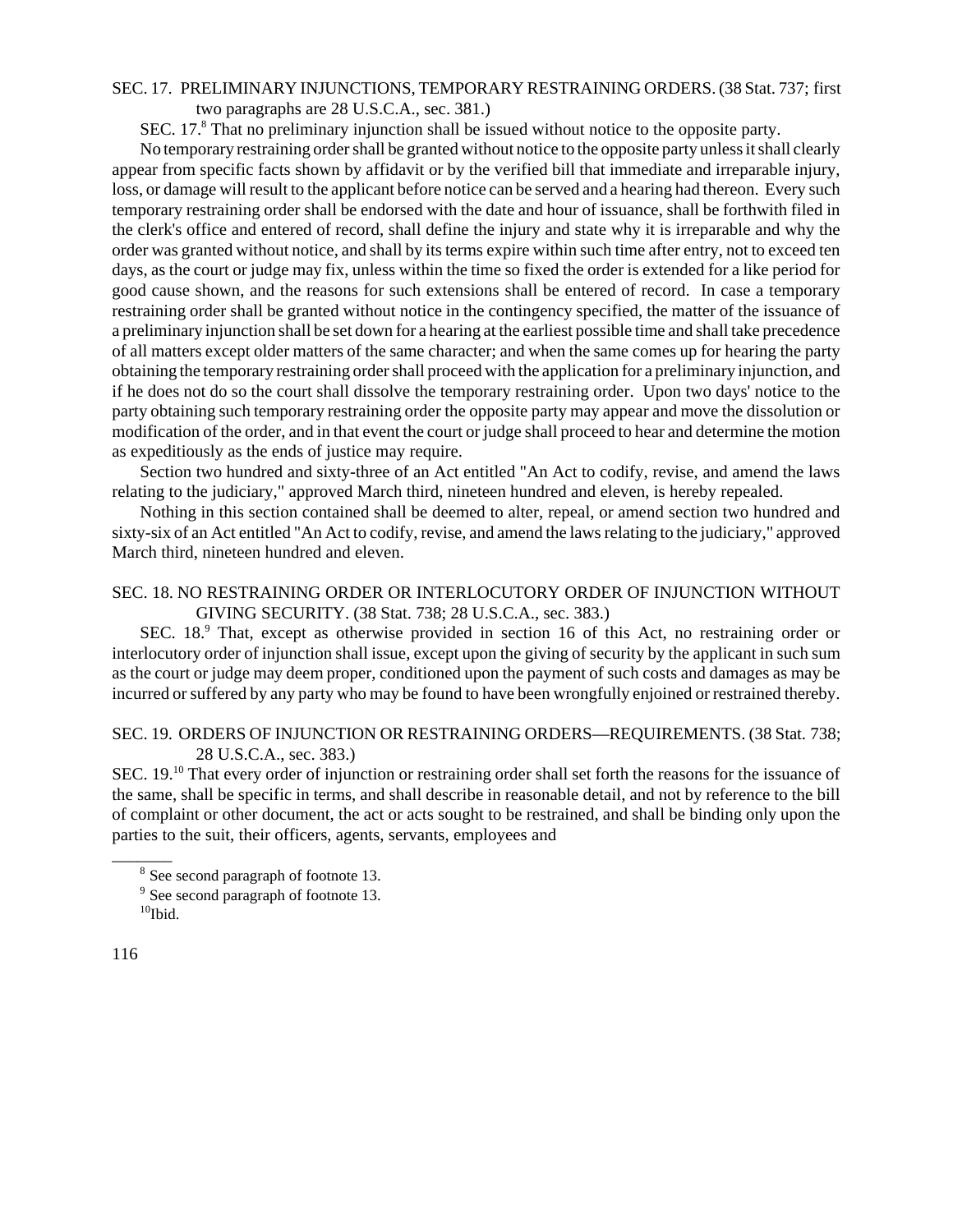SEC. 17. PRELIMINARY INJUNCTIONS, TEMPORARY RESTRAINING ORDERS. (38 Stat. 737; first two paragraphs are 28 U.S.C.A., sec. 381.)

SEC. 17.[8] That no preliminary injunction shall be issued without notice to the opposite party.

No temporary restraining order shall be granted without notice to the opposite party unless it shall clearly appear from specific facts shown by affidavit or by the verified bill that immediate and irreparable injury, loss, or damage will result to the applicant before notice can be served and a hearing had thereon. Every such temporary restraining order shall be endorsed with the date and hour of issuance, shall be forthwith filed in the clerk's office and entered of record, shall define the injury and state why it is irreparable and why the order was granted without notice, and shall by its terms expire within such time after entry, not to exceed ten days, as the court or judge may fix, unless within the time so fixed the order is extended for a like period for good cause shown, and the reasons for such extensions shall be entered of record. In case a temporary restraining order shall be granted without notice in the contingency specified, the matter of the issuance of a preliminary injunction shall be set down for a hearing at the earliest possible time and shall take precedence of all matters except older matters of the same character; and when the same comes up for hearing the party obtaining the temporary restraining order shall proceed with the application for a preliminary injunction, and if he does not do so the court shall dissolve the temporary restraining order. Upon two days' notice to the party obtaining such temporary restraining order the opposite party may appear and move the dissolution or modification of the order, and in that event the court or judge shall proceed to hear and determine the motion as expeditiously as the ends of justice may require.

Section two hundred and sixty-three of an Act entitled "An Act to codify, revise, and amend the laws relating to the judiciary," approved March third, nineteen hundred and eleven, is hereby repealed.

Nothing in this section contained shall be deemed to alter, repeal, or amend section two hundred and sixty-six of an Act entitled "An Act to codify, revise, and amend the laws relating to the judiciary," approved March third, nineteen hundred and eleven.

SEC. 18. NO RESTRAINING ORDER OR INTERLOCUTORY ORDER OF INJUNCTION WITHOUT GIVING SECURITY. (38 Stat. 738; 28 U.S.C.A., sec. 383.)

SEC. 18.[9] That, except as otherwise provided in section 16 of this Act, no restraining order or interlocutory order of injunction shall issue, except upon the giving of security by the applicant in such sum as the court or judge may deem proper, conditioned upon the payment of such costs and damages as may be incurred or suffered by any party who may be found to have been wrongfully enjoined or restrained thereby.

SEC. 19. ORDERS OF INJUNCTION OR RESTRAINING ORDERS—REQUIREMENTS. (38 Stat. 738; 28 U.S.C.A., sec. 383.)

SEC. 19.[10] That every order of injunction or restraining order shall set forth the reasons for the issuance of the same, shall be specific in terms, and shall describe in reasonable detail, and not by reference to the bill of complaint or other document, the act or acts sought to be restrained, and shall be binding only upon the parties to the suit, their officers, agents, servants, employees and

---

[8] See second paragraph of footnote 13.

[9] See second paragraph of footnote 13.

[10] Ibid.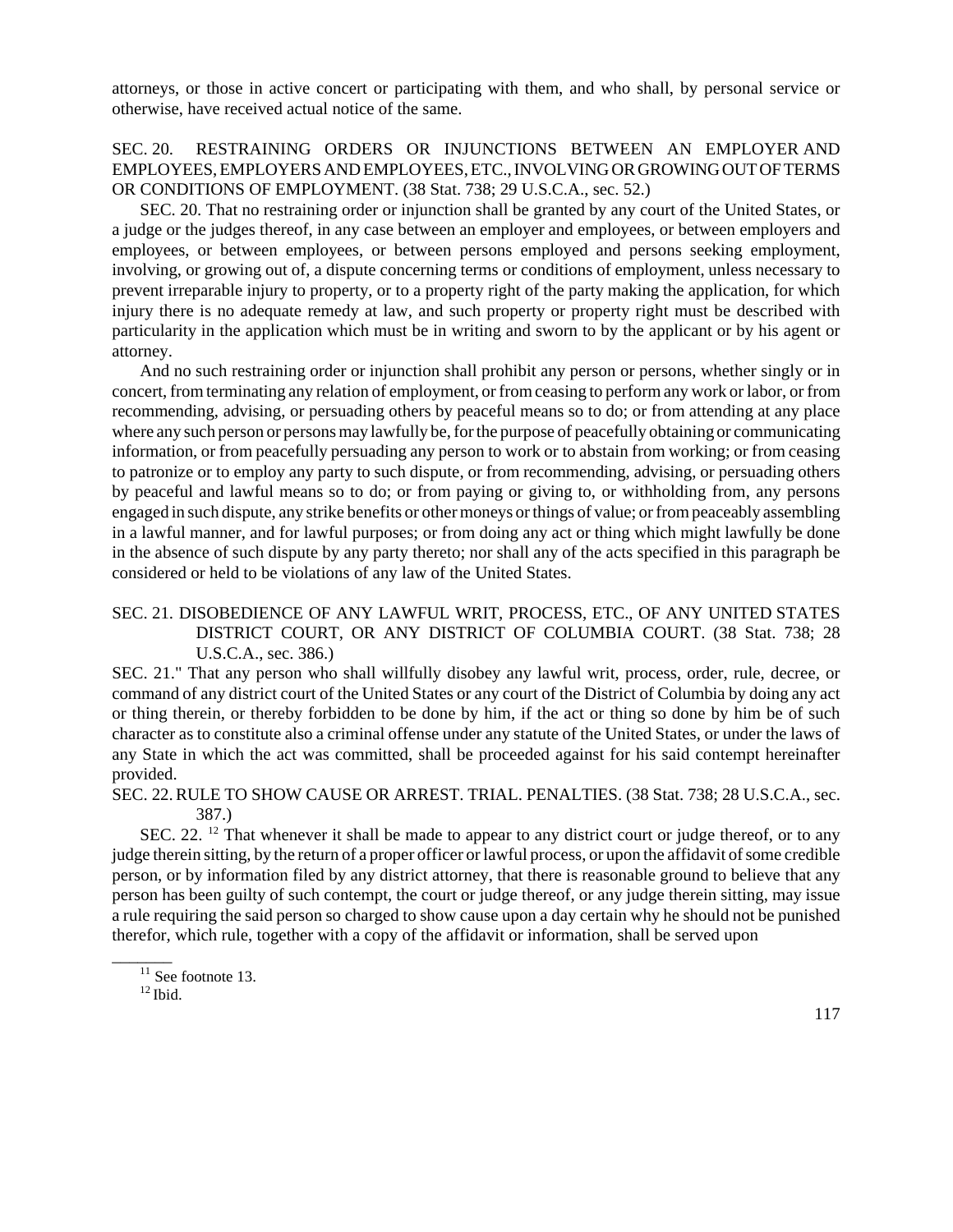attorneys, or those in active concert or participating with them, and who shall, by personal service or otherwise, have received actual notice of the same.

SEC. 20. RESTRAINING ORDERS OR INJUNCTIONS BETWEEN AN EMPLOYER AND EMPLOYEES, EMPLOYERS AND EMPLOYEES, ETC., INVOLVING OR GROWING OUT OF TERMS OR CONDITIONS OF EMPLOYMENT. (38 Stat. 738; 29 U.S.C.A., sec. 52.)

SEC. 20. That no restraining order or injunction shall be granted by any court of the United States, or a judge or the judges thereof, in any case between an employer and employees, or between employers and employees, or between employees, or between persons employed and persons seeking employment, involving, or growing out of, a dispute concerning terms or conditions of employment, unless necessary to prevent irreparable injury to property, or to a property right of the party making the application, for which injury there is no adequate remedy at law, and such property or property right must be described with particularity in the application which must be in writing and sworn to by the applicant or by his agent or attorney.

And no such restraining order or injunction shall prohibit any person or persons, whether singly or in concert, from terminating any relation of employment, or from ceasing to perform any work or labor, or from recommending, advising, or persuading others by peaceful means so to do; or from attending at any place where any such person or persons may lawfully be, for the purpose of peacefully obtaining or communicating information, or from peacefully persuading any person to work or to abstain from working; or from ceasing to patronize or to employ any party to such dispute, or from recommending, advising, or persuading others by peaceful and lawful means so to do; or from paying or giving to, or withholding from, any persons engaged in such dispute, any strike benefits or other moneys or things of value; or from peaceably assembling in a lawful manner, and for lawful purposes; or from doing any act or thing which might lawfully be done in the absence of such dispute by any party thereto; nor shall any of the acts specified in this paragraph be considered or held to be violations of any law of the United States.

SEC. 21. DISOBEDIENCE OF ANY LAWFUL WRIT, PROCESS, ETC., OF ANY UNITED STATES DISTRICT COURT, OR ANY DISTRICT OF COLUMBIA COURT. (38 Stat. 738; 28 U.S.C.A., sec. 386.)

SEC. 21." That any person who shall willfully disobey any lawful writ, process, order, rule, decree, or command of any district court of the United States or any court of the District of Columbia by doing any act or thing therein, or thereby forbidden to be done by him, if the act or thing so done by him be of such character as to constitute also a criminal offense under any statute of the United States, or under the laws of any State in which the act was committed, shall be proceeded against for his said contempt hereinafter provided.

SEC. 22. RULE TO SHOW CAUSE OR ARREST. TRIAL. PENALTIES. (38 Stat. 738; 28 U.S.C.A., sec. 387.)

SEC. 22. [12] That whenever it shall be made to appear to any district court or judge thereof, or to any judge therein sitting, by the return of a proper officer or lawful process, or upon the affidavit of some credible person, or by information filed by any district attorney, that there is reasonable ground to believe that any person has been guilty of such contempt, the court or judge thereof, or any judge therein sitting, may issue a rule requiring the said person so charged to show cause upon a day certain why he should not be punished therefor, which rule, together with a copy of the affidavit or information, shall be served upon

[11] See footnote 13.

[12] Ibid.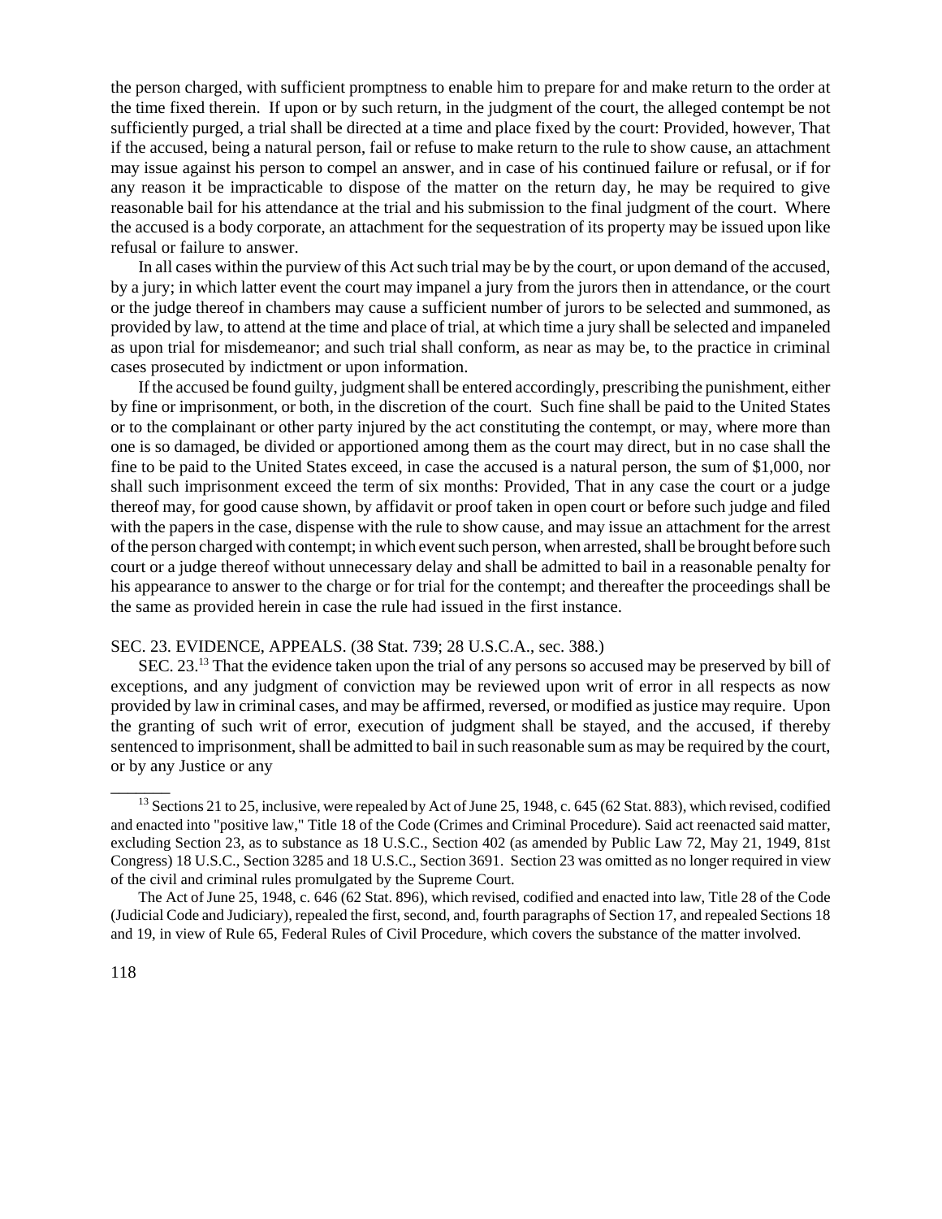the person charged, with sufficient promptness to enable him to prepare for and make return to the order at the time fixed therein. If upon or by such return, in the judgment of the court, the alleged contempt be not sufficiently purged, a trial shall be directed at a time and place fixed by the court: Provided, however, That if the accused, being a natural person, fail or refuse to make return to the rule to show cause, an attachment may issue against his person to compel an answer, and in case of his continued failure or refusal, or if for any reason it be impracticable to dispose of the matter on the return day, he may be required to give reasonable bail for his attendance at the trial and his submission to the final judgment of the court. Where the accused is a body corporate, an attachment for the sequestration of its property may be issued upon like refusal or failure to answer.

In all cases within the purview of this Act such trial may be by the court, or upon demand of the accused, by a jury; in which latter event the court may impanel a jury from the jurors then in attendance, or the court or the judge thereof in chambers may cause a sufficient number of jurors to be selected and summoned, as provided by law, to attend at the time and place of trial, at which time a jury shall be selected and impaneled as upon trial for misdemeanor; and such trial shall conform, as near as may be, to the practice in criminal cases prosecuted by indictment or upon information.

If the accused be found guilty, judgment shall be entered accordingly, prescribing the punishment, either by fine or imprisonment, or both, in the discretion of the court. Such fine shall be paid to the United States or to the complainant or other party injured by the act constituting the contempt, or may, where more than one is so damaged, be divided or apportioned among them as the court may direct, but in no case shall the fine to be paid to the United States exceed, in case the accused is a natural person, the sum of $1,000, nor shall such imprisonment exceed the term of six months: Provided, That in any case the court or a judge thereof may, for good cause shown, by affidavit or proof taken in open court or before such judge and filed with the papers in the case, dispense with the rule to show cause, and may issue an attachment for the arrest of the person charged with contempt; in which event such person, when arrested, shall be brought before such court or a judge thereof without unnecessary delay and shall be admitted to bail in a reasonable penalty for his appearance to answer to the charge or for trial for the contempt; and thereafter the proceedings shall be the same as provided herein in case the rule had issued in the first instance.

SEC. 23. EVIDENCE, APPEALS. (38 Stat. 739; 28 U.S.C.A., sec. 388.)

SEC. 23.[13] That the evidence taken upon the trial of any persons so accused may be preserved by bill of exceptions, and any judgment of conviction may be reviewed upon writ of error in all respects as now provided by law in criminal cases, and may be affirmed, reversed, or modified as justice may require. Upon the granting of such writ of error, execution of judgment shall be stayed, and the accused, if thereby sentenced to imprisonment, shall be admitted to bail in such reasonable sum as may be required by the court, or by any Justice or any

---

[13] Sections 21 to 25, inclusive, were repealed by Act of June 25, 1948, c. 645 (62 Stat. 883), which revised, codified and enacted into "positive law," Title 18 of the Code (Crimes and Criminal Procedure). Said act reenacted said matter, excluding Section 23, as to substance as 18 U.S.C., Section 402 (as amended by Public Law 72, May 21, 1949, 81st Congress) 18 U.S.C., Section 3285 and 18 U.S.C., Section 3691. Section 23 was omitted as no longer required in view of the civil and criminal rules promulgated by the Supreme Court.

The Act of June 25, 1948, c. 646 (62 Stat. 896), which revised, codified and enacted into law, Title 28 of the Code (Judicial Code and Judiciary), repealed the first, second, and, fourth paragraphs of Section 17, and repealed Sections 18 and 19, in view of Rule 65, Federal Rules of Civil Procedure, which covers the substance of the matter involved.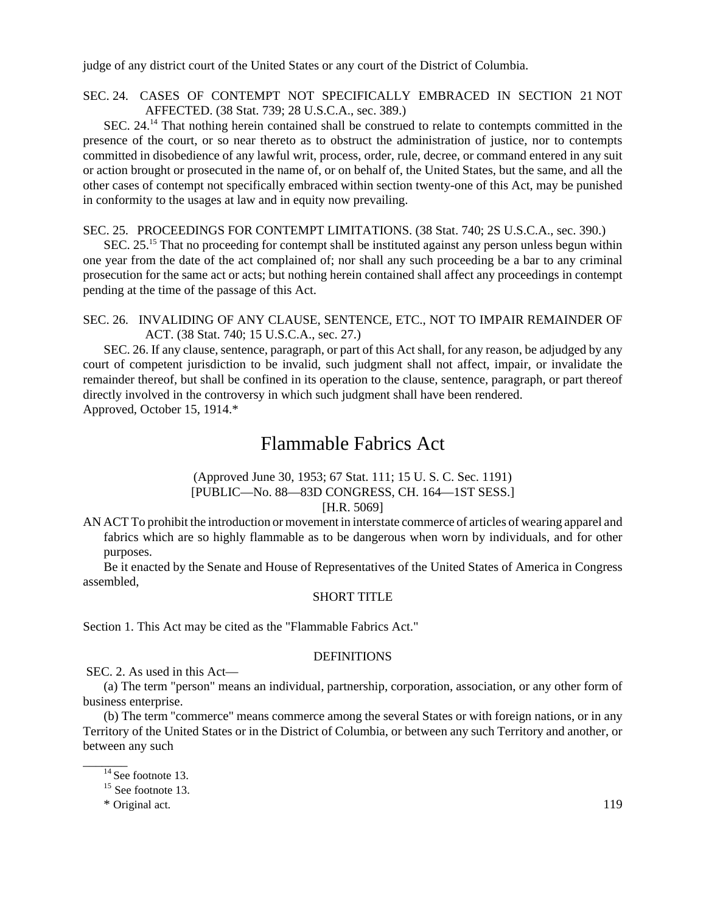judge of any district court of the United States or any court of the District of Columbia.

SEC. 24. CASES OF CONTEMPT NOT SPECIFICALLY EMBRACED IN SECTION 21 NOT AFFECTED. (38 Stat. 739; 28 U.S.C.A., sec. 389.)

SEC. 24.[14] That nothing herein contained shall be construed to relate to contempts committed in the presence of the court, or so near thereto as to obstruct the administration of justice, nor to contempts committed in disobedience of any lawful writ, process, order, rule, decree, or command entered in any suit or action brought or prosecuted in the name of, or on behalf of, the United States, but the same, and all the other cases of contempt not specifically embraced within section twenty-one of this Act, may be punished in conformity to the usages at law and in equity now prevailing.

SEC. 25. PROCEEDINGS FOR CONTEMPT LIMITATIONS. (38 Stat. 740; 2S U.S.C.A., sec. 390.)

SEC. 25.[15] That no proceeding for contempt shall be instituted against any person unless begun within one year from the date of the act complained of; nor shall any such proceeding be a bar to any criminal prosecution for the same act or acts; but nothing herein contained shall affect any proceedings in contempt pending at the time of the passage of this Act.

SEC. 26. INVALIDING OF ANY CLAUSE, SENTENCE, ETC., NOT TO IMPAIR REMAINDER OF ACT. (38 Stat. 740; 15 U.S.C.A., sec. 27.)

SEC. 26. If any clause, sentence, paragraph, or part of this Act shall, for any reason, be adjudged by any court of competent jurisdiction to be invalid, such judgment shall not affect, impair, or invalidate the remainder thereof, but shall be confined in its operation to the clause, sentence, paragraph, or part thereof directly involved in the controversy in which such judgment shall have been rendered.
Approved, October 15, 1914.*

# Flammable Fabrics Act

(Approved June 30, 1953; 67 Stat. 111; 15 U. S. C. Sec. 1191)
[PUBLIC—No. 88—83D CONGRESS, CH. 164—1ST SESS.]
[H.R. 5069]

AN ACT To prohibit the introduction or movement in interstate commerce of articles of wearing apparel and fabrics which are so highly flammable as to be dangerous when worn by individuals, and for other purposes.

Be it enacted by the Senate and House of Representatives of the United States of America in Congress assembled,

SHORT TITLE

Section 1. This Act may be cited as the "Flammable Fabrics Act."

DEFINITIONS

SEC. 2. As used in this Act—

(a) The term "person" means an individual, partnership, corporation, association, or any other form of business enterprise.

(b) The term "commerce" means commerce among the several States or with foreign nations, or in any Territory of the United States or in the District of Columbia, or between any such Territory and another, or between any such

---

[14] See footnote 13.

[15] See footnote 13.

\* Original act.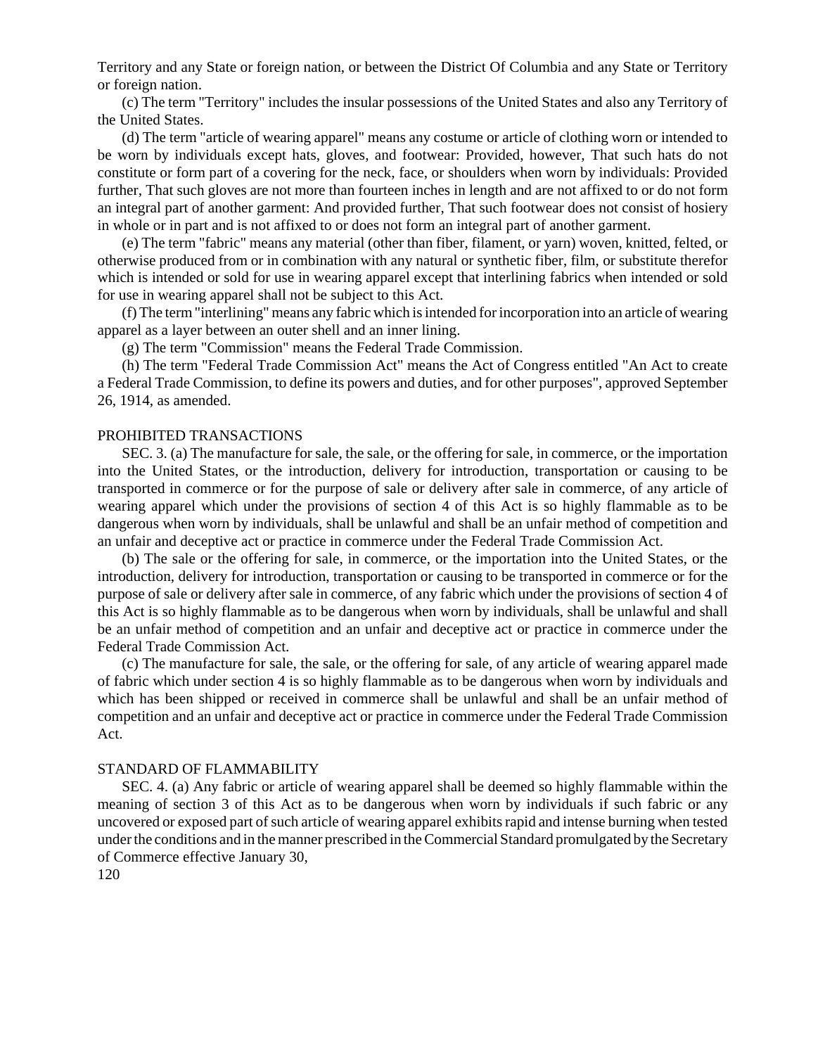Territory and any State or foreign nation, or between the District Of Columbia and any State or Territory or foreign nation.

(c) The term "Territory" includes the insular possessions of the United States and also any Territory of the United States.

(d) The term "article of wearing apparel" means any costume or article of clothing worn or intended to be worn by individuals except hats, gloves, and footwear: Provided, however, That such hats do not constitute or form part of a covering for the neck, face, or shoulders when worn by individuals: Provided further, That such gloves are not more than fourteen inches in length and are not affixed to or do not form an integral part of another garment: And provided further, That such footwear does not consist of hosiery in whole or in part and is not affixed to or does not form an integral part of another garment.

(e) The term "fabric" means any material (other than fiber, filament, or yarn) woven, knitted, felted, or otherwise produced from or in combination with any natural or synthetic fiber, film, or substitute therefor which is intended or sold for use in wearing apparel except that interlining fabrics when intended or sold for use in wearing apparel shall not be subject to this Act.

(f) The term "interlining" means any fabric which is intended for incorporation into an article of wearing apparel as a layer between an outer shell and an inner lining.

(g) The term "Commission" means the Federal Trade Commission.

(h) The term "Federal Trade Commission Act" means the Act of Congress entitled "An Act to create a Federal Trade Commission, to define its powers and duties, and for other purposes", approved September 26, 1914, as amended.

PROHIBITED TRANSACTIONS

SEC. 3. (a) The manufacture for sale, the sale, or the offering for sale, in commerce, or the importation into the United States, or the introduction, delivery for introduction, transportation or causing to be transported in commerce or for the purpose of sale or delivery after sale in commerce, of any article of wearing apparel which under the provisions of section 4 of this Act is so highly flammable as to be dangerous when worn by individuals, shall be unlawful and shall be an unfair method of competition and an unfair and deceptive act or practice in commerce under the Federal Trade Commission Act.

(b) The sale or the offering for sale, in commerce, or the importation into the United States, or the introduction, delivery for introduction, transportation or causing to be transported in commerce or for the purpose of sale or delivery after sale in commerce, of any fabric which under the provisions of section 4 of this Act is so highly flammable as to be dangerous when worn by individuals, shall be unlawful and shall be an unfair method of competition and an unfair and deceptive act or practice in commerce under the Federal Trade Commission Act.

(c) The manufacture for sale, the sale, or the offering for sale, of any article of wearing apparel made of fabric which under section 4 is so highly flammable as to be dangerous when worn by individuals and which has been shipped or received in commerce shall be unlawful and shall be an unfair method of competition and an unfair and deceptive act or practice in commerce under the Federal Trade Commission Act.

STANDARD OF FLAMMABILITY

SEC. 4. (a) Any fabric or article of wearing apparel shall be deemed so highly flammable within the meaning of section 3 of this Act as to be dangerous when worn by individuals if such fabric or any uncovered or exposed part of such article of wearing apparel exhibits rapid and intense burning when tested under the conditions and in the manner prescribed in the Commercial Standard promulgated by the Secretary of Commerce effective January 30,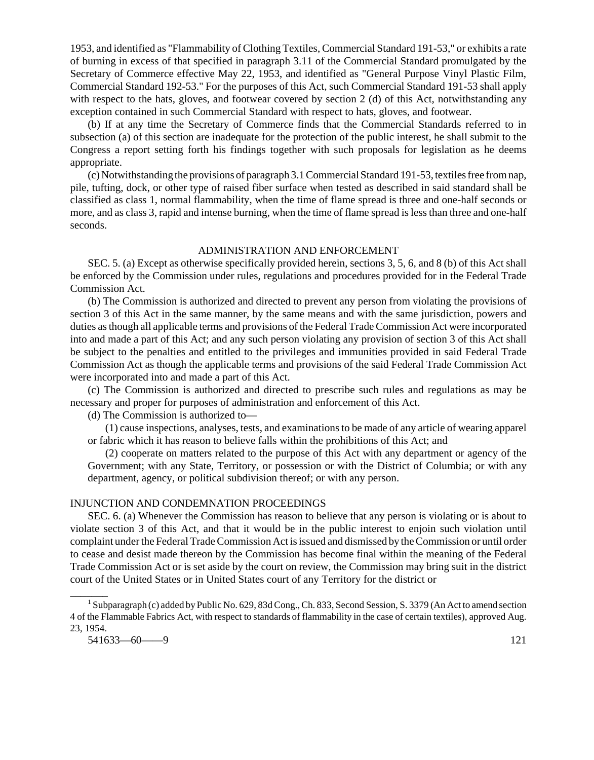1953, and identified as "Flammability of Clothing Textiles, Commercial Standard 191-53," or exhibits a rate of burning in excess of that specified in paragraph 3.11 of the Commercial Standard promulgated by the Secretary of Commerce effective May 22, 1953, and identified as "General Purpose Vinyl Plastic Film, Commercial Standard 192-53." For the purposes of this Act, such Commercial Standard 191-53 shall apply with respect to the hats, gloves, and footwear covered by section 2 (d) of this Act, notwithstanding any exception contained in such Commercial Standard with respect to hats, gloves, and footwear.

(b) If at any time the Secretary of Commerce finds that the Commercial Standards referred to in subsection (a) of this section are inadequate for the protection of the public interest, he shall submit to the Congress a report setting forth his findings together with such proposals for legislation as he deems appropriate.

(c) Notwithstanding the provisions of paragraph 3.1 Commercial Standard 191-53, textiles free from nap, pile, tufting, dock, or other type of raised fiber surface when tested as described in said standard shall be classified as class 1, normal flammability, when the time of flame spread is three and one-half seconds or more, and as class 3, rapid and intense burning, when the time of flame spread is less than three and one-half seconds.

## ADMINISTRATION AND ENFORCEMENT

SEC. 5. (a) Except as otherwise specifically provided herein, sections 3, 5, 6, and 8 (b) of this Act shall be enforced by the Commission under rules, regulations and procedures provided for in the Federal Trade Commission Act.

(b) The Commission is authorized and directed to prevent any person from violating the provisions of section 3 of this Act in the same manner, by the same means and with the same jurisdiction, powers and duties as though all applicable terms and provisions of the Federal Trade Commission Act were incorporated into and made a part of this Act; and any such person violating any provision of section 3 of this Act shall be subject to the penalties and entitled to the privileges and immunities provided in said Federal Trade Commission Act as though the applicable terms and provisions of the said Federal Trade Commission Act were incorporated into and made a part of this Act.

(c) The Commission is authorized and directed to prescribe such rules and regulations as may be necessary and proper for purposes of administration and enforcement of this Act.

(d) The Commission is authorized to—

(1) cause inspections, analyses, tests, and examinations to be made of any article of wearing apparel or fabric which it has reason to believe falls within the prohibitions of this Act; and

(2) cooperate on matters related to the purpose of this Act with any department or agency of the Government; with any State, Territory, or possession or with the District of Columbia; or with any department, agency, or political subdivision thereof; or with any person.

## INJUNCTION AND CONDEMNATION PROCEEDINGS

SEC. 6. (a) Whenever the Commission has reason to believe that any person is violating or is about to violate section 3 of this Act, and that it would be in the public interest to enjoin such violation until complaint under the Federal Trade Commission Act is issued and dismissed by the Commission or until order to cease and desist made thereon by the Commission has become final within the meaning of the Federal Trade Commission Act or is set aside by the court on review, the Commission may bring suit in the district court of the United States or in United States court of any Territory for the district or

---

[1] Subparagraph (c) added by Public No. 629, 83d Cong., Ch. 833, Second Session, S. 3379 (An Act to amend section 4 of the Flammable Fabrics Act, with respect to standards of flammability in the case of certain textiles), approved Aug. 23, 1954.

541633—60——9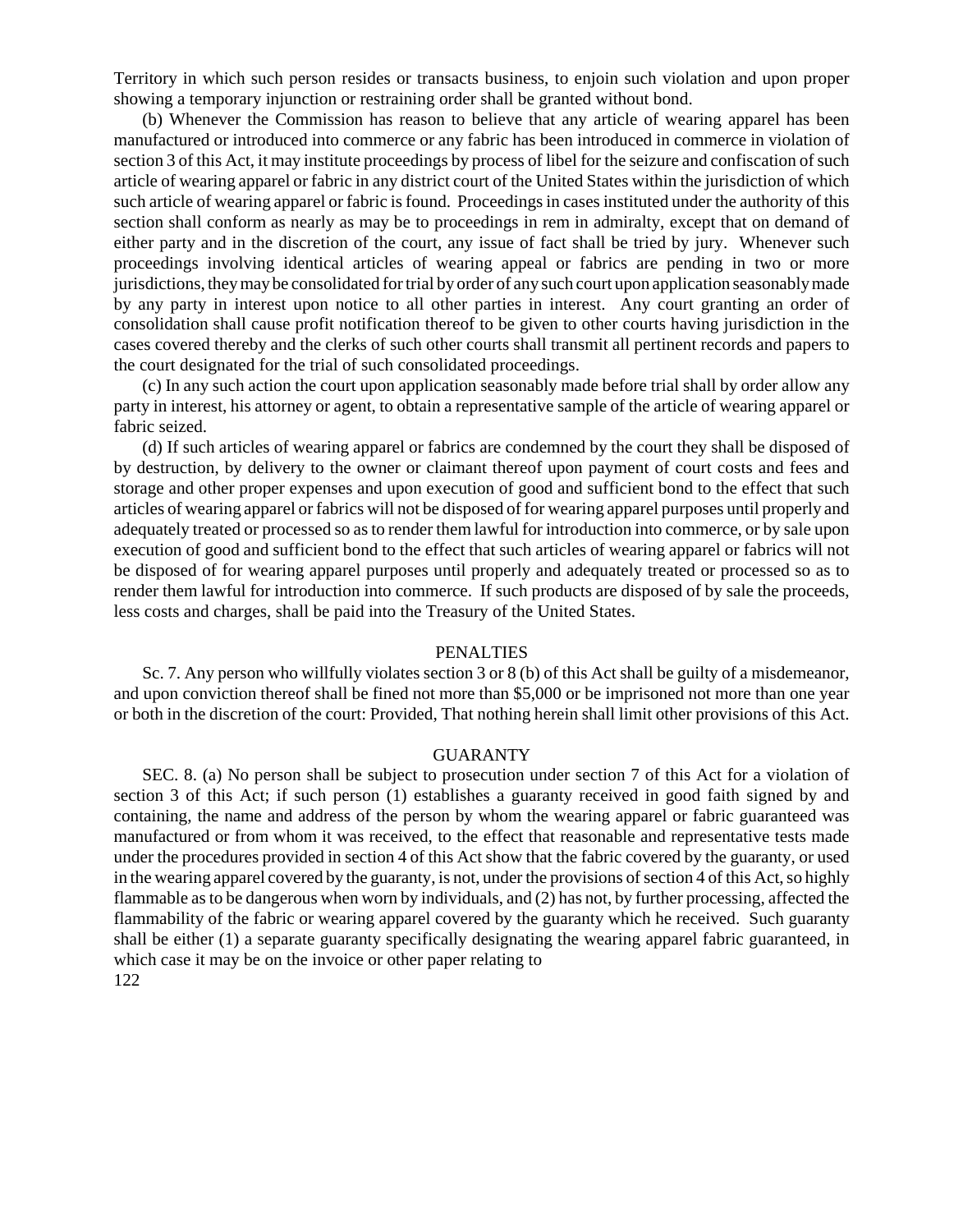Territory in which such person resides or transacts business, to enjoin such violation and upon proper showing a temporary injunction or restraining order shall be granted without bond.

(b) Whenever the Commission has reason to believe that any article of wearing apparel has been manufactured or introduced into commerce or any fabric has been introduced in commerce in violation of section 3 of this Act, it may institute proceedings by process of libel for the seizure and confiscation of such article of wearing apparel or fabric in any district court of the United States within the jurisdiction of which such article of wearing apparel or fabric is found. Proceedings in cases instituted under the authority of this section shall conform as nearly as may be to proceedings in rem in admiralty, except that on demand of either party and in the discretion of the court, any issue of fact shall be tried by jury. Whenever such proceedings involving identical articles of wearing appeal or fabrics are pending in two or more jurisdictions, they may be consolidated for trial by order of any such court upon application seasonably made by any party in interest upon notice to all other parties in interest. Any court granting an order of consolidation shall cause profit notification thereof to be given to other courts having jurisdiction in the cases covered thereby and the clerks of such other courts shall transmit all pertinent records and papers to the court designated for the trial of such consolidated proceedings.

(c) In any such action the court upon application seasonably made before trial shall by order allow any party in interest, his attorney or agent, to obtain a representative sample of the article of wearing apparel or fabric seized.

(d) If such articles of wearing apparel or fabrics are condemned by the court they shall be disposed of by destruction, by delivery to the owner or claimant thereof upon payment of court costs and fees and storage and other proper expenses and upon execution of good and sufficient bond to the effect that such articles of wearing apparel or fabrics will not be disposed of for wearing apparel purposes until properly and adequately treated or processed so as to render them lawful for introduction into commerce, or by sale upon execution of good and sufficient bond to the effect that such articles of wearing apparel or fabrics will not be disposed of for wearing apparel purposes until properly and adequately treated or processed so as to render them lawful for introduction into commerce. If such products are disposed of by sale the proceeds, less costs and charges, shall be paid into the Treasury of the United States.

## PENALTIES

Sc. 7. Any person who willfully violates section 3 or 8 (b) of this Act shall be guilty of a misdemeanor, and upon conviction thereof shall be fined not more than $5,000 or be imprisoned not more than one year or both in the discretion of the court: Provided, That nothing herein shall limit other provisions of this Act.

## GUARANTY

SEC. 8. (a) No person shall be subject to prosecution under section 7 of this Act for a violation of section 3 of this Act; if such person (1) establishes a guaranty received in good faith signed by and containing, the name and address of the person by whom the wearing apparel or fabric guaranteed was manufactured or from whom it was received, to the effect that reasonable and representative tests made under the procedures provided in section 4 of this Act show that the fabric covered by the guaranty, or used in the wearing apparel covered by the guaranty, is not, under the provisions of section 4 of this Act, so highly flammable as to be dangerous when worn by individuals, and (2) has not, by further processing, affected the flammability of the fabric or wearing apparel covered by the guaranty which he received. Such guaranty shall be either (1) a separate guaranty specifically designating the wearing apparel fabric guaranteed, in which case it may be on the invoice or other paper relating to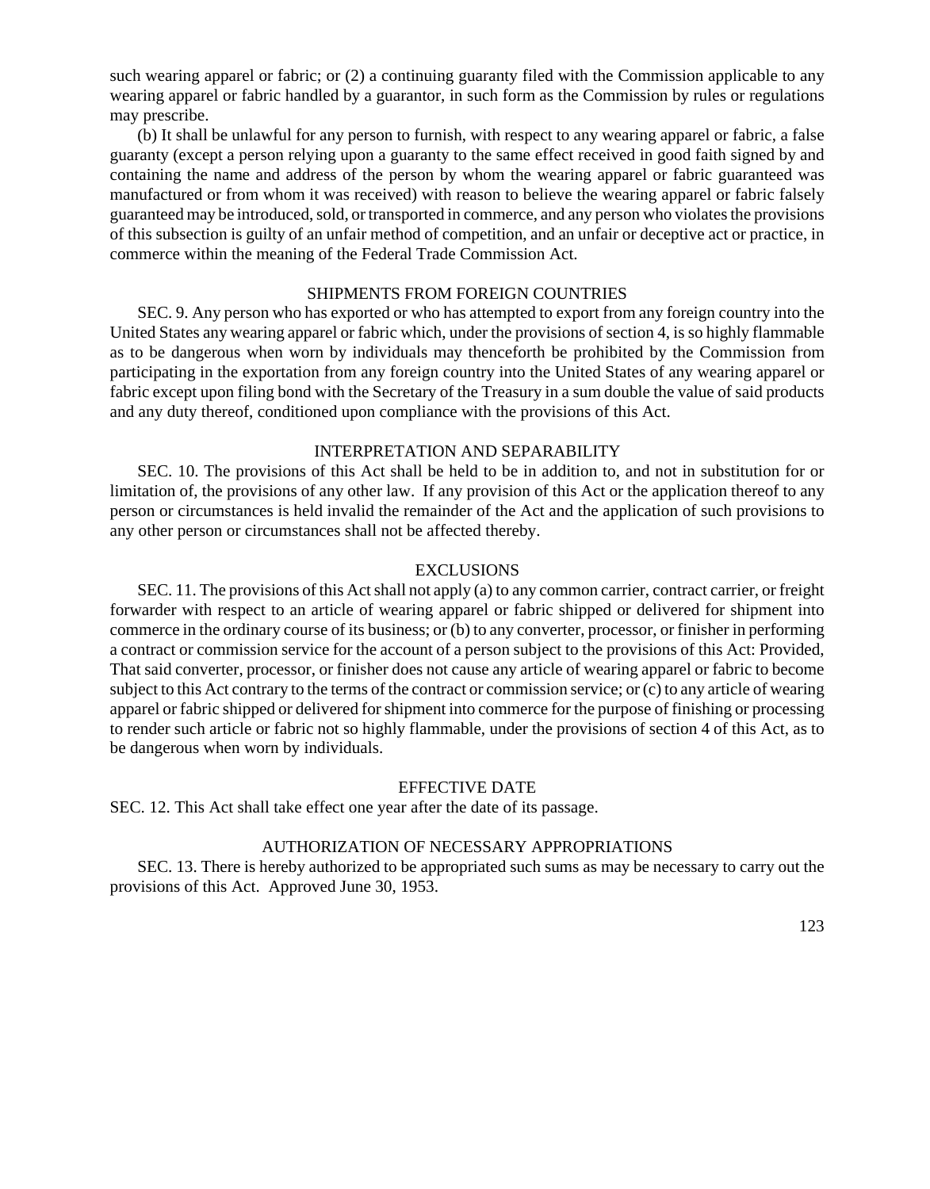such wearing apparel or fabric; or (2) a continuing guaranty filed with the Commission applicable to any wearing apparel or fabric handled by a guarantor, in such form as the Commission by rules or regulations may prescribe.

(b) It shall be unlawful for any person to furnish, with respect to any wearing apparel or fabric, a false guaranty (except a person relying upon a guaranty to the same effect received in good faith signed by and containing the name and address of the person by whom the wearing apparel or fabric guaranteed was manufactured or from whom it was received) with reason to believe the wearing apparel or fabric falsely guaranteed may be introduced, sold, or transported in commerce, and any person who violates the provisions of this subsection is guilty of an unfair method of competition, and an unfair or deceptive act or practice, in commerce within the meaning of the Federal Trade Commission Act.

### SHIPMENTS FROM FOREIGN COUNTRIES

SEC. 9. Any person who has exported or who has attempted to export from any foreign country into the United States any wearing apparel or fabric which, under the provisions of section 4, is so highly flammable as to be dangerous when worn by individuals may thenceforth be prohibited by the Commission from participating in the exportation from any foreign country into the United States of any wearing apparel or fabric except upon filing bond with the Secretary of the Treasury in a sum double the value of said products and any duty thereof, conditioned upon compliance with the provisions of this Act.

### INTERPRETATION AND SEPARABILITY

SEC. 10. The provisions of this Act shall be held to be in addition to, and not in substitution for or limitation of, the provisions of any other law. If any provision of this Act or the application thereof to any person or circumstances is held invalid the remainder of the Act and the application of such provisions to any other person or circumstances shall not be affected thereby.

### EXCLUSIONS

SEC. 11. The provisions of this Act shall not apply (a) to any common carrier, contract carrier, or freight forwarder with respect to an article of wearing apparel or fabric shipped or delivered for shipment into commerce in the ordinary course of its business; or (b) to any converter, processor, or finisher in performing a contract or commission service for the account of a person subject to the provisions of this Act: Provided, That said converter, processor, or finisher does not cause any article of wearing apparel or fabric to become subject to this Act contrary to the terms of the contract or commission service; or (c) to any article of wearing apparel or fabric shipped or delivered for shipment into commerce for the purpose of finishing or processing to render such article or fabric not so highly flammable, under the provisions of section 4 of this Act, as to be dangerous when worn by individuals.

### EFFECTIVE DATE

SEC. 12. This Act shall take effect one year after the date of its passage.

### AUTHORIZATION OF NECESSARY APPROPRIATIONS

SEC. 13. There is hereby authorized to be appropriated such sums as may be necessary to carry out the provisions of this Act. Approved June 30, 1953.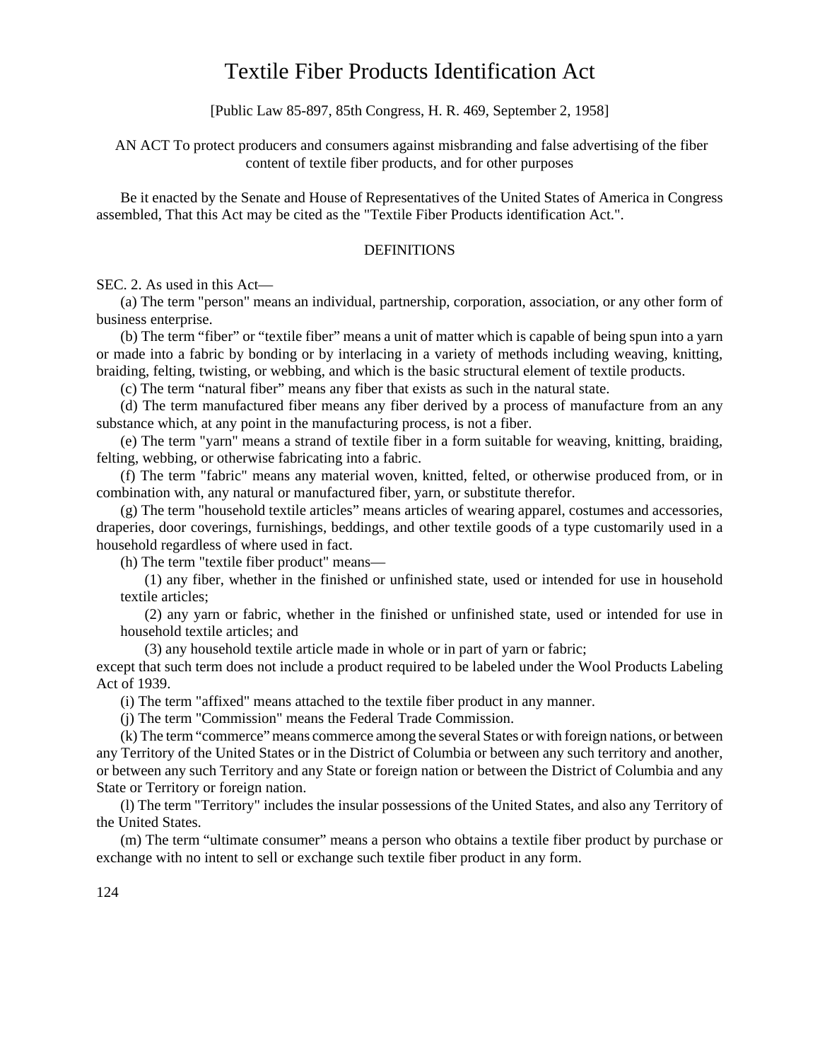# Textile Fiber Products Identification Act

[Public Law 85-897, 85th Congress, H. R. 469, September 2, 1958]

AN ACT To protect producers and consumers against misbranding and false advertising of the fiber content of textile fiber products, and for other purposes

Be it enacted by the Senate and House of Representatives of the United States of America in Congress assembled, That this Act may be cited as the "Textile Fiber Products identification Act.".

## DEFINITIONS

SEC. 2. As used in this Act—

(a) The term "person" means an individual, partnership, corporation, association, or any other form of business enterprise.

(b) The term "fiber" or "textile fiber" means a unit of matter which is capable of being spun into a yarn or made into a fabric by bonding or by interlacing in a variety of methods including weaving, knitting, braiding, felting, twisting, or webbing, and which is the basic structural element of textile products.

(c) The term "natural fiber" means any fiber that exists as such in the natural state.

(d) The term manufactured fiber means any fiber derived by a process of manufacture from an any substance which, at any point in the manufacturing process, is not a fiber.

(e) The term "yarn" means a strand of textile fiber in a form suitable for weaving, knitting, braiding, felting, webbing, or otherwise fabricating into a fabric.

(f) The term "fabric" means any material woven, knitted, felted, or otherwise produced from, or in combination with, any natural or manufactured fiber, yarn, or substitute therefor.

(g) The term "household textile articles" means articles of wearing apparel, costumes and accessories, draperies, door coverings, furnishings, beddings, and other textile goods of a type customarily used in a household regardless of where used in fact.

(h) The term "textile fiber product" means—

(1) any fiber, whether in the finished or unfinished state, used or intended for use in household textile articles;

(2) any yarn or fabric, whether in the finished or unfinished state, used or intended for use in household textile articles; and

(3) any household textile article made in whole or in part of yarn or fabric;

except that such term does not include a product required to be labeled under the Wool Products Labeling Act of 1939.

(i) The term "affixed" means attached to the textile fiber product in any manner.

(j) The term "Commission" means the Federal Trade Commission.

(k) The term "commerce" means commerce among the several States or with foreign nations, or between any Territory of the United States or in the District of Columbia or between any such territory and another, or between any such Territory and any State or foreign nation or between the District of Columbia and any State or Territory or foreign nation.

(l) The term "Territory" includes the insular possessions of the United States, and also any Territory of the United States.

(m) The term "ultimate consumer" means a person who obtains a textile fiber product by purchase or exchange with no intent to sell or exchange such textile fiber product in any form.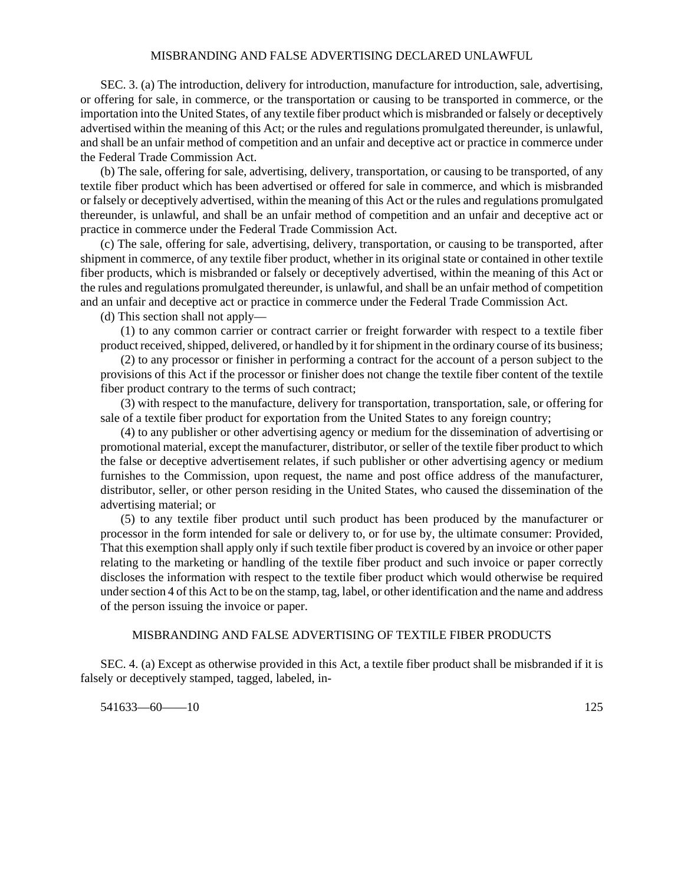## MISBRANDING AND FALSE ADVERTISING DECLARED UNLAWFUL

SEC. 3. (a) The introduction, delivery for introduction, manufacture for introduction, sale, advertising, or offering for sale, in commerce, or the transportation or causing to be transported in commerce, or the importation into the United States, of any textile fiber product which is misbranded or falsely or deceptively advertised within the meaning of this Act; or the rules and regulations promulgated thereunder, is unlawful, and shall be an unfair method of competition and an unfair and deceptive act or practice in commerce under the Federal Trade Commission Act.

(b) The sale, offering for sale, advertising, delivery, transportation, or causing to be transported, of any textile fiber product which has been advertised or offered for sale in commerce, and which is misbranded or falsely or deceptively advertised, within the meaning of this Act or the rules and regulations promulgated thereunder, is unlawful, and shall be an unfair method of competition and an unfair and deceptive act or practice in commerce under the Federal Trade Commission Act.

(c) The sale, offering for sale, advertising, delivery, transportation, or causing to be transported, after shipment in commerce, of any textile fiber product, whether in its original state or contained in other textile fiber products, which is misbranded or falsely or deceptively advertised, within the meaning of this Act or the rules and regulations promulgated thereunder, is unlawful, and shall be an unfair method of competition and an unfair and deceptive act or practice in commerce under the Federal Trade Commission Act.

(d) This section shall not apply—

(1) to any common carrier or contract carrier or freight forwarder with respect to a textile fiber product received, shipped, delivered, or handled by it for shipment in the ordinary course of its business;

(2) to any processor or finisher in performing a contract for the account of a person subject to the provisions of this Act if the processor or finisher does not change the textile fiber content of the textile fiber product contrary to the terms of such contract;

(3) with respect to the manufacture, delivery for transportation, transportation, sale, or offering for sale of a textile fiber product for exportation from the United States to any foreign country;

(4) to any publisher or other advertising agency or medium for the dissemination of advertising or promotional material, except the manufacturer, distributor, or seller of the textile fiber product to which the false or deceptive advertisement relates, if such publisher or other advertising agency or medium furnishes to the Commission, upon request, the name and post office address of the manufacturer, distributor, seller, or other person residing in the United States, who caused the dissemination of the advertising material; or

(5) to any textile fiber product until such product has been produced by the manufacturer or processor in the form intended for sale or delivery to, or for use by, the ultimate consumer: Provided, That this exemption shall apply only if such textile fiber product is covered by an invoice or other paper relating to the marketing or handling of the textile fiber product and such invoice or paper correctly discloses the information with respect to the textile fiber product which would otherwise be required under section 4 of this Act to be on the stamp, tag, label, or other identification and the name and address of the person issuing the invoice or paper.

## MISBRANDING AND FALSE ADVERTISING OF TEXTILE FIBER PRODUCTS

SEC. 4. (a) Except as otherwise provided in this Act, a textile fiber product shall be misbranded if it is falsely or deceptively stamped, tagged, labeled, in-

541633—60——10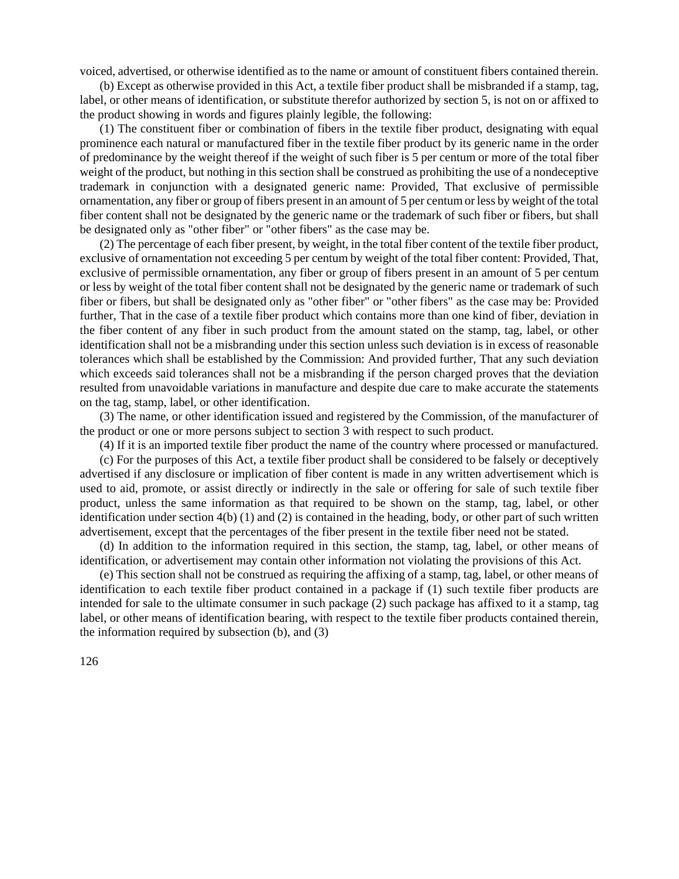voiced, advertised, or otherwise identified as to the name or amount of constituent fibers contained therein.

(b) Except as otherwise provided in this Act, a textile fiber product shall be misbranded if a stamp, tag, label, or other means of identification, or substitute therefor authorized by section 5, is not on or affixed to the product showing in words and figures plainly legible, the following:

(1) The constituent fiber or combination of fibers in the textile fiber product, designating with equal prominence each natural or manufactured fiber in the textile fiber product by its generic name in the order of predominance by the weight thereof if the weight of such fiber is 5 per centum or more of the total fiber weight of the product, but nothing in this section shall be construed as prohibiting the use of a nondeceptive trademark in conjunction with a designated generic name: Provided, That exclusive of permissible ornamentation, any fiber or group of fibers present in an amount of 5 per centum or less by weight of the total fiber content shall not be designated by the generic name or the trademark of such fiber or fibers, but shall be designated only as "other fiber" or "other fibers" as the case may be.

(2) The percentage of each fiber present, by weight, in the total fiber content of the textile fiber product, exclusive of ornamentation not exceeding 5 per centum by weight of the total fiber content: Provided, That, exclusive of permissible ornamentation, any fiber or group of fibers present in an amount of 5 per centum or less by weight of the total fiber content shall not be designated by the generic name or trademark of such fiber or fibers, but shall be designated only as "other fiber" or "other fibers" as the case may be: Provided further, That in the case of a textile fiber product which contains more than one kind of fiber, deviation in the fiber content of any fiber in such product from the amount stated on the stamp, tag, label, or other identification shall not be a misbranding under this section unless such deviation is in excess of reasonable tolerances which shall be established by the Commission: And provided further, That any such deviation which exceeds said tolerances shall not be a misbranding if the person charged proves that the deviation resulted from unavoidable variations in manufacture and despite due care to make accurate the statements on the tag, stamp, label, or other identification.

(3) The name, or other identification issued and registered by the Commission, of the manufacturer of the product or one or more persons subject to section 3 with respect to such product.

(4) If it is an imported textile fiber product the name of the country where processed or manufactured.

(c) For the purposes of this Act, a textile fiber product shall be considered to be falsely or deceptively advertised if any disclosure or implication of fiber content is made in any written advertisement which is used to aid, promote, or assist directly or indirectly in the sale or offering for sale of such textile fiber product, unless the same information as that required to be shown on the stamp, tag, label, or other identification under section 4(b) (1) and (2) is contained in the heading, body, or other part of such written advertisement, except that the percentages of the fiber present in the textile fiber need not be stated.

(d) In addition to the information required in this section, the stamp, tag, label, or other means of identification, or advertisement may contain other information not violating the provisions of this Act.

(e) This section shall not be construed as requiring the affixing of a stamp, tag, label, or other means of identification to each textile fiber product contained in a package if (1) such textile fiber products are intended for sale to the ultimate consumer in such package (2) such package has affixed to it a stamp, tag label, or other means of identification bearing, with respect to the textile fiber products contained therein, the information required by subsection (b), and (3)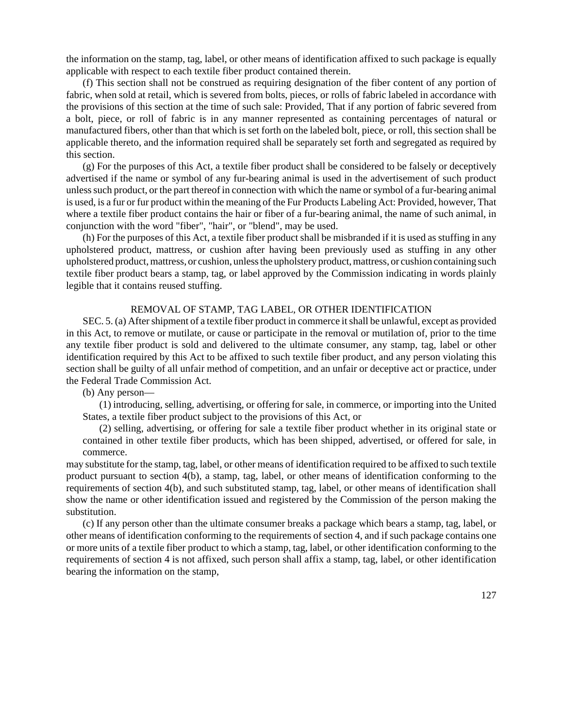the information on the stamp, tag, label, or other means of identification affixed to such package is equally applicable with respect to each textile fiber product contained therein.

(f) This section shall not be construed as requiring designation of the fiber content of any portion of fabric, when sold at retail, which is severed from bolts, pieces, or rolls of fabric labeled in accordance with the provisions of this section at the time of such sale: Provided, That if any portion of fabric severed from a bolt, piece, or roll of fabric is in any manner represented as containing percentages of natural or manufactured fibers, other than that which is set forth on the labeled bolt, piece, or roll, this section shall be applicable thereto, and the information required shall be separately set forth and segregated as required by this section.

(g) For the purposes of this Act, a textile fiber product shall be considered to be falsely or deceptively advertised if the name or symbol of any fur-bearing animal is used in the advertisement of such product unless such product, or the part thereof in connection with which the name or symbol of a fur-bearing animal is used, is a fur or fur product within the meaning of the Fur Products Labeling Act: Provided, however, That where a textile fiber product contains the hair or fiber of a fur-bearing animal, the name of such animal, in conjunction with the word "fiber", "hair", or "blend", may be used.

(h) For the purposes of this Act, a textile fiber product shall be misbranded if it is used as stuffing in any upholstered product, mattress, or cushion after having been previously used as stuffing in any other upholstered product, mattress, or cushion, unless the upholstery product, mattress, or cushion containing such textile fiber product bears a stamp, tag, or label approved by the Commission indicating in words plainly legible that it contains reused stuffing.

## REMOVAL OF STAMP, TAG LABEL, OR OTHER IDENTIFICATION

SEC. 5. (a) After shipment of a textile fiber product in commerce it shall be unlawful, except as provided in this Act, to remove or mutilate, or cause or participate in the removal or mutilation of, prior to the time any textile fiber product is sold and delivered to the ultimate consumer, any stamp, tag, label or other identification required by this Act to be affixed to such textile fiber product, and any person violating this section shall be guilty of all unfair method of competition, and an unfair or deceptive act or practice, under the Federal Trade Commission Act.

(b) Any person—

(1) introducing, selling, advertising, or offering for sale, in commerce, or importing into the United States, a textile fiber product subject to the provisions of this Act, or

(2) selling, advertising, or offering for sale a textile fiber product whether in its original state or contained in other textile fiber products, which has been shipped, advertised, or offered for sale, in commerce.

may substitute for the stamp, tag, label, or other means of identification required to be affixed to such textile product pursuant to section 4(b), a stamp, tag, label, or other means of identification conforming to the requirements of section 4(b), and such substituted stamp, tag, label, or other means of identification shall show the name or other identification issued and registered by the Commission of the person making the substitution.

(c) If any person other than the ultimate consumer breaks a package which bears a stamp, tag, label, or other means of identification conforming to the requirements of section 4, and if such package contains one or more units of a textile fiber product to which a stamp, tag, label, or other identification conforming to the requirements of section 4 is not affixed, such person shall affix a stamp, tag, label, or other identification bearing the information on the stamp,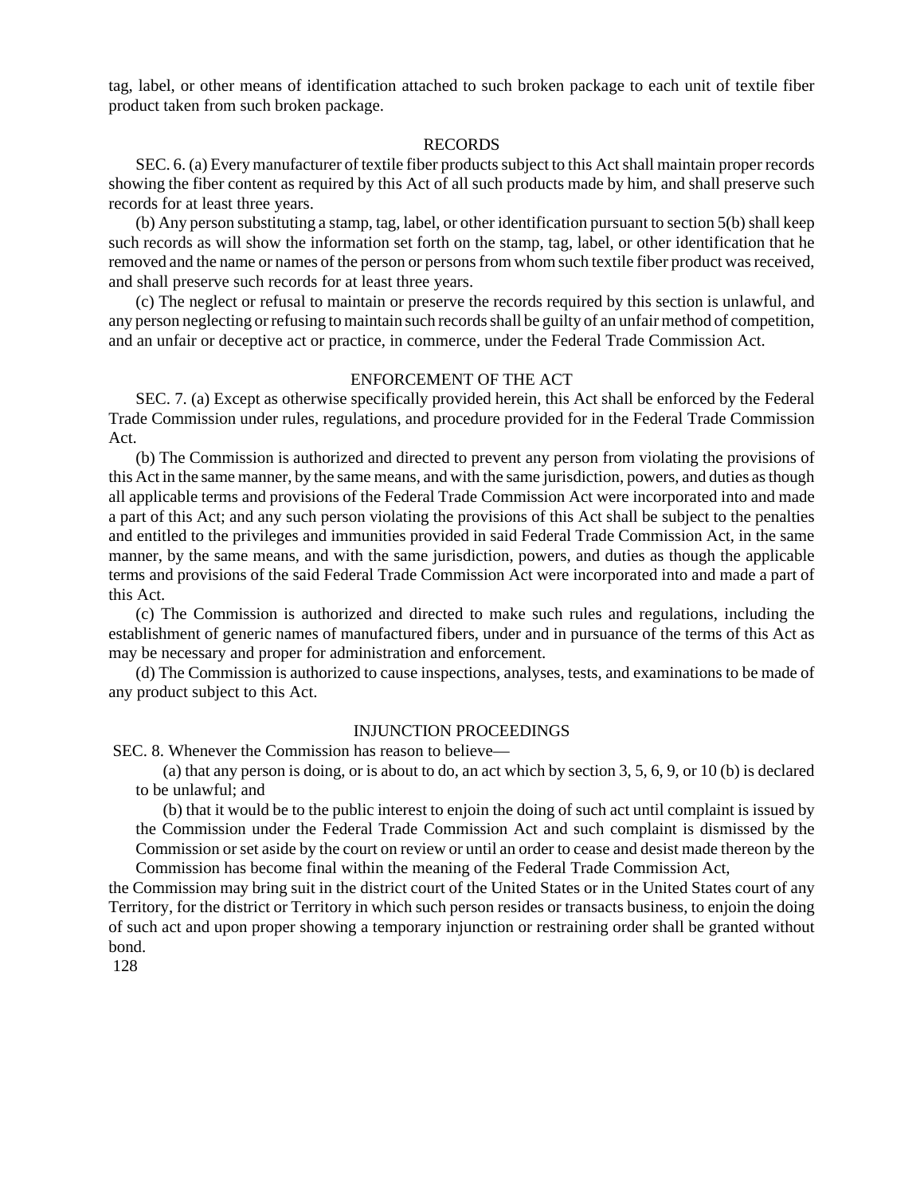tag, label, or other means of identification attached to such broken package to each unit of textile fiber product taken from such broken package.

## RECORDS

SEC. 6. (a) Every manufacturer of textile fiber products subject to this Act shall maintain proper records showing the fiber content as required by this Act of all such products made by him, and shall preserve such records for at least three years.

(b) Any person substituting a stamp, tag, label, or other identification pursuant to section 5(b) shall keep such records as will show the information set forth on the stamp, tag, label, or other identification that he removed and the name or names of the person or persons from whom such textile fiber product was received, and shall preserve such records for at least three years.

(c) The neglect or refusal to maintain or preserve the records required by this section is unlawful, and any person neglecting or refusing to maintain such records shall be guilty of an unfair method of competition, and an unfair or deceptive act or practice, in commerce, under the Federal Trade Commission Act.

## ENFORCEMENT OF THE ACT

SEC. 7. (a) Except as otherwise specifically provided herein, this Act shall be enforced by the Federal Trade Commission under rules, regulations, and procedure provided for in the Federal Trade Commission Act.

(b) The Commission is authorized and directed to prevent any person from violating the provisions of this Act in the same manner, by the same means, and with the same jurisdiction, powers, and duties as though all applicable terms and provisions of the Federal Trade Commission Act were incorporated into and made a part of this Act; and any such person violating the provisions of this Act shall be subject to the penalties and entitled to the privileges and immunities provided in said Federal Trade Commission Act, in the same manner, by the same means, and with the same jurisdiction, powers, and duties as though the applicable terms and provisions of the said Federal Trade Commission Act were incorporated into and made a part of this Act.

(c) The Commission is authorized and directed to make such rules and regulations, including the establishment of generic names of manufactured fibers, under and in pursuance of the terms of this Act as may be necessary and proper for administration and enforcement.

(d) The Commission is authorized to cause inspections, analyses, tests, and examinations to be made of any product subject to this Act.

## INJUNCTION PROCEEDINGS

SEC. 8. Whenever the Commission has reason to believe—

(a) that any person is doing, or is about to do, an act which by section 3, 5, 6, 9, or 10 (b) is declared to be unlawful; and

(b) that it would be to the public interest to enjoin the doing of such act until complaint is issued by the Commission under the Federal Trade Commission Act and such complaint is dismissed by the Commission or set aside by the court on review or until an order to cease and desist made thereon by the Commission has become final within the meaning of the Federal Trade Commission Act,

the Commission may bring suit in the district court of the United States or in the United States court of any Territory, for the district or Territory in which such person resides or transacts business, to enjoin the doing of such act and upon proper showing a temporary injunction or restraining order shall be granted without bond.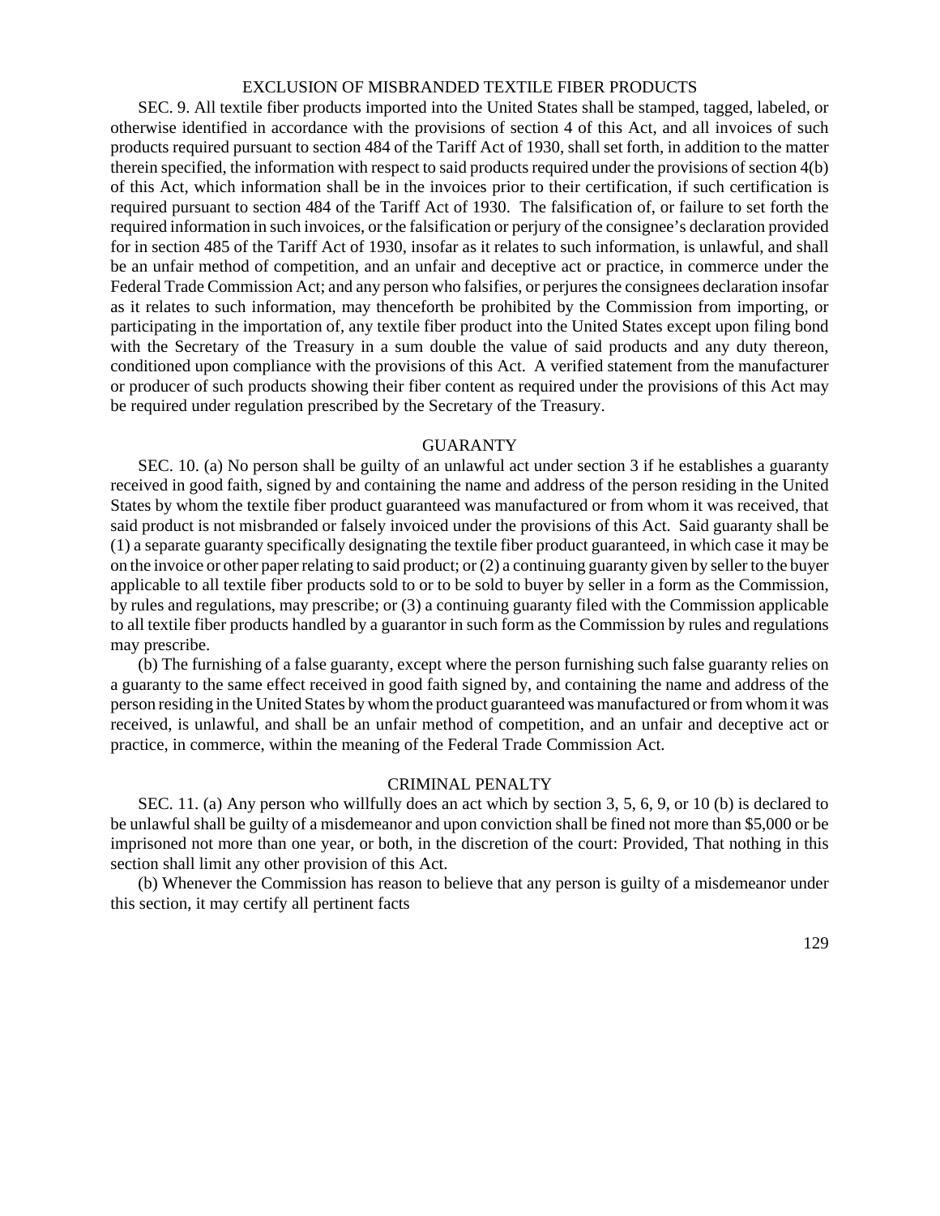## EXCLUSION OF MISBRANDED TEXTILE FIBER PRODUCTS

SEC. 9. All textile fiber products imported into the United States shall be stamped, tagged, labeled, or otherwise identified in accordance with the provisions of section 4 of this Act, and all invoices of such products required pursuant to section 484 of the Tariff Act of 1930, shall set forth, in addition to the matter therein specified, the information with respect to said products required under the provisions of section 4(b) of this Act, which information shall be in the invoices prior to their certification, if such certification is required pursuant to section 484 of the Tariff Act of 1930. The falsification of, or failure to set forth the required information in such invoices, or the falsification or perjury of the consignee's declaration provided for in section 485 of the Tariff Act of 1930, insofar as it relates to such information, is unlawful, and shall be an unfair method of competition, and an unfair and deceptive act or practice, in commerce under the Federal Trade Commission Act; and any person who falsifies, or perjures the consignees declaration insofar as it relates to such information, may thenceforth be prohibited by the Commission from importing, or participating in the importation of, any textile fiber product into the United States except upon filing bond with the Secretary of the Treasury in a sum double the value of said products and any duty thereon, conditioned upon compliance with the provisions of this Act. A verified statement from the manufacturer or producer of such products showing their fiber content as required under the provisions of this Act may be required under regulation prescribed by the Secretary of the Treasury.

## GUARANTY

SEC. 10. (a) No person shall be guilty of an unlawful act under section 3 if he establishes a guaranty received in good faith, signed by and containing the name and address of the person residing in the United States by whom the textile fiber product guaranteed was manufactured or from whom it was received, that said product is not misbranded or falsely invoiced under the provisions of this Act. Said guaranty shall be (1) a separate guaranty specifically designating the textile fiber product guaranteed, in which case it may be on the invoice or other paper relating to said product; or (2) a continuing guaranty given by seller to the buyer applicable to all textile fiber products sold to or to be sold to buyer by seller in a form as the Commission, by rules and regulations, may prescribe; or (3) a continuing guaranty filed with the Commission applicable to all textile fiber products handled by a guarantor in such form as the Commission by rules and regulations may prescribe.

(b) The furnishing of a false guaranty, except where the person furnishing such false guaranty relies on a guaranty to the same effect received in good faith signed by, and containing the name and address of the person residing in the United States by whom the product guaranteed was manufactured or from whom it was received, is unlawful, and shall be an unfair method of competition, and an unfair and deceptive act or practice, in commerce, within the meaning of the Federal Trade Commission Act.

## CRIMINAL PENALTY

SEC. 11. (a) Any person who willfully does an act which by section 3, 5, 6, 9, or 10 (b) is declared to be unlawful shall be guilty of a misdemeanor and upon conviction shall be fined not more than $5,000 or be imprisoned not more than one year, or both, in the discretion of the court: Provided, That nothing in this section shall limit any other provision of this Act.

(b) Whenever the Commission has reason to believe that any person is guilty of a misdemeanor under this section, it may certify all pertinent facts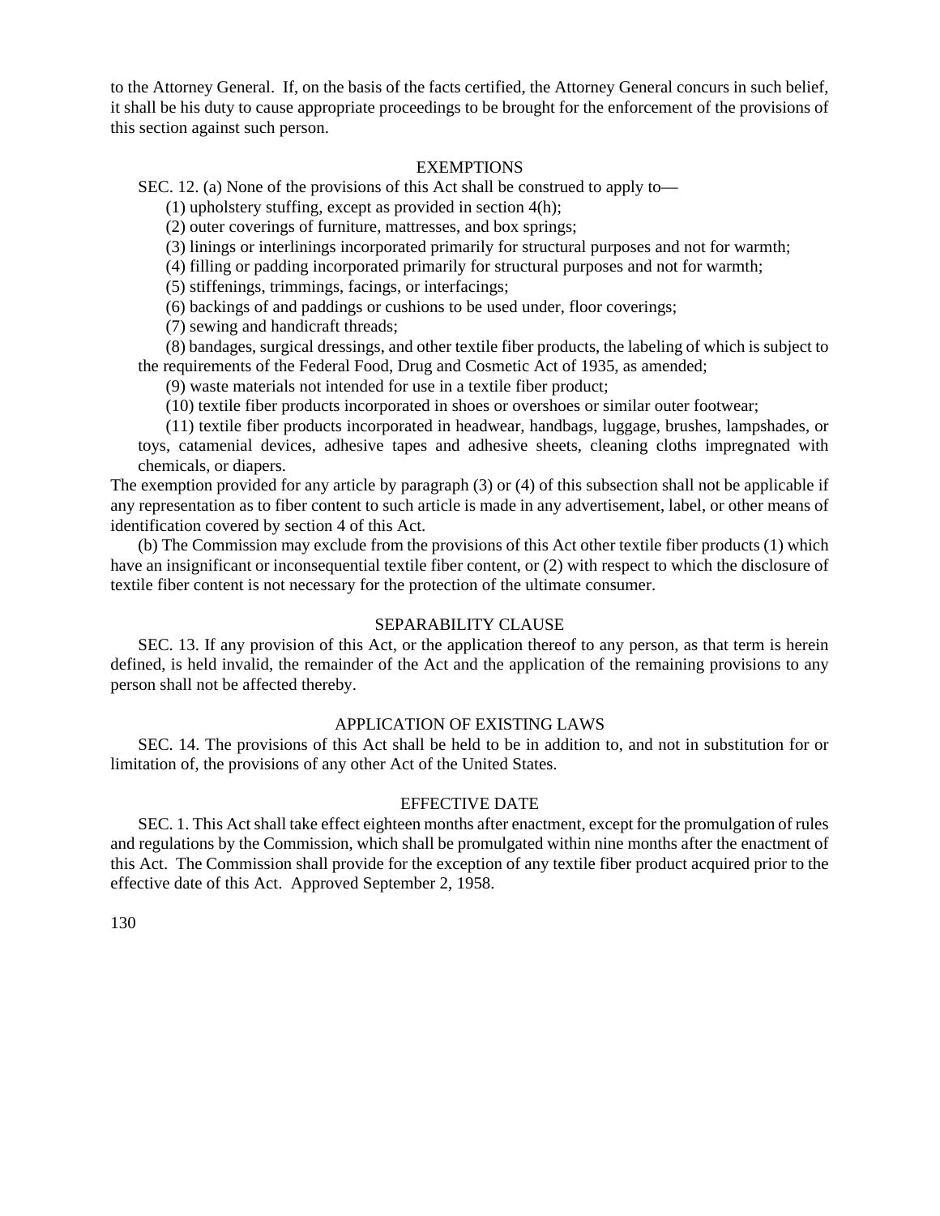to the Attorney General. If, on the basis of the facts certified, the Attorney General concurs in such belief, it shall be his duty to cause appropriate proceedings to be brought for the enforcement of the provisions of this section against such person.

## EXEMPTIONS

SEC. 12. (a) None of the provisions of this Act shall be construed to apply to—

(1) upholstery stuffing, except as provided in section 4(h);

(2) outer coverings of furniture, mattresses, and box springs;

(3) linings or interlinings incorporated primarily for structural purposes and not for warmth;

(4) filling or padding incorporated primarily for structural purposes and not for warmth;

(5) stiffenings, trimmings, facings, or interfacings;

(6) backings of and paddings or cushions to be used under, floor coverings;

(7) sewing and handicraft threads;

(8) bandages, surgical dressings, and other textile fiber products, the labeling of which is subject to the requirements of the Federal Food, Drug and Cosmetic Act of 1935, as amended;

(9) waste materials not intended for use in a textile fiber product;

(10) textile fiber products incorporated in shoes or overshoes or similar outer footwear;

(11) textile fiber products incorporated in headwear, handbags, luggage, brushes, lampshades, or toys, catamenial devices, adhesive tapes and adhesive sheets, cleaning cloths impregnated with chemicals, or diapers.

The exemption provided for any article by paragraph (3) or (4) of this subsection shall not be applicable if any representation as to fiber content to such article is made in any advertisement, label, or other means of identification covered by section 4 of this Act.

(b) The Commission may exclude from the provisions of this Act other textile fiber products (1) which have an insignificant or inconsequential textile fiber content, or (2) with respect to which the disclosure of textile fiber content is not necessary for the protection of the ultimate consumer.

## SEPARABILITY CLAUSE

SEC. 13. If any provision of this Act, or the application thereof to any person, as that term is herein defined, is held invalid, the remainder of the Act and the application of the remaining provisions to any person shall not be affected thereby.

## APPLICATION OF EXISTING LAWS

SEC. 14. The provisions of this Act shall be held to be in addition to, and not in substitution for or limitation of, the provisions of any other Act of the United States.

## EFFECTIVE DATE

SEC. 1. This Act shall take effect eighteen months after enactment, except for the promulgation of rules and regulations by the Commission, which shall be promulgated within nine months after the enactment of this Act. The Commission shall provide for the exception of any textile fiber product acquired prior to the effective date of this Act. Approved September 2, 1958.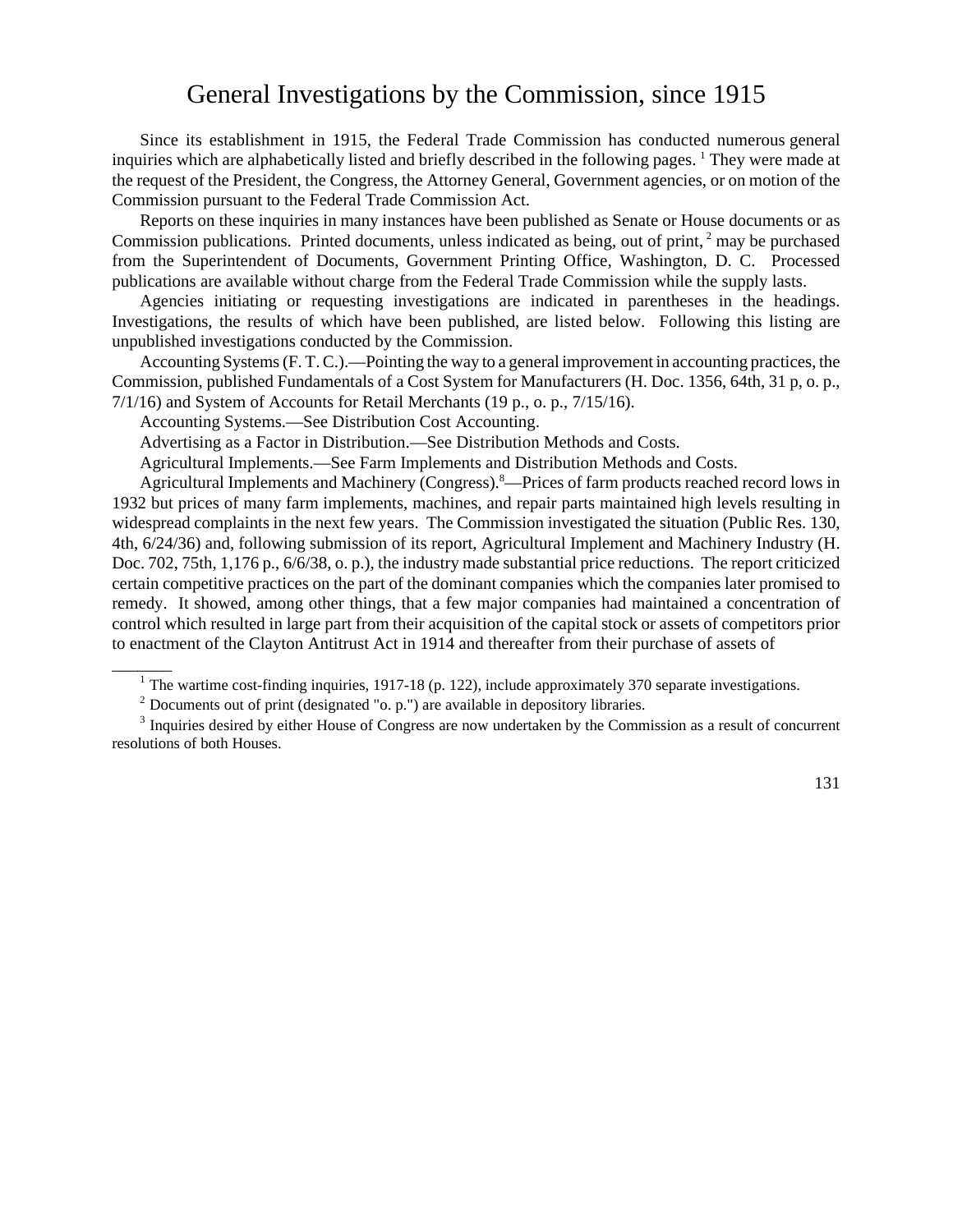# General Investigations by the Commission, since 1915

Since its establishment in 1915, the Federal Trade Commission has conducted numerous general inquiries which are alphabetically listed and briefly described in the following pages. [1] They were made at the request of the President, the Congress, the Attorney General, Government agencies, or on motion of the Commission pursuant to the Federal Trade Commission Act.

Reports on these inquiries in many instances have been published as Senate or House documents or as Commission publications. Printed documents, unless indicated as being, out of print, [2] may be purchased from the Superintendent of Documents, Government Printing Office, Washington, D. C. Processed publications are available without charge from the Federal Trade Commission while the supply lasts.

Agencies initiating or requesting investigations are indicated in parentheses in the headings. Investigations, the results of which have been published, are listed below. Following this listing are unpublished investigations conducted by the Commission.

Accounting Systems (F. T. C.).—Pointing the way to a general improvement in accounting practices, the Commission, published Fundamentals of a Cost System for Manufacturers (H. Doc. 1356, 64th, 31 p, o. p., 7/1/16) and System of Accounts for Retail Merchants (19 p., o. p., 7/15/16).

Accounting Systems.—See Distribution Cost Accounting.

Advertising as a Factor in Distribution.—See Distribution Methods and Costs.

Agricultural Implements.—See Farm Implements and Distribution Methods and Costs.

Agricultural Implements and Machinery (Congress).[8]—Prices of farm products reached record lows in 1932 but prices of many farm implements, machines, and repair parts maintained high levels resulting in widespread complaints in the next few years. The Commission investigated the situation (Public Res. 130, 4th, 6/24/36) and, following submission of its report, Agricultural Implement and Machinery Industry (H. Doc. 702, 75th, 1,176 p., 6/6/38, o. p.), the industry made substantial price reductions. The report criticized certain competitive practices on the part of the dominant companies which the companies later promised to remedy. It showed, among other things, that a few major companies had maintained a concentration of control which resulted in large part from their acquisition of the capital stock or assets of competitors prior to enactment of the Clayton Antitrust Act in 1914 and thereafter from their purchase of assets of

---

[1] The wartime cost-finding inquiries, 1917-18 (p. 122), include approximately 370 separate investigations.

[2] Documents out of print (designated "o. p.") are available in depository libraries.

[3] Inquiries desired by either House of Congress are now undertaken by the Commission as a result of concurrent resolutions of both Houses.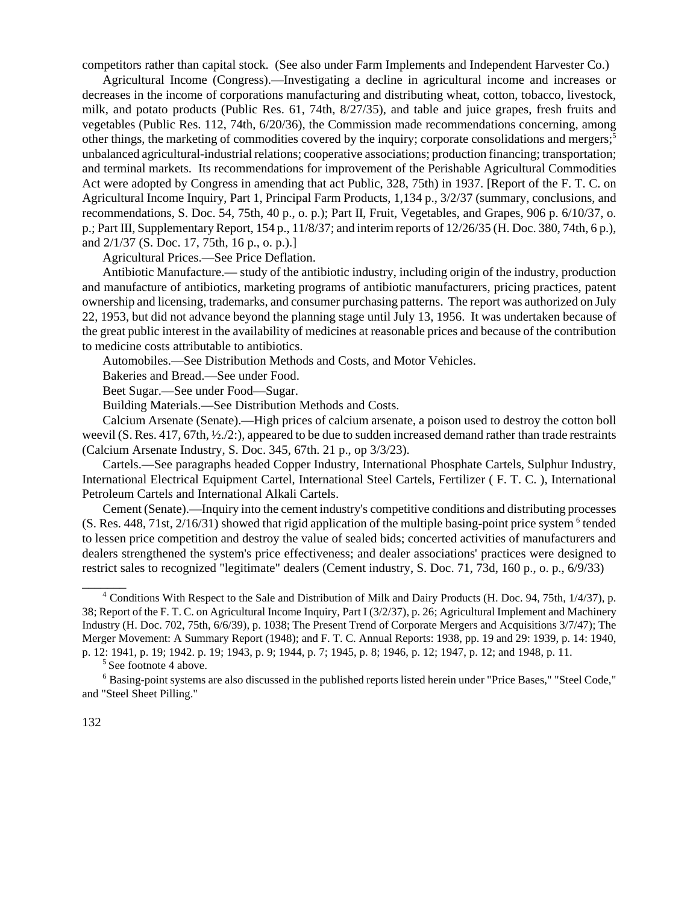competitors rather than capital stock. (See also under Farm Implements and Independent Harvester Co.)

Agricultural Income (Congress).—Investigating a decline in agricultural income and increases or decreases in the income of corporations manufacturing and distributing wheat, cotton, tobacco, livestock, milk, and potato products (Public Res. 61, 74th, 8/27/35), and table and juice grapes, fresh fruits and vegetables (Public Res. 112, 74th, 6/20/36), the Commission made recommendations concerning, among other things, the marketing of commodities covered by the inquiry; corporate consolidations and mergers;[5] unbalanced agricultural-industrial relations; cooperative associations; production financing; transportation; and terminal markets. Its recommendations for improvement of the Perishable Agricultural Commodities Act were adopted by Congress in amending that act Public, 328, 75th) in 1937. [Report of the F. T. C. on Agricultural Income Inquiry, Part 1, Principal Farm Products, 1,134 p., 3/2/37 (summary, conclusions, and recommendations, S. Doc. 54, 75th, 40 p., o. p.); Part II, Fruit, Vegetables, and Grapes, 906 p. 6/10/37, o. p.; Part III, Supplementary Report, 154 p., 11/8/37; and interim reports of 12/26/35 (H. Doc. 380, 74th, 6 p.), and 2/1/37 (S. Doc. 17, 75th, 16 p., o. p.).]

Agricultural Prices.—See Price Deflation.

Antibiotic Manufacture.— study of the antibiotic industry, including origin of the industry, production and manufacture of antibiotics, marketing programs of antibiotic manufacturers, pricing practices, patent ownership and licensing, trademarks, and consumer purchasing patterns. The report was authorized on July 22, 1953, but did not advance beyond the planning stage until July 13, 1956. It was undertaken because of the great public interest in the availability of medicines at reasonable prices and because of the contribution to medicine costs attributable to antibiotics.

Automobiles.—See Distribution Methods and Costs, and Motor Vehicles.

Bakeries and Bread.—See under Food.

Beet Sugar.—See under Food—Sugar.

Building Materials.—See Distribution Methods and Costs.

Calcium Arsenate (Senate).—High prices of calcium arsenate, a poison used to destroy the cotton boll weevil (S. Res. 417, 67th, ½./2:), appeared to be due to sudden increased demand rather than trade restraints (Calcium Arsenate Industry, S. Doc. 345, 67th. 21 p., op 3/3/23).

Cartels.—See paragraphs headed Copper Industry, International Phosphate Cartels, Sulphur Industry, International Electrical Equipment Cartel, International Steel Cartels, Fertilizer ( F. T. C. ), International Petroleum Cartels and International Alkali Cartels.

Cement (Senate).—Inquiry into the cement industry's competitive conditions and distributing processes (S. Res. 448, 71st, 2/16/31) showed that rigid application of the multiple basing-point price system [6] tended to lessen price competition and destroy the value of sealed bids; concerted activities of manufacturers and dealers strengthened the system's price effectiveness; and dealer associations' practices were designed to restrict sales to recognized "legitimate" dealers (Cement industry, S. Doc. 71, 73d, 160 p., o. p., 6/9/33)

---

[4] Conditions With Respect to the Sale and Distribution of Milk and Dairy Products (H. Doc. 94, 75th, 1/4/37), p. 38; Report of the F. T. C. on Agricultural Income Inquiry, Part I (3/2/37), p. 26; Agricultural Implement and Machinery Industry (H. Doc. 702, 75th, 6/6/39), p. 1038; The Present Trend of Corporate Mergers and Acquisitions 3/7/47); The Merger Movement: A Summary Report (1948); and F. T. C. Annual Reports: 1938, pp. 19 and 29: 1939, p. 14: 1940, p. 12: 1941, p. 19; 1942. p. 19; 1943, p. 9; 1944, p. 7; 1945, p. 8; 1946, p. 12; 1947, p. 12; and 1948, p. 11.

[5] See footnote 4 above.

[6] Basing-point systems are also discussed in the published reports listed herein under "Price Bases," "Steel Code," and "Steel Sheet Pilling."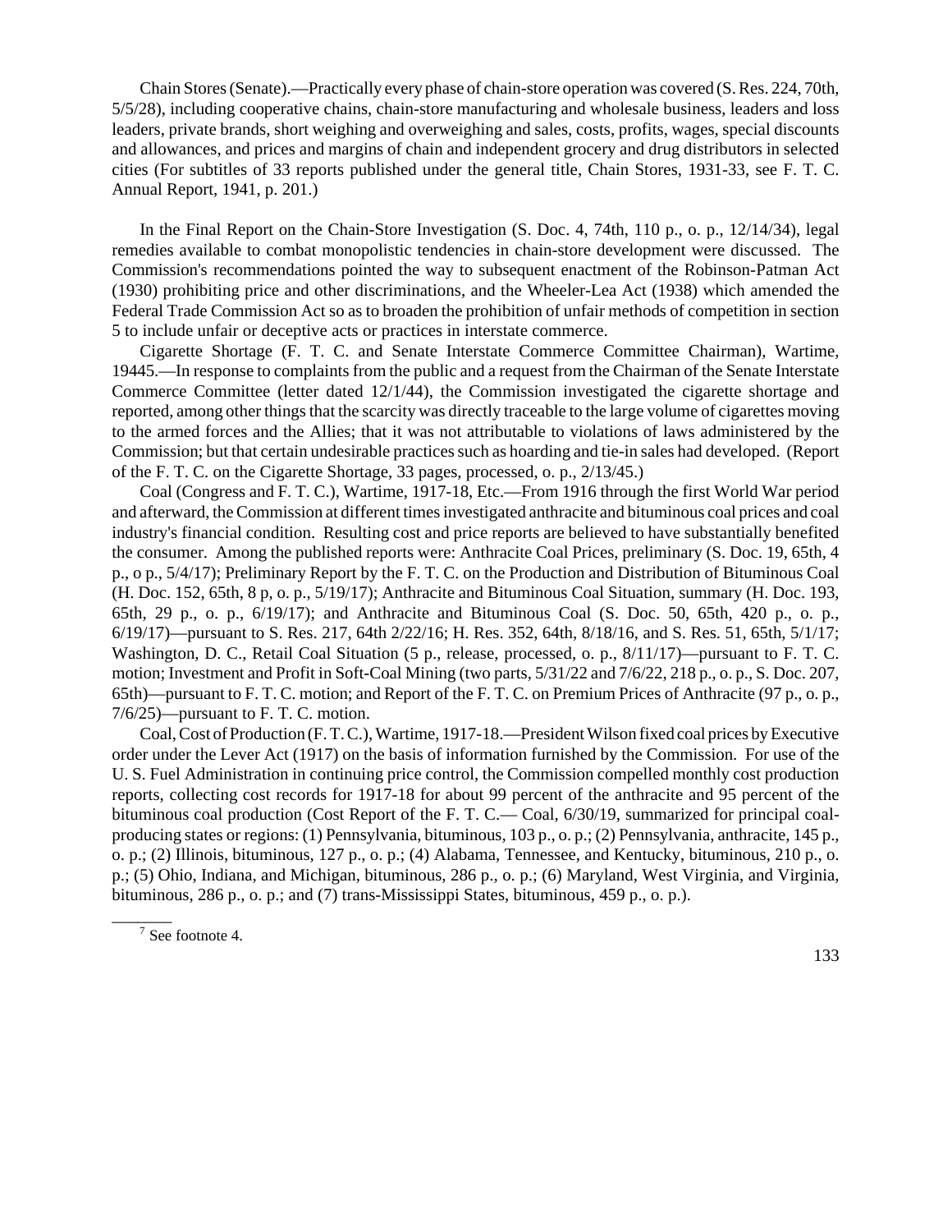Chain Stores (Senate).—Practically every phase of chain-store operation was covered (S. Res. 224, 70th, 5/5/28), including cooperative chains, chain-store manufacturing and wholesale business, leaders and loss leaders, private brands, short weighing and overweighing and sales, costs, profits, wages, special discounts and allowances, and prices and margins of chain and independent grocery and drug distributors in selected cities (For subtitles of 33 reports published under the general title, Chain Stores, 1931-33, see F. T. C. Annual Report, 1941, p. 201.)

In the Final Report on the Chain-Store Investigation (S. Doc. 4, 74th, 110 p., o. p., 12/14/34), legal remedies available to combat monopolistic tendencies in chain-store development were discussed. The Commission's recommendations pointed the way to subsequent enactment of the Robinson-Patman Act (1930) prohibiting price and other discriminations, and the Wheeler-Lea Act (1938) which amended the Federal Trade Commission Act so as to broaden the prohibition of unfair methods of competition in section 5 to include unfair or deceptive acts or practices in interstate commerce.

Cigarette Shortage (F. T. C. and Senate Interstate Commerce Committee Chairman), Wartime, 1944[5].—In response to complaints from the public and a request from the Chairman of the Senate Interstate Commerce Committee (letter dated 12/1/44), the Commission investigated the cigarette shortage and reported, among other things that the scarcity was directly traceable to the large volume of cigarettes moving to the armed forces and the Allies; that it was not attributable to violations of laws administered by the Commission; but that certain undesirable practices such as hoarding and tie-in sales had developed. (Report of the F. T. C. on the Cigarette Shortage, 33 pages, processed, o. p., 2/13/45.)

Coal (Congress and F. T. C.), Wartime, 1917-18, Etc.—From 1916 through the first World War period and afterward, the Commission at different times investigated anthracite and bituminous coal prices and coal industry's financial condition. Resulting cost and price reports are believed to have substantially benefited the consumer. Among the published reports were: Anthracite Coal Prices, preliminary (S. Doc. 19, 65th, 4 p., o p., 5/4/17); Preliminary Report by the F. T. C. on the Production and Distribution of Bituminous Coal (H. Doc. 152, 65th, 8 p, o. p., 5/19/17); Anthracite and Bituminous Coal Situation, summary (H. Doc. 193, 65th, 29 p., o. p., 6/19/17); and Anthracite and Bituminous Coal (S. Doc. 50, 65th, 420 p., o. p., 6/19/17)—pursuant to S. Res. 217, 64th 2/22/16; H. Res. 352, 64th, 8/18/16, and S. Res. 51, 65th, 5/1/17; Washington, D. C., Retail Coal Situation (5 p., release, processed, o. p., 8/11/17)—pursuant to F. T. C. motion; Investment and Profit in Soft-Coal Mining (two parts, 5/31/22 and 7/6/22, 218 p., o. p., S. Doc. 207, 65th)—pursuant to F. T. C. motion; and Report of the F. T. C. on Premium Prices of Anthracite (97 p., o. p., 7/6/25)—pursuant to F. T. C. motion.

Coal, Cost of Production (F. T. C.), Wartime, 1917-18.—President Wilson fixed coal prices by Executive order under the Lever Act (1917) on the basis of information furnished by the Commission. For use of the U. S. Fuel Administration in continuing price control, the Commission compelled monthly cost production reports, collecting cost records for 1917-18 for about 99 percent of the anthracite and 95 percent of the bituminous coal production (Cost Report of the F. T. C.— Coal, 6/30/19, summarized for principal coal-producing states or regions: (1) Pennsylvania, bituminous, 103 p., o. p.; (2) Pennsylvania, anthracite, 145 p., o. p.; (2) Illinois, bituminous, 127 p., o. p.; (4) Alabama, Tennessee, and Kentucky, bituminous, 210 p., o. p.; (5) Ohio, Indiana, and Michigan, bituminous, 286 p., o. p.; (6) Maryland, West Virginia, and Virginia, bituminous, 286 p., o. p.; and (7) trans-Mississippi States, bituminous, 459 p., o. p.).

---

[7] See footnote 4.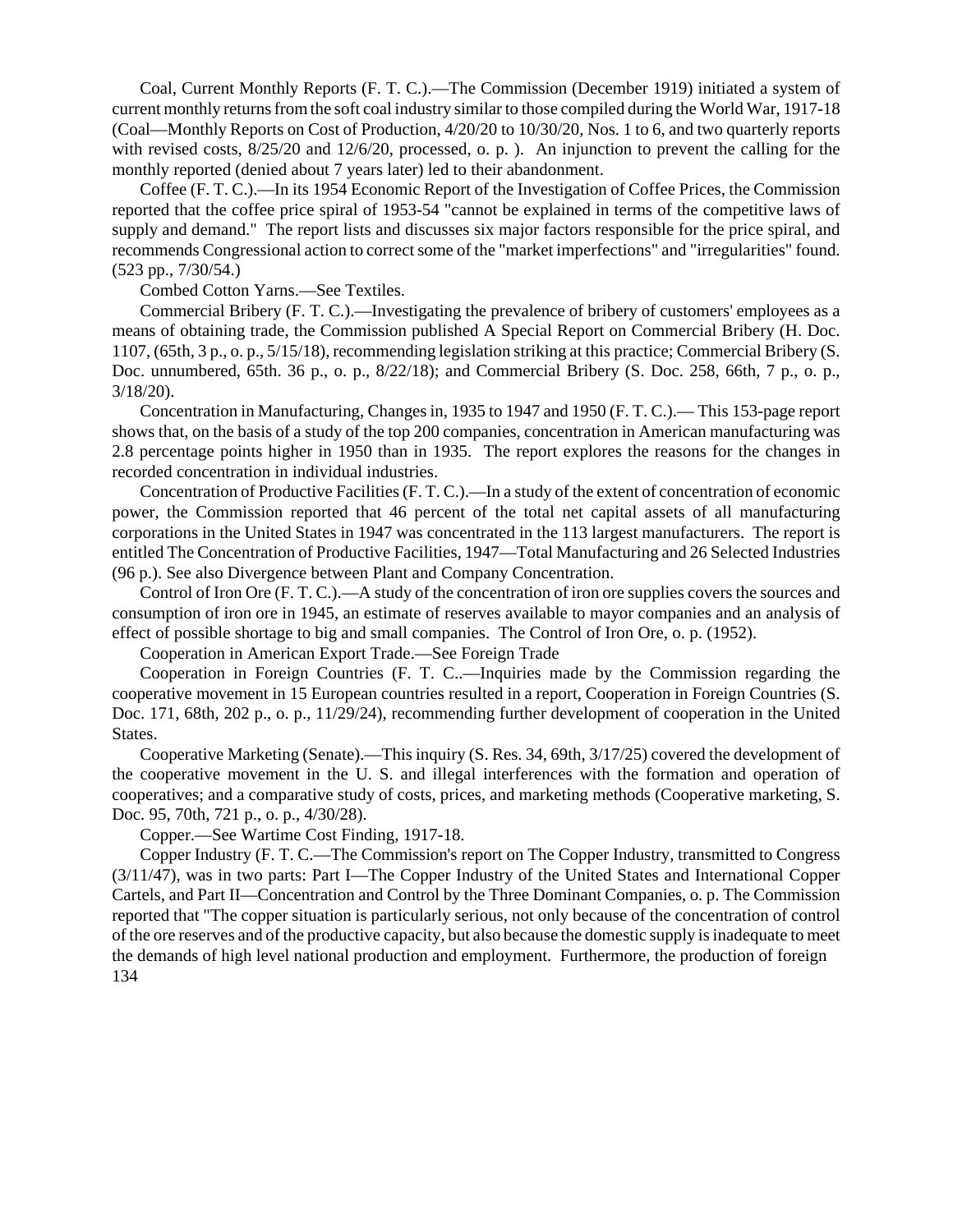Coal, Current Monthly Reports (F. T. C.).—The Commission (December 1919) initiated a system of current monthly returns from the soft coal industry similar to those compiled during the World War, 1917-18 (Coal—Monthly Reports on Cost of Production, 4/20/20 to 10/30/20, Nos. 1 to 6, and two quarterly reports with revised costs, 8/25/20 and 12/6/20, processed, o. p. ). An injunction to prevent the calling for the monthly reported (denied about 7 years later) led to their abandonment.

Coffee (F. T. C.).—In its 1954 Economic Report of the Investigation of Coffee Prices, the Commission reported that the coffee price spiral of 1953-54 "cannot be explained in terms of the competitive laws of supply and demand." The report lists and discusses six major factors responsible for the price spiral, and recommends Congressional action to correct some of the "market imperfections" and "irregularities" found. (523 pp., 7/30/54.)

Combed Cotton Yarns.—See Textiles.

Commercial Bribery (F. T. C.).—Investigating the prevalence of bribery of customers' employees as a means of obtaining trade, the Commission published A Special Report on Commercial Bribery (H. Doc. 1107, (65th, 3 p., o. p., 5/15/18), recommending legislation striking at this practice; Commercial Bribery (S. Doc. unnumbered, 65th. 36 p., o. p., 8/22/18); and Commercial Bribery (S. Doc. 258, 66th, 7 p., o. p., 3/18/20).

Concentration in Manufacturing, Changes in, 1935 to 1947 and 1950 (F. T. C.).— This 153-page report shows that, on the basis of a study of the top 200 companies, concentration in American manufacturing was 2.8 percentage points higher in 1950 than in 1935. The report explores the reasons for the changes in recorded concentration in individual industries.

Concentration of Productive Facilities (F. T. C.).—In a study of the extent of concentration of economic power, the Commission reported that 46 percent of the total net capital assets of all manufacturing corporations in the United States in 1947 was concentrated in the 113 largest manufacturers. The report is entitled The Concentration of Productive Facilities, 1947—Total Manufacturing and 26 Selected Industries (96 p.). See also Divergence between Plant and Company Concentration.

Control of Iron Ore (F. T. C.).—A study of the concentration of iron ore supplies covers the sources and consumption of iron ore in 1945, an estimate of reserves available to mayor companies and an analysis of effect of possible shortage to big and small companies. The Control of Iron Ore, o. p. (1952).

Cooperation in American Export Trade.—See Foreign Trade

Cooperation in Foreign Countries (F. T. C..—Inquiries made by the Commission regarding the cooperative movement in 15 European countries resulted in a report, Cooperation in Foreign Countries (S. Doc. 171, 68th, 202 p., o. p., 11/29/24), recommending further development of cooperation in the United States.

Cooperative Marketing (Senate).—This inquiry (S. Res. 34, 69th, 3/17/25) covered the development of the cooperative movement in the U. S. and illegal interferences with the formation and operation of cooperatives; and a comparative study of costs, prices, and marketing methods (Cooperative marketing, S. Doc. 95, 70th, 721 p., o. p., 4/30/28).

Copper.—See Wartime Cost Finding, 1917-18.

Copper Industry (F. T. C.—The Commission's report on The Copper Industry, transmitted to Congress (3/11/47), was in two parts: Part I—The Copper Industry of the United States and International Copper Cartels, and Part II—Concentration and Control by the Three Dominant Companies, o. p. The Commission reported that "The copper situation is particularly serious, not only because of the concentration of control of the ore reserves and of the productive capacity, but also because the domestic supply is inadequate to meet the demands of high level national production and employment. Furthermore, the production of foreign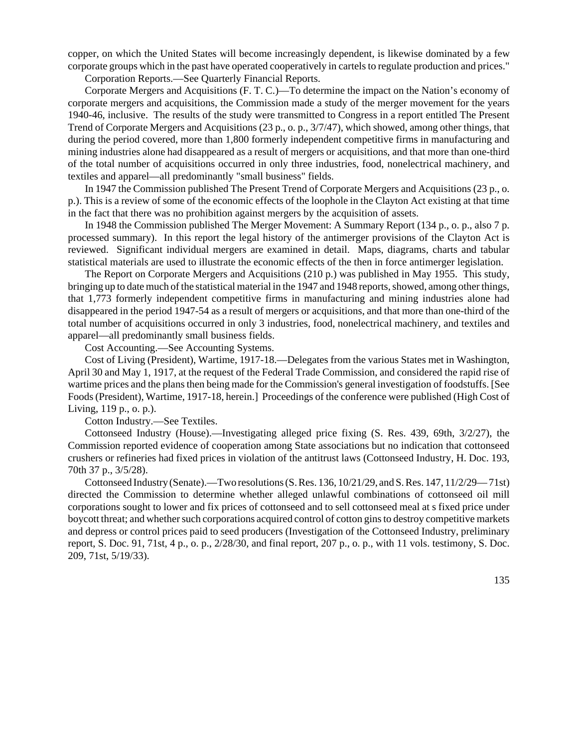copper, on which the United States will become increasingly dependent, is likewise dominated by a few corporate groups which in the past have operated cooperatively in cartels to regulate production and prices."

Corporation Reports.—See Quarterly Financial Reports.

Corporate Mergers and Acquisitions (F. T. C.)—To determine the impact on the Nation's economy of corporate mergers and acquisitions, the Commission made a study of the merger movement for the years 1940-46, inclusive. The results of the study were transmitted to Congress in a report entitled The Present Trend of Corporate Mergers and Acquisitions (23 p., o. p., 3/7/47), which showed, among other things, that during the period covered, more than 1,800 formerly independent competitive firms in manufacturing and mining industries alone had disappeared as a result of mergers or acquisitions, and that more than one-third of the total number of acquisitions occurred in only three industries, food, nonelectrical machinery, and textiles and apparel—all predominantly "small business" fields.

In 1947 the Commission published The Present Trend of Corporate Mergers and Acquisitions (23 p., o. p.). This is a review of some of the economic effects of the loophole in the Clayton Act existing at that time in the fact that there was no prohibition against mergers by the acquisition of assets.

In 1948 the Commission published The Merger Movement: A Summary Report (134 p., o. p., also 7 p. processed summary). In this report the legal history of the antimerger provisions of the Clayton Act is reviewed. Significant individual mergers are examined in detail. Maps, diagrams, charts and tabular statistical materials are used to illustrate the economic effects of the then in force antimerger legislation.

The Report on Corporate Mergers and Acquisitions (210 p.) was published in May 1955. This study, bringing up to date much of the statistical material in the 1947 and 1948 reports, showed, among other things, that 1,773 formerly independent competitive firms in manufacturing and mining industries alone had disappeared in the period 1947-54 as a result of mergers or acquisitions, and that more than one-third of the total number of acquisitions occurred in only 3 industries, food, nonelectrical machinery, and textiles and apparel—all predominantly small business fields.

Cost Accounting.—See Accounting Systems.

Cost of Living (President), Wartime, 1917-18.—Delegates from the various States met in Washington, April 30 and May 1, 1917, at the request of the Federal Trade Commission, and considered the rapid rise of wartime prices and the plans then being made for the Commission's general investigation of foodstuffs. [See Foods (President), Wartime, 1917-18, herein.] Proceedings of the conference were published (High Cost of Living, 119 p., o. p.).

Cotton Industry.—See Textiles.

Cottonseed Industry (House).—Investigating alleged price fixing (S. Res. 439, 69th, 3/2/27), the Commission reported evidence of cooperation among State associations but no indication that cottonseed crushers or refineries had fixed prices in violation of the antitrust laws (Cottonseed Industry, H. Doc. 193, 70th 37 p., 3/5/28).

Cottonseed Industry (Senate).—Two resolutions (S. Res. 136, 10/21/29, and S. Res. 147, 11/2/29—71st) directed the Commission to determine whether alleged unlawful combinations of cottonseed oil mill corporations sought to lower and fix prices of cottonseed and to sell cottonseed meal at s fixed price under boycott threat; and whether such corporations acquired control of cotton gins to destroy competitive markets and depress or control prices paid to seed producers (Investigation of the Cottonseed Industry, preliminary report, S. Doc. 91, 71st, 4 p., o. p., 2/28/30, and final report, 207 p., o. p., with 11 vols. testimony, S. Doc. 209, 71st, 5/19/33).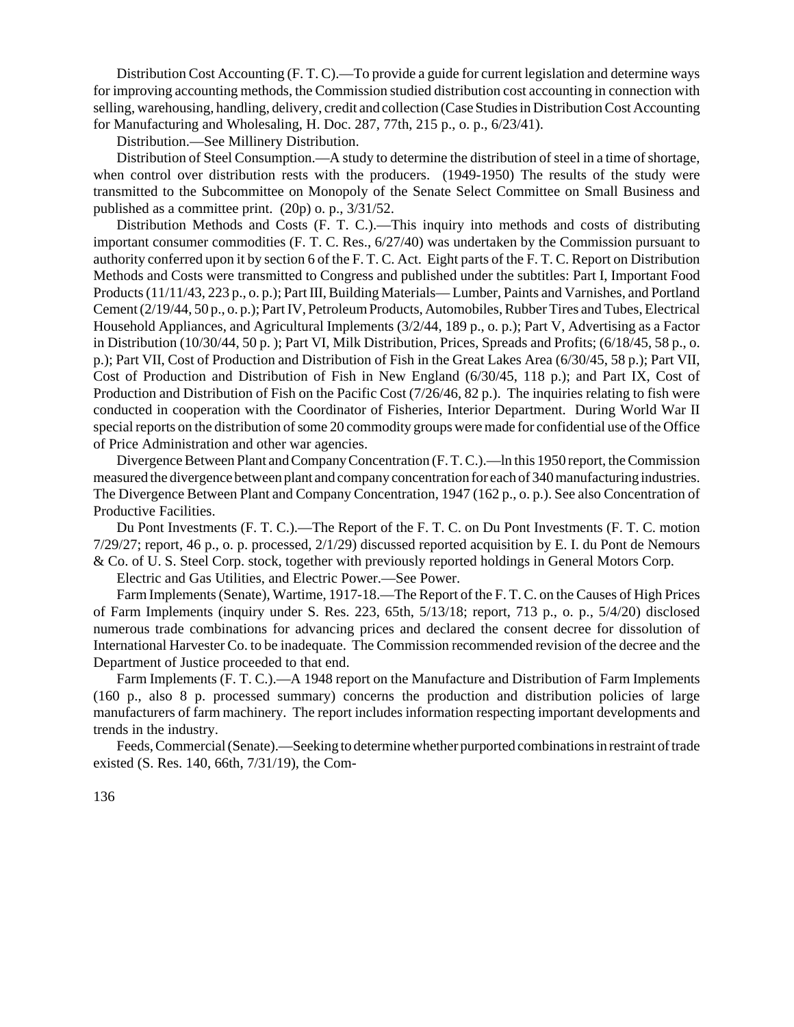Distribution Cost Accounting (F. T. C).—To provide a guide for current legislation and determine ways for improving accounting methods, the Commission studied distribution cost accounting in connection with selling, warehousing, handling, delivery, credit and collection (Case Studies in Distribution Cost Accounting for Manufacturing and Wholesaling, H. Doc. 287, 77th, 215 p., o. p., 6/23/41).

Distribution.—See Millinery Distribution.

Distribution of Steel Consumption.—A study to determine the distribution of steel in a time of shortage, when control over distribution rests with the producers. (1949-1950) The results of the study were transmitted to the Subcommittee on Monopoly of the Senate Select Committee on Small Business and published as a committee print. (20p) o. p., 3/31/52.

Distribution Methods and Costs (F. T. C.).—This inquiry into methods and costs of distributing important consumer commodities (F. T. C. Res., 6/27/40) was undertaken by the Commission pursuant to authority conferred upon it by section 6 of the F. T. C. Act. Eight parts of the F. T. C. Report on Distribution Methods and Costs were transmitted to Congress and published under the subtitles: Part I, Important Food Products (11/11/43, 223 p., o. p.); Part III, Building Materials— Lumber, Paints and Varnishes, and Portland Cement (2/19/44, 50 p., o. p.); Part IV, Petroleum Products, Automobiles, Rubber Tires and Tubes, Electrical Household Appliances, and Agricultural Implements (3/2/44, 189 p., o. p.); Part V, Advertising as a Factor in Distribution (10/30/44, 50 p. ); Part VI, Milk Distribution, Prices, Spreads and Profits; (6/18/45, 58 p., o. p.); Part VII, Cost of Production and Distribution of Fish in the Great Lakes Area (6/30/45, 58 p.); Part VII, Cost of Production and Distribution of Fish in New England (6/30/45, 118 p.); and Part IX, Cost of Production and Distribution of Fish on the Pacific Cost (7/26/46, 82 p.). The inquiries relating to fish were conducted in cooperation with the Coordinator of Fisheries, Interior Department. During World War II special reports on the distribution of some 20 commodity groups were made for confidential use of the Office of Price Administration and other war agencies.

Divergence Between Plant and Company Concentration (F. T. C.).—ln this 1950 report, the Commission measured the divergence between plant and company concentration for each of 340 manufacturing industries. The Divergence Between Plant and Company Concentration, 1947 (162 p., o. p.). See also Concentration of Productive Facilities.

Du Pont Investments (F. T. C.).—The Report of the F. T. C. on Du Pont Investments (F. T. C. motion 7/29/27; report, 46 p., o. p. processed, 2/1/29) discussed reported acquisition by E. I. du Pont de Nemours & Co. of U. S. Steel Corp. stock, together with previously reported holdings in General Motors Corp.

Electric and Gas Utilities, and Electric Power.—See Power.

Farm Implements (Senate), Wartime, 1917-18.—The Report of the F. T. C. on the Causes of High Prices of Farm Implements (inquiry under S. Res. 223, 65th, 5/13/18; report, 713 p., o. p., 5/4/20) disclosed numerous trade combinations for advancing prices and declared the consent decree for dissolution of International Harvester Co. to be inadequate. The Commission recommended revision of the decree and the Department of Justice proceeded to that end.

Farm Implements (F. T. C.).—A 1948 report on the Manufacture and Distribution of Farm Implements (160 p., also 8 p. processed summary) concerns the production and distribution policies of large manufacturers of farm machinery. The report includes information respecting important developments and trends in the industry.

Feeds, Commercial (Senate).—Seeking to determine whether purported combinations in restraint of trade existed (S. Res. 140, 66th, 7/31/19), the Com-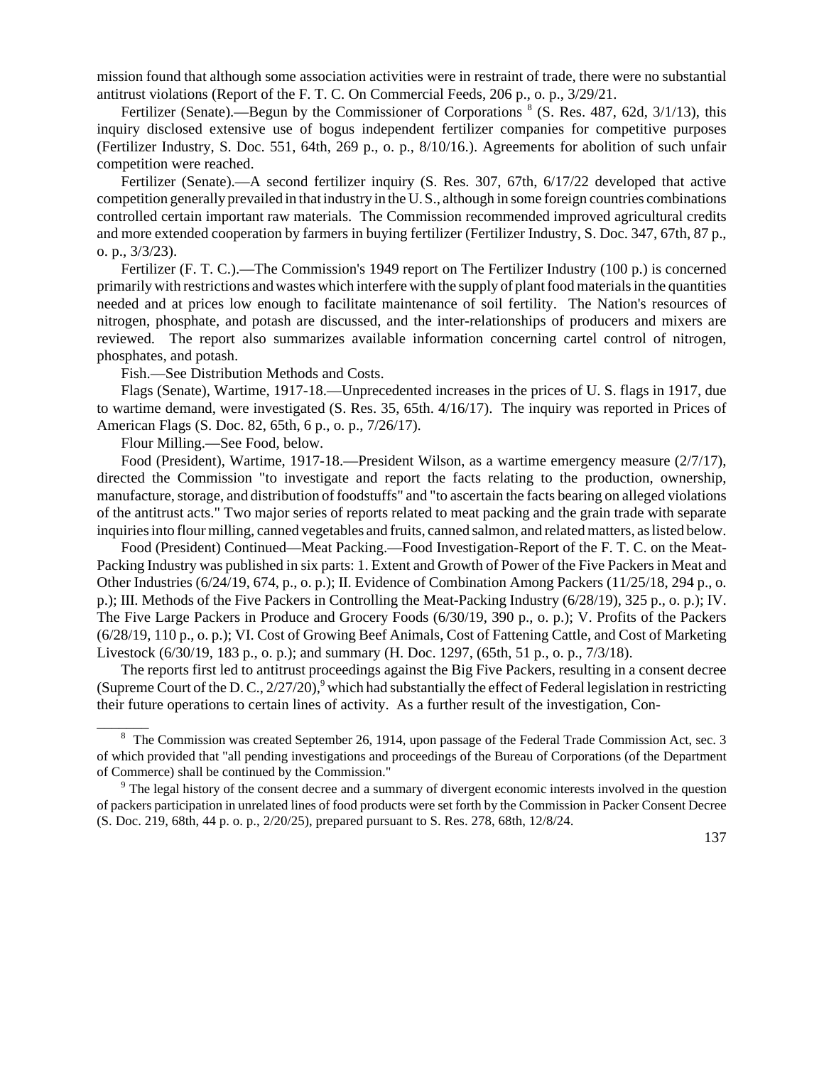mission found that although some association activities were in restraint of trade, there were no substantial antitrust violations (Report of the F. T. C. On Commercial Feeds, 206 p., o. p., 3/29/21.

Fertilizer (Senate).—Begun by the Commissioner of Corporations [8] (S. Res. 487, 62d, 3/1/13), this inquiry disclosed extensive use of bogus independent fertilizer companies for competitive purposes (Fertilizer Industry, S. Doc. 551, 64th, 269 p., o. p., 8/10/16.). Agreements for abolition of such unfair competition were reached.

Fertilizer (Senate).—A second fertilizer inquiry (S. Res. 307, 67th, 6/17/22 developed that active competition generally prevailed in that industry in the U. S., although in some foreign countries combinations controlled certain important raw materials. The Commission recommended improved agricultural credits and more extended cooperation by farmers in buying fertilizer (Fertilizer Industry, S. Doc. 347, 67th, 87 p., o. p., 3/3/23).

Fertilizer (F. T. C.).—The Commission's 1949 report on The Fertilizer Industry (100 p.) is concerned primarily with restrictions and wastes which interfere with the supply of plant food materials in the quantities needed and at prices low enough to facilitate maintenance of soil fertility. The Nation's resources of nitrogen, phosphate, and potash are discussed, and the inter-relationships of producers and mixers are reviewed. The report also summarizes available information concerning cartel control of nitrogen, phosphates, and potash.

Fish.—See Distribution Methods and Costs.

Flags (Senate), Wartime, 1917-18.—Unprecedented increases in the prices of U. S. flags in 1917, due to wartime demand, were investigated (S. Res. 35, 65th. 4/16/17). The inquiry was reported in Prices of American Flags (S. Doc. 82, 65th, 6 p., o. p., 7/26/17).

Flour Milling.—See Food, below.

Food (President), Wartime, 1917-18.—President Wilson, as a wartime emergency measure (2/7/17), directed the Commission "to investigate and report the facts relating to the production, ownership, manufacture, storage, and distribution of foodstuffs" and "to ascertain the facts bearing on alleged violations of the antitrust acts." Two major series of reports related to meat packing and the grain trade with separate inquiries into flour milling, canned vegetables and fruits, canned salmon, and related matters, as listed below.

Food (President) Continued—Meat Packing.—Food Investigation-Report of the F. T. C. on the Meat-Packing Industry was published in six parts: 1. Extent and Growth of Power of the Five Packers in Meat and Other Industries (6/24/19, 674, p., o. p.); II. Evidence of Combination Among Packers (11/25/18, 294 p., o. p.); III. Methods of the Five Packers in Controlling the Meat-Packing Industry (6/28/19), 325 p., o. p.); IV. The Five Large Packers in Produce and Grocery Foods (6/30/19, 390 p., o. p.); V. Profits of the Packers (6/28/19, 110 p., o. p.); VI. Cost of Growing Beef Animals, Cost of Fattening Cattle, and Cost of Marketing Livestock (6/30/19, 183 p., o. p.); and summary (H. Doc. 1297, (65th, 51 p., o. p., 7/3/18).

The reports first led to antitrust proceedings against the Big Five Packers, resulting in a consent decree (Supreme Court of the D. C., 2/27/20),[9] which had substantially the effect of Federal legislation in restricting their future operations to certain lines of activity. As a further result of the investigation, Con-

---

[8] The Commission was created September 26, 1914, upon passage of the Federal Trade Commission Act, sec. 3 of which provided that "all pending investigations and proceedings of the Bureau of Corporations (of the Department of Commerce) shall be continued by the Commission."

[9] The legal history of the consent decree and a summary of divergent economic interests involved in the question of packers participation in unrelated lines of food products were set forth by the Commission in Packer Consent Decree (S. Doc. 219, 68th, 44 p. o. p., 2/20/25), prepared pursuant to S. Res. 278, 68th, 12/8/24.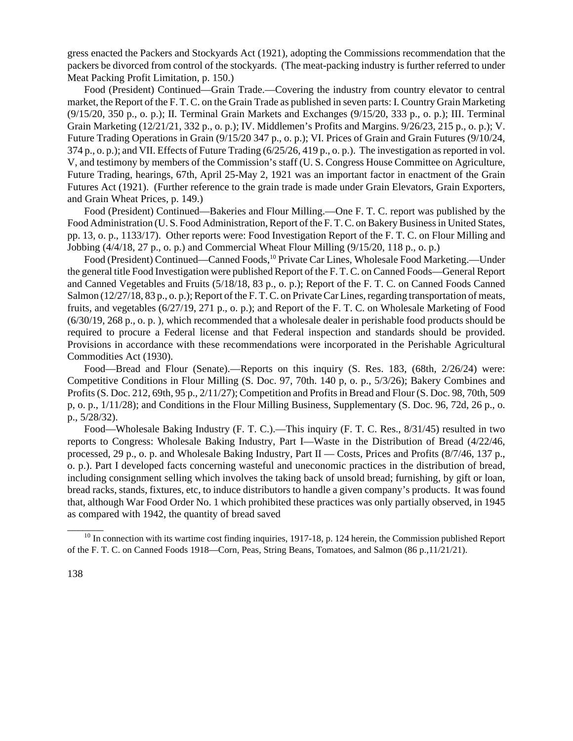gress enacted the Packers and Stockyards Act (1921), adopting the Commissions recommendation that the packers be divorced from control of the stockyards. (The meat-packing industry is further referred to under Meat Packing Profit Limitation, p. 150.)

Food (President) Continued—Grain Trade.—Covering the industry from country elevator to central market, the Report of the F. T. C. on the Grain Trade as published in seven parts: I. Country Grain Marketing (9/15/20, 350 p., o. p.); II. Terminal Grain Markets and Exchanges (9/15/20, 333 p., o. p.); III. Terminal Grain Marketing (12/21/21, 332 p., o. p.); IV. Middlemen's Profits and Margins. 9/26/23, 215 p., o. p.); V. Future Trading Operations in Grain (9/15/20 347 p., o. p.); VI. Prices of Grain and Grain Futures (9/10/24, 374 p., o. p.); and VII. Effects of Future Trading (6/25/26, 419 p., o. p.). The investigation as reported in vol. V, and testimony by members of the Commission's staff (U. S. Congress House Committee on Agriculture, Future Trading, hearings, 67th, April 25-May 2, 1921 was an important factor in enactment of the Grain Futures Act (1921). (Further reference to the grain trade is made under Grain Elevators, Grain Exporters, and Grain Wheat Prices, p. 149.)

Food (President) Continued—Bakeries and Flour Milling.—One F. T. C. report was published by the Food Administration (U. S. Food Administration, Report of the F. T. C. on Bakery Business in United States, pp. 13, o. p., 1133/17). Other reports were: Food Investigation Report of the F. T. C. on Flour Milling and Jobbing (4/4/18, 27 p., o. p.) and Commercial Wheat Flour Milling (9/15/20, 118 p., o. p.)

Food (President) Continued—Canned Foods,[10] Private Car Lines, Wholesale Food Marketing.—Under the general title Food Investigation were published Report of the F. T. C. on Canned Foods—General Report and Canned Vegetables and Fruits (5/18/18, 83 p., o. p.); Report of the F. T. C. on Canned Foods Canned Salmon (12/27/18, 83 p., o. p.); Report of the F. T. C. on Private Car Lines, regarding transportation of meats, fruits, and vegetables (6/27/19, 271 p., o. p.); and Report of the F. T. C. on Wholesale Marketing of Food (6/30/19, 268 p., o. p. ), which recommended that a wholesale dealer in perishable food products should be required to procure a Federal license and that Federal inspection and standards should be provided. Provisions in accordance with these recommendations were incorporated in the Perishable Agricultural Commodities Act (1930).

Food—Bread and Flour (Senate).—Reports on this inquiry (S. Res. 183, (68th, 2/26/24) were: Competitive Conditions in Flour Milling (S. Doc. 97, 70th. 140 p, o. p., 5/3/26); Bakery Combines and Profits (S. Doc. 212, 69th, 95 p., 2/11/27); Competition and Profits in Bread and Flour (S. Doc. 98, 70th, 509 p, o. p., 1/11/28); and Conditions in the Flour Milling Business, Supplementary (S. Doc. 96, 72d, 26 p., o. p., 5/28/32).

Food—Wholesale Baking Industry (F. T. C.).—This inquiry (F. T. C. Res., 8/31/45) resulted in two reports to Congress: Wholesale Baking Industry, Part I—Waste in the Distribution of Bread (4/22/46, processed, 29 p., o. p. and Wholesale Baking Industry, Part II — Costs, Prices and Profits (8/7/46, 137 p., o. p.). Part I developed facts concerning wasteful and uneconomic practices in the distribution of bread, including consignment selling which involves the taking back of unsold bread; furnishing, by gift or loan, bread racks, stands, fixtures, etc, to induce distributors to handle a given company's products. It was found that, although War Food Order No. 1 which prohibited these practices was only partially observed, in 1945 as compared with 1942, the quantity of bread saved

---

[10] In connection with its wartime cost finding inquiries, 1917-18, p. 124 herein, the Commission published Report of the F. T. C. on Canned Foods 1918—Corn, Peas, String Beans, Tomatoes, and Salmon (86 p.,11/21/21).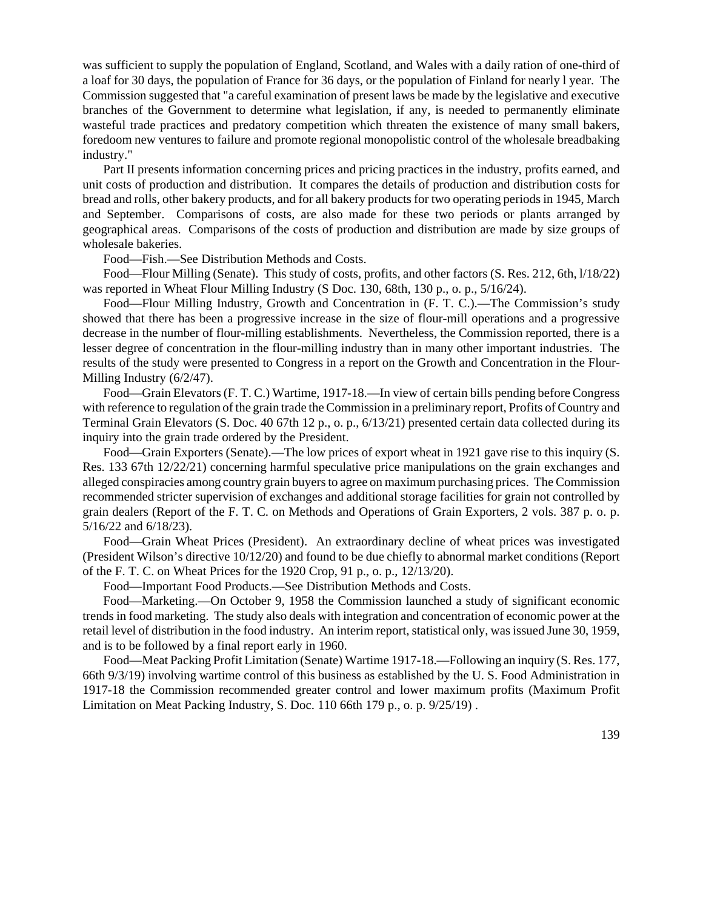was sufficient to supply the population of England, Scotland, and Wales with a daily ration of one-third of a loaf for 30 days, the population of France for 36 days, or the population of Finland for nearly l year. The Commission suggested that "a careful examination of present laws be made by the legislative and executive branches of the Government to determine what legislation, if any, is needed to permanently eliminate wasteful trade practices and predatory competition which threaten the existence of many small bakers, foredoom new ventures to failure and promote regional monopolistic control of the wholesale breadbaking industry."

Part II presents information concerning prices and pricing practices in the industry, profits earned, and unit costs of production and distribution. It compares the details of production and distribution costs for bread and rolls, other bakery products, and for all bakery products for two operating periods in 1945, March and September. Comparisons of costs, are also made for these two periods or plants arranged by geographical areas. Comparisons of the costs of production and distribution are made by size groups of wholesale bakeries.

Food—Fish.—See Distribution Methods and Costs.

Food—Flour Milling (Senate). This study of costs, profits, and other factors (S. Res. 212, 6th, l/18/22) was reported in Wheat Flour Milling Industry (S Doc. 130, 68th, 130 p., o. p., 5/16/24).

Food—Flour Milling Industry, Growth and Concentration in (F. T. C.).—The Commission's study showed that there has been a progressive increase in the size of flour-mill operations and a progressive decrease in the number of flour-milling establishments. Nevertheless, the Commission reported, there is a lesser degree of concentration in the flour-milling industry than in many other important industries. The results of the study were presented to Congress in a report on the Growth and Concentration in the Flour-Milling Industry (6/2/47).

Food—Grain Elevators (F. T. C.) Wartime, 1917-18.—In view of certain bills pending before Congress with reference to regulation of the grain trade the Commission in a preliminary report, Profits of Country and Terminal Grain Elevators (S. Doc. 40 67th 12 p., o. p., 6/13/21) presented certain data collected during its inquiry into the grain trade ordered by the President.

Food—Grain Exporters (Senate).—The low prices of export wheat in 1921 gave rise to this inquiry (S. Res. 133 67th 12/22/21) concerning harmful speculative price manipulations on the grain exchanges and alleged conspiracies among country grain buyers to agree on maximum purchasing prices. The Commission recommended stricter supervision of exchanges and additional storage facilities for grain not controlled by grain dealers (Report of the F. T. C. on Methods and Operations of Grain Exporters, 2 vols. 387 p. o. p. 5/16/22 and 6/18/23).

Food—Grain Wheat Prices (President). An extraordinary decline of wheat prices was investigated (President Wilson's directive 10/12/20) and found to be due chiefly to abnormal market conditions (Report of the F. T. C. on Wheat Prices for the 1920 Crop, 91 p., o. p., 12/13/20).

Food—Important Food Products.—See Distribution Methods and Costs.

Food—Marketing.—On October 9, 1958 the Commission launched a study of significant economic trends in food marketing. The study also deals with integration and concentration of economic power at the retail level of distribution in the food industry. An interim report, statistical only, was issued June 30, 1959, and is to be followed by a final report early in 1960.

Food—Meat Packing Profit Limitation (Senate) Wartime 1917-18.—Following an inquiry (S. Res. 177, 66th 9/3/19) involving wartime control of this business as established by the U. S. Food Administration in 1917-18 the Commission recommended greater control and lower maximum profits (Maximum Profit Limitation on Meat Packing Industry, S. Doc. 110 66th 179 p., o. p. 9/25/19) .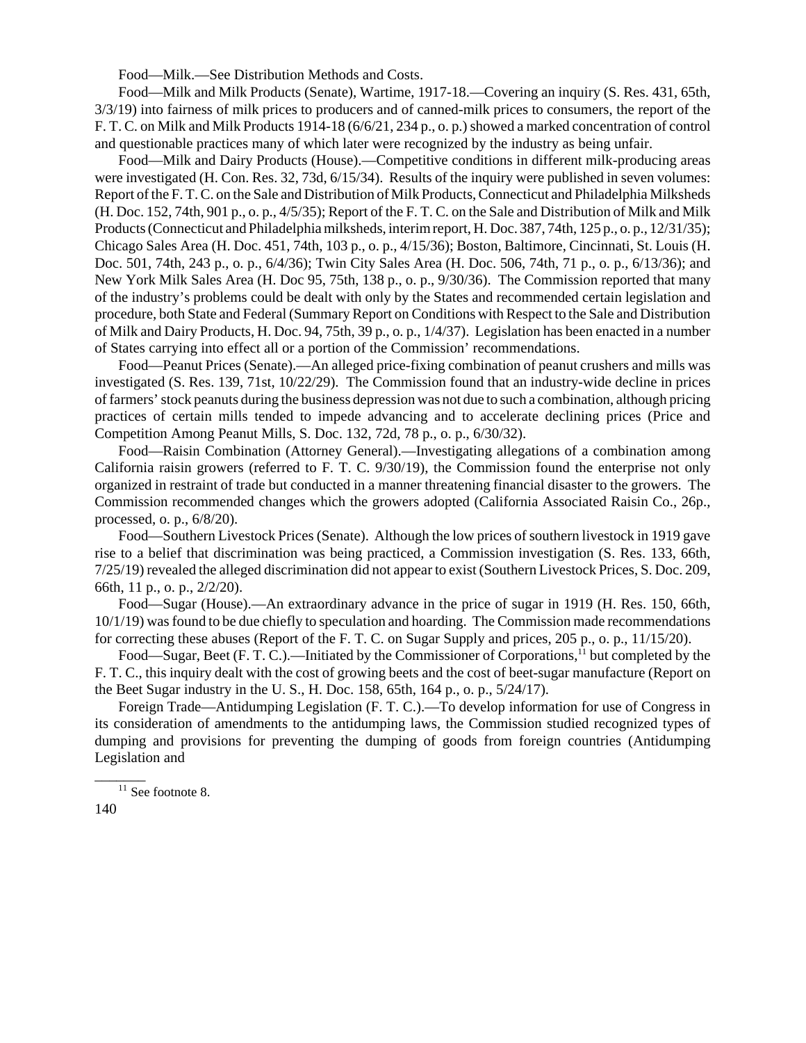Food—Milk.—See Distribution Methods and Costs.

Food—Milk and Milk Products (Senate), Wartime, 1917-18.—Covering an inquiry (S. Res. 431, 65th, 3/3/19) into fairness of milk prices to producers and of canned-milk prices to consumers, the report of the F. T. C. on Milk and Milk Products 1914-18 (6/6/21, 234 p., o. p.) showed a marked concentration of control and questionable practices many of which later were recognized by the industry as being unfair.

Food—Milk and Dairy Products (House).—Competitive conditions in different milk-producing areas were investigated (H. Con. Res. 32, 73d, 6/15/34). Results of the inquiry were published in seven volumes: Report of the F. T. C. on the Sale and Distribution of Milk Products, Connecticut and Philadelphia Milksheds (H. Doc. 152, 74th, 901 p., o. p., 4/5/35); Report of the F. T. C. on the Sale and Distribution of Milk and Milk Products (Connecticut and Philadelphia milksheds, interim report, H. Doc. 387, 74th, 125 p., o. p., 12/31/35); Chicago Sales Area (H. Doc. 451, 74th, 103 p., o. p., 4/15/36); Boston, Baltimore, Cincinnati, St. Louis (H. Doc. 501, 74th, 243 p., o. p., 6/4/36); Twin City Sales Area (H. Doc. 506, 74th, 71 p., o. p., 6/13/36); and New York Milk Sales Area (H. Doc 95, 75th, 138 p., o. p., 9/30/36). The Commission reported that many of the industry's problems could be dealt with only by the States and recommended certain legislation and procedure, both State and Federal (Summary Report on Conditions with Respect to the Sale and Distribution of Milk and Dairy Products, H. Doc. 94, 75th, 39 p., o. p., 1/4/37). Legislation has been enacted in a number of States carrying into effect all or a portion of the Commission' recommendations.

Food—Peanut Prices (Senate).—An alleged price-fixing combination of peanut crushers and mills was investigated (S. Res. 139, 71st, 10/22/29). The Commission found that an industry-wide decline in prices of farmers' stock peanuts during the business depression was not due to such a combination, although pricing practices of certain mills tended to impede advancing and to accelerate declining prices (Price and Competition Among Peanut Mills, S. Doc. 132, 72d, 78 p., o. p., 6/30/32).

Food—Raisin Combination (Attorney General).—Investigating allegations of a combination among California raisin growers (referred to F. T. C. 9/30/19), the Commission found the enterprise not only organized in restraint of trade but conducted in a manner threatening financial disaster to the growers. The Commission recommended changes which the growers adopted (California Associated Raisin Co., 26p., processed, o. p., 6/8/20).

Food—Southern Livestock Prices (Senate). Although the low prices of southern livestock in 1919 gave rise to a belief that discrimination was being practiced, a Commission investigation (S. Res. 133, 66th, 7/25/19) revealed the alleged discrimination did not appear to exist (Southern Livestock Prices, S. Doc. 209, 66th, 11 p., o. p., 2/2/20).

Food—Sugar (House).—An extraordinary advance in the price of sugar in 1919 (H. Res. 150, 66th, 10/1/19) was found to be due chiefly to speculation and hoarding. The Commission made recommendations for correcting these abuses (Report of the F. T. C. on Sugar Supply and prices, 205 p., o. p., 11/15/20).

Food—Sugar, Beet (F. T. C.).—Initiated by the Commissioner of Corporations,[11] but completed by the F. T. C., this inquiry dealt with the cost of growing beets and the cost of beet-sugar manufacture (Report on the Beet Sugar industry in the U. S., H. Doc. 158, 65th, 164 p., o. p., 5/24/17).

Foreign Trade—Antidumping Legislation (F. T. C.).—To develop information for use of Congress in its consideration of amendments to the antidumping laws, the Commission studied recognized types of dumping and provisions for preventing the dumping of goods from foreign countries (Antidumping Legislation and

[11] See footnote 8.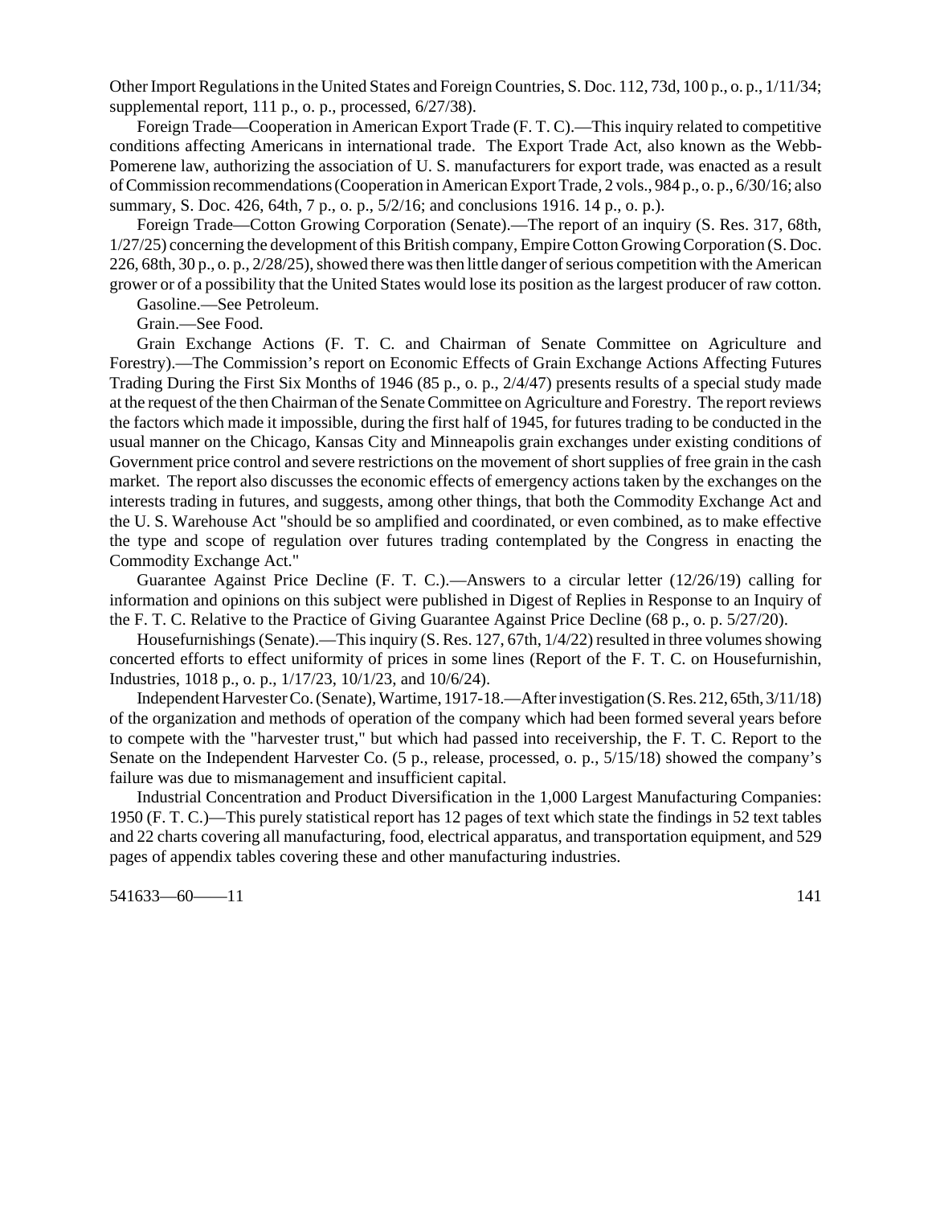Other Import Regulations in the United States and Foreign Countries, S. Doc. 112, 73d, 100 p., o. p., 1/11/34; supplemental report, 111 p., o. p., processed, 6/27/38).

Foreign Trade—Cooperation in American Export Trade (F. T. C).—This inquiry related to competitive conditions affecting Americans in international trade. The Export Trade Act, also known as the Webb-Pomerene law, authorizing the association of U. S. manufacturers for export trade, was enacted as a result of Commission recommendations (Cooperation in American Export Trade, 2 vols., 984 p., o. p., 6/30/16; also summary, S. Doc. 426, 64th, 7 p., o. p., 5/2/16; and conclusions 1916. 14 p., o. p.).

Foreign Trade—Cotton Growing Corporation (Senate).—The report of an inquiry (S. Res. 317, 68th, 1/27/25) concerning the development of this British company, Empire Cotton Growing Corporation (S. Doc. 226, 68th, 30 p., o. p., 2/28/25), showed there was then little danger of serious competition with the American grower or of a possibility that the United States would lose its position as the largest producer of raw cotton.

Gasoline.—See Petroleum.

Grain.—See Food.

Grain Exchange Actions (F. T. C. and Chairman of Senate Committee on Agriculture and Forestry).—The Commission's report on Economic Effects of Grain Exchange Actions Affecting Futures Trading During the First Six Months of 1946 (85 p., o. p., 2/4/47) presents results of a special study made at the request of the then Chairman of the Senate Committee on Agriculture and Forestry. The report reviews the factors which made it impossible, during the first half of 1945, for futures trading to be conducted in the usual manner on the Chicago, Kansas City and Minneapolis grain exchanges under existing conditions of Government price control and severe restrictions on the movement of short supplies of free grain in the cash market. The report also discusses the economic effects of emergency actions taken by the exchanges on the interests trading in futures, and suggests, among other things, that both the Commodity Exchange Act and the U. S. Warehouse Act "should be so amplified and coordinated, or even combined, as to make effective the type and scope of regulation over futures trading contemplated by the Congress in enacting the Commodity Exchange Act."

Guarantee Against Price Decline (F. T. C.).—Answers to a circular letter (12/26/19) calling for information and opinions on this subject were published in Digest of Replies in Response to an Inquiry of the F. T. C. Relative to the Practice of Giving Guarantee Against Price Decline (68 p., o. p. 5/27/20).

Housefurnishings (Senate).—This inquiry (S. Res. 127, 67th, 1/4/22) resulted in three volumes showing concerted efforts to effect uniformity of prices in some lines (Report of the F. T. C. on Housefurnishin, Industries, 1018 p., o. p., 1/17/23, 10/1/23, and 10/6/24).

Independent Harvester Co. (Senate), Wartime, 1917-18.—After investigation (S. Res. 212, 65th, 3/11/18) of the organization and methods of operation of the company which had been formed several years before to compete with the "harvester trust," but which had passed into receivership, the F. T. C. Report to the Senate on the Independent Harvester Co. (5 p., release, processed, o. p., 5/15/18) showed the company's failure was due to mismanagement and insufficient capital.

Industrial Concentration and Product Diversification in the 1,000 Largest Manufacturing Companies: 1950 (F. T. C.)—This purely statistical report has 12 pages of text which state the findings in 52 text tables and 22 charts covering all manufacturing, food, electrical apparatus, and transportation equipment, and 529 pages of appendix tables covering these and other manufacturing industries.

541633—60——11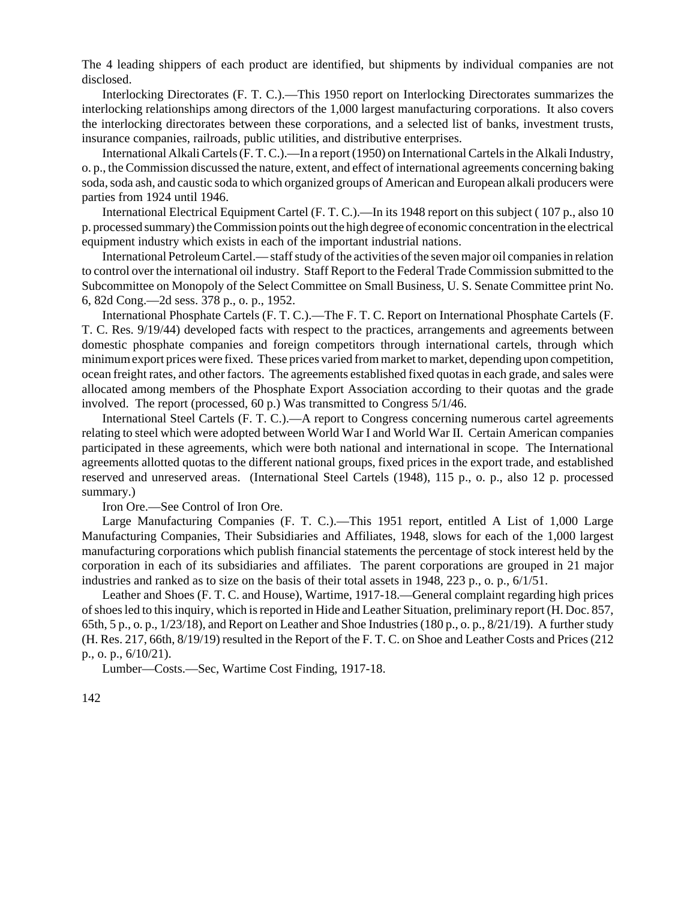The 4 leading shippers of each product are identified, but shipments by individual companies are not disclosed.

Interlocking Directorates (F. T. C.).—This 1950 report on Interlocking Directorates summarizes the interlocking relationships among directors of the 1,000 largest manufacturing corporations. It also covers the interlocking directorates between these corporations, and a selected list of banks, investment trusts, insurance companies, railroads, public utilities, and distributive enterprises.

International Alkali Cartels (F. T. C.).—In a report (1950) on International Cartels in the Alkali Industry, o. p., the Commission discussed the nature, extent, and effect of international agreements concerning baking soda, soda ash, and caustic soda to which organized groups of American and European alkali producers were parties from 1924 until 1946.

International Electrical Equipment Cartel (F. T. C.).—In its 1948 report on this subject ( 107 p., also 10 p. processed summary) the Commission points out the high degree of economic concentration in the electrical equipment industry which exists in each of the important industrial nations.

International Petroleum Cartel.— staff study of the activities of the seven major oil companies in relation to control over the international oil industry. Staff Report to the Federal Trade Commission submitted to the Subcommittee on Monopoly of the Select Committee on Small Business, U. S. Senate Committee print No. 6, 82d Cong.—2d sess. 378 p., o. p., 1952.

International Phosphate Cartels (F. T. C.).—The F. T. C. Report on International Phosphate Cartels (F. T. C. Res. 9/19/44) developed facts with respect to the practices, arrangements and agreements between domestic phosphate companies and foreign competitors through international cartels, through which minimum export prices were fixed. These prices varied from market to market, depending upon competition, ocean freight rates, and other factors. The agreements established fixed quotas in each grade, and sales were allocated among members of the Phosphate Export Association according to their quotas and the grade involved. The report (processed, 60 p.) Was transmitted to Congress 5/1/46.

International Steel Cartels (F. T. C.).—A report to Congress concerning numerous cartel agreements relating to steel which were adopted between World War I and World War II. Certain American companies participated in these agreements, which were both national and international in scope. The International agreements allotted quotas to the different national groups, fixed prices in the export trade, and established reserved and unreserved areas. (International Steel Cartels (1948), 115 p., o. p., also 12 p. processed summary.)

Iron Ore.—See Control of Iron Ore.

Large Manufacturing Companies (F. T. C.).—This 1951 report, entitled A List of 1,000 Large Manufacturing Companies, Their Subsidiaries and Affiliates, 1948, slows for each of the 1,000 largest manufacturing corporations which publish financial statements the percentage of stock interest held by the corporation in each of its subsidiaries and affiliates. The parent corporations are grouped in 21 major industries and ranked as to size on the basis of their total assets in 1948, 223 p., o. p., 6/1/51.

Leather and Shoes (F. T. C. and House), Wartime, 1917-18.—General complaint regarding high prices of shoes led to this inquiry, which is reported in Hide and Leather Situation, preliminary report (H. Doc. 857, 65th, 5 p., o. p., 1/23/18), and Report on Leather and Shoe Industries (180 p., o. p., 8/21/19). A further study (H. Res. 217, 66th, 8/19/19) resulted in the Report of the F. T. C. on Shoe and Leather Costs and Prices (212 p., o. p., 6/10/21).

Lumber—Costs.—Sec, Wartime Cost Finding, 1917-18.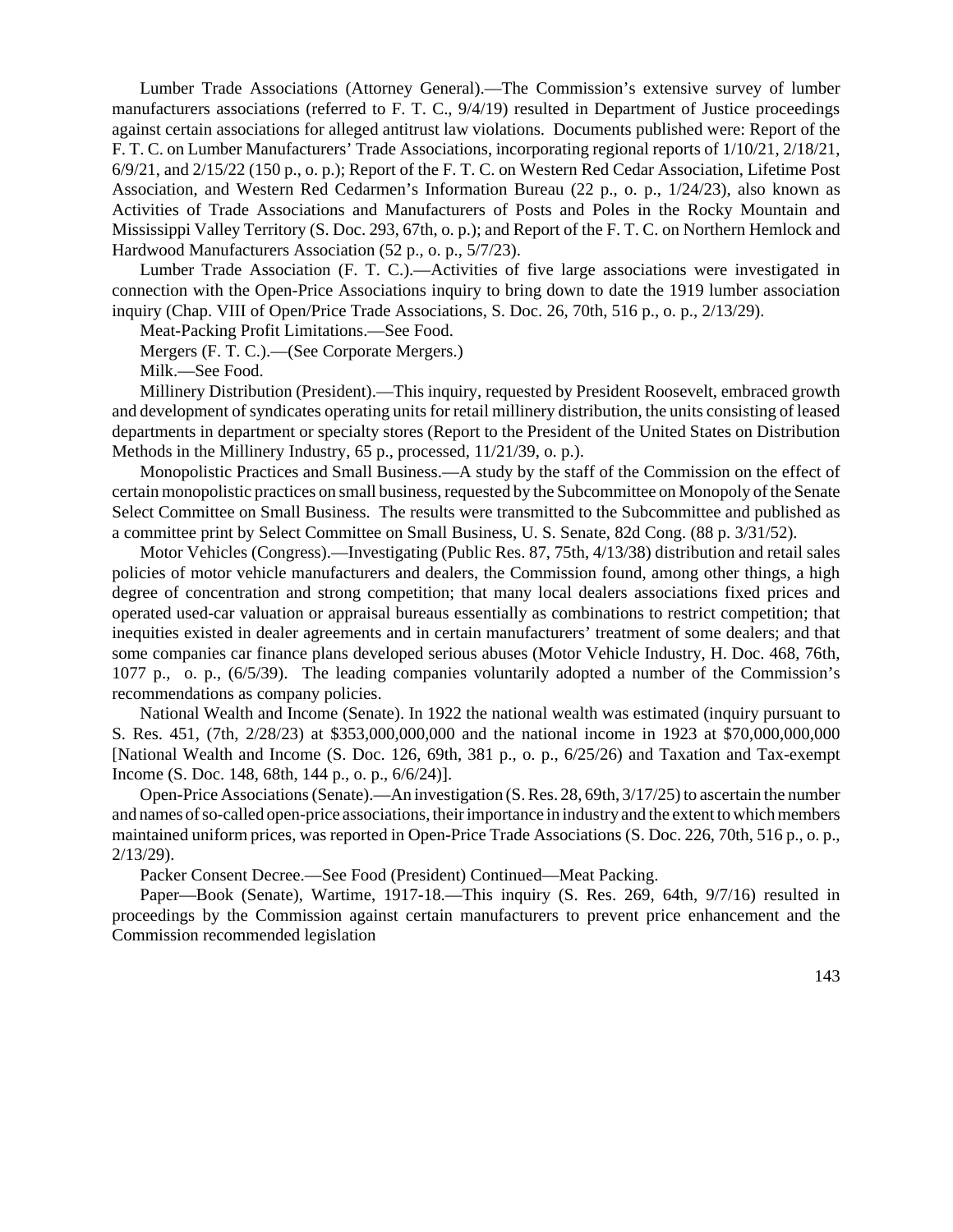Lumber Trade Associations (Attorney General).—The Commission's extensive survey of lumber manufacturers associations (referred to F. T. C., 9/4/19) resulted in Department of Justice proceedings against certain associations for alleged antitrust law violations. Documents published were: Report of the F. T. C. on Lumber Manufacturers' Trade Associations, incorporating regional reports of 1/10/21, 2/18/21, 6/9/21, and 2/15/22 (150 p., o. p.); Report of the F. T. C. on Western Red Cedar Association, Lifetime Post Association, and Western Red Cedarmen's Information Bureau (22 p., o. p., 1/24/23), also known as Activities of Trade Associations and Manufacturers of Posts and Poles in the Rocky Mountain and Mississippi Valley Territory (S. Doc. 293, 67th, o. p.); and Report of the F. T. C. on Northern Hemlock and Hardwood Manufacturers Association (52 p., o. p., 5/7/23).

Lumber Trade Association (F. T. C.).—Activities of five large associations were investigated in connection with the Open-Price Associations inquiry to bring down to date the 1919 lumber association inquiry (Chap. VIII of Open/Price Trade Associations, S. Doc. 26, 70th, 516 p., o. p., 2/13/29).

Meat-Packing Profit Limitations.—See Food.

Mergers (F. T. C.).—(See Corporate Mergers.)

Milk.—See Food.

Millinery Distribution (President).—This inquiry, requested by President Roosevelt, embraced growth and development of syndicates operating units for retail millinery distribution, the units consisting of leased departments in department or specialty stores (Report to the President of the United States on Distribution Methods in the Millinery Industry, 65 p., processed, 11/21/39, o. p.).

Monopolistic Practices and Small Business.—A study by the staff of the Commission on the effect of certain monopolistic practices on small business, requested by the Subcommittee on Monopoly of the Senate Select Committee on Small Business. The results were transmitted to the Subcommittee and published as a committee print by Select Committee on Small Business, U. S. Senate, 82d Cong. (88 p. 3/31/52).

Motor Vehicles (Congress).—Investigating (Public Res. 87, 75th, 4/13/38) distribution and retail sales policies of motor vehicle manufacturers and dealers, the Commission found, among other things, a high degree of concentration and strong competition; that many local dealers associations fixed prices and operated used-car valuation or appraisal bureaus essentially as combinations to restrict competition; that inequities existed in dealer agreements and in certain manufacturers' treatment of some dealers; and that some companies car finance plans developed serious abuses (Motor Vehicle Industry, H. Doc. 468, 76th, 1077 p., o. p., (6/5/39). The leading companies voluntarily adopted a number of the Commission's recommendations as company policies.

National Wealth and Income (Senate). In 1922 the national wealth was estimated (inquiry pursuant to S. Res. 451, (7th, 2/28/23) at $353,000,000,000 and the national income in 1923 at $70,000,000,000 [National Wealth and Income (S. Doc. 126, 69th, 381 p., o. p., 6/25/26) and Taxation and Tax-exempt Income (S. Doc. 148, 68th, 144 p., o. p., 6/6/24)].

Open-Price Associations (Senate).—An investigation (S. Res. 28, 69th, 3/17/25) to ascertain the number and names of so-called open-price associations, their importance in industry and the extent to which members maintained uniform prices, was reported in Open-Price Trade Associations (S. Doc. 226, 70th, 516 p., o. p., 2/13/29).

Packer Consent Decree.—See Food (President) Continued—Meat Packing.

Paper—Book (Senate), Wartime, 1917-18.—This inquiry (S. Res. 269, 64th, 9/7/16) resulted in proceedings by the Commission against certain manufacturers to prevent price enhancement and the Commission recommended legislation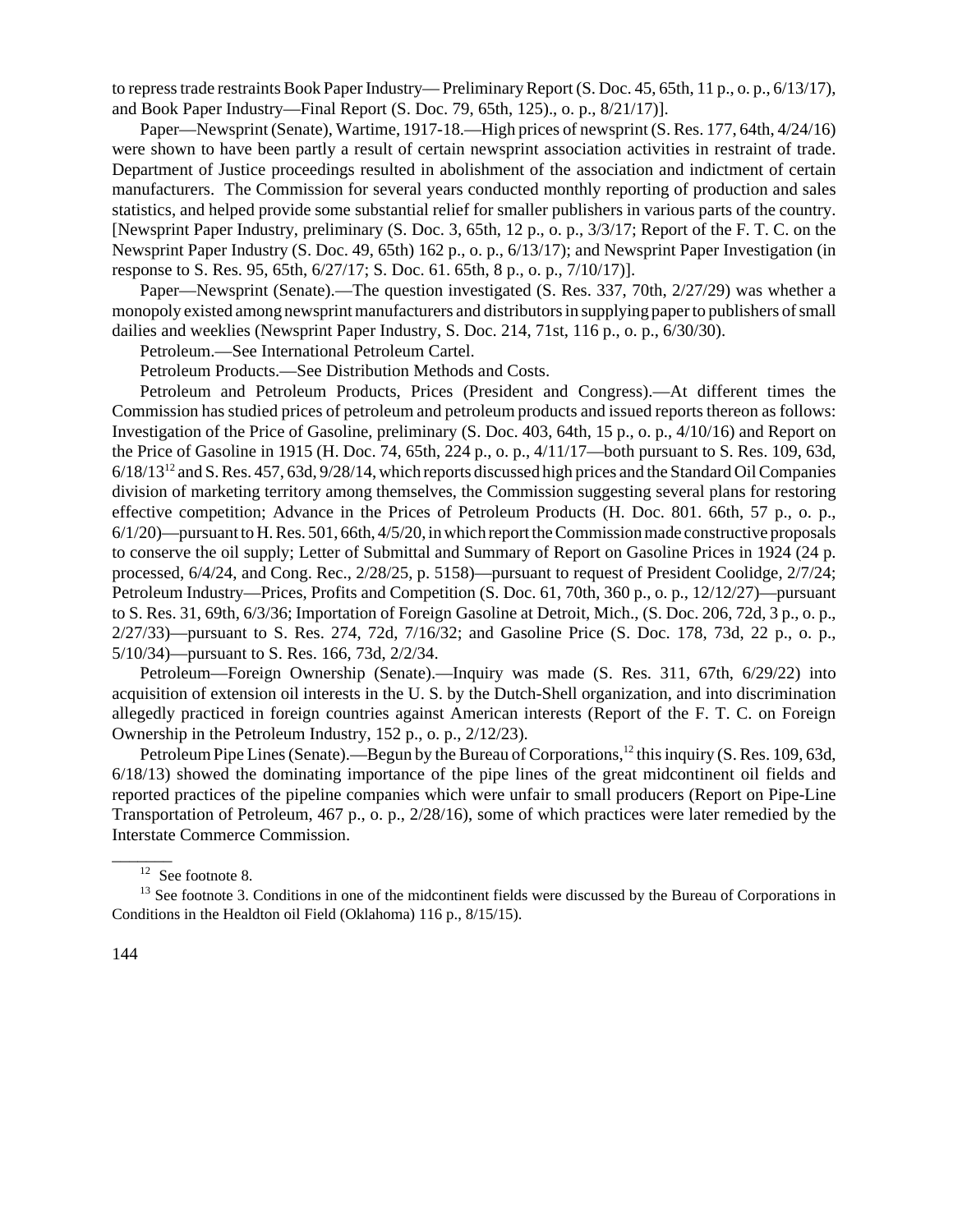to repress trade restraints Book Paper Industry— Preliminary Report (S. Doc. 45, 65th, 11 p., o. p., 6/13/17), and Book Paper Industry—Final Report (S. Doc. 79, 65th, 125)., o. p., 8/21/17)].

Paper—Newsprint (Senate), Wartime, 1917-18.—High prices of newsprint (S. Res. 177, 64th, 4/24/16) were shown to have been partly a result of certain newsprint association activities in restraint of trade. Department of Justice proceedings resulted in abolishment of the association and indictment of certain manufacturers. The Commission for several years conducted monthly reporting of production and sales statistics, and helped provide some substantial relief for smaller publishers in various parts of the country. [Newsprint Paper Industry, preliminary (S. Doc. 3, 65th, 12 p., o. p., 3/3/17; Report of the F. T. C. on the Newsprint Paper Industry (S. Doc. 49, 65th) 162 p., o. p., 6/13/17); and Newsprint Paper Investigation (in response to S. Res. 95, 65th, 6/27/17; S. Doc. 61. 65th, 8 p., o. p., 7/10/17)].

Paper—Newsprint (Senate).—The question investigated (S. Res. 337, 70th, 2/27/29) was whether a monopoly existed among newsprint manufacturers and distributors in supplying paper to publishers of small dailies and weeklies (Newsprint Paper Industry, S. Doc. 214, 71st, 116 p., o. p., 6/30/30).

Petroleum.—See International Petroleum Cartel.

Petroleum Products.—See Distribution Methods and Costs.

Petroleum and Petroleum Products, Prices (President and Congress).—At different times the Commission has studied prices of petroleum and petroleum products and issued reports thereon as follows: Investigation of the Price of Gasoline, preliminary (S. Doc. 403, 64th, 15 p., o. p., 4/10/16) and Report on the Price of Gasoline in 1915 (H. Doc. 74, 65th, 224 p., o. p., 4/11/17—both pursuant to S. Res. 109, 63d, 6/18/13[12] and S. Res. 457, 63d, 9/28/14, which reports discussed high prices and the Standard Oil Companies division of marketing territory among themselves, the Commission suggesting several plans for restoring effective competition; Advance in the Prices of Petroleum Products (H. Doc. 801. 66th, 57 p., o. p., 6/1/20)—pursuant to H. Res. 501, 66th, 4/5/20, in which report the Commission made constructive proposals to conserve the oil supply; Letter of Submittal and Summary of Report on Gasoline Prices in 1924 (24 p. processed, 6/4/24, and Cong. Rec., 2/28/25, p. 5158)—pursuant to request of President Coolidge, 2/7/24; Petroleum Industry—Prices, Profits and Competition (S. Doc. 61, 70th, 360 p., o. p., 12/12/27)—pursuant to S. Res. 31, 69th, 6/3/36; Importation of Foreign Gasoline at Detroit, Mich., (S. Doc. 206, 72d, 3 p., o. p., 2/27/33)—pursuant to S. Res. 274, 72d, 7/16/32; and Gasoline Price (S. Doc. 178, 73d, 22 p., o. p., 5/10/34)—pursuant to S. Res. 166, 73d, 2/2/34.

Petroleum—Foreign Ownership (Senate).—Inquiry was made (S. Res. 311, 67th, 6/29/22) into acquisition of extension oil interests in the U. S. by the Dutch-Shell organization, and into discrimination allegedly practiced in foreign countries against American interests (Report of the F. T. C. on Foreign Ownership in the Petroleum Industry, 152 p., o. p., 2/12/23).

Petroleum Pipe Lines (Senate).—Begun by the Bureau of Corporations,[12] this inquiry (S. Res. 109, 63d, 6/18/13) showed the dominating importance of the pipe lines of the great midcontinent oil fields and reported practices of the pipeline companies which were unfair to small producers (Report on Pipe-Line Transportation of Petroleum, 467 p., o. p., 2/28/16), some of which practices were later remedied by the Interstate Commerce Commission.

---

[12] See footnote 8.

[13] See footnote 3. Conditions in one of the midcontinent fields were discussed by the Bureau of Corporations in Conditions in the Healdton oil Field (Oklahoma) 116 p., 8/15/15).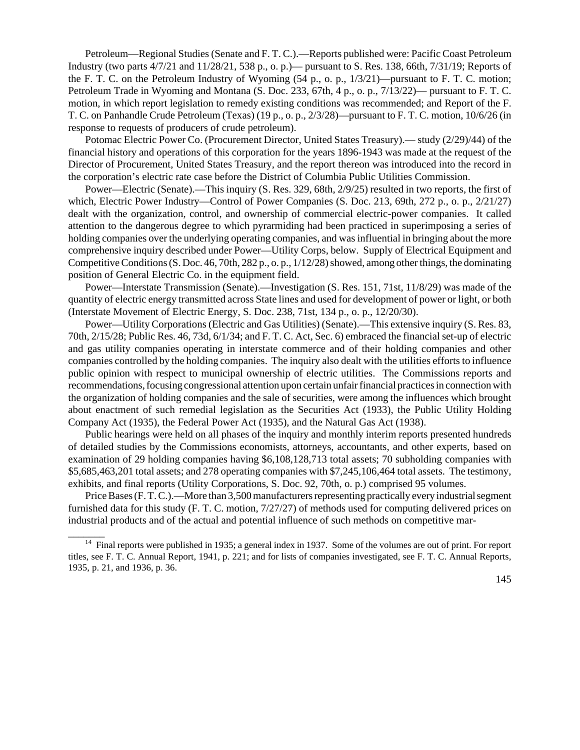Petroleum—Regional Studies (Senate and F. T. C.).—Reports published were: Pacific Coast Petroleum Industry (two parts 4/7/21 and 11/28/21, 538 p., o. p.)— pursuant to S. Res. 138, 66th, 7/31/19; Reports of the F. T. C. on the Petroleum Industry of Wyoming (54 p., o. p., 1/3/21)—pursuant to F. T. C. motion; Petroleum Trade in Wyoming and Montana (S. Doc. 233, 67th, 4 p., o. p., 7/13/22)— pursuant to F. T. C. motion, in which report legislation to remedy existing conditions was recommended; and Report of the F. T. C. on Panhandle Crude Petroleum (Texas) (19 p., o. p., 2/3/28)—pursuant to F. T. C. motion, 10/6/26 (in response to requests of producers of crude petroleum).

Potomac Electric Power Co. (Procurement Director, United States Treasury).— study (2/29)/44) of the financial history and operations of this corporation for the years 1896-1943 was made at the request of the Director of Procurement, United States Treasury, and the report thereon was introduced into the record in the corporation's electric rate case before the District of Columbia Public Utilities Commission.

Power—Electric (Senate).—This inquiry (S. Res. 329, 68th, 2/9/25) resulted in two reports, the first of which, Electric Power Industry—Control of Power Companies (S. Doc. 213, 69th, 272 p., o. p., 2/21/27) dealt with the organization, control, and ownership of commercial electric-power companies. It called attention to the dangerous degree to which pyrarmiding had been practiced in superimposing a series of holding companies over the underlying operating companies, and was influential in bringing about the more comprehensive inquiry described under Power—Utility Corps, below. Supply of Electrical Equipment and Competitive Conditions (S. Doc. 46, 70th, 282 p., o. p., 1/12/28) showed, among other things, the dominating position of General Electric Co. in the equipment field.

Power—Interstate Transmission (Senate).—Investigation (S. Res. 151, 71st, 11/8/29) was made of the quantity of electric energy transmitted across State lines and used for development of power or light, or both (Interstate Movement of Electric Energy, S. Doc. 238, 71st, 134 p., o. p., 12/20/30).

Power—Utility Corporations (Electric and Gas Utilities) (Senate).—This extensive inquiry (S. Res. 83, 70th, 2/15/28; Public Res. 46, 73d, 6/1/34; and F. T. C. Act, Sec. 6) embraced the financial set-up of electric and gas utility companies operating in interstate commerce and of their holding companies and other companies controlled by the holding companies. The inquiry also dealt with the utilities efforts to influence public opinion with respect to municipal ownership of electric utilities. The Commissions reports and recommendations, focusing congressional attention upon certain unfair financial practices in connection with the organization of holding companies and the sale of securities, were among the influences which brought about enactment of such remedial legislation as the Securities Act (1933), the Public Utility Holding Company Act (1935), the Federal Power Act (1935), and the Natural Gas Act (1938).

Public hearings were held on all phases of the inquiry and monthly interim reports presented hundreds of detailed studies by the Commissions economists, attorneys, accountants, and other experts, based on examination of 29 holding companies having $6,108,128,713 total assets; 70 subholding companies with $5,685,463,201 total assets; and 278 operating companies with $7,245,106,464 total assets. The testimony, exhibits, and final reports (Utility Corporations, S. Doc. 92, 70th, o. p.) comprised 95 volumes.

Price Bases (F. T. C.).—More than 3,500 manufacturers representing practically every industrial segment furnished data for this study (F. T. C. motion, 7/27/27) of methods used for computing delivered prices on industrial products and of the actual and potential influence of such methods on competitive mar-

---

[14] Final reports were published in 1935; a general index in 1937. Some of the volumes are out of print. For report titles, see F. T. C. Annual Report, 1941, p. 221; and for lists of companies investigated, see F. T. C. Annual Reports, 1935, p. 21, and 1936, p. 36.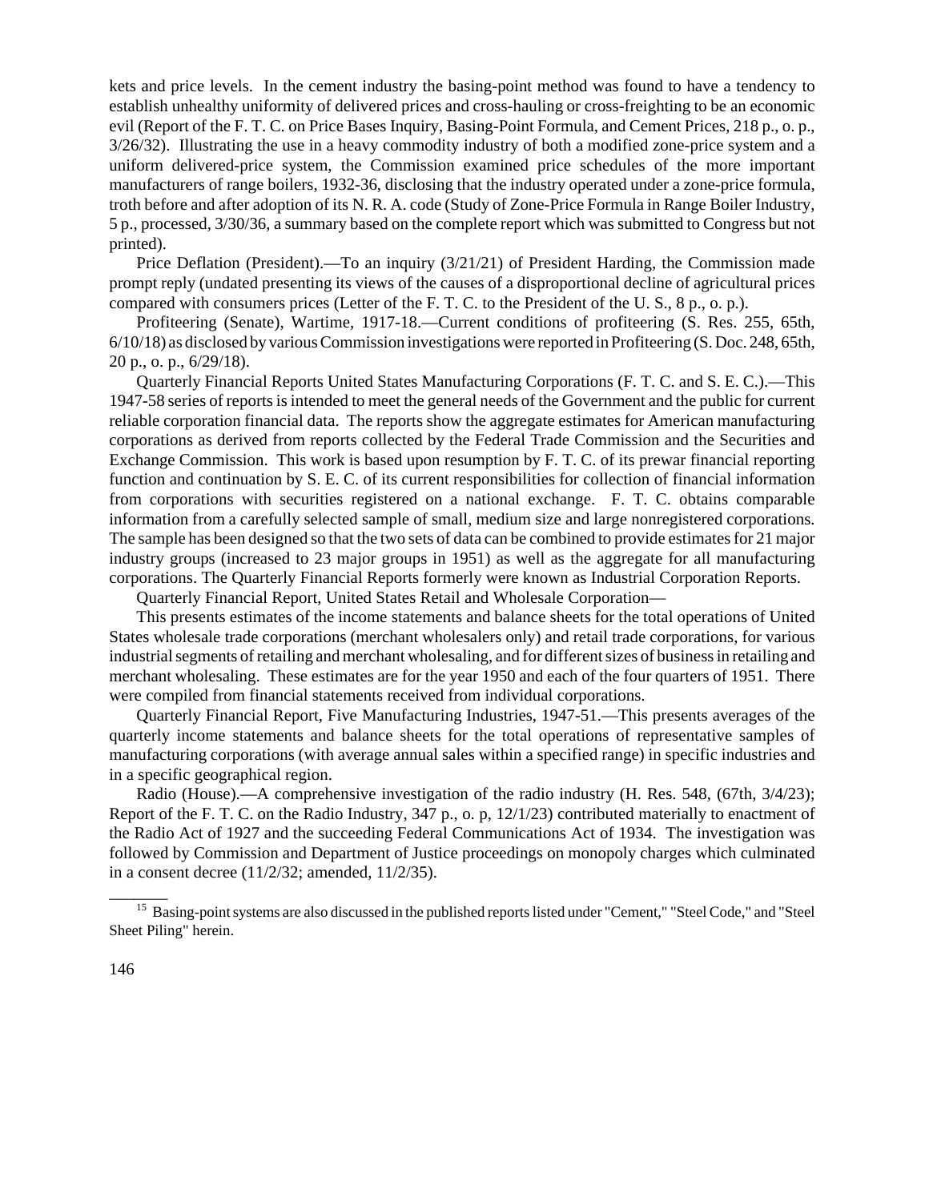kets and price levels. In the cement industry the basing-point method was found to have a tendency to establish unhealthy uniformity of delivered prices and cross-hauling or cross-freighting to be an economic evil (Report of the F. T. C. on Price Bases Inquiry, Basing-Point Formula, and Cement Prices, 218 p., o. p., 3/26/32). Illustrating the use in a heavy commodity industry of both a modified zone-price system and a uniform delivered-price system, the Commission examined price schedules of the more important manufacturers of range boilers, 1932-36, disclosing that the industry operated under a zone-price formula, troth before and after adoption of its N. R. A. code (Study of Zone-Price Formula in Range Boiler Industry, 5 p., processed, 3/30/36, a summary based on the complete report which was submitted to Congress but not printed).

Price Deflation (President).—To an inquiry (3/21/21) of President Harding, the Commission made prompt reply (undated presenting its views of the causes of a disproportional decline of agricultural prices compared with consumers prices (Letter of the F. T. C. to the President of the U. S., 8 p., o. p.).

Profiteering (Senate), Wartime, 1917-18.—Current conditions of profiteering (S. Res. 255, 65th, 6/10/18) as disclosed by various Commission investigations were reported in Profiteering (S. Doc. 248, 65th, 20 p., o. p., 6/29/18).

Quarterly Financial Reports United States Manufacturing Corporations (F. T. C. and S. E. C.).—This 1947-58 series of reports is intended to meet the general needs of the Government and the public for current reliable corporation financial data. The reports show the aggregate estimates for American manufacturing corporations as derived from reports collected by the Federal Trade Commission and the Securities and Exchange Commission. This work is based upon resumption by F. T. C. of its prewar financial reporting function and continuation by S. E. C. of its current responsibilities for collection of financial information from corporations with securities registered on a national exchange. F. T. C. obtains comparable information from a carefully selected sample of small, medium size and large nonregistered corporations. The sample has been designed so that the two sets of data can be combined to provide estimates for 21 major industry groups (increased to 23 major groups in 1951) as well as the aggregate for all manufacturing corporations. The Quarterly Financial Reports formerly were known as Industrial Corporation Reports.

Quarterly Financial Report, United States Retail and Wholesale Corporation—

This presents estimates of the income statements and balance sheets for the total operations of United States wholesale trade corporations (merchant wholesalers only) and retail trade corporations, for various industrial segments of retailing and merchant wholesaling, and for different sizes of business in retailing and merchant wholesaling. These estimates are for the year 1950 and each of the four quarters of 1951. There were compiled from financial statements received from individual corporations.

Quarterly Financial Report, Five Manufacturing Industries, 1947-51.—This presents averages of the quarterly income statements and balance sheets for the total operations of representative samples of manufacturing corporations (with average annual sales within a specified range) in specific industries and in a specific geographical region.

Radio (House).—A comprehensive investigation of the radio industry (H. Res. 548, (67th, 3/4/23); Report of the F. T. C. on the Radio Industry, 347 p., o. p, 12/1/23) contributed materially to enactment of the Radio Act of 1927 and the succeeding Federal Communications Act of 1934. The investigation was followed by Commission and Department of Justice proceedings on monopoly charges which culminated in a consent decree (11/2/32; amended, 11/2/35).

---

[15] Basing-point systems are also discussed in the published reports listed under "Cement," "Steel Code," and "Steel Sheet Piling" herein.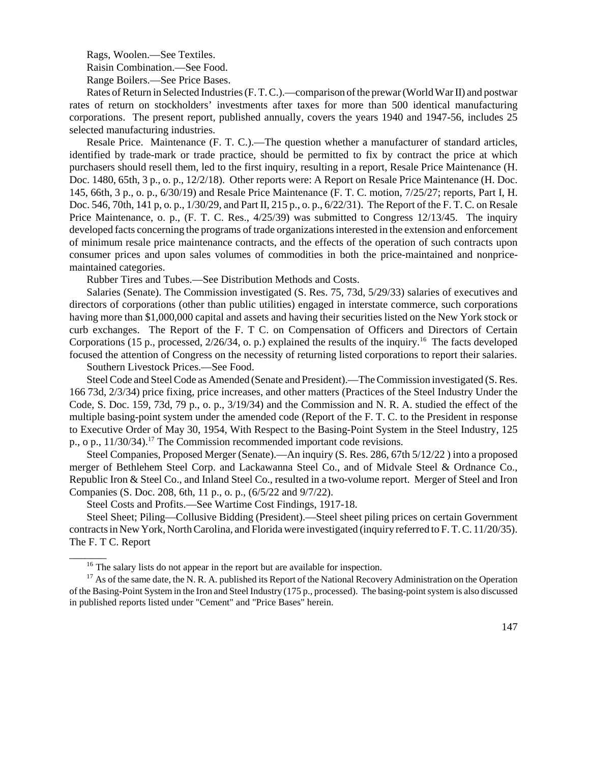Rags, Woolen.—See Textiles.

Raisin Combination.—See Food.

Range Boilers.—See Price Bases.

Rates of Return in Selected Industries (F. T. C.).—comparison of the prewar (World War II) and postwar rates of return on stockholders' investments after taxes for more than 500 identical manufacturing corporations. The present report, published annually, covers the years 1940 and 1947-56, includes 25 selected manufacturing industries.

Resale Price. Maintenance (F. T. C.).—The question whether a manufacturer of standard articles, identified by trade-mark or trade practice, should be permitted to fix by contract the price at which purchasers should resell them, led to the first inquiry, resulting in a report, Resale Price Maintenance (H. Doc. 1480, 65th, 3 p., o. p., 12/2/18). Other reports were: A Report on Resale Price Maintenance (H. Doc. 145, 66th, 3 p., o. p., 6/30/19) and Resale Price Maintenance (F. T. C. motion, 7/25/27; reports, Part I, H. Doc. 546, 70th, 141 p, o. p., 1/30/29, and Part II, 215 p., o. p., 6/22/31). The Report of the F. T. C. on Resale Price Maintenance, o. p., (F. T. C. Res., 4/25/39) was submitted to Congress 12/13/45. The inquiry developed facts concerning the programs of trade organizations interested in the extension and enforcement of minimum resale price maintenance contracts, and the effects of the operation of such contracts upon consumer prices and upon sales volumes of commodities in both the price-maintained and nonprice-maintained categories.

Rubber Tires and Tubes.—See Distribution Methods and Costs.

Salaries (Senate). The Commission investigated (S. Res. 75, 73d, 5/29/33) salaries of executives and directors of corporations (other than public utilities) engaged in interstate commerce, such corporations having more than $1,000,000 capital and assets and having their securities listed on the New York stock or curb exchanges. The Report of the F. T C. on Compensation of Officers and Directors of Certain Corporations (15 p., processed, 2/26/34, o. p.) explained the results of the inquiry.[16] The facts developed focused the attention of Congress on the necessity of returning listed corporations to report their salaries.

Southern Livestock Prices.—See Food.

Steel Code and Steel Code as Amended (Senate and President).—The Commission investigated (S. Res. 166 73d, 2/3/34) price fixing, price increases, and other matters (Practices of the Steel Industry Under the Code, S. Doc. 159, 73d, 79 p., o. p., 3/19/34) and the Commission and N. R. A. studied the effect of the multiple basing-point system under the amended code (Report of the F. T. C. to the President in response to Executive Order of May 30, 1954, With Respect to the Basing-Point System in the Steel Industry, 125 p., o p., 11/30/34).[17] The Commission recommended important code revisions.

Steel Companies, Proposed Merger (Senate).—An inquiry (S. Res. 286, 67th 5/12/22 ) into a proposed merger of Bethlehem Steel Corp. and Lackawanna Steel Co., and of Midvale Steel & Ordnance Co., Republic Iron & Steel Co., and Inland Steel Co., resulted in a two-volume report. Merger of Steel and Iron Companies (S. Doc. 208, 6th, 11 p., o. p., (6/5/22 and 9/7/22).

Steel Costs and Profits.—See Wartime Cost Findings, 1917-18.

Steel Sheet; Piling—Collusive Bidding (President).—Steel sheet piling prices on certain Government contracts in New York, North Carolina, and Florida were investigated (inquiry referred to F. T. C. 11/20/35). The F. T C. Report

---

[16] The salary lists do not appear in the report but are available for inspection.

[17] As of the same date, the N. R. A. published its Report of the National Recovery Administration on the Operation of the Basing-Point System in the Iron and Steel Industry (175 p., processed). The basing-point system is also discussed in published reports listed under "Cement" and "Price Bases" herein.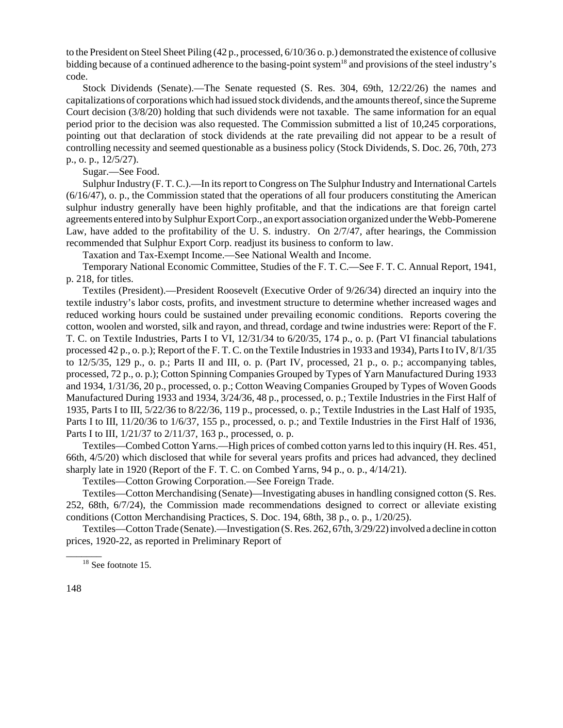to the President on Steel Sheet Piling (42 p., processed, 6/10/36 o. p.) demonstrated the existence of collusive bidding because of a continued adherence to the basing-point system[18] and provisions of the steel industry's code.

Stock Dividends (Senate).—The Senate requested (S. Res. 304, 69th, 12/22/26) the names and capitalizations of corporations which had issued stock dividends, and the amounts thereof, since the Supreme Court decision (3/8/20) holding that such dividends were not taxable. The same information for an equal period prior to the decision was also requested. The Commission submitted a list of 10,245 corporations, pointing out that declaration of stock dividends at the rate prevailing did not appear to be a result of controlling necessity and seemed questionable as a business policy (Stock Dividends, S. Doc. 26, 70th, 273 p., o. p., 12/5/27).

Sugar.—See Food.

Sulphur Industry (F. T. C.).—In its report to Congress on The Sulphur Industry and International Cartels (6/16/47), o. p., the Commission stated that the operations of all four producers constituting the American sulphur industry generally have been highly profitable, and that the indications are that foreign cartel agreements entered into by Sulphur Export Corp., an export association organized under the Webb-Pomerene Law, have added to the profitability of the U. S. industry. On 2/7/47, after hearings, the Commission recommended that Sulphur Export Corp. readjust its business to conform to law.

Taxation and Tax-Exempt Income.—See National Wealth and Income.

Temporary National Economic Committee, Studies of the F. T. C.—See F. T. C. Annual Report, 1941, p. 218, for titles.

Textiles (President).—President Roosevelt (Executive Order of 9/26/34) directed an inquiry into the textile industry's labor costs, profits, and investment structure to determine whether increased wages and reduced working hours could be sustained under prevailing economic conditions. Reports covering the cotton, woolen and worsted, silk and rayon, and thread, cordage and twine industries were: Report of the F. T. C. on Textile Industries, Parts I to VI, 12/31/34 to 6/20/35, 174 p., o. p. (Part VI financial tabulations processed 42 p., o. p.); Report of the F. T. C. on the Textile Industries in 1933 and 1934), Parts I to IV, 8/1/35 to 12/5/35, 129 p., o. p.; Parts II and III, o. p. (Part IV, processed, 21 p., o. p.; accompanying tables, processed, 72 p., o. p.); Cotton Spinning Companies Grouped by Types of Yarn Manufactured During 1933 and 1934, 1/31/36, 20 p., processed, o. p.; Cotton Weaving Companies Grouped by Types of Woven Goods Manufactured During 1933 and 1934, 3/24/36, 48 p., processed, o. p.; Textile Industries in the First Half of 1935, Parts I to III, 5/22/36 to 8/22/36, 119 p., processed, o. p.; Textile Industries in the Last Half of 1935, Parts I to III, 11/20/36 to 1/6/37, 155 p., processed, o. p.; and Textile Industries in the First Half of 1936, Parts I to III, 1/21/37 to 2/11/37, 163 p., processed, o. p.

Textiles—Combed Cotton Yarns.—High prices of combed cotton yarns led to this inquiry (H. Res. 451, 66th, 4/5/20) which disclosed that while for several years profits and prices had advanced, they declined sharply late in 1920 (Report of the F. T. C. on Combed Yarns, 94 p., o. p., 4/14/21).

Textiles—Cotton Growing Corporation.—See Foreign Trade.

Textiles—Cotton Merchandising (Senate)—Investigating abuses in handling consigned cotton (S. Res. 252, 68th, 6/7/24), the Commission made recommendations designed to correct or alleviate existing conditions (Cotton Merchandising Practices, S. Doc. 194, 68th, 38 p., o. p., 1/20/25).

Textiles—Cotton Trade (Senate).—Investigation (S. Res. 262, 67th, 3/29/22) involved a decline in cotton prices, 1920-22, as reported in Preliminary Report of

---

[18] See footnote 15.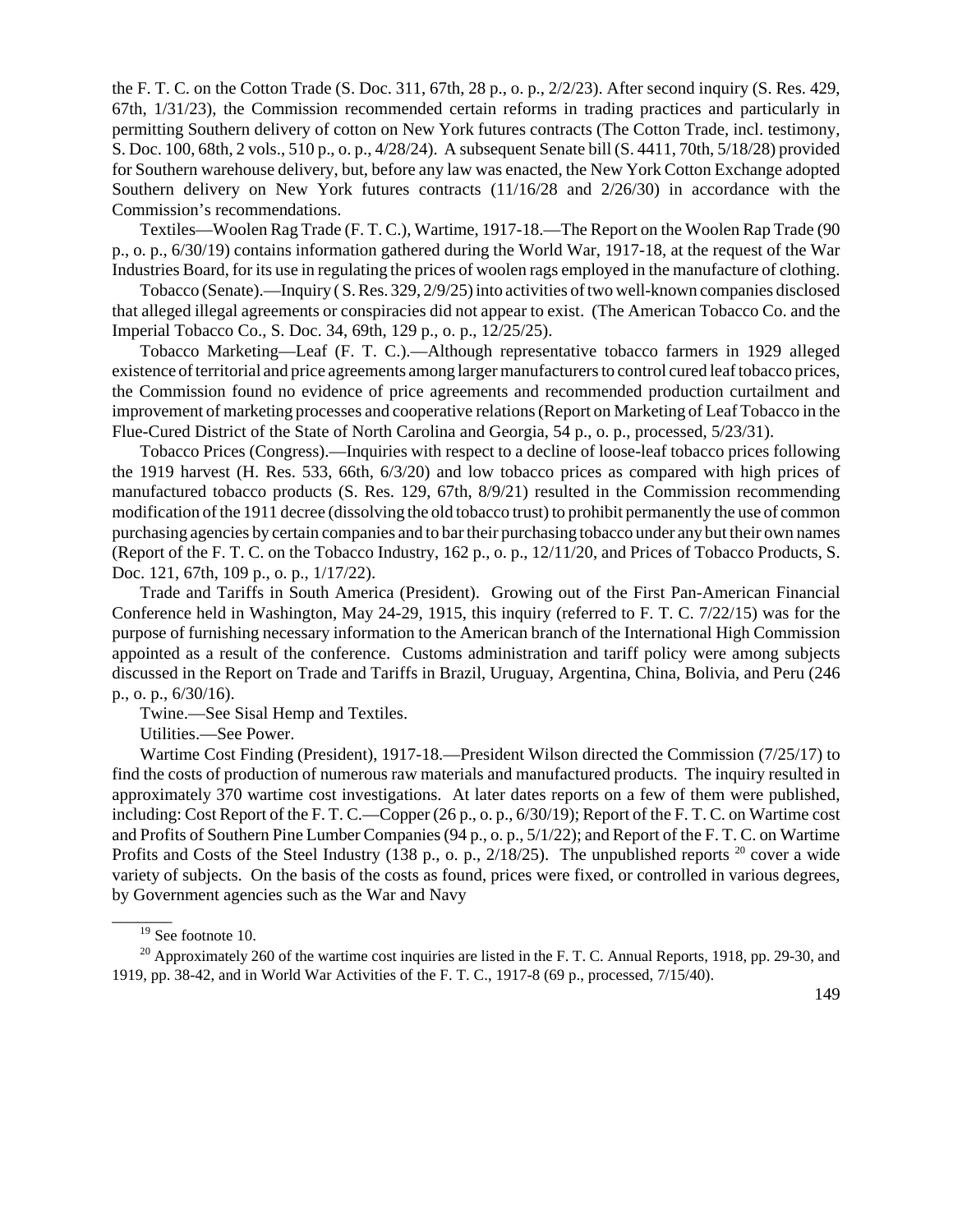the F. T. C. on the Cotton Trade (S. Doc. 311, 67th, 28 p., o. p., 2/2/23). After second inquiry (S. Res. 429, 67th, 1/31/23), the Commission recommended certain reforms in trading practices and particularly in permitting Southern delivery of cotton on New York futures contracts (The Cotton Trade, incl. testimony, S. Doc. 100, 68th, 2 vols., 510 p., o. p., 4/28/24). A subsequent Senate bill (S. 4411, 70th, 5/18/28) provided for Southern warehouse delivery, but, before any law was enacted, the New York Cotton Exchange adopted Southern delivery on New York futures contracts (11/16/28 and 2/26/30) in accordance with the Commission's recommendations.

Textiles—Woolen Rag Trade (F. T. C.), Wartime, 1917-18.—The Report on the Woolen Rap Trade (90 p., o. p., 6/30/19) contains information gathered during the World War, 1917-18, at the request of the War Industries Board, for its use in regulating the prices of woolen rags employed in the manufacture of clothing.

Tobacco (Senate).—Inquiry ( S. Res. 329, 2/9/25) into activities of two well-known companies disclosed that alleged illegal agreements or conspiracies did not appear to exist. (The American Tobacco Co. and the Imperial Tobacco Co., S. Doc. 34, 69th, 129 p., o. p., 12/25/25).

Tobacco Marketing—Leaf (F. T. C.).—Although representative tobacco farmers in 1929 alleged existence of territorial and price agreements among larger manufacturers to control cured leaf tobacco prices, the Commission found no evidence of price agreements and recommended production curtailment and improvement of marketing processes and cooperative relations (Report on Marketing of Leaf Tobacco in the Flue-Cured District of the State of North Carolina and Georgia, 54 p., o. p., processed, 5/23/31).

Tobacco Prices (Congress).—Inquiries with respect to a decline of loose-leaf tobacco prices following the 1919 harvest (H. Res. 533, 66th, 6/3/20) and low tobacco prices as compared with high prices of manufactured tobacco products (S. Res. 129, 67th, 8/9/21) resulted in the Commission recommending modification of the 1911 decree (dissolving the old tobacco trust) to prohibit permanently the use of common purchasing agencies by certain companies and to bar their purchasing tobacco under any but their own names (Report of the F. T. C. on the Tobacco Industry, 162 p., o. p., 12/11/20, and Prices of Tobacco Products, S. Doc. 121, 67th, 109 p., o. p., 1/17/22).

Trade and Tariffs in South America (President). Growing out of the First Pan-American Financial Conference held in Washington, May 24-29, 1915, this inquiry (referred to F. T. C. 7/22/15) was for the purpose of furnishing necessary information to the American branch of the International High Commission appointed as a result of the conference. Customs administration and tariff policy were among subjects discussed in the Report on Trade and Tariffs in Brazil, Uruguay, Argentina, China, Bolivia, and Peru (246 p., o. p., 6/30/16).

Twine.—See Sisal Hemp and Textiles.

Utilities.—See Power.

Wartime Cost Finding (President), 1917-18.—President Wilson directed the Commission (7/25/17) to find the costs of production of numerous raw materials and manufactured products. The inquiry resulted in approximately 370 wartime cost investigations. At later dates reports on a few of them were published, including: Cost Report of the F. T. C.—Copper (26 p., o. p., 6/30/19); Report of the F. T. C. on Wartime cost and Profits of Southern Pine Lumber Companies (94 p., o. p., 5/1/22); and Report of the F. T. C. on Wartime Profits and Costs of the Steel Industry (138 p., o. p., 2/18/25). The unpublished reports [20] cover a wide variety of subjects. On the basis of the costs as found, prices were fixed, or controlled in various degrees, by Government agencies such as the War and Navy

---

[19] See footnote 10.

[20] Approximately 260 of the wartime cost inquiries are listed in the F. T. C. Annual Reports, 1918, pp. 29-30, and 1919, pp. 38-42, and in World War Activities of the F. T. C., 1917-8 (69 p., processed, 7/15/40).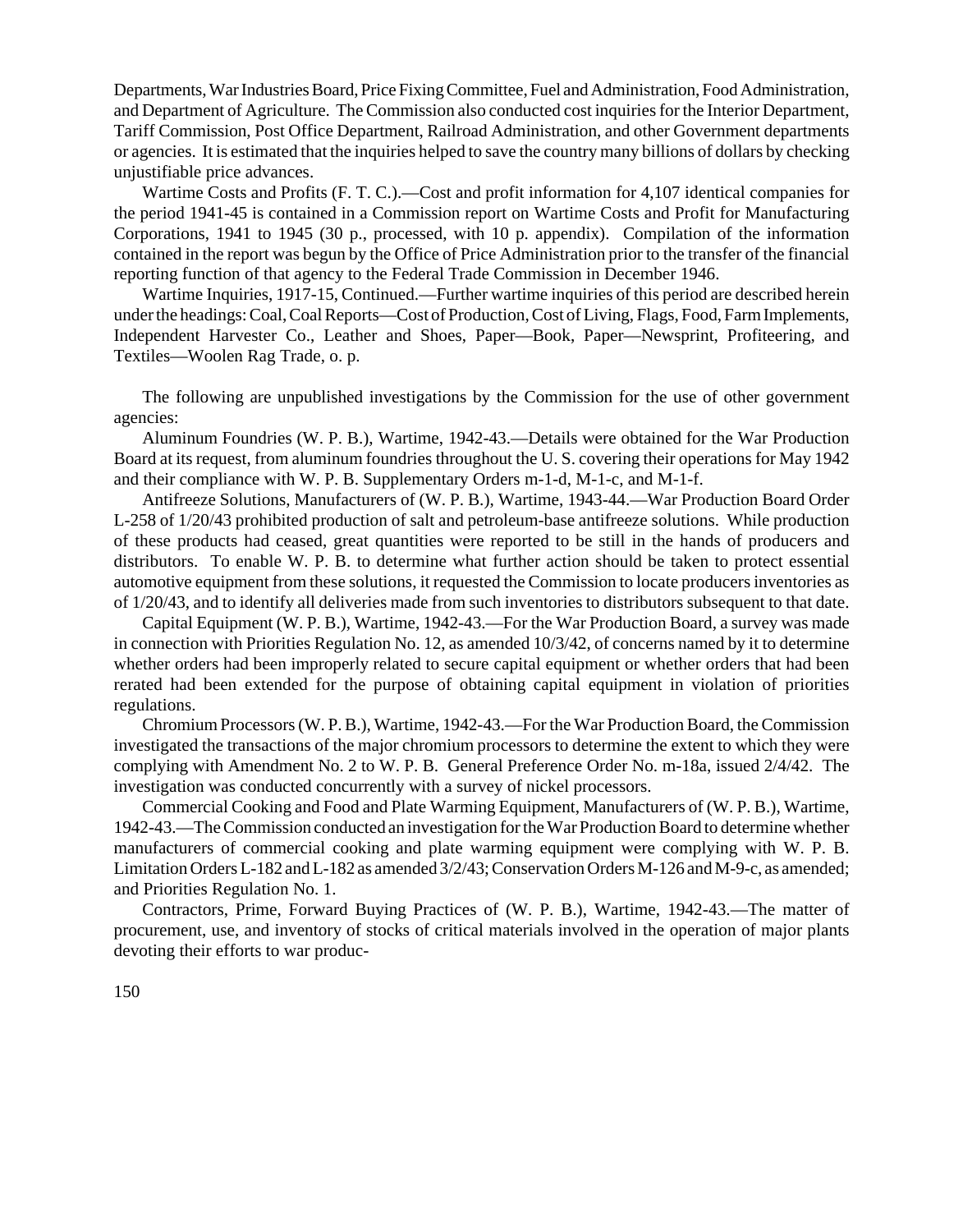Departments, War Industries Board, Price Fixing Committee, Fuel and Administration, Food Administration, and Department of Agriculture. The Commission also conducted cost inquiries for the Interior Department, Tariff Commission, Post Office Department, Railroad Administration, and other Government departments or agencies. It is estimated that the inquiries helped to save the country many billions of dollars by checking unjustifiable price advances.

Wartime Costs and Profits (F. T. C.).—Cost and profit information for 4,107 identical companies for the period 1941-45 is contained in a Commission report on Wartime Costs and Profit for Manufacturing Corporations, 1941 to 1945 (30 p., processed, with 10 p. appendix). Compilation of the information contained in the report was begun by the Office of Price Administration prior to the transfer of the financial reporting function of that agency to the Federal Trade Commission in December 1946.

Wartime Inquiries, 1917-15, Continued.—Further wartime inquiries of this period are described herein under the headings: Coal, Coal Reports—Cost of Production, Cost of Living, Flags, Food, Farm Implements, Independent Harvester Co., Leather and Shoes, Paper—Book, Paper—Newsprint, Profiteering, and Textiles—Woolen Rag Trade, o. p.

The following are unpublished investigations by the Commission for the use of other government agencies:

Aluminum Foundries (W. P. B.), Wartime, 1942-43.—Details were obtained for the War Production Board at its request, from aluminum foundries throughout the U. S. covering their operations for May 1942 and their compliance with W. P. B. Supplementary Orders m-1-d, M-1-c, and M-1-f.

Antifreeze Solutions, Manufacturers of (W. P. B.), Wartime, 1943-44.—War Production Board Order L-258 of 1/20/43 prohibited production of salt and petroleum-base antifreeze solutions. While production of these products had ceased, great quantities were reported to be still in the hands of producers and distributors. To enable W. P. B. to determine what further action should be taken to protect essential automotive equipment from these solutions, it requested the Commission to locate producers inventories as of 1/20/43, and to identify all deliveries made from such inventories to distributors subsequent to that date.

Capital Equipment (W. P. B.), Wartime, 1942-43.—For the War Production Board, a survey was made in connection with Priorities Regulation No. 12, as amended 10/3/42, of concerns named by it to determine whether orders had been improperly related to secure capital equipment or whether orders that had been rerated had been extended for the purpose of obtaining capital equipment in violation of priorities regulations.

Chromium Processors (W. P. B.), Wartime, 1942-43.—For the War Production Board, the Commission investigated the transactions of the major chromium processors to determine the extent to which they were complying with Amendment No. 2 to W. P. B. General Preference Order No. m-18a, issued 2/4/42. The investigation was conducted concurrently with a survey of nickel processors.

Commercial Cooking and Food and Plate Warming Equipment, Manufacturers of (W. P. B.), Wartime, 1942-43.—The Commission conducted an investigation for the War Production Board to determine whether manufacturers of commercial cooking and plate warming equipment were complying with W. P. B. Limitation Orders L-182 and L-182 as amended 3/2/43; Conservation Orders M-126 and M-9-c, as amended; and Priorities Regulation No. 1.

Contractors, Prime, Forward Buying Practices of (W. P. B.), Wartime, 1942-43.—The matter of procurement, use, and inventory of stocks of critical materials involved in the operation of major plants devoting their efforts to war produc-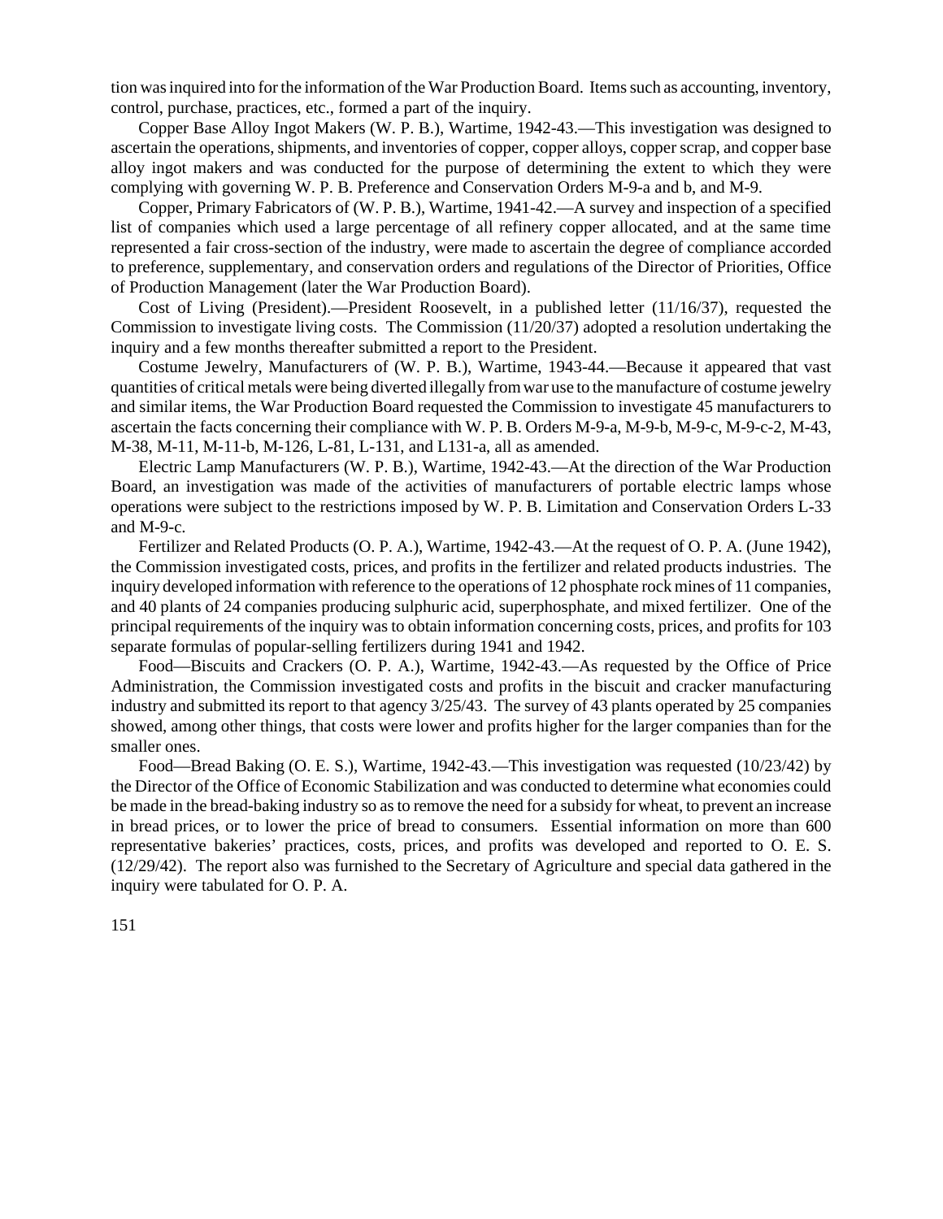tion was inquired into for the information of the War Production Board. Items such as accounting, inventory, control, purchase, practices, etc., formed a part of the inquiry.

Copper Base Alloy Ingot Makers (W. P. B.), Wartime, 1942-43.—This investigation was designed to ascertain the operations, shipments, and inventories of copper, copper alloys, copper scrap, and copper base alloy ingot makers and was conducted for the purpose of determining the extent to which they were complying with governing W. P. B. Preference and Conservation Orders M-9-a and b, and M-9.

Copper, Primary Fabricators of (W. P. B.), Wartime, 1941-42.—A survey and inspection of a specified list of companies which used a large percentage of all refinery copper allocated, and at the same time represented a fair cross-section of the industry, were made to ascertain the degree of compliance accorded to preference, supplementary, and conservation orders and regulations of the Director of Priorities, Office of Production Management (later the War Production Board).

Cost of Living (President).—President Roosevelt, in a published letter (11/16/37), requested the Commission to investigate living costs. The Commission (11/20/37) adopted a resolution undertaking the inquiry and a few months thereafter submitted a report to the President.

Costume Jewelry, Manufacturers of (W. P. B.), Wartime, 1943-44.—Because it appeared that vast quantities of critical metals were being diverted illegally from war use to the manufacture of costume jewelry and similar items, the War Production Board requested the Commission to investigate 45 manufacturers to ascertain the facts concerning their compliance with W. P. B. Orders M-9-a, M-9-b, M-9-c, M-9-c-2, M-43, M-38, M-11, M-11-b, M-126, L-81, L-131, and L131-a, all as amended.

Electric Lamp Manufacturers (W. P. B.), Wartime, 1942-43.—At the direction of the War Production Board, an investigation was made of the activities of manufacturers of portable electric lamps whose operations were subject to the restrictions imposed by W. P. B. Limitation and Conservation Orders L-33 and M-9-c.

Fertilizer and Related Products (O. P. A.), Wartime, 1942-43.—At the request of O. P. A. (June 1942), the Commission investigated costs, prices, and profits in the fertilizer and related products industries. The inquiry developed information with reference to the operations of 12 phosphate rock mines of 11 companies, and 40 plants of 24 companies producing sulphuric acid, superphosphate, and mixed fertilizer. One of the principal requirements of the inquiry was to obtain information concerning costs, prices, and profits for 103 separate formulas of popular-selling fertilizers during 1941 and 1942.

Food—Biscuits and Crackers (O. P. A.), Wartime, 1942-43.—As requested by the Office of Price Administration, the Commission investigated costs and profits in the biscuit and cracker manufacturing industry and submitted its report to that agency 3/25/43. The survey of 43 plants operated by 25 companies showed, among other things, that costs were lower and profits higher for the larger companies than for the smaller ones.

Food—Bread Baking (O. E. S.), Wartime, 1942-43.—This investigation was requested (10/23/42) by the Director of the Office of Economic Stabilization and was conducted to determine what economies could be made in the bread-baking industry so as to remove the need for a subsidy for wheat, to prevent an increase in bread prices, or to lower the price of bread to consumers. Essential information on more than 600 representative bakeries' practices, costs, prices, and profits was developed and reported to O. E. S. (12/29/42). The report also was furnished to the Secretary of Agriculture and special data gathered in the inquiry were tabulated for O. P. A.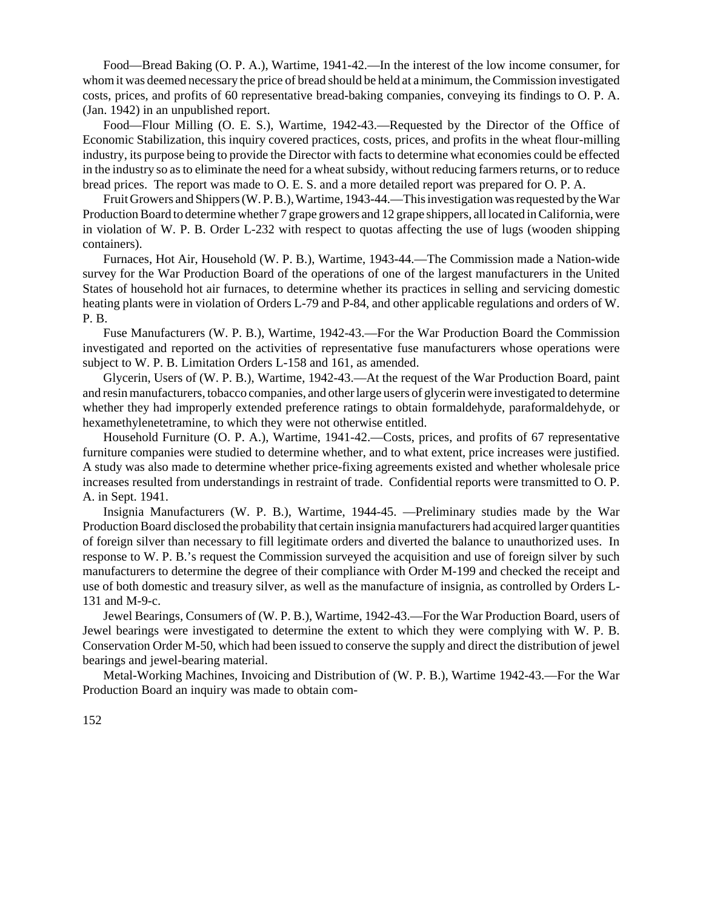Food—Bread Baking (O. P. A.), Wartime, 1941-42.—In the interest of the low income consumer, for whom it was deemed necessary the price of bread should be held at a minimum, the Commission investigated costs, prices, and profits of 60 representative bread-baking companies, conveying its findings to O. P. A. (Jan. 1942) in an unpublished report.

Food—Flour Milling (O. E. S.), Wartime, 1942-43.—Requested by the Director of the Office of Economic Stabilization, this inquiry covered practices, costs, prices, and profits in the wheat flour-milling industry, its purpose being to provide the Director with facts to determine what economies could be effected in the industry so as to eliminate the need for a wheat subsidy, without reducing farmers returns, or to reduce bread prices. The report was made to O. E. S. and a more detailed report was prepared for O. P. A.

Fruit Growers and Shippers (W. P. B.), Wartime, 1943-44.—This investigation was requested by the War Production Board to determine whether 7 grape growers and 12 grape shippers, all located in California, were in violation of W. P. B. Order L-232 with respect to quotas affecting the use of lugs (wooden shipping containers).

Furnaces, Hot Air, Household (W. P. B.), Wartime, 1943-44.—The Commission made a Nation-wide survey for the War Production Board of the operations of one of the largest manufacturers in the United States of household hot air furnaces, to determine whether its practices in selling and servicing domestic heating plants were in violation of Orders L-79 and P-84, and other applicable regulations and orders of W. P. B.

Fuse Manufacturers (W. P. B.), Wartime, 1942-43.—For the War Production Board the Commission investigated and reported on the activities of representative fuse manufacturers whose operations were subject to W. P. B. Limitation Orders L-158 and 161, as amended.

Glycerin, Users of (W. P. B.), Wartime, 1942-43.—At the request of the War Production Board, paint and resin manufacturers, tobacco companies, and other large users of glycerin were investigated to determine whether they had improperly extended preference ratings to obtain formaldehyde, paraformaldehyde, or hexamethylenetetramine, to which they were not otherwise entitled.

Household Furniture (O. P. A.), Wartime, 1941-42.—Costs, prices, and profits of 67 representative furniture companies were studied to determine whether, and to what extent, price increases were justified. A study was also made to determine whether price-fixing agreements existed and whether wholesale price increases resulted from understandings in restraint of trade. Confidential reports were transmitted to O. P. A. in Sept. 1941.

Insignia Manufacturers (W. P. B.), Wartime, 1944-45. —Preliminary studies made by the War Production Board disclosed the probability that certain insignia manufacturers had acquired larger quantities of foreign silver than necessary to fill legitimate orders and diverted the balance to unauthorized uses. In response to W. P. B.'s request the Commission surveyed the acquisition and use of foreign silver by such manufacturers to determine the degree of their compliance with Order M-199 and checked the receipt and use of both domestic and treasury silver, as well as the manufacture of insignia, as controlled by Orders L-131 and M-9-c.

Jewel Bearings, Consumers of (W. P. B.), Wartime, 1942-43.—For the War Production Board, users of Jewel bearings were investigated to determine the extent to which they were complying with W. P. B. Conservation Order M-50, which had been issued to conserve the supply and direct the distribution of jewel bearings and jewel-bearing material.

Metal-Working Machines, Invoicing and Distribution of (W. P. B.), Wartime 1942-43.—For the War Production Board an inquiry was made to obtain com-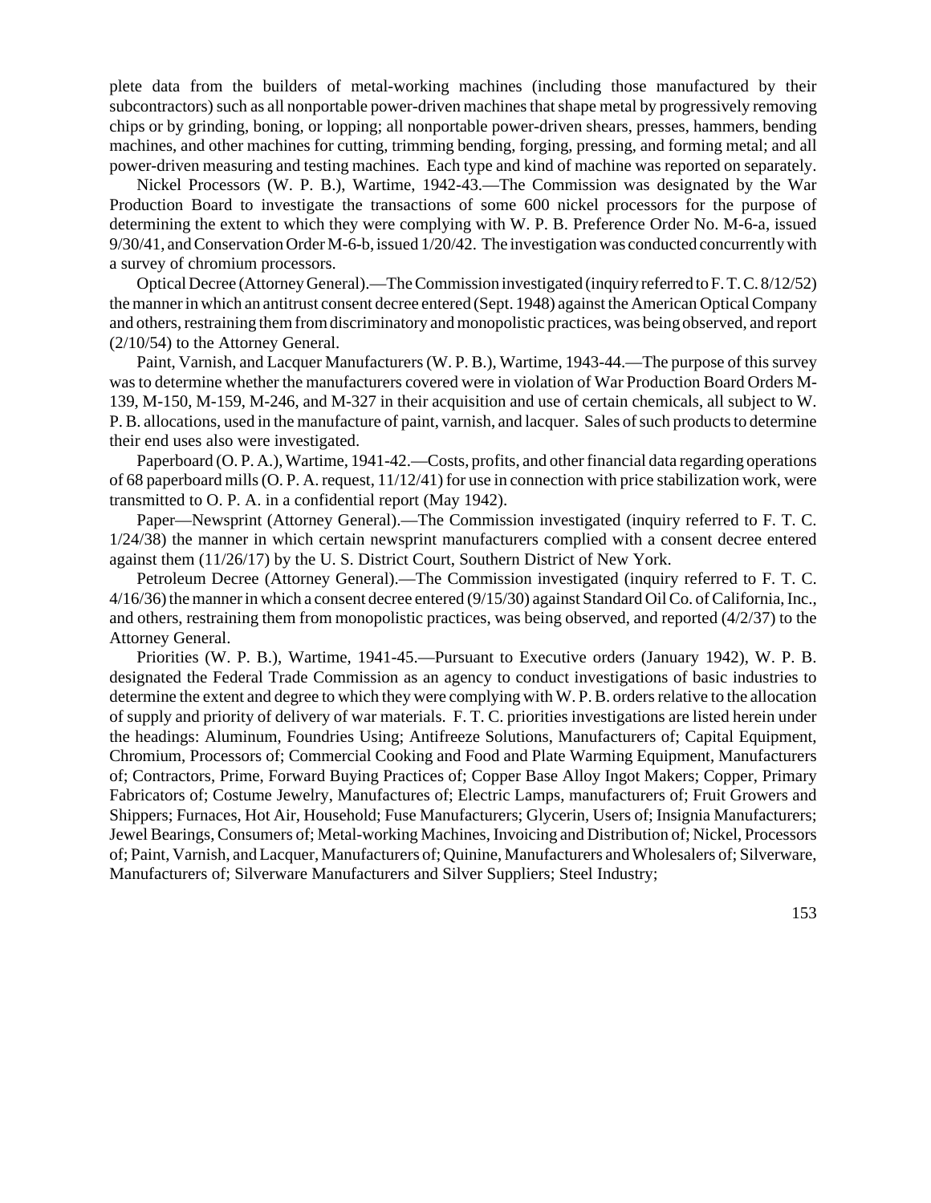plete data from the builders of metal-working machines (including those manufactured by their subcontractors) such as all nonportable power-driven machines that shape metal by progressively removing chips or by grinding, boning, or lopping; all nonportable power-driven shears, presses, hammers, bending machines, and other machines for cutting, trimming bending, forging, pressing, and forming metal; and all power-driven measuring and testing machines. Each type and kind of machine was reported on separately.

Nickel Processors (W. P. B.), Wartime, 1942-43.—The Commission was designated by the War Production Board to investigate the transactions of some 600 nickel processors for the purpose of determining the extent to which they were complying with W. P. B. Preference Order No. M-6-a, issued 9/30/41, and Conservation Order M-6-b, issued 1/20/42. The investigation was conducted concurrently with a survey of chromium processors.

Optical Decree (Attorney General).—The Commission investigated (inquiry referred to F. T. C. 8/12/52) the manner in which an antitrust consent decree entered (Sept. 1948) against the American Optical Company and others, restraining them from discriminatory and monopolistic practices, was being observed, and report (2/10/54) to the Attorney General.

Paint, Varnish, and Lacquer Manufacturers (W. P. B.), Wartime, 1943-44.—The purpose of this survey was to determine whether the manufacturers covered were in violation of War Production Board Orders M-139, M-150, M-159, M-246, and M-327 in their acquisition and use of certain chemicals, all subject to W. P. B. allocations, used in the manufacture of paint, varnish, and lacquer. Sales of such products to determine their end uses also were investigated.

Paperboard (O. P. A.), Wartime, 1941-42.—Costs, profits, and other financial data regarding operations of 68 paperboard mills (O. P. A. request, 11/12/41) for use in connection with price stabilization work, were transmitted to O. P. A. in a confidential report (May 1942).

Paper—Newsprint (Attorney General).—The Commission investigated (inquiry referred to F. T. C. 1/24/38) the manner in which certain newsprint manufacturers complied with a consent decree entered against them (11/26/17) by the U. S. District Court, Southern District of New York.

Petroleum Decree (Attorney General).—The Commission investigated (inquiry referred to F. T. C. 4/16/36) the manner in which a consent decree entered (9/15/30) against Standard Oil Co. of California, Inc., and others, restraining them from monopolistic practices, was being observed, and reported (4/2/37) to the Attorney General.

Priorities (W. P. B.), Wartime, 1941-45.—Pursuant to Executive orders (January 1942), W. P. B. designated the Federal Trade Commission as an agency to conduct investigations of basic industries to determine the extent and degree to which they were complying with W. P. B. orders relative to the allocation of supply and priority of delivery of war materials. F. T. C. priorities investigations are listed herein under the headings: Aluminum, Foundries Using; Antifreeze Solutions, Manufacturers of; Capital Equipment, Chromium, Processors of; Commercial Cooking and Food and Plate Warming Equipment, Manufacturers of; Contractors, Prime, Forward Buying Practices of; Copper Base Alloy Ingot Makers; Copper, Primary Fabricators of; Costume Jewelry, Manufactures of; Electric Lamps, manufacturers of; Fruit Growers and Shippers; Furnaces, Hot Air, Household; Fuse Manufacturers; Glycerin, Users of; Insignia Manufacturers; Jewel Bearings, Consumers of; Metal-working Machines, Invoicing and Distribution of; Nickel, Processors of; Paint, Varnish, and Lacquer, Manufacturers of; Quinine, Manufacturers and Wholesalers of; Silverware, Manufacturers of; Silverware Manufacturers and Silver Suppliers; Steel Industry;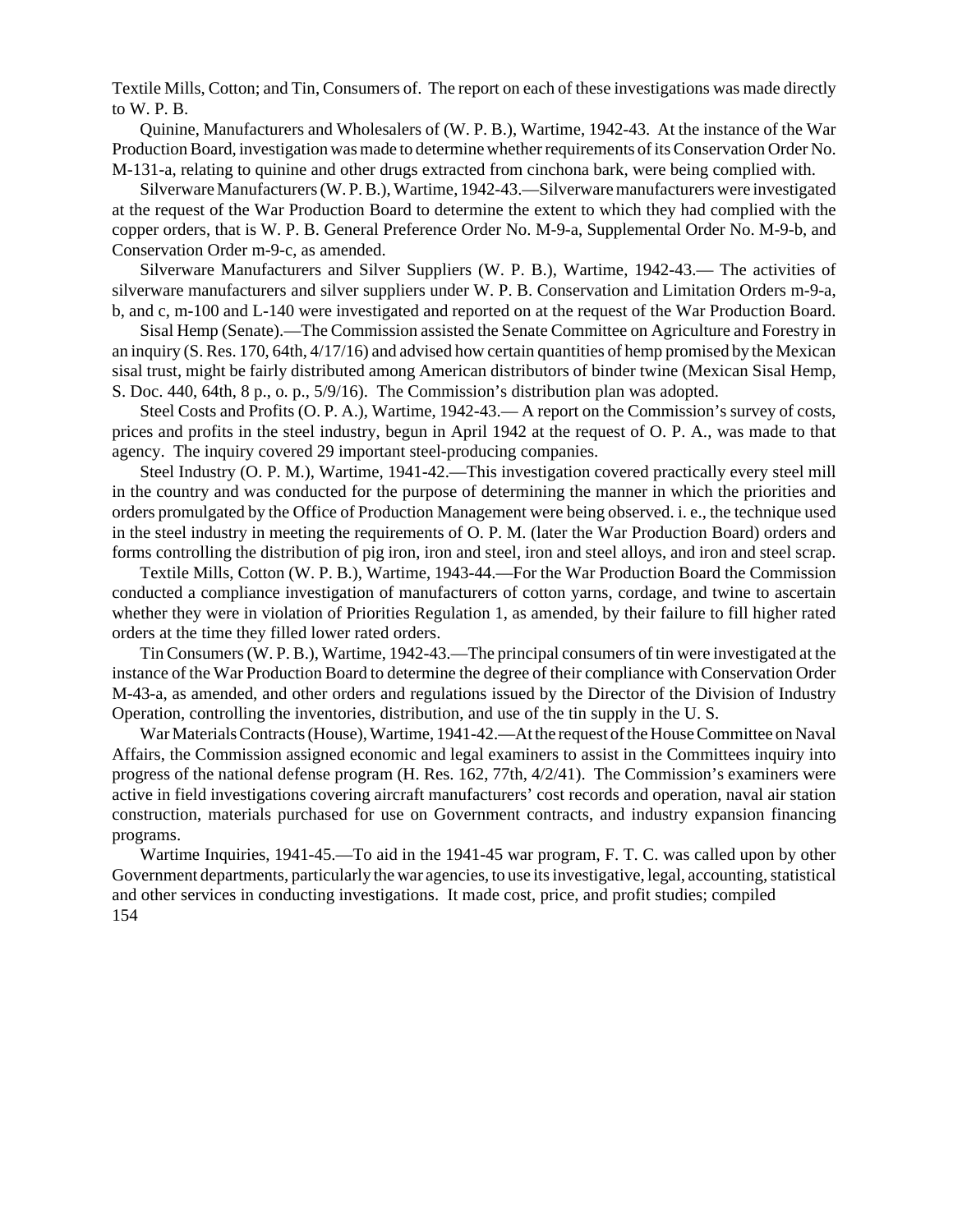Textile Mills, Cotton; and Tin, Consumers of. The report on each of these investigations was made directly to W. P. B.

Quinine, Manufacturers and Wholesalers of (W. P. B.), Wartime, 1942-43. At the instance of the War Production Board, investigation was made to determine whether requirements of its Conservation Order No. M-131-a, relating to quinine and other drugs extracted from cinchona bark, were being complied with.

Silverware Manufacturers (W. P. B.), Wartime, 1942-43.—Silverware manufacturers were investigated at the request of the War Production Board to determine the extent to which they had complied with the copper orders, that is W. P. B. General Preference Order No. M-9-a, Supplemental Order No. M-9-b, and Conservation Order m-9-c, as amended.

Silverware Manufacturers and Silver Suppliers (W. P. B.), Wartime, 1942-43.— The activities of silverware manufacturers and silver suppliers under W. P. B. Conservation and Limitation Orders m-9-a, b, and c, m-100 and L-140 were investigated and reported on at the request of the War Production Board.

Sisal Hemp (Senate).—The Commission assisted the Senate Committee on Agriculture and Forestry in an inquiry (S. Res. 170, 64th, 4/17/16) and advised how certain quantities of hemp promised by the Mexican sisal trust, might be fairly distributed among American distributors of binder twine (Mexican Sisal Hemp, S. Doc. 440, 64th, 8 p., o. p., 5/9/16). The Commission's distribution plan was adopted.

Steel Costs and Profits (O. P. A.), Wartime, 1942-43.— A report on the Commission's survey of costs, prices and profits in the steel industry, begun in April 1942 at the request of O. P. A., was made to that agency. The inquiry covered 29 important steel-producing companies.

Steel Industry (O. P. M.), Wartime, 1941-42.—This investigation covered practically every steel mill in the country and was conducted for the purpose of determining the manner in which the priorities and orders promulgated by the Office of Production Management were being observed. i. e., the technique used in the steel industry in meeting the requirements of O. P. M. (later the War Production Board) orders and forms controlling the distribution of pig iron, iron and steel, iron and steel alloys, and iron and steel scrap.

Textile Mills, Cotton (W. P. B.), Wartime, 1943-44.—For the War Production Board the Commission conducted a compliance investigation of manufacturers of cotton yarns, cordage, and twine to ascertain whether they were in violation of Priorities Regulation 1, as amended, by their failure to fill higher rated orders at the time they filled lower rated orders.

Tin Consumers (W. P. B.), Wartime, 1942-43.—The principal consumers of tin were investigated at the instance of the War Production Board to determine the degree of their compliance with Conservation Order M-43-a, as amended, and other orders and regulations issued by the Director of the Division of Industry Operation, controlling the inventories, distribution, and use of the tin supply in the U. S.

War Materials Contracts (House), Wartime, 1941-42.—At the request of the House Committee on Naval Affairs, the Commission assigned economic and legal examiners to assist in the Committees inquiry into progress of the national defense program (H. Res. 162, 77th, 4/2/41). The Commission's examiners were active in field investigations covering aircraft manufacturers' cost records and operation, naval air station construction, materials purchased for use on Government contracts, and industry expansion financing programs.

Wartime Inquiries, 1941-45.—To aid in the 1941-45 war program, F. T. C. was called upon by other Government departments, particularly the war agencies, to use its investigative, legal, accounting, statistical and other services in conducting investigations. It made cost, price, and profit studies; compiled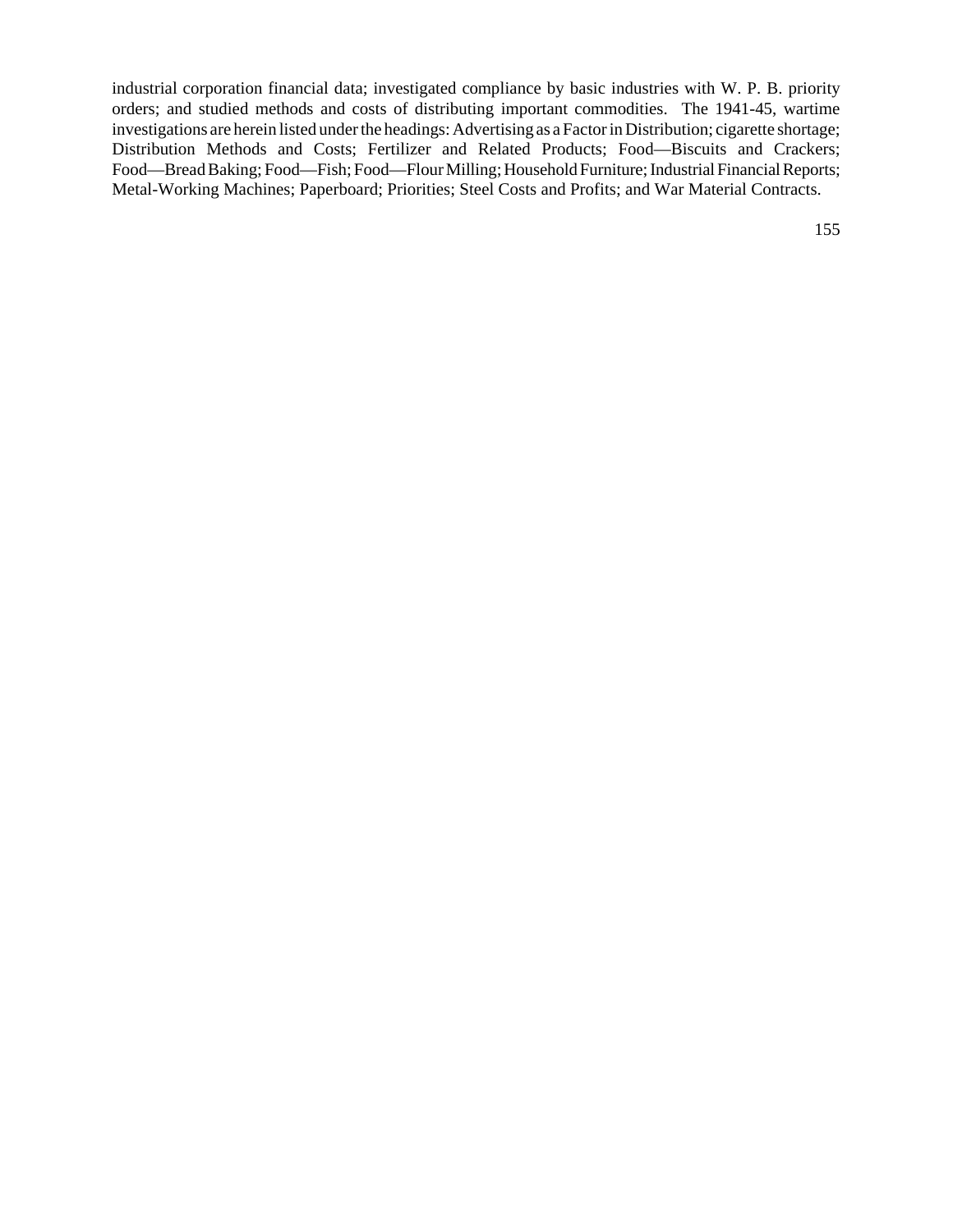industrial corporation financial data; investigated compliance by basic industries with W. P. B. priority orders; and studied methods and costs of distributing important commodities. The 1941-45, wartime investigations are herein listed under the headings: Advertising as a Factor in Distribution; cigarette shortage; Distribution Methods and Costs; Fertilizer and Related Products; Food—Biscuits and Crackers; Food—Bread Baking; Food—Fish; Food—Flour Milling; Household Furniture; Industrial Financial Reports; Metal-Working Machines; Paperboard; Priorities; Steel Costs and Profits; and War Material Contracts.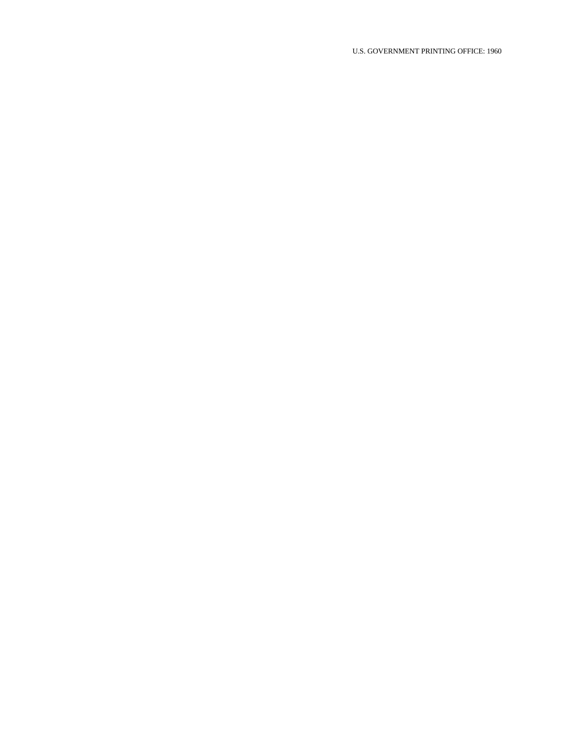U.S. GOVERNMENT PRINTING OFFICE: 1960